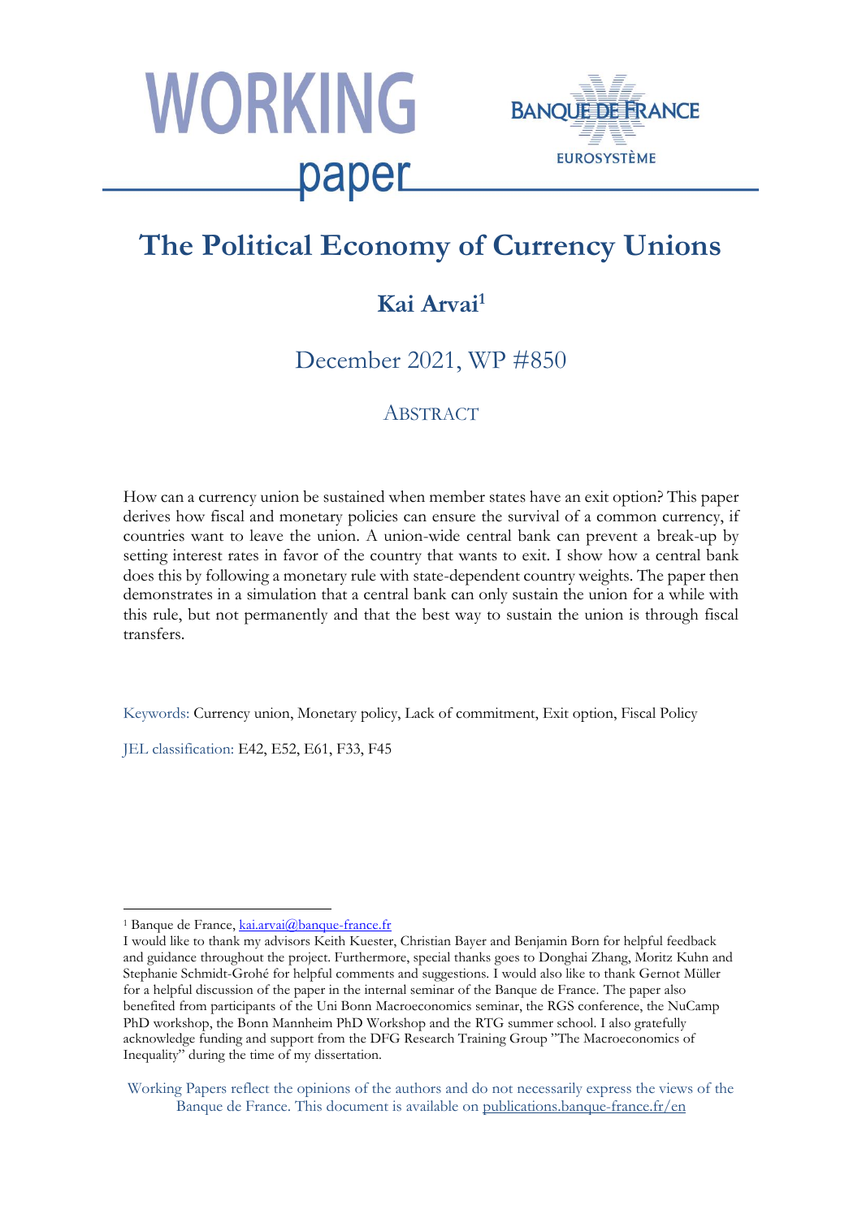# The Political Economy of Currency Unions

## Kai Arvai[1]

December 2021, WP #850

### ABSTRACT

How can a currency union be sustained when member states have an exit option? This paper derives how fiscal and monetary policies can ensure the survival of a common currency, if countries want to leave the union. A union-wide central bank can prevent a break-up by setting interest rates in favor of the country that wants to exit. I show how a central bank does this by following a monetary rule with state-dependent country weights. The paper then demonstrates in a simulation that a central bank can only sustain the union for a while with this rule, but not permanently and that the best way to sustain the union is through fiscal transfers.

Keywords: Currency union, Monetary policy, Lack of commitment, Exit option, Fiscal Policy

JEL classification: E42, E52, E61, F33, F45

---

[1] Banque de France, kai.arvai@banque-france.fr

I would like to thank my advisors Keith Kuester, Christian Bayer and Benjamin Born for helpful feedback and guidance throughout the project. Furthermore, special thanks goes to Donghai Zhang, Moritz Kuhn and Stephanie Schmidt-Grohé for helpful comments and suggestions. I would also like to thank Gernot Müller for a helpful discussion of the paper in the internal seminar of the Banque de France. The paper also benefited from participants of the Uni Bonn Macroeconomics seminar, the RGS conference, the NuCamp PhD workshop, the Bonn Mannheim PhD Workshop and the RTG summer school. I also gratefully acknowledge funding and support from the DFG Research Training Group "The Macroeconomics of Inequality" during the time of my dissertation.

Working Papers reflect the opinions of the authors and do not necessarily express the views of the Banque de France. This document is available on publications.banque-france.fr/en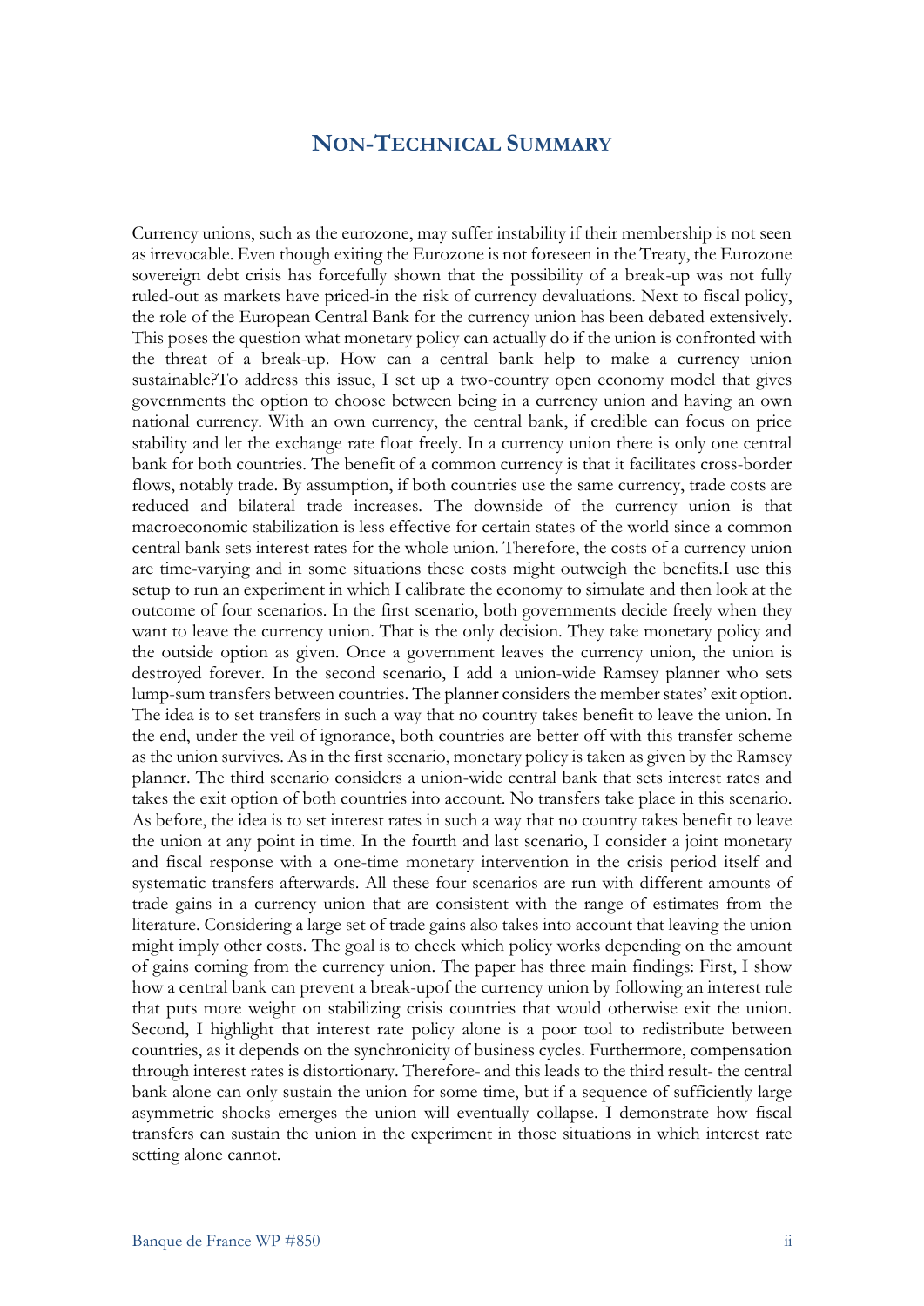## NON-TECHNICAL SUMMARY

Currency unions, such as the eurozone, may suffer instability if their membership is not seen as irrevocable. Even though exiting the Eurozone is not foreseen in the Treaty, the Eurozone sovereign debt crisis has forcefully shown that the possibility of a break-up was not fully ruled-out as markets have priced-in the risk of currency devaluations. Next to fiscal policy, the role of the European Central Bank for the currency union has been debated extensively. This poses the question what monetary policy can actually do if the union is confronted with the threat of a break-up. How can a central bank help to make a currency union sustainable?To address this issue, I set up a two-country open economy model that gives governments the option to choose between being in a currency union and having an own national currency. With an own currency, the central bank, if credible can focus on price stability and let the exchange rate float freely. In a currency union there is only one central bank for both countries. The benefit of a common currency is that it facilitates cross-border flows, notably trade. By assumption, if both countries use the same currency, trade costs are reduced and bilateral trade increases. The downside of the currency union is that macroeconomic stabilization is less effective for certain states of the world since a common central bank sets interest rates for the whole union. Therefore, the costs of a currency union are time-varying and in some situations these costs might outweigh the benefits.I use this setup to run an experiment in which I calibrate the economy to simulate and then look at the outcome of four scenarios. In the first scenario, both governments decide freely when they want to leave the currency union. That is the only decision. They take monetary policy and the outside option as given. Once a government leaves the currency union, the union is destroyed forever. In the second scenario, I add a union-wide Ramsey planner who sets lump-sum transfers between countries. The planner considers the member states' exit option. The idea is to set transfers in such a way that no country takes benefit to leave the union. In the end, under the veil of ignorance, both countries are better off with this transfer scheme as the union survives. As in the first scenario, monetary policy is taken as given by the Ramsey planner. The third scenario considers a union-wide central bank that sets interest rates and takes the exit option of both countries into account. No transfers take place in this scenario. As before, the idea is to set interest rates in such a way that no country takes benefit to leave the union at any point in time. In the fourth and last scenario, I consider a joint monetary and fiscal response with a one-time monetary intervention in the crisis period itself and systematic transfers afterwards. All these four scenarios are run with different amounts of trade gains in a currency union that are consistent with the range of estimates from the literature. Considering a large set of trade gains also takes into account that leaving the union might imply other costs. The goal is to check which policy works depending on the amount of gains coming from the currency union. The paper has three main findings: First, I show how a central bank can prevent a break-upof the currency union by following an interest rule that puts more weight on stabilizing crisis countries that would otherwise exit the union. Second, I highlight that interest rate policy alone is a poor tool to redistribute between countries, as it depends on the synchronicity of business cycles. Furthermore, compensation through interest rates is distortionary. Therefore- and this leads to the third result- the central bank alone can only sustain the union for some time, but if a sequence of sufficiently large asymmetric shocks emerges the union will eventually collapse. I demonstrate how fiscal transfers can sustain the union in the experiment in those situations in which interest rate setting alone cannot.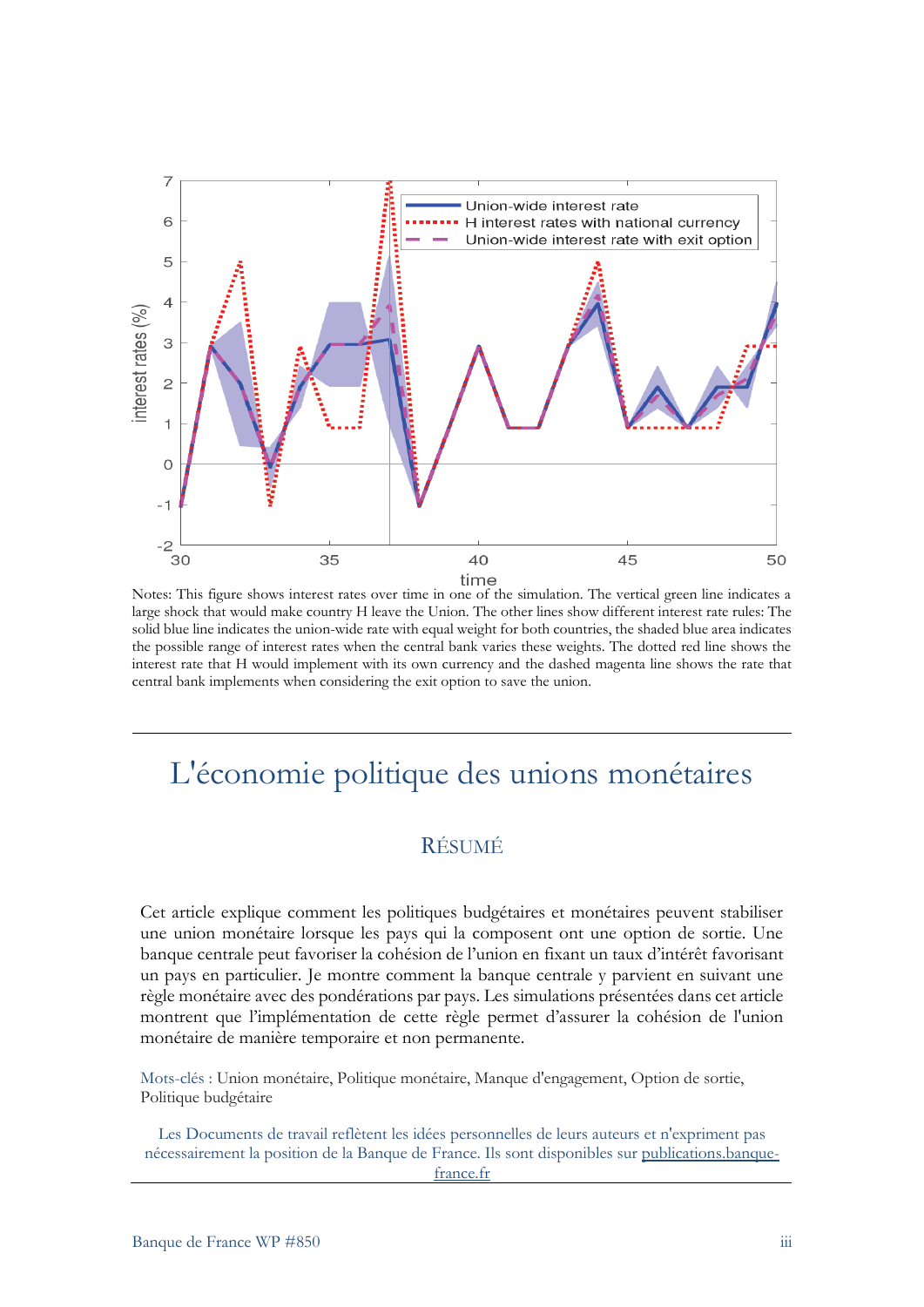Notes: This figure shows interest rates over time in one of the simulation. The vertical green line indicates a large shock that would make country H leave the Union. The other lines show different interest rate rules: The solid blue line indicates the union-wide rate with equal weight for both countries, the shaded blue area indicates the possible range of interest rates when the central bank varies these weights. The dotted red line shows the interest rate that H would implement with its own currency and the dashed magenta line shows the rate that central bank implements when considering the exit option to save the union.

# L'économie politique des unions monétaires

## RÉSUMÉ

Cet article explique comment les politiques budgétaires et monétaires peuvent stabiliser une union monétaire lorsque les pays qui la composent ont une option de sortie. Une banque centrale peut favoriser la cohésion de l'union en fixant un taux d'intérêt favorisant un pays en particulier. Je montre comment la banque centrale y parvient en suivant une règle monétaire avec des pondérations par pays. Les simulations présentées dans cet article montrent que l'implémentation de cette règle permet d'assurer la cohésion de l'union monétaire de manière temporaire et non permanente.

Mots-clés : Union monétaire, Politique monétaire, Manque d'engagement, Option de sortie, Politique budgétaire

Les Documents de travail reflètent les idées personnelles de leurs auteurs et n'expriment pas nécessairement la position de la Banque de France. Ils sont disponibles sur publications.banque-france.fr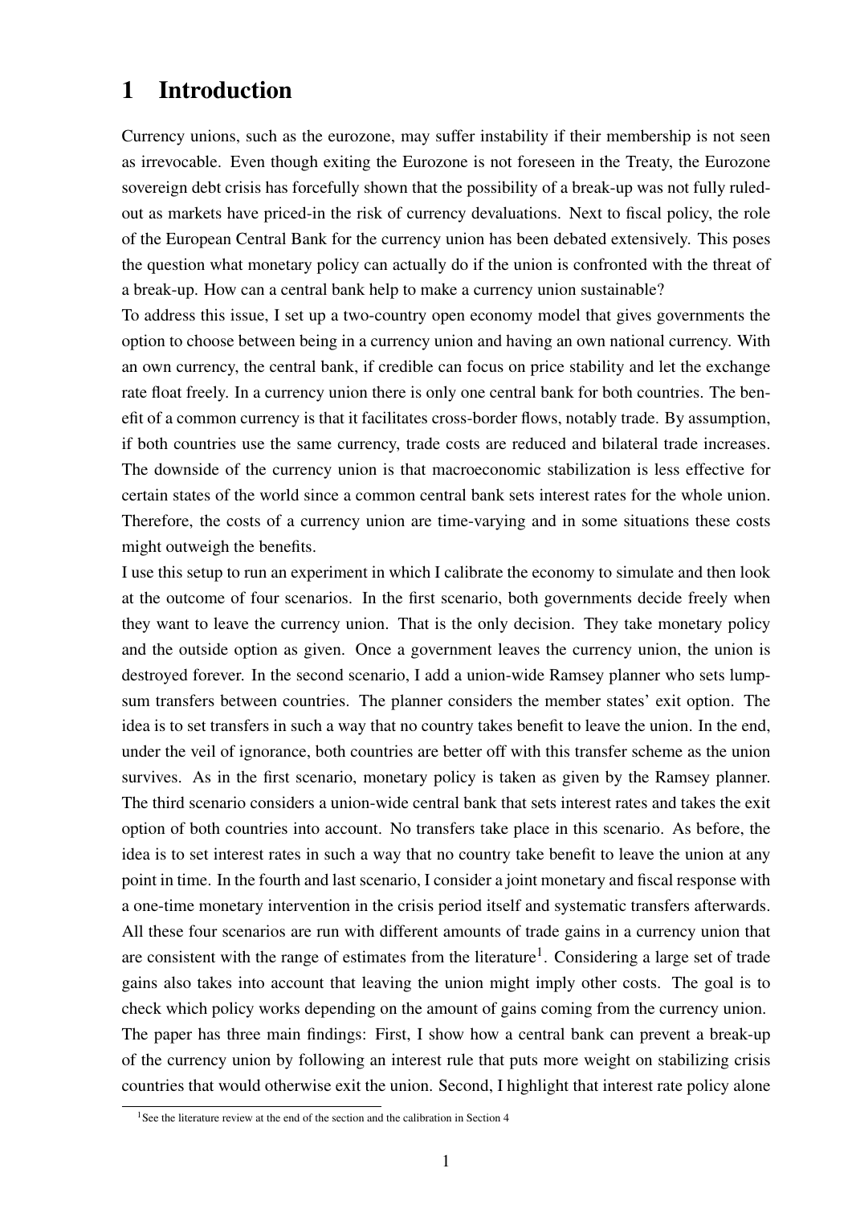# 1 Introduction

Currency unions, such as the eurozone, may suffer instability if their membership is not seen as irrevocable. Even though exiting the Eurozone is not foreseen in the Treaty, the Eurozone sovereign debt crisis has forcefully shown that the possibility of a break-up was not fully ruled-out as markets have priced-in the risk of currency devaluations. Next to fiscal policy, the role of the European Central Bank for the currency union has been debated extensively. This poses the question what monetary policy can actually do if the union is confronted with the threat of a break-up. How can a central bank help to make a currency union sustainable?

To address this issue, I set up a two-country open economy model that gives governments the option to choose between being in a currency union and having an own national currency. With an own currency, the central bank, if credible can focus on price stability and let the exchange rate float freely. In a currency union there is only one central bank for both countries. The benefit of a common currency is that it facilitates cross-border flows, notably trade. By assumption, if both countries use the same currency, trade costs are reduced and bilateral trade increases. The downside of the currency union is that macroeconomic stabilization is less effective for certain states of the world since a common central bank sets interest rates for the whole union. Therefore, the costs of a currency union are time-varying and in some situations these costs might outweigh the benefits.

I use this setup to run an experiment in which I calibrate the economy to simulate and then look at the outcome of four scenarios. In the first scenario, both governments decide freely when they want to leave the currency union. That is the only decision. They take monetary policy and the outside option as given. Once a government leaves the currency union, the union is destroyed forever. In the second scenario, I add a union-wide Ramsey planner who sets lump-sum transfers between countries. The planner considers the member states' exit option. The idea is to set transfers in such a way that no country takes benefit to leave the union. In the end, under the veil of ignorance, both countries are better off with this transfer scheme as the union survives. As in the first scenario, monetary policy is taken as given by the Ramsey planner. The third scenario considers a union-wide central bank that sets interest rates and takes the exit option of both countries into account. No transfers take place in this scenario. As before, the idea is to set interest rates in such a way that no country take benefit to leave the union at any point in time. In the fourth and last scenario, I consider a joint monetary and fiscal response with a one-time monetary intervention in the crisis period itself and systematic transfers afterwards. All these four scenarios are run with different amounts of trade gains in a currency union that are consistent with the range of estimates from the literature[1]. Considering a large set of trade gains also takes into account that leaving the union might imply other costs. The goal is to check which policy works depending on the amount of gains coming from the currency union.

The paper has three main findings: First, I show how a central bank can prevent a break-up of the currency union by following an interest rule that puts more weight on stabilizing crisis countries that would otherwise exit the union. Second, I highlight that interest rate policy alone

[1] See the literature review at the end of the section and the calibration in Section 4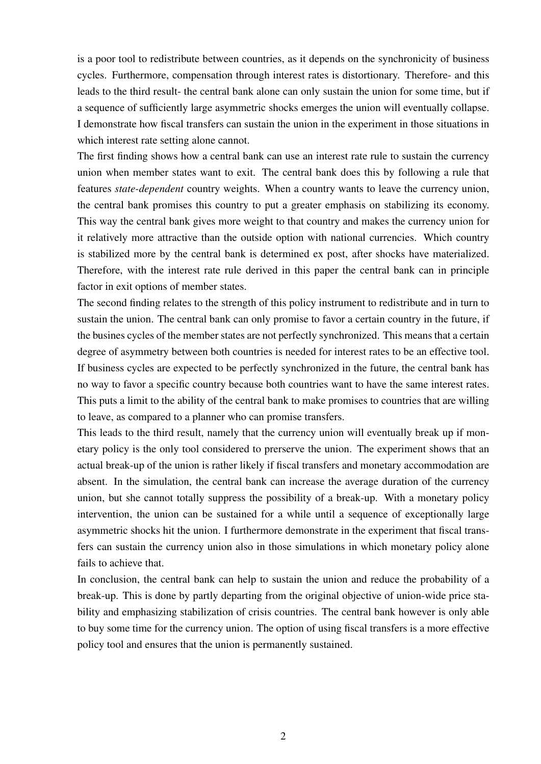is a poor tool to redistribute between countries, as it depends on the synchronicity of business cycles. Furthermore, compensation through interest rates is distortionary. Therefore- and this leads to the third result- the central bank alone can only sustain the union for some time, but if a sequence of sufficiently large asymmetric shocks emerges the union will eventually collapse. I demonstrate how fiscal transfers can sustain the union in the experiment in those situations in which interest rate setting alone cannot.

The first finding shows how a central bank can use an interest rate rule to sustain the currency union when member states want to exit. The central bank does this by following a rule that features *state-dependent* country weights. When a country wants to leave the currency union, the central bank promises this country to put a greater emphasis on stabilizing its economy. This way the central bank gives more weight to that country and makes the currency union for it relatively more attractive than the outside option with national currencies. Which country is stabilized more by the central bank is determined ex post, after shocks have materialized. Therefore, with the interest rate rule derived in this paper the central bank can in principle factor in exit options of member states.

The second finding relates to the strength of this policy instrument to redistribute and in turn to sustain the union. The central bank can only promise to favor a certain country in the future, if the busines cycles of the member states are not perfectly synchronized. This means that a certain degree of asymmetry between both countries is needed for interest rates to be an effective tool. If business cycles are expected to be perfectly synchronized in the future, the central bank has no way to favor a specific country because both countries want to have the same interest rates. This puts a limit to the ability of the central bank to make promises to countries that are willing to leave, as compared to a planner who can promise transfers.

This leads to the third result, namely that the currency union will eventually break up if monetary policy is the only tool considered to prerserve the union. The experiment shows that an actual break-up of the union is rather likely if fiscal transfers and monetary accommodation are absent. In the simulation, the central bank can increase the average duration of the currency union, but she cannot totally suppress the possibility of a break-up. With a monetary policy intervention, the union can be sustained for a while until a sequence of exceptionally large asymmetric shocks hit the union. I furthermore demonstrate in the experiment that fiscal transfers can sustain the currency union also in those simulations in which monetary policy alone fails to achieve that.

In conclusion, the central bank can help to sustain the union and reduce the probability of a break-up. This is done by partly departing from the original objective of union-wide price stability and emphasizing stabilization of crisis countries. The central bank however is only able to buy some time for the currency union. The option of using fiscal transfers is a more effective policy tool and ensures that the union is permanently sustained.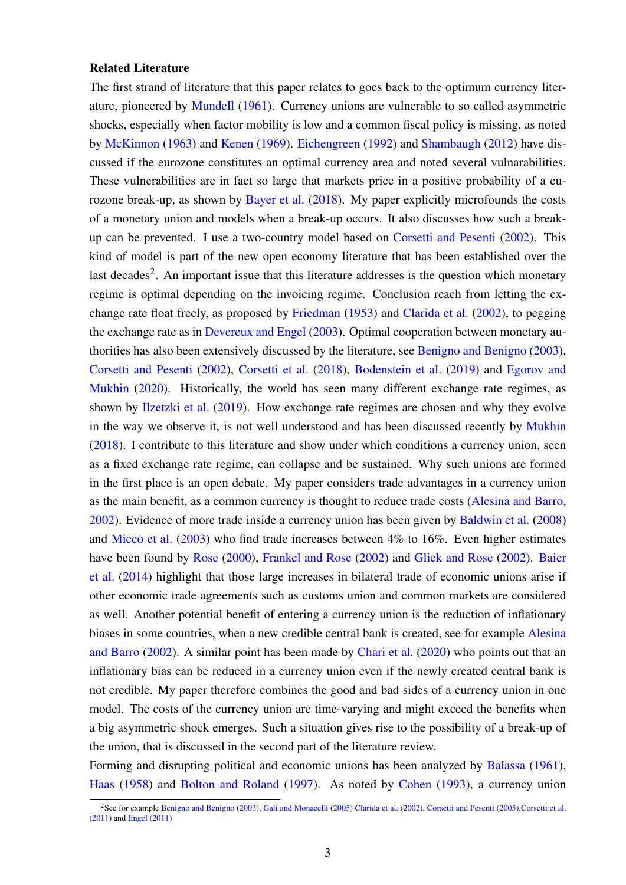**Related Literature**

The first strand of literature that this paper relates to goes back to the optimum currency literature, pioneered by Mundell (1961). Currency unions are vulnerable to so called asymmetric shocks, especially when factor mobility is low and a common fiscal policy is missing, as noted by McKinnon (1963) and Kenen (1969). Eichengreen (1992) and Shambaugh (2012) have discussed if the eurozone constitutes an optimal currency area and noted several vulnerabilities. These vulnerabilities are in fact so large that markets price in a positive probability of a eurozone break-up, as shown by Bayer et al. (2018). My paper explicitly microfounds the costs of a monetary union and models when a break-up occurs. It also discusses how such a break-up can be prevented. I use a two-country model based on Corsetti and Pesenti (2002). This kind of model is part of the new open economy literature that has been established over the last decades[2]. An important issue that this literature addresses is the question which monetary regime is optimal depending on the invoicing regime. Conclusion reach from letting the exchange rate float freely, as proposed by Friedman (1953) and Clarida et al. (2002), to pegging the exchange rate as in Devereux and Engel (2003). Optimal cooperation between monetary authorities has also been extensively discussed by the literature, see Benigno and Benigno (2003), Corsetti and Pesenti (2002), Corsetti et al. (2018), Bodenstein et al. (2019) and Egorov and Mukhin (2020). Historically, the world has seen many different exchange rate regimes, as shown by Ilzetzki et al. (2019). How exchange rate regimes are chosen and why they evolve in the way we observe it, is not well understood and has been discussed recently by Mukhin (2018). I contribute to this literature and show under which conditions a currency union, seen as a fixed exchange rate regime, can collapse and be sustained. Why such unions are formed in the first place is an open debate. My paper considers trade advantages in a currency union as the main benefit, as a common currency is thought to reduce trade costs (Alesina and Barro, 2002). Evidence of more trade inside a currency union has been given by Baldwin et al. (2008) and Micco et al. (2003) who find trade increases between 4% to 16%. Even higher estimates have been found by Rose (2000), Frankel and Rose (2002) and Glick and Rose (2002). Baier et al. (2014) highlight that those large increases in bilateral trade of economic unions arise if other economic trade agreements such as customs union and common markets are considered as well. Another potential benefit of entering a currency union is the reduction of inflationary biases in some countries, when a new credible central bank is created, see for example Alesina and Barro (2002). A similar point has been made by Chari et al. (2020) who points out that an inflationary bias can be reduced in a currency union even if the newly created central bank is not credible. My paper therefore combines the good and bad sides of a currency union in one model. The costs of the currency union are time-varying and might exceed the benefits when a big asymmetric shock emerges. Such a situation gives rise to the possibility of a break-up of the union, that is discussed in the second part of the literature review.

Forming and disrupting political and economic unions has been analyzed by Balassa (1961), Haas (1958) and Bolton and Roland (1997). As noted by Cohen (1993), a currency union

[2] See for example Benigno and Benigno (2003), Gali and Monacelli (2005) Clarida et al. (2002), Corsetti and Pesenti (2005),Corsetti et al. (2011) and Engel (2011)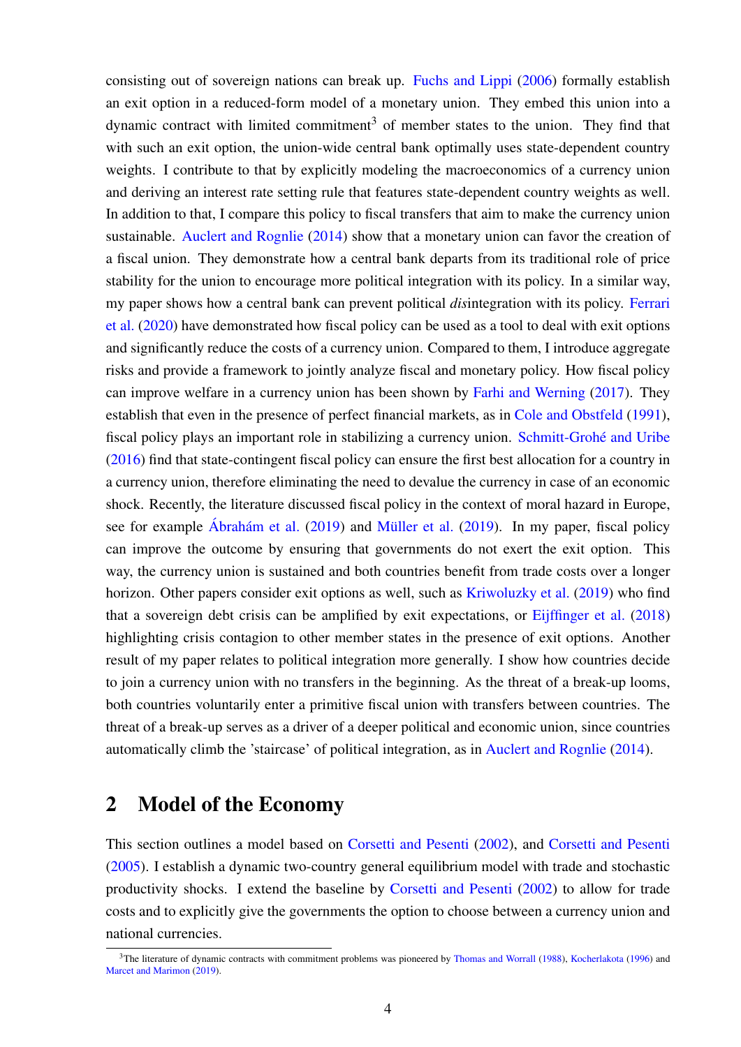consisting out of sovereign nations can break up. Fuchs and Lippi (2006) formally establish an exit option in a reduced-form model of a monetary union. They embed this union into a dynamic contract with limited commitment[3] of member states to the union. They find that with such an exit option, the union-wide central bank optimally uses state-dependent country weights. I contribute to that by explicitly modeling the macroeconomics of a currency union and deriving an interest rate setting rule that features state-dependent country weights as well. In addition to that, I compare this policy to fiscal transfers that aim to make the currency union sustainable. Auclert and Rognlie (2014) show that a monetary union can favor the creation of a fiscal union. They demonstrate how a central bank departs from its traditional role of price stability for the union to encourage more political integration with its policy. In a similar way, my paper shows how a central bank can prevent political *dis*integration with its policy. Ferrari et al. (2020) have demonstrated how fiscal policy can be used as a tool to deal with exit options and significantly reduce the costs of a currency union. Compared to them, I introduce aggregate risks and provide a framework to jointly analyze fiscal and monetary policy. How fiscal policy can improve welfare in a currency union has been shown by Farhi and Werning (2017). They establish that even in the presence of perfect financial markets, as in Cole and Obstfeld (1991), fiscal policy plays an important role in stabilizing a currency union. Schmitt-Grohé and Uribe (2016) find that state-contingent fiscal policy can ensure the first best allocation for a country in a currency union, therefore eliminating the need to devalue the currency in case of an economic shock. Recently, the literature discussed fiscal policy in the context of moral hazard in Europe, see for example Ábrahám et al. (2019) and Müller et al. (2019). In my paper, fiscal policy can improve the outcome by ensuring that governments do not exert the exit option. This way, the currency union is sustained and both countries benefit from trade costs over a longer horizon. Other papers consider exit options as well, such as Kriwoluzky et al. (2019) who find that a sovereign debt crisis can be amplified by exit expectations, or Eijffinger et al. (2018) highlighting crisis contagion to other member states in the presence of exit options. Another result of my paper relates to political integration more generally. I show how countries decide to join a currency union with no transfers in the beginning. As the threat of a break-up looms, both countries voluntarily enter a primitive fiscal union with transfers between countries. The threat of a break-up serves as a driver of a deeper political and economic union, since countries automatically climb the 'staircase' of political integration, as in Auclert and Rognlie (2014).

## 2 Model of the Economy

This section outlines a model based on Corsetti and Pesenti (2002), and Corsetti and Pesenti (2005). I establish a dynamic two-country general equilibrium model with trade and stochastic productivity shocks. I extend the baseline by Corsetti and Pesenti (2002) to allow for trade costs and to explicitly give the governments the option to choose between a currency union and national currencies.

[3] The literature of dynamic contracts with commitment problems was pioneered by Thomas and Worrall (1988), Kocherlakota (1996) and Marcet and Marimon (2019).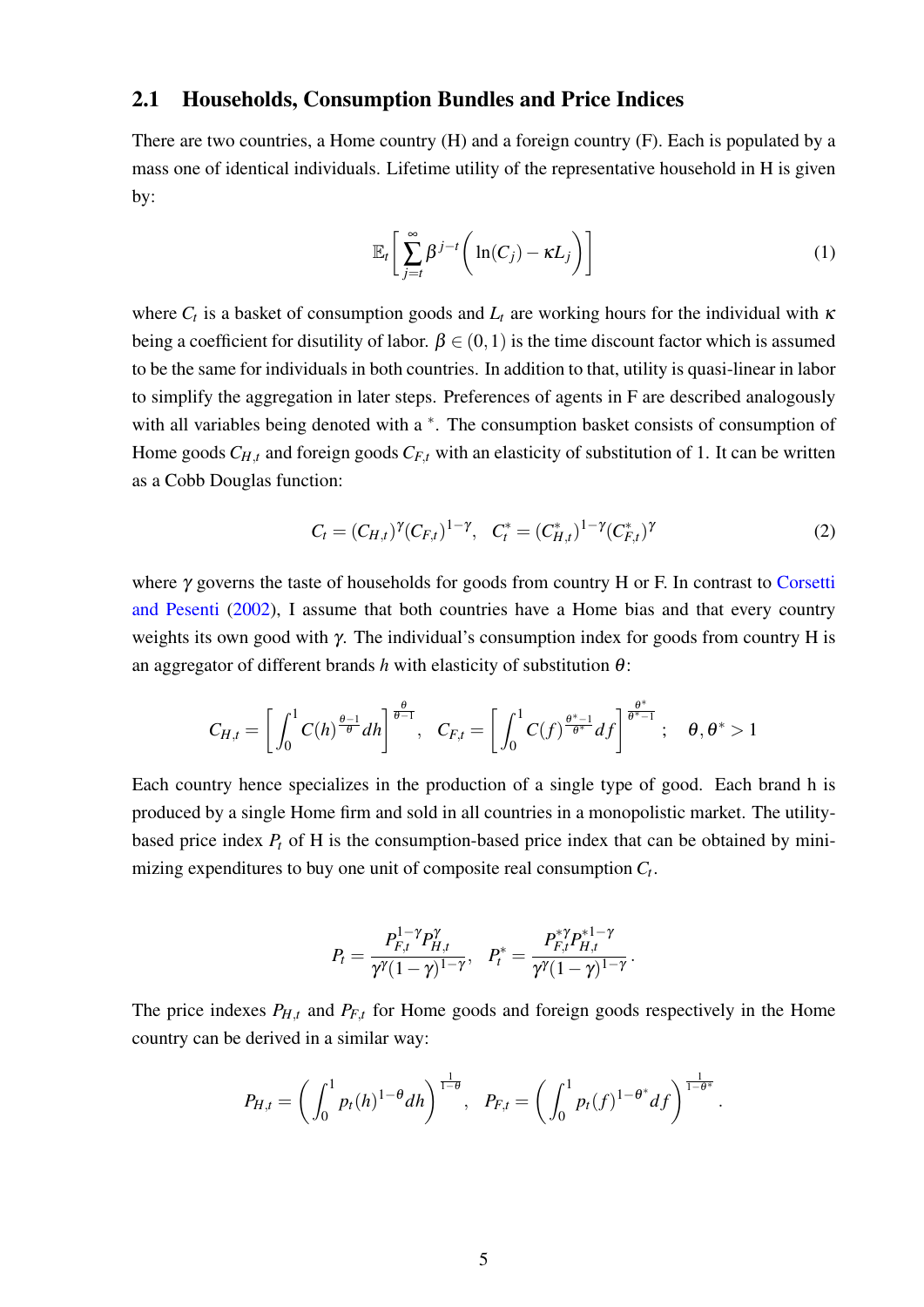## 2.1 Households, Consumption Bundles and Price Indices

There are two countries, a Home country (H) and a foreign country (F). Each is populated by a mass one of identical individuals. Lifetime utility of the representative household in H is given by:

$$\mathbb{E}_t\left[\sum_{j=t}^{\infty}\beta^{j-t}\left(\ln(C_j)-\kappa L_j\right)\right] \tag{1}$$

where $C_t$ is a basket of consumption goods and $L_t$ are working hours for the individual with $\kappa$ being a coefficient for disutility of labor. $\beta \in (0,1)$ is the time discount factor which is assumed to be the same for individuals in both countries. In addition to that, utility is quasi-linear in labor to simplify the aggregation in later steps. Preferences of agents in F are described analogously with all variables being denoted with a $^*$. The consumption basket consists of consumption of Home goods $C_{H,t}$ and foreign goods $C_{F,t}$ with an elasticity of substitution of 1. It can be written as a Cobb Douglas function:

$$C_t = (C_{H,t})^{\gamma}(C_{F,t})^{1-\gamma}, \quad C_t^* = (C_{H,t}^*)^{1-\gamma}(C_{F,t}^*)^{\gamma} \tag{2}$$

where $\gamma$ governs the taste of households for goods from country H or F. In contrast to Corsetti and Pesenti (2002), I assume that both countries have a Home bias and that every country weights its own good with $\gamma$. The individual's consumption index for goods from country H is an aggregator of different brands $h$ with elasticity of substitution $\theta$:

$$C_{H,t} = \left[\int_0^1 C(h)^{\frac{\theta-1}{\theta}}dh\right]^{\frac{\theta}{\theta-1}}, \quad C_{F,t} = \left[\int_0^1 C(f)^{\frac{\theta^*-1}{\theta^*}}df\right]^{\frac{\theta^*}{\theta^*-1}}; \quad \theta, \theta^* > 1$$

Each country hence specializes in the production of a single type of good. Each brand h is produced by a single Home firm and sold in all countries in a monopolistic market. The utility-based price index $P_t$ of H is the consumption-based price index that can be obtained by minimizing expenditures to buy one unit of composite real consumption $C_t$.

$$P_t = \frac{P_{F,t}^{1-\gamma}P_{H,t}^{\gamma}}{\gamma^{\gamma}(1-\gamma)^{1-\gamma}}, \quad P_t^* = \frac{P_{F,t}^{*\gamma}P_{H,t}^{*1-\gamma}}{\gamma^{\gamma}(1-\gamma)^{1-\gamma}}.$$

The price indexes $P_{H,t}$ and $P_{F,t}$ for Home goods and foreign goods respectively in the Home country can be derived in a similar way:

$$P_{H,t} = \left(\int_0^1 p_t(h)^{1-\theta}dh\right)^{\frac{1}{1-\theta}}, \quad P_{F,t} = \left(\int_0^1 p_t(f)^{1-\theta^*}df\right)^{\frac{1}{1-\theta^*}}.$$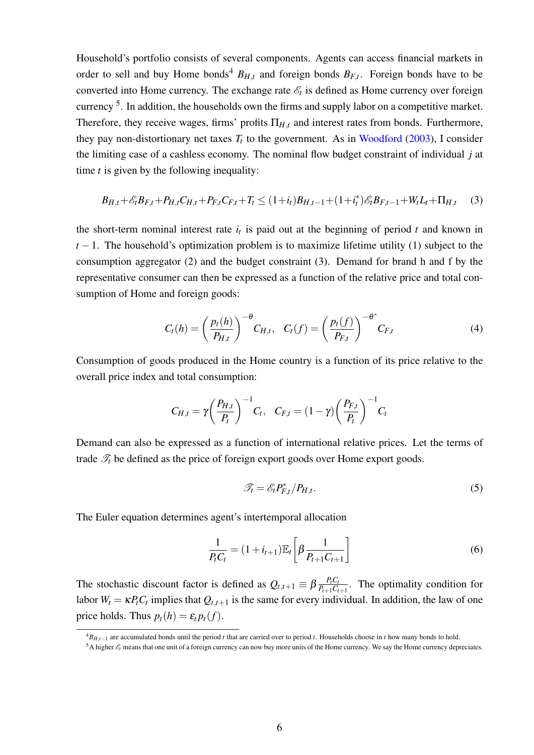Household's portfolio consists of several components. Agents can access financial markets in order to sell and buy Home bonds[4] $B_{H,t}$ and foreign bonds $B_{F,t}$. Foreign bonds have to be converted into Home currency. The exchange rate $\mathscr{E}_t$ is defined as Home currency over foreign currency [5]. In addition, the households own the firms and supply labor on a competitive market. Therefore, they receive wages, firms' profits $\Pi_{H,t}$ and interest rates from bonds. Furthermore, they pay non-distortionary net taxes $T_t$ to the government. As in Woodford (2003), I consider the limiting case of a cashless economy. The nominal flow budget constraint of individual $j$ at time $t$ is given by the following inequality:

$$B_{H,t}+\mathscr{E}_t B_{F,t}+P_{H,t}C_{H,t}+P_{F,t}C_{F,t}+T_t \leq (1+i_t)B_{H,t-1}+(1+i_t^*)\mathscr{E}_t B_{F,t-1}+W_t L_t+\Pi_{H,t} \tag{3}$$

the short-term nominal interest rate $i_t$ is paid out at the beginning of period $t$ and known in $t-1$. The household's optimization problem is to maximize lifetime utility (1) subject to the consumption aggregator (2) and the budget constraint (3). Demand for brand h and f by the representative consumer can then be expressed as a function of the relative price and total consumption of Home and foreign goods:

$$C_t(h) = \left(\frac{p_t(h)}{P_{H,t}}\right)^{-\theta} C_{H,t}, \quad C_t(f) = \left(\frac{p_t(f)}{P_{F,t}}\right)^{-\theta^*} C_{F,t} \tag{4}$$

Consumption of goods produced in the Home country is a function of its price relative to the overall price index and total consumption:

$$C_{H,t} = \gamma\left(\frac{P_{H,t}}{P_t}\right)^{-1} C_t, \quad C_{F,t} = (1-\gamma)\left(\frac{P_{F,t}}{P_t}\right)^{-1} C_t$$

Demand can also be expressed as a function of international relative prices. Let the terms of trade $\mathscr{T}_t$ be defined as the price of foreign export goods over Home export goods.

$$\mathscr{T}_t = \mathscr{E}_t P_{F,t}^* / P_{H,t}. \tag{5}$$

The Euler equation determines agent's intertemporal allocation

$$\frac{1}{P_t C_t} = (1+i_{t+1})\mathbb{E}_t\left[\beta \frac{1}{P_{t+1}C_{t+1}}\right] \tag{6}$$

The stochastic discount factor is defined as $Q_{t,t+1} \equiv \beta \frac{P_t C_t}{P_{t+1}C_{t+1}}$. The optimality condition for labor $W_t = \kappa P_t C_t$ implies that $Q_{t,t+1}$ is the same for every individual. In addition, the law of one price holds. Thus $p_t(h) = \varepsilon_t p_t(f)$.

[4] $B_{H,t-1}$ are accumulated bonds until the period $t$ that are carried over to period $t$. Households choose in $t$ how many bonds to hold.

[5] A higher $\mathscr{E}_t$ means that one unit of a foreign currency can now buy more units of the Home currency. We say the Home currency depreciates.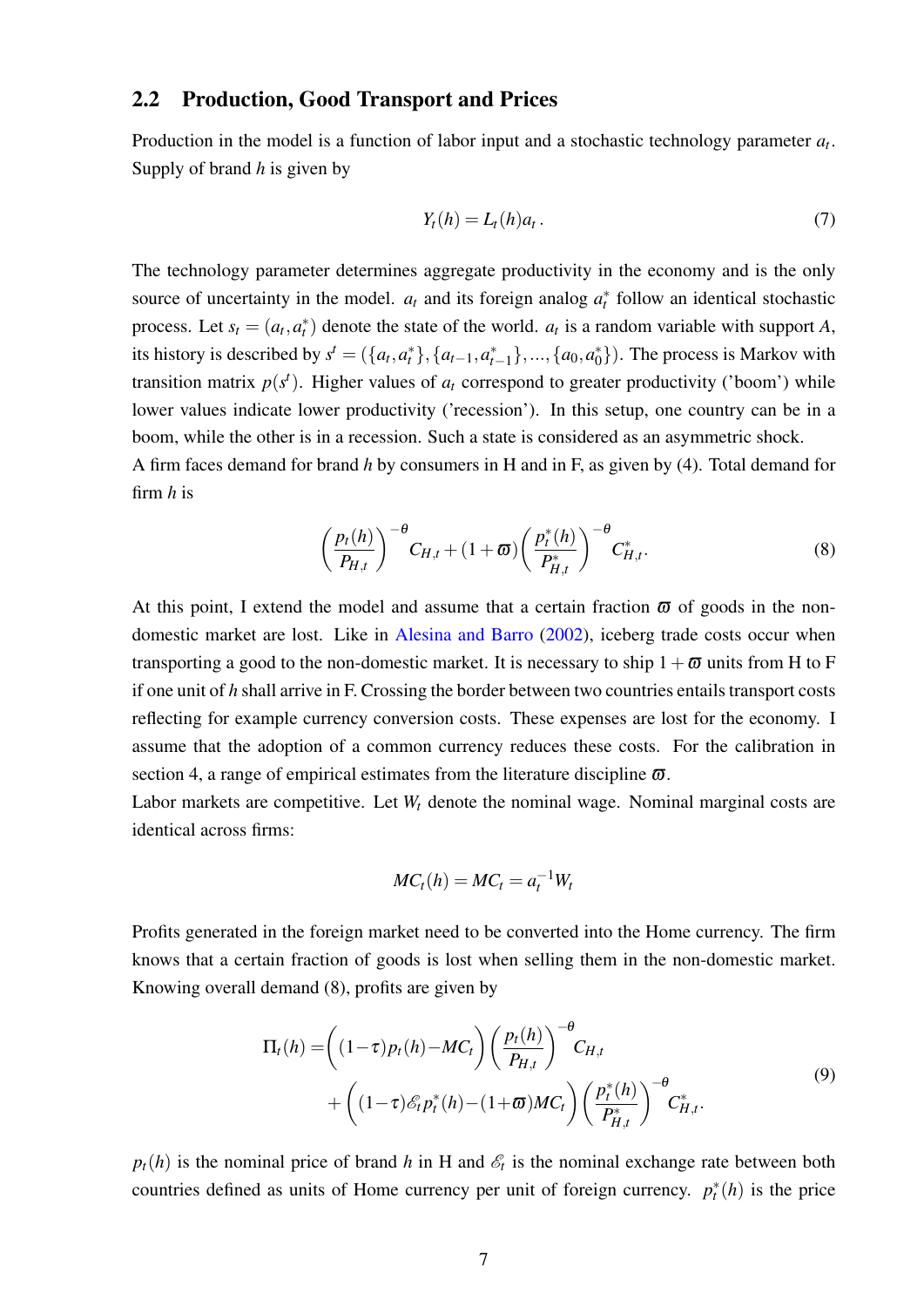## 2.2 Production, Good Transport and Prices

Production in the model is a function of labor input and a stochastic technology parameter $a_t$. Supply of brand $h$ is given by

$$Y_t(h) = L_t(h) a_t \,. \tag{7}$$

The technology parameter determines aggregate productivity in the economy and is the only source of uncertainty in the model. $a_t$ and its foreign analog $a_t^*$ follow an identical stochastic process. Let $s_t = (a_t, a_t^*)$ denote the state of the world. $a_t$ is a random variable with support $A$, its history is described by $s^t = (\{a_t, a_t^*\}, \{a_{t-1}, a_{t-1}^*\}, ..., \{a_0, a_0^*\})$. The process is Markov with transition matrix $p(s^t)$. Higher values of $a_t$ correspond to greater productivity ('boom') while lower values indicate lower productivity ('recession'). In this setup, one country can be in a boom, while the other is in a recession. Such a state is considered as an asymmetric shock.

A firm faces demand for brand $h$ by consumers in H and in F, as given by (4). Total demand for firm $h$ is

$$\left(\frac{p_t(h)}{P_{H,t}}\right)^{-\theta} C_{H,t} + (1+\varpi)\left(\frac{p_t^*(h)}{P_{H,t}^*}\right)^{-\theta} C_{H,t}^* . \tag{8}$$

At this point, I extend the model and assume that a certain fraction $\varpi$ of goods in the non-domestic market are lost. Like in Alesina and Barro (2002), iceberg trade costs occur when transporting a good to the non-domestic market. It is necessary to ship $1+\varpi$ units from H to F if one unit of $h$ shall arrive in F. Crossing the border between two countries entails transport costs reflecting for example currency conversion costs. These expenses are lost for the economy. I assume that the adoption of a common currency reduces these costs. For the calibration in section 4, a range of empirical estimates from the literature discipline $\varpi$.

Labor markets are competitive. Let $W_t$ denote the nominal wage. Nominal marginal costs are identical across firms:

$$MC_t(h) = MC_t = a_t^{-1} W_t$$

Profits generated in the foreign market need to be converted into the Home currency. The firm knows that a certain fraction of goods is lost when selling them in the non-domestic market. Knowing overall demand (8), profits are given by

$$\begin{aligned} \Pi_t(h) = & \left((1-\tau)p_t(h) - MC_t\right)\left(\frac{p_t(h)}{P_{H,t}}\right)^{-\theta} C_{H,t} \\ & + \left((1-\tau)\mathscr{E}_t p_t^*(h) - (1+\varpi)MC_t\right)\left(\frac{p_t^*(h)}{P_{H,t}^*}\right)^{-\theta} C_{H,t}^* . \end{aligned} \tag{9}$$

$p_t(h)$ is the nominal price of brand $h$ in H and $\mathscr{E}_t$ is the nominal exchange rate between both countries defined as units of Home currency per unit of foreign currency. $p_t^*(h)$ is the price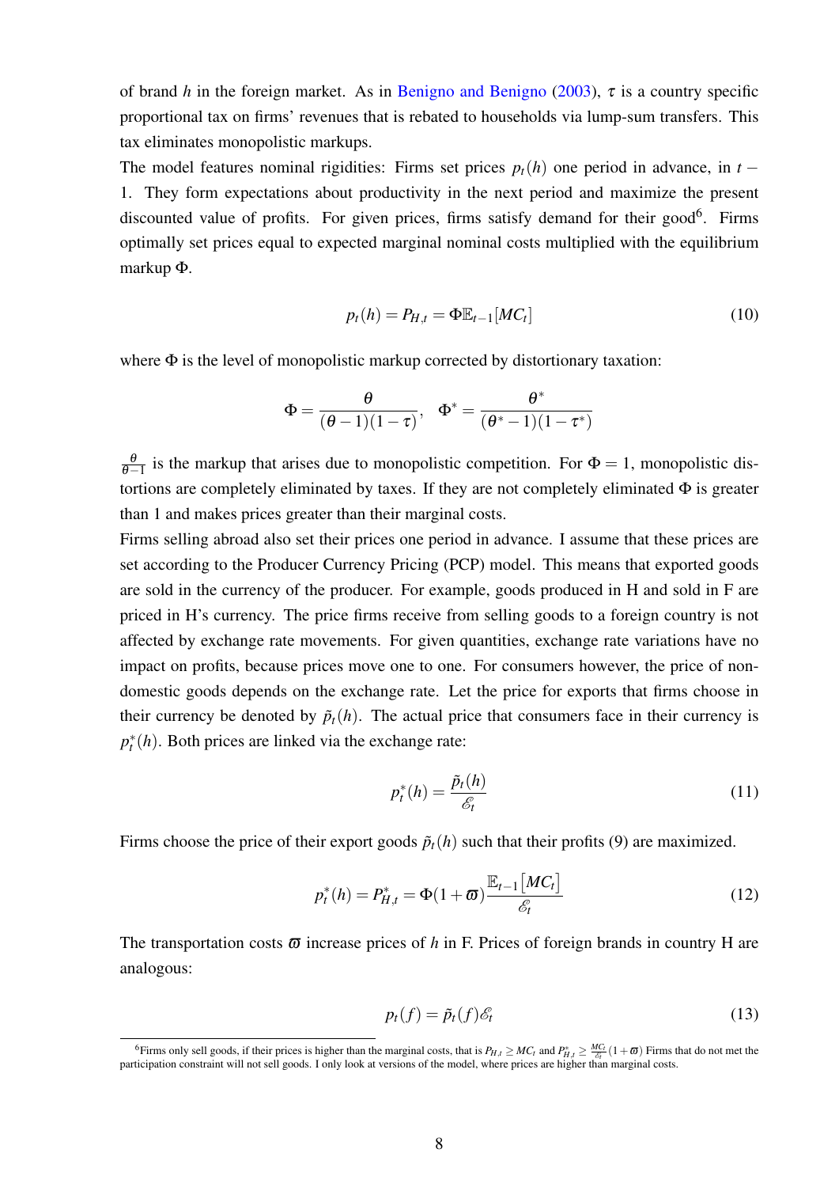of brand $h$ in the foreign market. As in Benigno and Benigno (2003), $\tau$ is a country specific proportional tax on firms' revenues that is rebated to households via lump-sum transfers. This tax eliminates monopolistic markups.

The model features nominal rigidities: Firms set prices $p_t(h)$ one period in advance, in $t-1$. They form expectations about productivity in the next period and maximize the present discounted value of profits. For given prices, firms satisfy demand for their good[6]. Firms optimally set prices equal to expected marginal nominal costs multiplied with the equilibrium markup $\Phi$.

$$p_t(h) = P_{H,t} = \Phi \mathbb{E}_{t-1}[MC_t] \tag{10}$$

where $\Phi$ is the level of monopolistic markup corrected by distortionary taxation:

$$\Phi = \frac{\theta}{(\theta-1)(1-\tau)}, \quad \Phi^* = \frac{\theta^*}{(\theta^*-1)(1-\tau^*)}$$

$\frac{\theta}{\theta-1}$ is the markup that arises due to monopolistic competition. For $\Phi = 1$, monopolistic distortions are completely eliminated by taxes. If they are not completely eliminated $\Phi$ is greater than 1 and makes prices greater than their marginal costs.

Firms selling abroad also set their prices one period in advance. I assume that these prices are set according to the Producer Currency Pricing (PCP) model. This means that exported goods are sold in the currency of the producer. For example, goods produced in H and sold in F are priced in H's currency. The price firms receive from selling goods to a foreign country is not affected by exchange rate movements. For given quantities, exchange rate variations have no impact on profits, because prices move one to one. For consumers however, the price of non-domestic goods depends on the exchange rate. Let the price for exports that firms choose in their currency be denoted by $\tilde{p}_t(h)$. The actual price that consumers face in their currency is $p_t^*(h)$. Both prices are linked via the exchange rate:

$$p_t^*(h) = \frac{\tilde{p}_t(h)}{\mathscr{E}_t} \tag{11}$$

Firms choose the price of their export goods $\tilde{p}_t(h)$ such that their profits (9) are maximized.

$$p_t^*(h) = P_{H,t}^* = \Phi(1+\varpi)\frac{\mathbb{E}_{t-1}[MC_t]}{\mathscr{E}_t} \tag{12}$$

The transportation costs $\varpi$ increase prices of $h$ in F. Prices of foreign brands in country H are analogous:

$$p_t(f) = \tilde{p}_t(f)\mathscr{E}_t \tag{13}$$

[6]Firms only sell goods, if their prices is higher than the marginal costs, that is $P_{H,t} \geq MC_t$ and $P_{H,t}^* \geq \frac{MC_t}{\mathscr{E}_t}(1+\varpi)$ Firms that do not met the participation constraint will not sell goods. I only look at versions of the model, where prices are higher than marginal costs.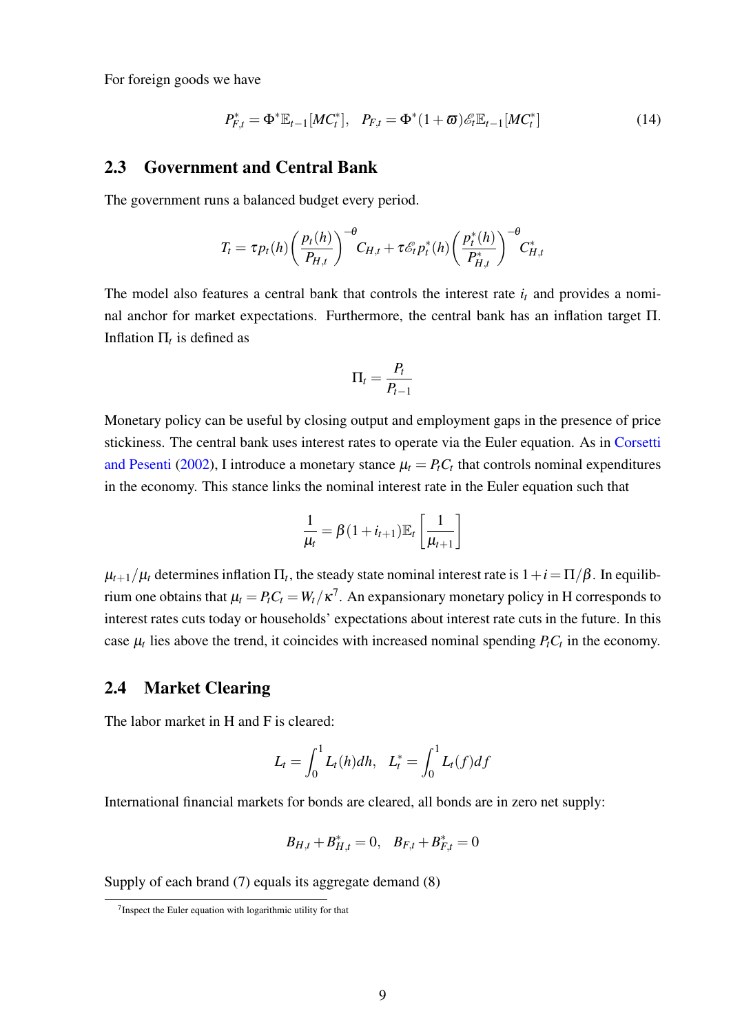For foreign goods we have

$$P_{F,t}^{*} = \Phi^{*}\mathbb{E}_{t-1}[MC_t^{*}], \quad P_{F,t} = \Phi^{*}(1+\varpi)\mathscr{E}_t\mathbb{E}_{t-1}[MC_t^{*}] \tag{14}$$

## 2.3 Government and Central Bank

The government runs a balanced budget every period.

$$T_t = \tau p_t(h)\left(\frac{p_t(h)}{P_{H,t}}\right)^{-\theta} C_{H,t} + \tau \mathscr{E}_t p_t^{*}(h)\left(\frac{p_t^{*}(h)}{P_{H,t}^{*}}\right)^{-\theta} C_{H,t}^{*}$$

The model also features a central bank that controls the interest rate $i_t$ and provides a nominal anchor for market expectations. Furthermore, the central bank has an inflation target $\Pi$. Inflation $\Pi_t$ is defined as

$$\Pi_t = \frac{P_t}{P_{t-1}}$$

Monetary policy can be useful by closing output and employment gaps in the presence of price stickiness. The central bank uses interest rates to operate via the Euler equation. As in Corsetti and Pesenti (2002), I introduce a monetary stance $\mu_t = P_t C_t$ that controls nominal expenditures in the economy. This stance links the nominal interest rate in the Euler equation such that

$$\frac{1}{\mu_t} = \beta(1+i_{t+1})\mathbb{E}_t\left[\frac{1}{\mu_{t+1}}\right]$$

$\mu_{t+1}/\mu_t$ determines inflation $\Pi_t$, the steady state nominal interest rate is $1+i = \Pi/\beta$. In equilibrium one obtains that $\mu_t = P_t C_t = W_t/\kappa$[7]. An expansionary monetary policy in H corresponds to interest rates cuts today or households' expectations about interest rate cuts in the future. In this case $\mu_t$ lies above the trend, it coincides with increased nominal spending $P_t C_t$ in the economy.

## 2.4 Market Clearing

The labor market in H and F is cleared:

$$L_t = \int_0^1 L_t(h)dh, \quad L_t^{*} = \int_0^1 L_t(f)df$$

International financial markets for bonds are cleared, all bonds are in zero net supply:

$$B_{H,t} + B_{H,t}^{*} = 0, \quad B_{F,t} + B_{F,t}^{*} = 0$$

Supply of each brand (7) equals its aggregate demand (8)

[7] Inspect the Euler equation with logarithmic utility for that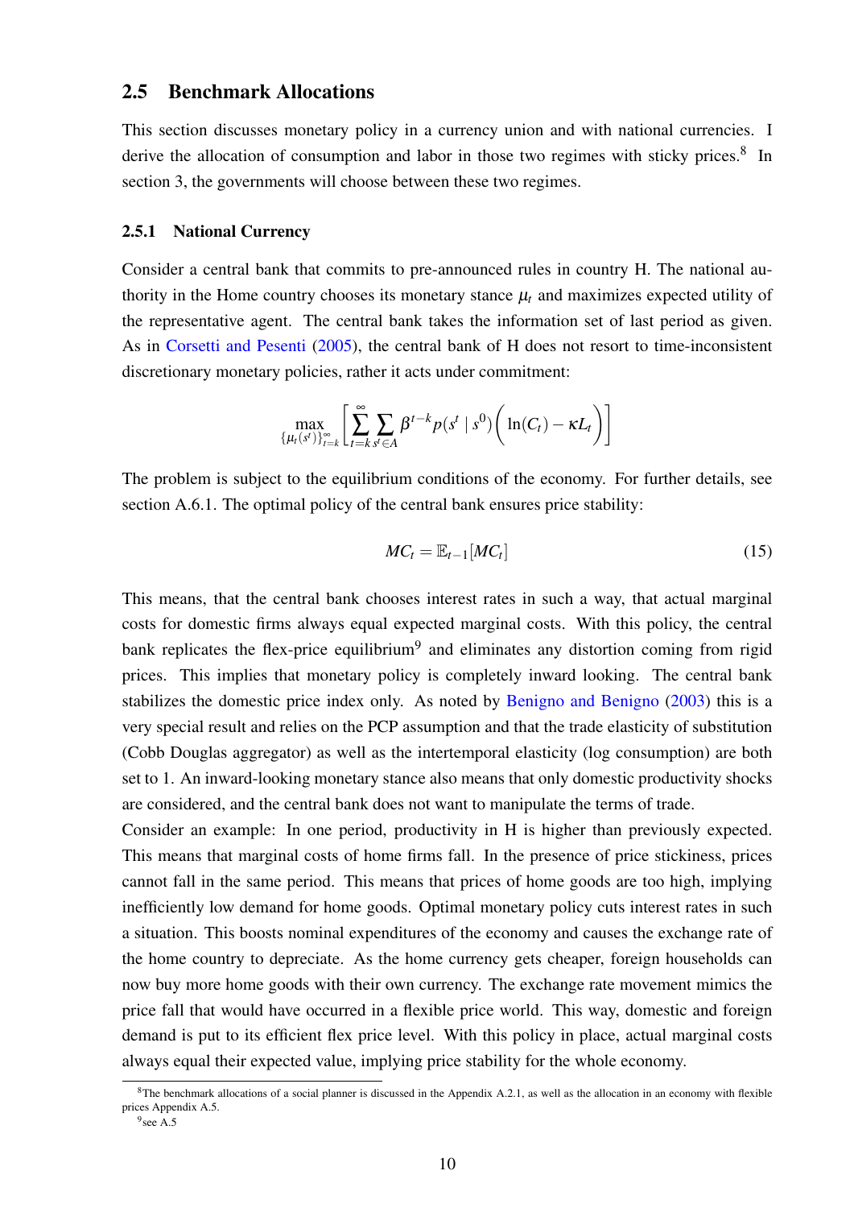## 2.5 Benchmark Allocations

This section discusses monetary policy in a currency union and with national currencies. I derive the allocation of consumption and labor in those two regimes with sticky prices.[8] In section 3, the governments will choose between these two regimes.

### 2.5.1 National Currency

Consider a central bank that commits to pre-announced rules in country H. The national authority in the Home country chooses its monetary stance $\mu_t$ and maximizes expected utility of the representative agent. The central bank takes the information set of last period as given. As in Corsetti and Pesenti (2005), the central bank of H does not resort to time-inconsistent discretionary monetary policies, rather it acts under commitment:

$$\max_{\{\mu_t(s^t)\}_{t=k}^{\infty}} \left[ \sum_{t=k}^{\infty} \sum_{s^t \in A} \beta^{t-k} p(s^t \mid s^0) \Big( \ln(C_t) - \kappa L_t \Big) \right]$$

The problem is subject to the equilibrium conditions of the economy. For further details, see section A.6.1. The optimal policy of the central bank ensures price stability:

$$MC_t = \mathbb{E}_{t-1}[MC_t] \tag{15}$$

This means, that the central bank chooses interest rates in such a way, that actual marginal costs for domestic firms always equal expected marginal costs. With this policy, the central bank replicates the flex-price equilibrium[9] and eliminates any distortion coming from rigid prices. This implies that monetary policy is completely inward looking. The central bank stabilizes the domestic price index only. As noted by Benigno and Benigno (2003) this is a very special result and relies on the PCP assumption and that the trade elasticity of substitution (Cobb Douglas aggregator) as well as the intertemporal elasticity (log consumption) are both set to 1. An inward-looking monetary stance also means that only domestic productivity shocks are considered, and the central bank does not want to manipulate the terms of trade.

Consider an example: In one period, productivity in H is higher than previously expected. This means that marginal costs of home firms fall. In the presence of price stickiness, prices cannot fall in the same period. This means that prices of home goods are too high, implying inefficiently low demand for home goods. Optimal monetary policy cuts interest rates in such a situation. This boosts nominal expenditures of the economy and causes the exchange rate of the home country to depreciate. As the home currency gets cheaper, foreign households can now buy more home goods with their own currency. The exchange rate movement mimics the price fall that would have occurred in a flexible price world. This way, domestic and foreign demand is put to its efficient flex price level. With this policy in place, actual marginal costs always equal their expected value, implying price stability for the whole economy.

---

[8] The benchmark allocations of a social planner is discussed in the Appendix A.2.1, as well as the allocation in an economy with flexible prices Appendix A.5.

[9] see A.5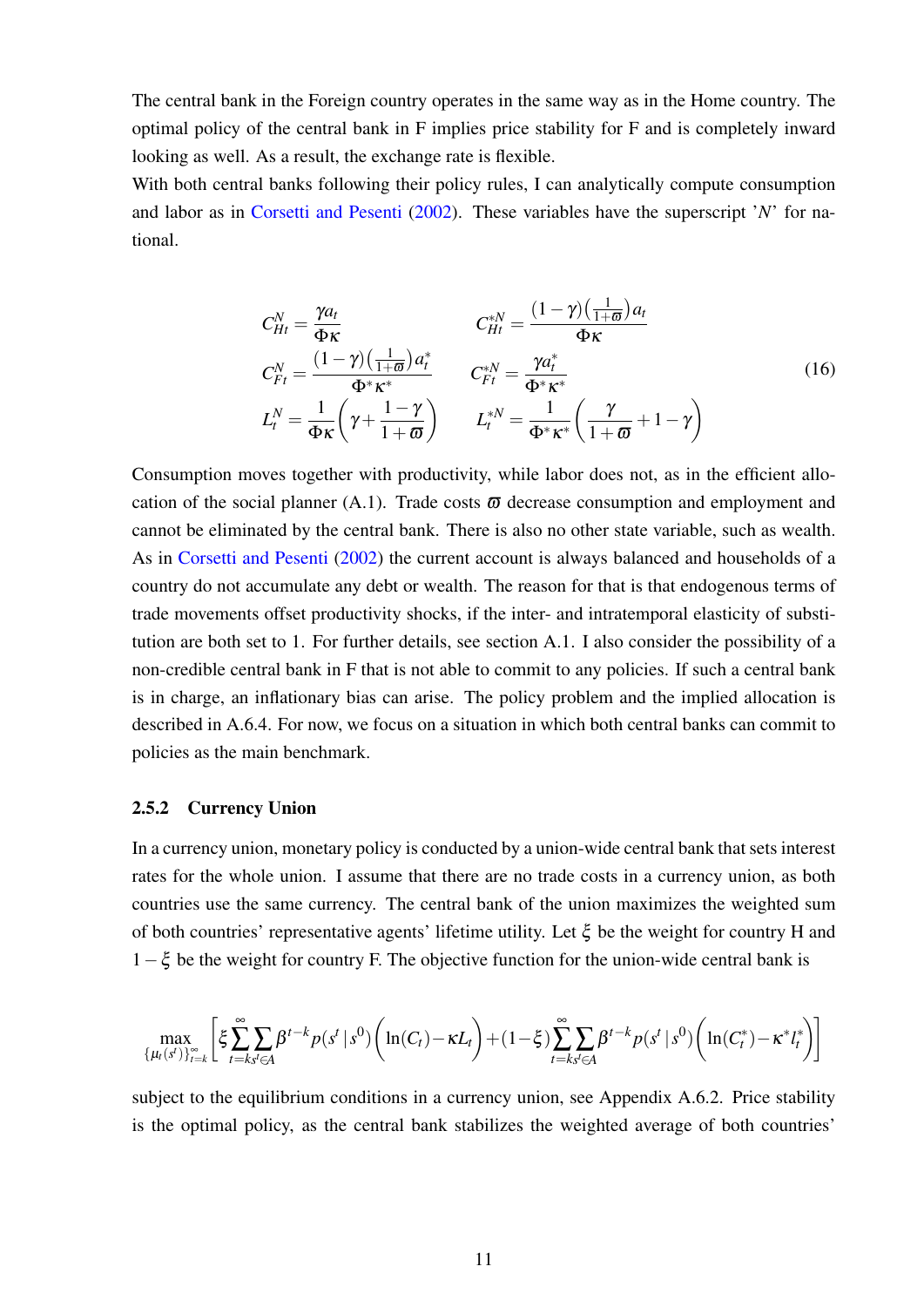The central bank in the Foreign country operates in the same way as in the Home country. The optimal policy of the central bank in F implies price stability for F and is completely inward looking as well. As a result, the exchange rate is flexible.

With both central banks following their policy rules, I can analytically compute consumption and labor as in Corsetti and Pesenti (2002). These variables have the superscript '$N$' for national.

$$
\begin{aligned}
C_{Ht}^{N} &= \frac{\gamma a_t}{\Phi \kappa} & C_{Ht}^{*N} &= \frac{(1-\gamma)\left(\frac{1}{1+\varpi}\right) a_t}{\Phi \kappa} \\
C_{Ft}^{N} &= \frac{(1-\gamma)\left(\frac{1}{1+\varpi}\right) a_t^*}{\Phi^* \kappa^*} & C_{Ft}^{*N} &= \frac{\gamma a_t^*}{\Phi^* \kappa^*} \\
L_t^N &= \frac{1}{\Phi \kappa}\left(\gamma + \frac{1-\gamma}{1+\varpi}\right) & L_t^{*N} &= \frac{1}{\Phi^* \kappa^*}\left(\frac{\gamma}{1+\varpi} + 1 - \gamma\right)
\end{aligned}
\tag{16}
$$

Consumption moves together with productivity, while labor does not, as in the efficient allocation of the social planner (A.1). Trade costs $\varpi$ decrease consumption and employment and cannot be eliminated by the central bank. There is also no other state variable, such as wealth. As in Corsetti and Pesenti (2002) the current account is always balanced and households of a country do not accumulate any debt or wealth. The reason for that is that endogenous terms of trade movements offset productivity shocks, if the inter- and intratemporal elasticity of substitution are both set to 1. For further details, see section A.1. I also consider the possibility of a non-credible central bank in F that is not able to commit to any policies. If such a central bank is in charge, an inflationary bias can arise. The policy problem and the implied allocation is described in A.6.4. For now, we focus on a situation in which both central banks can commit to policies as the main benchmark.

### 2.5.2 Currency Union

In a currency union, monetary policy is conducted by a union-wide central bank that sets interest rates for the whole union. I assume that there are no trade costs in a currency union, as both countries use the same currency. The central bank of the union maximizes the weighted sum of both countries' representative agents' lifetime utility. Let $\xi$ be the weight for country H and $1-\xi$ be the weight for country F. The objective function for the union-wide central bank is

$$
\max_{\{\mu_t(s^t)\}_{t=k}^{\infty}} \left[ \xi \sum_{t=k}^{\infty} \sum_{s^t \in A} \beta^{t-k} p(s^t \mid s^0) \Big( \ln(C_t) - \kappa L_t \Big) + (1-\xi) \sum_{t=k}^{\infty} \sum_{s^t \in A} \beta^{t-k} p(s^t \mid s^0) \Big( \ln(C_t^*) - \kappa^* l_t^* \Big) \right]
$$

subject to the equilibrium conditions in a currency union, see Appendix A.6.2. Price stability is the optimal policy, as the central bank stabilizes the weighted average of both countries'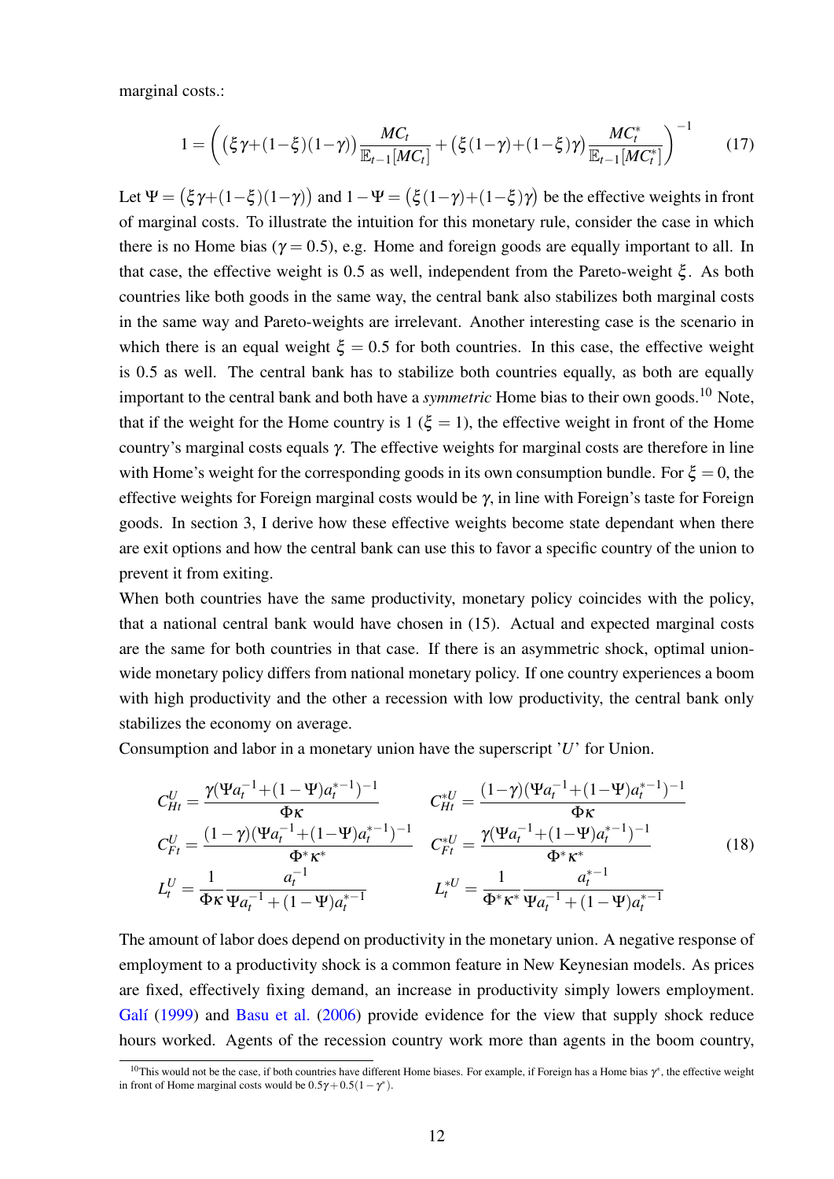marginal costs.:

$$1=\left(\left(\xi\gamma+(1-\xi)(1-\gamma)\right)\frac{MC_t}{\mathbb{E}_{t-1}[MC_t]}+\left(\xi(1-\gamma)+(1-\xi)\gamma\right)\frac{MC_t^*}{\mathbb{E}_{t-1}[MC_t^*]}\right)^{-1} \tag{17}$$

Let $\Psi=\left(\xi\gamma+(1-\xi)(1-\gamma)\right)$ and $1-\Psi=\left(\xi(1-\gamma)+(1-\xi)\gamma\right)$ be the effective weights in front of marginal costs. To illustrate the intuition for this monetary rule, consider the case in which there is no Home bias ($\gamma=0.5$), e.g. Home and foreign goods are equally important to all. In that case, the effective weight is 0.5 as well, independent from the Pareto-weight $\xi$. As both countries like both goods in the same way, the central bank also stabilizes both marginal costs in the same way and Pareto-weights are irrelevant. Another interesting case is the scenario in which there is an equal weight $\xi=0.5$ for both countries. In this case, the effective weight is 0.5 as well. The central bank has to stabilize both countries equally, as both are equally important to the central bank and both have a *symmetric* Home bias to their own goods.[10] Note, that if the weight for the Home country is 1 ($\xi=1$), the effective weight in front of the Home country's marginal costs equals $\gamma$. The effective weights for marginal costs are therefore in line with Home's weight for the corresponding goods in its own consumption bundle. For $\xi=0$, the effective weights for Foreign marginal costs would be $\gamma$, in line with Foreign's taste for Foreign goods. In section 3, I derive how these effective weights become state dependant when there are exit options and how the central bank can use this to favor a specific country of the union to prevent it from exiting.

When both countries have the same productivity, monetary policy coincides with the policy, that a national central bank would have chosen in (15). Actual and expected marginal costs are the same for both countries in that case. If there is an asymmetric shock, optimal union-wide monetary policy differs from national monetary policy. If one country experiences a boom with high productivity and the other a recession with low productivity, the central bank only stabilizes the economy on average.

Consumption and labor in a monetary union have the superscript '$U$' for Union.

$$\begin{aligned}
C_{Ht}^U &= \frac{\gamma(\Psi a_t^{-1}+(1-\Psi)a_t^{*-1})^{-1}}{\Phi\kappa} & C_{Ht}^{*U} &= \frac{(1-\gamma)(\Psi a_t^{-1}+(1-\Psi)a_t^{*-1})^{-1}}{\Phi\kappa} \\
C_{Ft}^U &= \frac{(1-\gamma)(\Psi a_t^{-1}+(1-\Psi)a_t^{*-1})^{-1}}{\Phi^*\kappa^*} & C_{Ft}^{*U} &= \frac{\gamma(\Psi a_t^{-1}+(1-\Psi)a_t^{*-1})^{-1}}{\Phi^*\kappa^*} \\
L_t^U &= \frac{1}{\Phi\kappa}\frac{a_t^{-1}}{\Psi a_t^{-1}+(1-\Psi)a_t^{*-1}} & L_t^{*U} &= \frac{1}{\Phi^*\kappa^*}\frac{a_t^{*-1}}{\Psi a_t^{-1}+(1-\Psi)a_t^{*-1}}
\end{aligned} \tag{18}$$

The amount of labor does depend on productivity in the monetary union. A negative response of employment to a productivity shock is a common feature in New Keynesian models. As prices are fixed, effectively fixing demand, an increase in productivity simply lowers employment. Galí (1999) and Basu et al. (2006) provide evidence for the view that supply shock reduce hours worked. Agents of the recession country work more than agents in the boom country,

[10] This would not be the case, if both countries have different Home biases. For example, if Foreign has a Home bias $\gamma^*$, the effective weight in front of Home marginal costs would be $0.5\gamma+0.5(1-\gamma^*)$.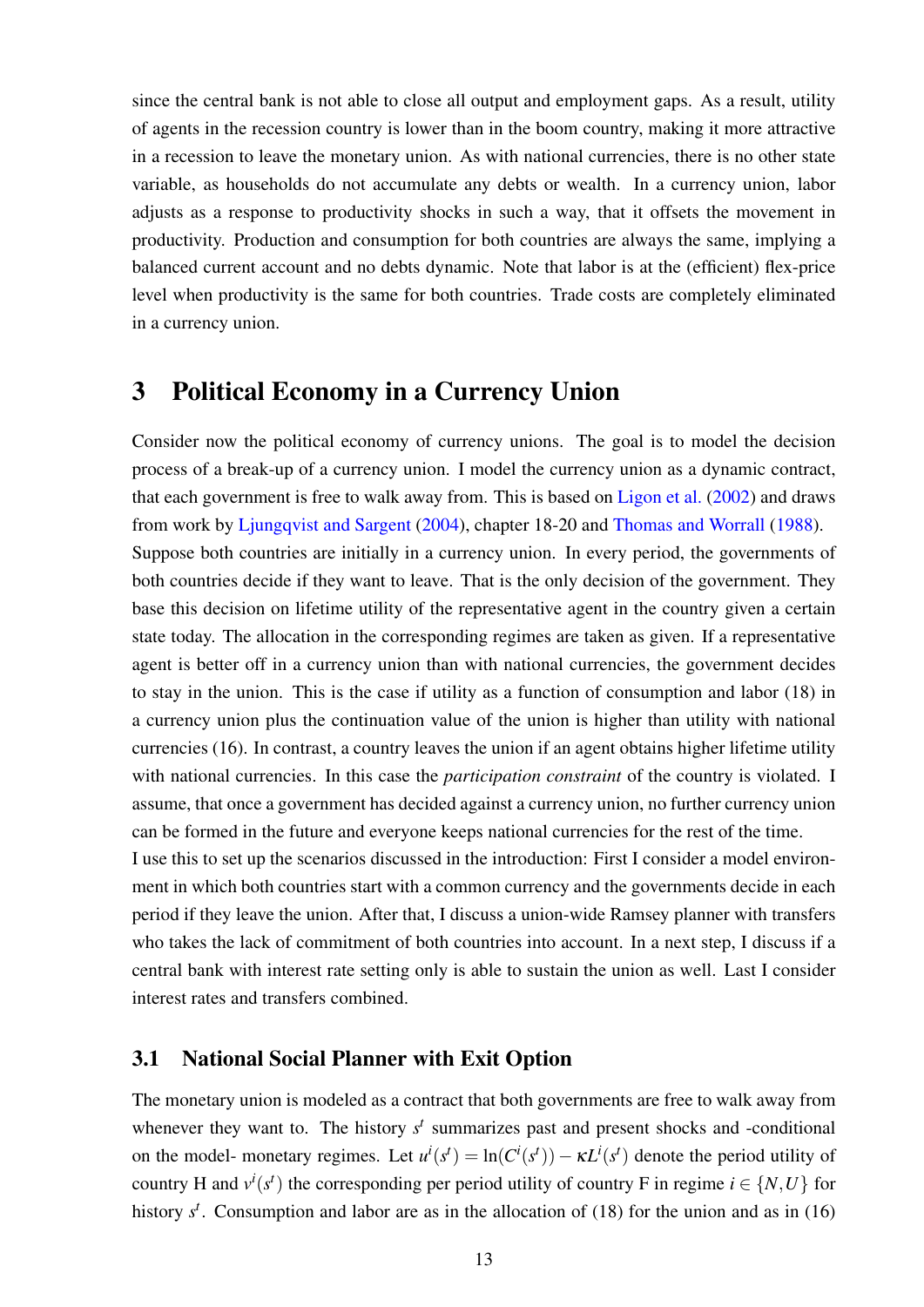since the central bank is not able to close all output and employment gaps. As a result, utility of agents in the recession country is lower than in the boom country, making it more attractive in a recession to leave the monetary union. As with national currencies, there is no other state variable, as households do not accumulate any debts or wealth. In a currency union, labor adjusts as a response to productivity shocks in such a way, that it offsets the movement in productivity. Production and consumption for both countries are always the same, implying a balanced current account and no debts dynamic. Note that labor is at the (efficient) flex-price level when productivity is the same for both countries. Trade costs are completely eliminated in a currency union.

# 3 Political Economy in a Currency Union

Consider now the political economy of currency unions. The goal is to model the decision process of a break-up of a currency union. I model the currency union as a dynamic contract, that each government is free to walk away from. This is based on Ligon et al. (2002) and draws from work by Ljungqvist and Sargent (2004), chapter 18-20 and Thomas and Worrall (1988).
Suppose both countries are initially in a currency union. In every period, the governments of both countries decide if they want to leave. That is the only decision of the government. They base this decision on lifetime utility of the representative agent in the country given a certain state today. The allocation in the corresponding regimes are taken as given. If a representative agent is better off in a currency union than with national currencies, the government decides to stay in the union. This is the case if utility as a function of consumption and labor (18) in a currency union plus the continuation value of the union is higher than utility with national currencies (16). In contrast, a country leaves the union if an agent obtains higher lifetime utility with national currencies. In this case the *participation constraint* of the country is violated. I assume, that once a government has decided against a currency union, no further currency union can be formed in the future and everyone keeps national currencies for the rest of the time.
I use this to set up the scenarios discussed in the introduction: First I consider a model environment in which both countries start with a common currency and the governments decide in each period if they leave the union. After that, I discuss a union-wide Ramsey planner with transfers who takes the lack of commitment of both countries into account. In a next step, I discuss if a central bank with interest rate setting only is able to sustain the union as well. Last I consider interest rates and transfers combined.

## 3.1 National Social Planner with Exit Option

The monetary union is modeled as a contract that both governments are free to walk away from whenever they want to. The history $s^t$ summarizes past and present shocks and -conditional on the model- monetary regimes. Let $u^i(s^t) = \ln(C^i(s^t)) - \kappa L^i(s^t)$ denote the period utility of country H and $v^i(s^t)$ the corresponding per period utility of country F in regime $i \in \{N, U\}$ for history $s^t$. Consumption and labor are as in the allocation of (18) for the union and as in (16)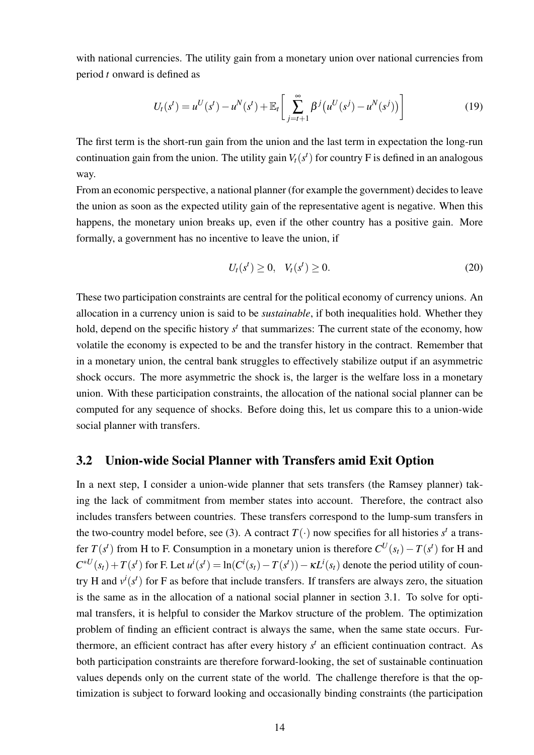with national currencies. The utility gain from a monetary union over national currencies from period $t$ onward is defined as

$$U_t(s^t) = u^U(s^t) - u^N(s^t) + \mathbb{E}_t\left[\sum_{j=t+1}^{\infty} \beta^j \big(u^U(s^j) - u^N(s^j)\big)\right] \tag{19}$$

The first term is the short-run gain from the union and the last term in expectation the long-run continuation gain from the union. The utility gain $V_t(s^t)$ for country F is defined in an analogous way.

From an economic perspective, a national planner (for example the government) decides to leave the union as soon as the expected utility gain of the representative agent is negative. When this happens, the monetary union breaks up, even if the other country has a positive gain. More formally, a government has no incentive to leave the union, if

$$U_t(s^t) \geq 0, \quad V_t(s^t) \geq 0. \tag{20}$$

These two participation constraints are central for the political economy of currency unions. An allocation in a currency union is said to be ***sustainable***, if both inequalities hold. Whether they hold, depend on the specific history $s^t$ that summarizes: The current state of the economy, how volatile the economy is expected to be and the transfer history in the contract. Remember that in a monetary union, the central bank struggles to effectively stabilize output if an asymmetric shock occurs. The more asymmetric the shock is, the larger is the welfare loss in a monetary union. With these participation constraints, the allocation of the national social planner can be computed for any sequence of shocks. Before doing this, let us compare this to a union-wide social planner with transfers.

## 3.2 Union-wide Social Planner with Transfers amid Exit Option

In a next step, I consider a union-wide planner that sets transfers (the Ramsey planner) taking the lack of commitment from member states into account. Therefore, the contract also includes transfers between countries. These transfers correspond to the lump-sum transfers in the two-country model before, see (3). A contract $T(\cdot)$ now specifies for all histories $s^t$ a transfer $T(s^t)$ from H to F. Consumption in a monetary union is therefore $C^U(s_t) - T(s^t)$ for H and $C^{*U}(s_t) + T(s^t)$ for F. Let $u^i(s^t) = \ln(C^i(s_t) - T(s^t)) - \kappa L^i(s_t)$ denote the period utility of country H and $v^i(s^t)$ for F as before that include transfers. If transfers are always zero, the situation is the same as in the allocation of a national social planner in section 3.1. To solve for optimal transfers, it is helpful to consider the Markov structure of the problem. The optimization problem of finding an efficient contract is always the same, when the same state occurs. Furthermore, an efficient contract has after every history $s^t$ an efficient continuation contract. As both participation constraints are therefore forward-looking, the set of sustainable continuation values depends only on the current state of the world. The challenge therefore is that the optimization is subject to forward looking and occasionally binding constraints (the participation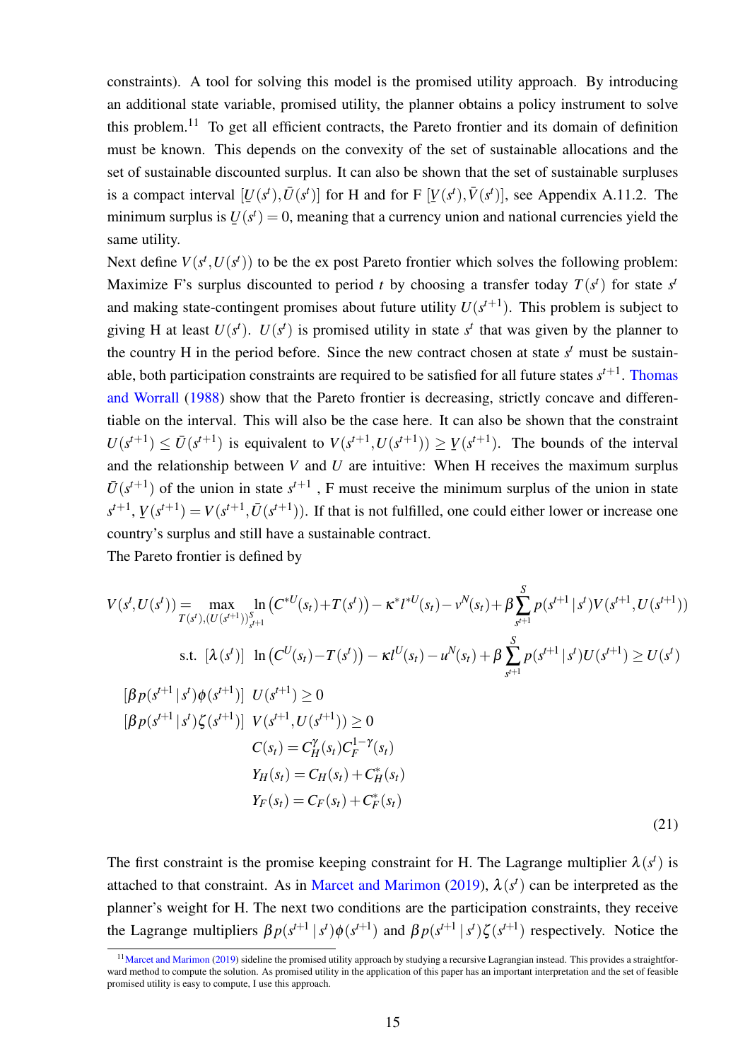constraints). A tool for solving this model is the promised utility approach. By introducing an additional state variable, promised utility, the planner obtains a policy instrument to solve this problem.[11] To get all efficient contracts, the Pareto frontier and its domain of definition must be known. This depends on the convexity of the set of sustainable allocations and the set of sustainable discounted surplus. It can also be shown that the set of sustainable surpluses is a compact interval $[\underline{U}(s^t), \bar{U}(s^t)]$ for H and for F $[\underline{V}(s^t), \bar{V}(s^t)]$, see Appendix A.11.2. The minimum surplus is $\underline{U}(s^t) = 0$, meaning that a currency union and national currencies yield the same utility.

Next define $V(s^t, U(s^t))$ to be the ex post Pareto frontier which solves the following problem: Maximize F's surplus discounted to period $t$ by choosing a transfer today $T(s^t)$ for state $s^t$ and making state-contingent promises about future utility $U(s^{t+1})$. This problem is subject to giving H at least $U(s^t)$. $U(s^t)$ is promised utility in state $s^t$ that was given by the planner to the country H in the period before. Since the new contract chosen at state $s^t$ must be sustainable, both participation constraints are required to be satisfied for all future states $s^{t+1}$. Thomas and Worrall (1988) show that the Pareto frontier is decreasing, strictly concave and differentiable on the interval. This will also be the case here. It can also be shown that the constraint $U(s^{t+1}) \leq \bar{U}(s^{t+1})$ is equivalent to $V(s^{t+1}, U(s^{t+1})) \geq \underline{V}(s^{t+1})$. The bounds of the interval and the relationship between $V$ and $U$ are intuitive: When H receives the maximum surplus $\bar{U}(s^{t+1})$ of the union in state $s^{t+1}$ , F must receive the minimum surplus of the union in state $s^{t+1}$, $\underline{V}(s^{t+1}) = V(s^{t+1}, \bar{U}(s^{t+1}))$. If that is not fulfilled, one could either lower or increase one country's surplus and still have a sustainable contract.

The Pareto frontier is defined by

$$
\begin{aligned}
V(s^t, U(s^t)) = \max_{T(s^t), (U(s^{t+1}))_{s^{t+1}}^S} & \ln\left(C^{*U}(s_t) + T(s^t)\right) - \kappa^* l^{*U}(s_t) - v^N(s_t) + \beta \sum_{s^{t+1}}^{S} p(s^{t+1} \mid s^t) V(s^{t+1}, U(s^{t+1})) \\
\text{s.t.} \ [\lambda(s^t)] \ & \ln\left(C^U(s_t) - T(s^t)\right) - \kappa l^U(s_t) - u^N(s_t) + \beta \sum_{s^{t+1}}^{S} p(s^{t+1} \mid s^t) U(s^{t+1}) \geq U(s^t) \\
[\beta p(s^{t+1} \mid s^t) \phi(s^{t+1})] \ & \ U(s^{t+1}) \geq 0 \\
[\beta p(s^{t+1} \mid s^t) \zeta(s^{t+1})] \ & \ V(s^{t+1}, U(s^{t+1})) \geq 0 \\
& C(s_t) = C_H^{\gamma}(s_t) C_F^{1-\gamma}(s_t) \\
& Y_H(s_t) = C_H(s_t) + C_H^*(s_t) \\
& Y_F(s_t) = C_F(s_t) + C_F^*(s_t)
\end{aligned}
\tag{21}
$$

The first constraint is the promise keeping constraint for H. The Lagrange multiplier $\lambda(s^t)$ is attached to that constraint. As in Marcet and Marimon (2019), $\lambda(s^t)$ can be interpreted as the planner's weight for H. The next two conditions are the participation constraints, they receive the Lagrange multipliers $\beta p(s^{t+1} \mid s^t) \phi(s^{t+1})$ and $\beta p(s^{t+1} \mid s^t) \zeta(s^{t+1})$ respectively. Notice the

[11] Marcet and Marimon (2019) sideline the promised utility approach by studying a recursive Lagrangian instead. This provides a straightforward method to compute the solution. As promised utility in the application of this paper has an important interpretation and the set of feasible promised utility is easy to compute, I use this approach.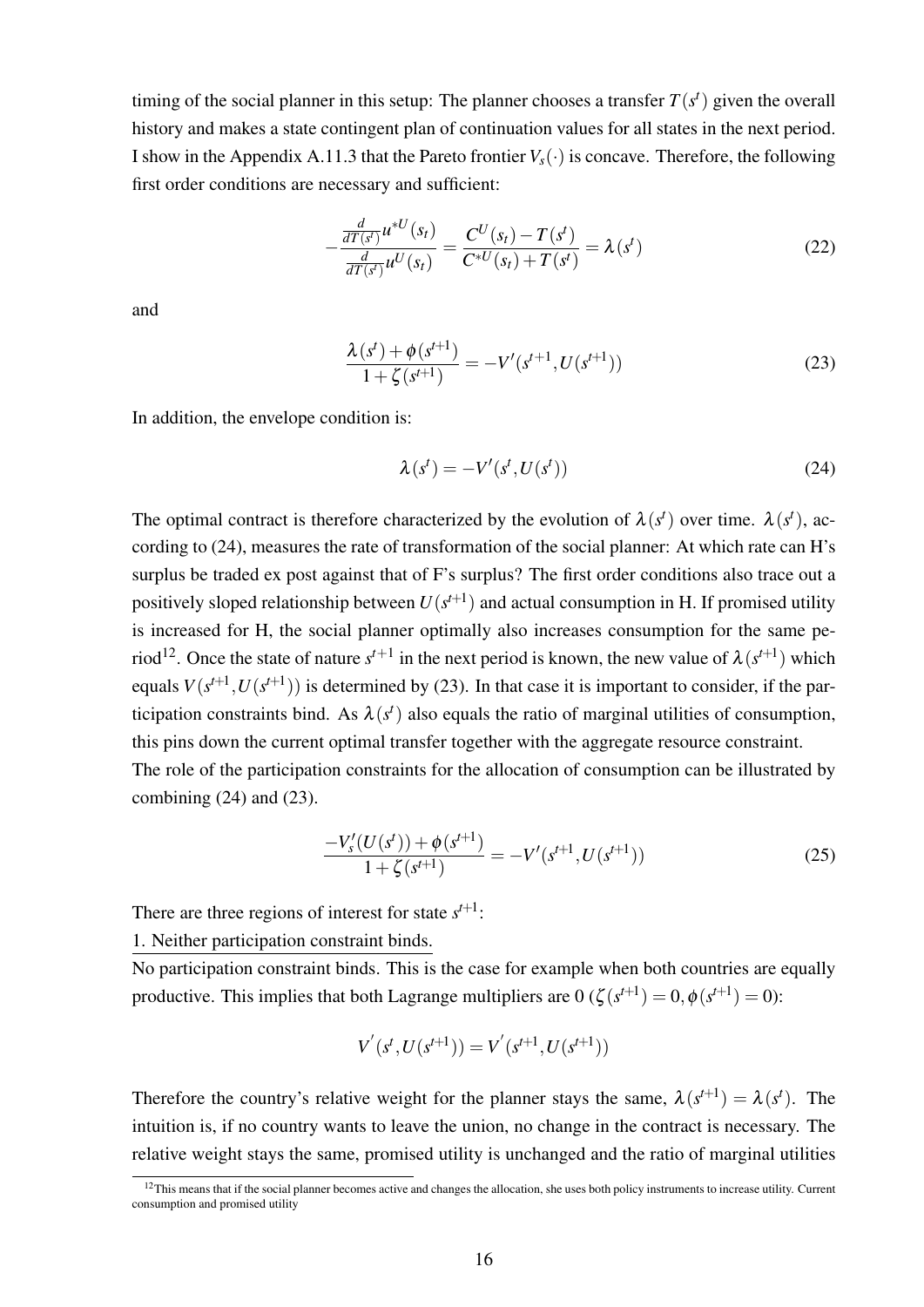timing of the social planner in this setup: The planner chooses a transfer $T(s^t)$ given the overall history and makes a state contingent plan of continuation values for all states in the next period. I show in the Appendix A.11.3 that the Pareto frontier $V_s(\cdot)$ is concave. Therefore, the following first order conditions are necessary and sufficient:

$$-\frac{\frac{d}{dT(s^t)}u^{*U}(s_t)}{\frac{d}{dT(s^t)}u^{U}(s_t)} = \frac{C^U(s_t) - T(s^t)}{C^{*U}(s_t) + T(s^t)} = \lambda(s^t) \tag{22}$$

and

$$\frac{\lambda(s^t) + \phi(s^{t+1})}{1 + \zeta(s^{t+1})} = -V'(s^{t+1}, U(s^{t+1})) \tag{23}$$

In addition, the envelope condition is:

$$\lambda(s^t) = -V'(s^t, U(s^t)) \tag{24}$$

The optimal contract is therefore characterized by the evolution of $\lambda(s^t)$ over time. $\lambda(s^t)$, according to (24), measures the rate of transformation of the social planner: At which rate can H's surplus be traded ex post against that of F's surplus? The first order conditions also trace out a positively sloped relationship between $U(s^{t+1})$ and actual consumption in H. If promised utility is increased for H, the social planner optimally also increases consumption for the same period[12]. Once the state of nature $s^{t+1}$ in the next period is known, the new value of $\lambda(s^{t+1})$ which equals $V(s^{t+1}, U(s^{t+1}))$ is determined by (23). In that case it is important to consider, if the participation constraints bind. As $\lambda(s^t)$ also equals the ratio of marginal utilities of consumption, this pins down the current optimal transfer together with the aggregate resource constraint.

The role of the participation constraints for the allocation of consumption can be illustrated by combining (24) and (23).

$$\frac{-V_s'(U(s^t)) + \phi(s^{t+1})}{1 + \zeta(s^{t+1})} = -V'(s^{t+1}, U(s^{t+1})) \tag{25}$$

There are three regions of interest for state $s^{t+1}$:

1. Neither participation constraint binds.

No participation constraint binds. This is the case for example when both countries are equally productive. This implies that both Lagrange multipliers are 0 ($\zeta(s^{t+1}) = 0, \phi(s^{t+1}) = 0$):

$$V'(s^t, U(s^{t+1})) = V'(s^{t+1}, U(s^{t+1}))$$

Therefore the country's relative weight for the planner stays the same, $\lambda(s^{t+1}) = \lambda(s^t)$. The intuition is, if no country wants to leave the union, no change in the contract is necessary. The relative weight stays the same, promised utility is unchanged and the ratio of marginal utilities

[12] This means that if the social planner becomes active and changes the allocation, she uses both policy instruments to increase utility. Current consumption and promised utility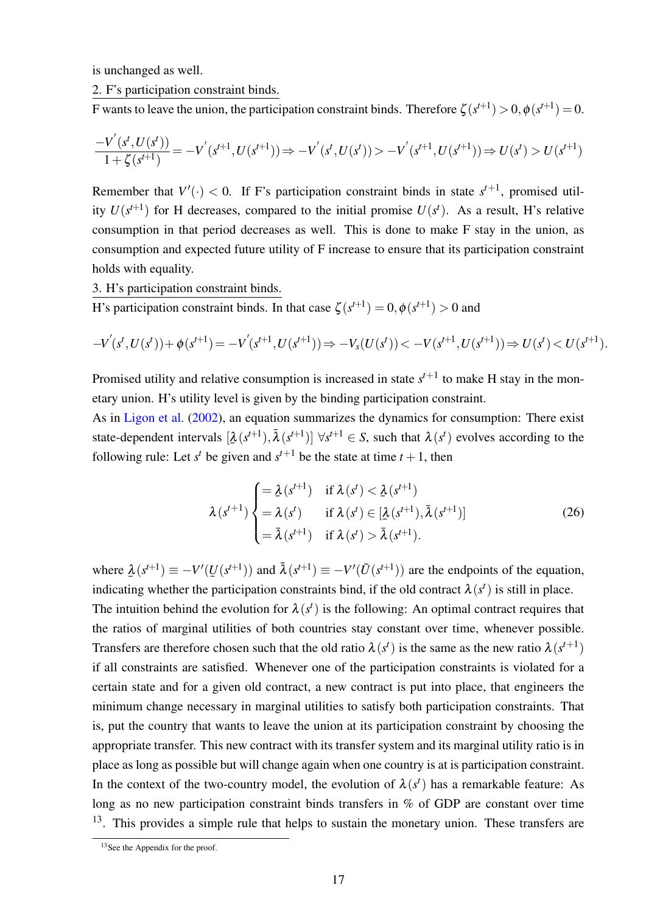is unchanged as well.

2. F's participation constraint binds.

F wants to leave the union, the participation constraint binds. Therefore $\zeta(s^{t+1}) > 0, \phi(s^{t+1}) = 0$.

$$\frac{-V^{'}(s^t, U(s^t))}{1+\zeta(s^{t+1})} = -V^{'}(s^{t+1}, U(s^{t+1})) \Rightarrow -V^{'}(s^t, U(s^t)) > -V^{'}(s^{t+1}, U(s^{t+1})) \Rightarrow U(s^t) > U(s^{t+1})$$

Remember that $V'(\cdot) < 0$. If F's participation constraint binds in state $s^{t+1}$, promised utility $U(s^{t+1})$ for H decreases, compared to the initial promise $U(s^t)$. As a result, H's relative consumption in that period decreases as well. This is done to make F stay in the union, as consumption and expected future utility of F increase to ensure that its participation constraint holds with equality.

3. H's participation constraint binds.

H's participation constraint binds. In that case $\zeta(s^{t+1}) = 0, \phi(s^{t+1}) > 0$ and

$$-V^{'}(s^t, U(s^t)) + \phi(s^{t+1}) = -V^{'}(s^{t+1}, U(s^{t+1})) \Rightarrow -V_s(U(s^t)) < -V(s^{t+1}, U(s^{t+1})) \Rightarrow U(s^t) < U(s^{t+1}).$$

Promised utility and relative consumption is increased in state $s^{t+1}$ to make H stay in the monetary union. H's utility level is given by the binding participation constraint.

As in Ligon et al. (2002), an equation summarizes the dynamics for consumption: There exist state-dependent intervals $[\underline{\lambda}(s^{t+1}), \bar{\lambda}(s^{t+1})]$ $\forall s^{t+1} \in S$, such that $\lambda(s^t)$ evolves according to the following rule: Let $s^t$ be given and $s^{t+1}$ be the state at time $t+1$, then

$$\lambda(s^{t+1}) \begin{cases} = \underline{\lambda}(s^{t+1}) & \text{if } \lambda(s^t) < \underline{\lambda}(s^{t+1}) \\ = \lambda(s^t) & \text{if } \lambda(s^t) \in [\underline{\lambda}(s^{t+1}), \bar{\lambda}(s^{t+1})] \\ = \bar{\lambda}(s^{t+1}) & \text{if } \lambda(s^t) > \bar{\lambda}(s^{t+1}). \end{cases} \tag{26}$$

where $\underline{\lambda}(s^{t+1}) \equiv -V'(\underline{U}(s^{t+1}))$ and $\bar{\lambda}(s^{t+1}) \equiv -V'(\bar{U}(s^{t+1}))$ are the endpoints of the equation, indicating whether the participation constraints bind, if the old contract $\lambda(s^t)$ is still in place.

The intuition behind the evolution for $\lambda(s^t)$ is the following: An optimal contract requires that the ratios of marginal utilities of both countries stay constant over time, whenever possible. Transfers are therefore chosen such that the old ratio $\lambda(s^t)$ is the same as the new ratio $\lambda(s^{t+1})$ if all constraints are satisfied. Whenever one of the participation constraints is violated for a certain state and for a given old contract, a new contract is put into place, that engineers the minimum change necessary in marginal utilities to satisfy both participation constraints. That is, put the country that wants to leave the union at its participation constraint by choosing the appropriate transfer. This new contract with its transfer system and its marginal utility ratio is in place as long as possible but will change again when one country is at is participation constraint. In the context of the two-country model, the evolution of $\lambda(s^t)$ has a remarkable feature: As long as no new participation constraint binds transfers in % of GDP are constant over time [13]. This provides a simple rule that helps to sustain the monetary union. These transfers are

[13] See the Appendix for the proof.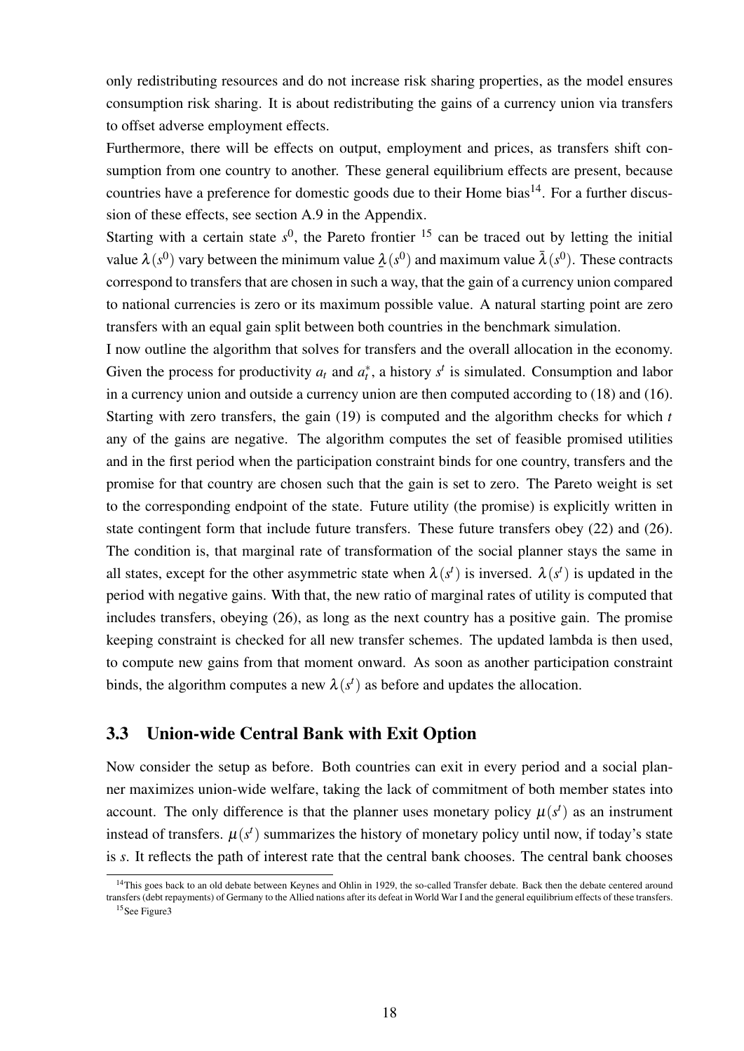only redistributing resources and do not increase risk sharing properties, as the model ensures consumption risk sharing. It is about redistributing the gains of a currency union via transfers to offset adverse employment effects.

Furthermore, there will be effects on output, employment and prices, as transfers shift consumption from one country to another. These general equilibrium effects are present, because countries have a preference for domestic goods due to their Home bias[14]. For a further discussion of these effects, see section A.9 in the Appendix.

Starting with a certain state $s^0$, the Pareto frontier [15] can be traced out by letting the initial value $\lambda(s^0)$ vary between the minimum value $\underline{\lambda}(s^0)$ and maximum value $\bar{\lambda}(s^0)$. These contracts correspond to transfers that are chosen in such a way, that the gain of a currency union compared to national currencies is zero or its maximum possible value. A natural starting point are zero transfers with an equal gain split between both countries in the benchmark simulation.

I now outline the algorithm that solves for transfers and the overall allocation in the economy. Given the process for productivity $a_t$ and $a_t^*$, a history $s^t$ is simulated. Consumption and labor in a currency union and outside a currency union are then computed according to (18) and (16). Starting with zero transfers, the gain (19) is computed and the algorithm checks for which $t$ any of the gains are negative. The algorithm computes the set of feasible promised utilities and in the first period when the participation constraint binds for one country, transfers and the promise for that country are chosen such that the gain is set to zero. The Pareto weight is set to the corresponding endpoint of the state. Future utility (the promise) is explicitly written in state contingent form that include future transfers. These future transfers obey (22) and (26). The condition is, that marginal rate of transformation of the social planner stays the same in all states, except for the other asymmetric state when $\lambda(s^t)$ is inversed. $\lambda(s^t)$ is updated in the period with negative gains. With that, the new ratio of marginal rates of utility is computed that includes transfers, obeying (26), as long as the next country has a positive gain. The promise keeping constraint is checked for all new transfer schemes. The updated lambda is then used, to compute new gains from that moment onward. As soon as another participation constraint binds, the algorithm computes a new $\lambda(s^t)$ as before and updates the allocation.

### 3.3 Union-wide Central Bank with Exit Option

Now consider the setup as before. Both countries can exit in every period and a social planner maximizes union-wide welfare, taking the lack of commitment of both member states into account. The only difference is that the planner uses monetary policy $\mu(s^t)$ as an instrument instead of transfers. $\mu(s^t)$ summarizes the history of monetary policy until now, if today's state is $s$. It reflects the path of interest rate that the central bank chooses. The central bank chooses

[14] This goes back to an old debate between Keynes and Ohlin in 1929, the so-called Transfer debate. Back then the debate centered around transfers (debt repayments) of Germany to the Allied nations after its defeat in World War I and the general equilibrium effects of these transfers.

[15] See Figure3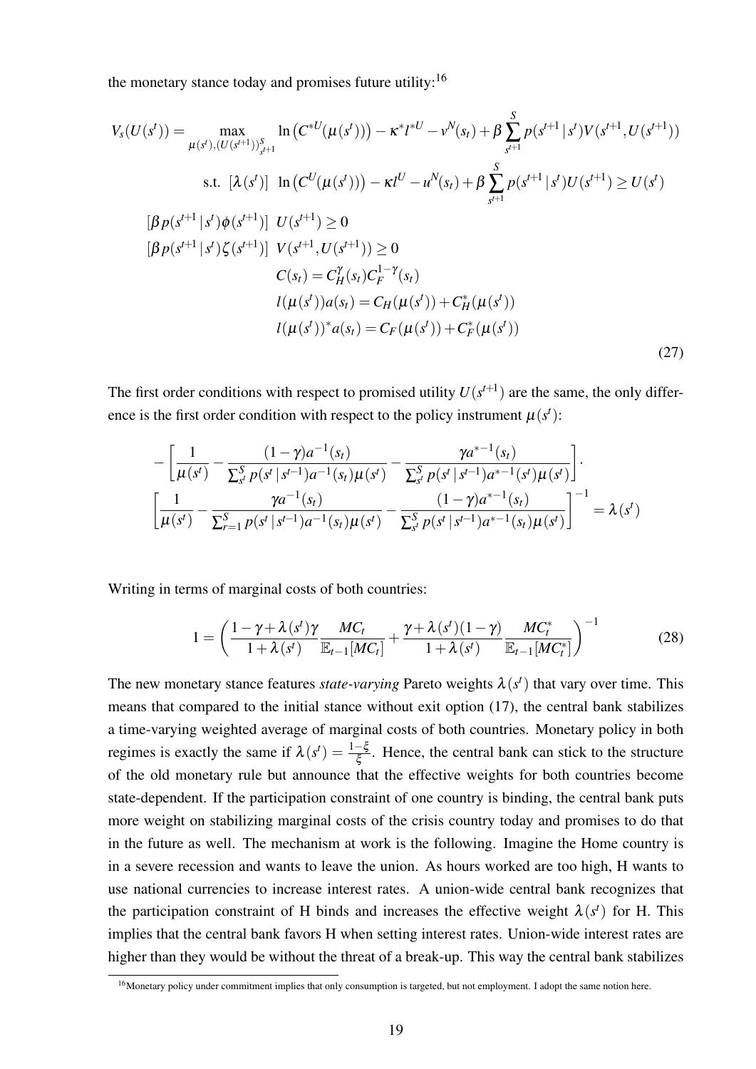the monetary stance today and promises future utility:[16]

$$
\begin{aligned}
V_s(U(s^t)) = & \max_{\mu(s^t),(U(s^{t+1}))_{s^{t+1}}^S} \ln\left(C^{*U}(\mu(s^t))\right) - \kappa^* l^{*U} - v^N(s_t) + \beta \sum_{s^{t+1}}^{S} p(s^{t+1}\,|\,s^t) V(s^{t+1}, U(s^{t+1})) \\
& \text{s.t. } [\lambda(s^t)] \;\; \ln\left(C^U(\mu(s^t))\right) - \kappa l^U - u^N(s_t) + \beta \sum_{s^{t+1}}^{S} p(s^{t+1}\,|\,s^t) U(s^{t+1}) \geq U(s^t) \\
& [\beta p(s^{t+1}\,|\,s^t)\phi(s^{t+1})] \;\; U(s^{t+1}) \geq 0 \\
& [\beta p(s^{t+1}\,|\,s^t)\zeta(s^{t+1})] \;\; V(s^{t+1}, U(s^{t+1})) \geq 0 \\
& C(s_t) = C_H^{\gamma}(s_t) C_F^{1-\gamma}(s_t) \\
& l(\mu(s^t)) a(s_t) = C_H(\mu(s^t)) + C_H^*(\mu(s^t)) \\
& l(\mu(s^t))^* a(s_t) = C_F(\mu(s^t)) + C_F^*(\mu(s^t))
\end{aligned}
\tag{27}
$$

The first order conditions with respect to promised utility $U(s^{t+1})$ are the same, the only difference is the first order condition with respect to the policy instrument $\mu(s^t)$:

$$
-\left[\frac{1}{\mu(s^t)} - \frac{(1-\gamma)a^{-1}(s_t)}{\sum_{s^t}^{S} p(s^t\,|\,s^{t-1}) a^{-1}(s_t)\mu(s^t)} - \frac{\gamma a^{*-1}(s_t)}{\sum_{s^t}^{S} p(s^t\,|\,s^{t-1}) a^{*-1}(s^t)\mu(s^t)}\right] \cdot
$$

$$
\left[\frac{1}{\mu(s^t)} - \frac{\gamma a^{-1}(s_t)}{\sum_{r=1}^{S} p(s^t\,|\,s^{t-1}) a^{-1}(s_t)\mu(s^t)} - \frac{(1-\gamma)a^{*-1}(s_t)}{\sum_{s^t}^{S} p(s^t\,|\,s^{t-1}) a^{*-1}(s_t)\mu(s^t)}\right]^{-1} = \lambda(s^t)
$$

Writing in terms of marginal costs of both countries:

$$
1 = \left(\frac{1-\gamma+\lambda(s^t)\gamma}{1+\lambda(s^t)} \frac{MC_t}{\mathbb{E}_{t-1}[MC_t]} + \frac{\gamma+\lambda(s^t)(1-\gamma)}{1+\lambda(s^t)} \frac{MC_t^*}{\mathbb{E}_{t-1}[MC_t^*]}\right)^{-1} \tag{28}
$$

The new monetary stance features *state-varying* Pareto weights $\lambda(s^t)$ that vary over time. This means that compared to the initial stance without exit option (17), the central bank stabilizes a time-varying weighted average of marginal costs of both countries. Monetary policy in both regimes is exactly the same if $\lambda(s^t) = \frac{1-\xi}{\xi}$. Hence, the central bank can stick to the structure of the old monetary rule but announce that the effective weights for both countries become state-dependent. If the participation constraint of one country is binding, the central bank puts more weight on stabilizing marginal costs of the crisis country today and promises to do that in the future as well. The mechanism at work is the following. Imagine the Home country is in a severe recession and wants to leave the union. As hours worked are too high, H wants to use national currencies to increase interest rates. A union-wide central bank recognizes that the participation constraint of H binds and increases the effective weight $\lambda(s^t)$ for H. This implies that the central bank favors H when setting interest rates. Union-wide interest rates are higher than they would be without the threat of a break-up. This way the central bank stabilizes

[16] Monetary policy under commitment implies that only consumption is targeted, but not employment. I adopt the same notion here.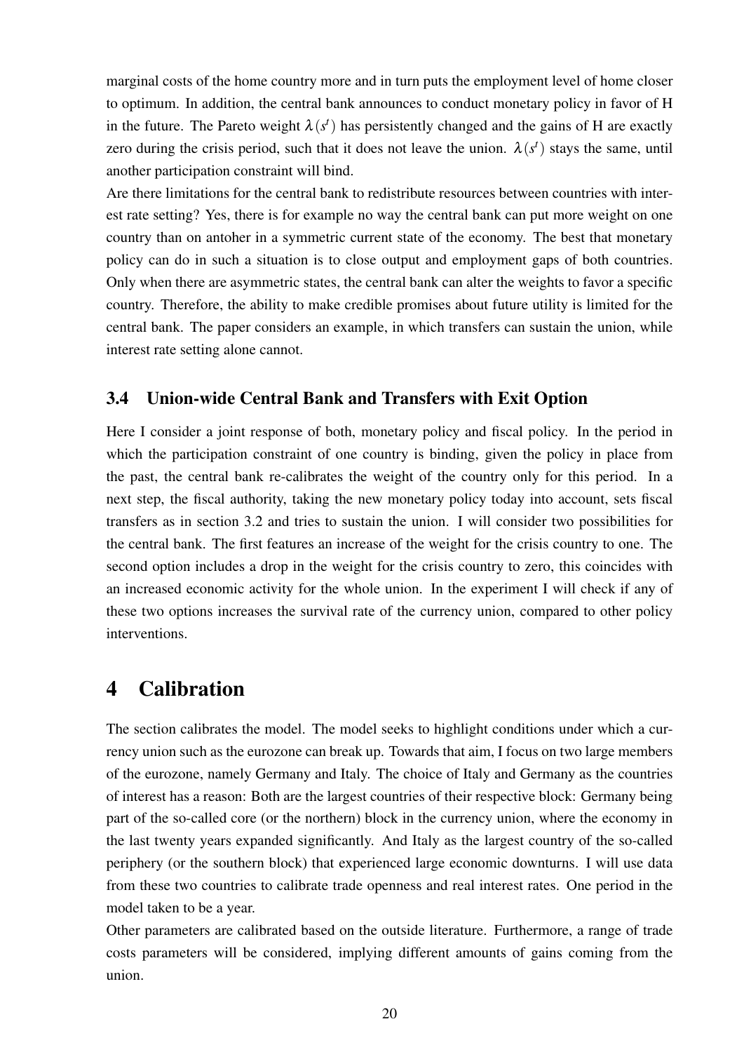marginal costs of the home country more and in turn puts the employment level of home closer to optimum. In addition, the central bank announces to conduct monetary policy in favor of H in the future. The Pareto weight $\lambda(s^t)$ has persistently changed and the gains of H are exactly zero during the crisis period, such that it does not leave the union. $\lambda(s^t)$ stays the same, until another participation constraint will bind.

Are there limitations for the central bank to redistribute resources between countries with interest rate setting? Yes, there is for example no way the central bank can put more weight on one country than on antoher in a symmetric current state of the economy. The best that monetary policy can do in such a situation is to close output and employment gaps of both countries. Only when there are asymmetric states, the central bank can alter the weights to favor a specific country. Therefore, the ability to make credible promises about future utility is limited for the central bank. The paper considers an example, in which transfers can sustain the union, while interest rate setting alone cannot.

### 3.4 Union-wide Central Bank and Transfers with Exit Option

Here I consider a joint response of both, monetary policy and fiscal policy. In the period in which the participation constraint of one country is binding, given the policy in place from the past, the central bank re-calibrates the weight of the country only for this period. In a next step, the fiscal authority, taking the new monetary policy today into account, sets fiscal transfers as in section 3.2 and tries to sustain the union. I will consider two possibilities for the central bank. The first features an increase of the weight for the crisis country to one. The second option includes a drop in the weight for the crisis country to zero, this coincides with an increased economic activity for the whole union. In the experiment I will check if any of these two options increases the survival rate of the currency union, compared to other policy interventions.

## 4 Calibration

The section calibrates the model. The model seeks to highlight conditions under which a currency union such as the eurozone can break up. Towards that aim, I focus on two large members of the eurozone, namely Germany and Italy. The choice of Italy and Germany as the countries of interest has a reason: Both are the largest countries of their respective block: Germany being part of the so-called core (or the northern) block in the currency union, where the economy in the last twenty years expanded significantly. And Italy as the largest country of the so-called periphery (or the southern block) that experienced large economic downturns. I will use data from these two countries to calibrate trade openness and real interest rates. One period in the model taken to be a year.

Other parameters are calibrated based on the outside literature. Furthermore, a range of trade costs parameters will be considered, implying different amounts of gains coming from the union.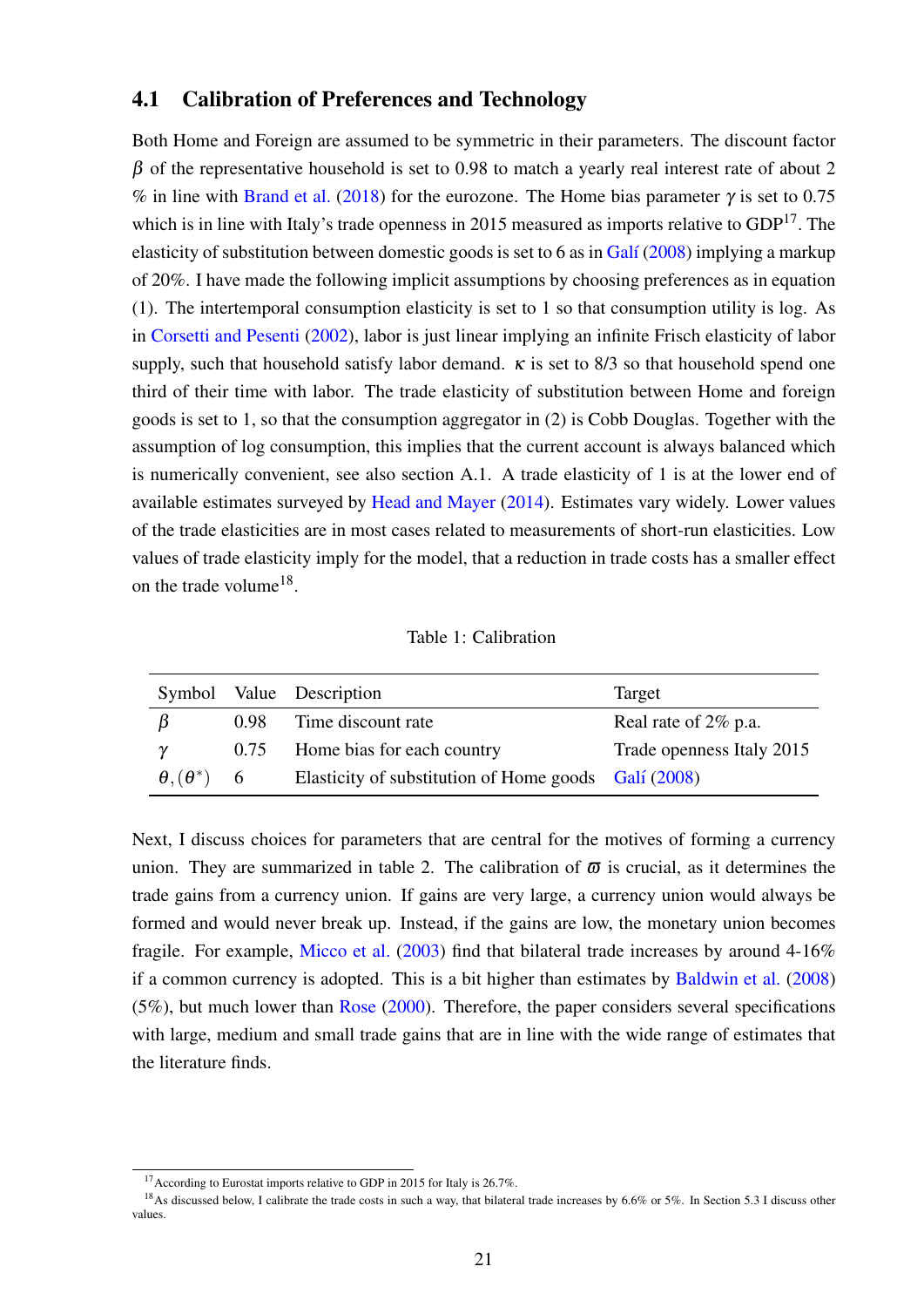### 4.1 Calibration of Preferences and Technology

Both Home and Foreign are assumed to be symmetric in their parameters. The discount factor $\beta$ of the representative household is set to 0.98 to match a yearly real interest rate of about 2 % in line with Brand et al. (2018) for the eurozone. The Home bias parameter $\gamma$ is set to 0.75 which is in line with Italy's trade openness in 2015 measured as imports relative to GDP[17]. The elasticity of substitution between domestic goods is set to 6 as in Galí (2008) implying a markup of 20%. I have made the following implicit assumptions by choosing preferences as in equation (1). The intertemporal consumption elasticity is set to 1 so that consumption utility is log. As in Corsetti and Pesenti (2002), labor is just linear implying an infinite Frisch elasticity of labor supply, such that household satisfy labor demand. $\kappa$ is set to 8/3 so that household spend one third of their time with labor. The trade elasticity of substitution between Home and foreign goods is set to 1, so that the consumption aggregator in (2) is Cobb Douglas. Together with the assumption of log consumption, this implies that the current account is always balanced which is numerically convenient, see also section A.1. A trade elasticity of 1 is at the lower end of available estimates surveyed by Head and Mayer (2014). Estimates vary widely. Lower values of the trade elasticities are in most cases related to measurements of short-run elasticities. Low values of trade elasticity imply for the model, that a reduction in trade costs has a smaller effect on the trade volume[18].

Table 1: Calibration

| Symbol | Value | Description | Target |
|---|---|---|---|
| $\beta$ | 0.98 | Time discount rate | Real rate of 2% p.a. |
| $\gamma$ | 0.75 | Home bias for each country | Trade openness Italy 2015 |
| $\theta, (\theta^*)$ | 6 | Elasticity of substitution of Home goods | Galí (2008) |

Next, I discuss choices for parameters that are central for the motives of forming a currency union. They are summarized in table 2. The calibration of $\varpi$ is crucial, as it determines the trade gains from a currency union. If gains are very large, a currency union would always be formed and would never break up. Instead, if the gains are low, the monetary union becomes fragile. For example, Micco et al. (2003) find that bilateral trade increases by around 4-16% if a common currency is adopted. This is a bit higher than estimates by Baldwin et al. (2008) (5%), but much lower than Rose (2000). Therefore, the paper considers several specifications with large, medium and small trade gains that are in line with the wide range of estimates that the literature finds.

[17] According to Eurostat imports relative to GDP in 2015 for Italy is 26.7%.

[18] As discussed below, I calibrate the trade costs in such a way, that bilateral trade increases by 6.6% or 5%. In Section 5.3 I discuss other values.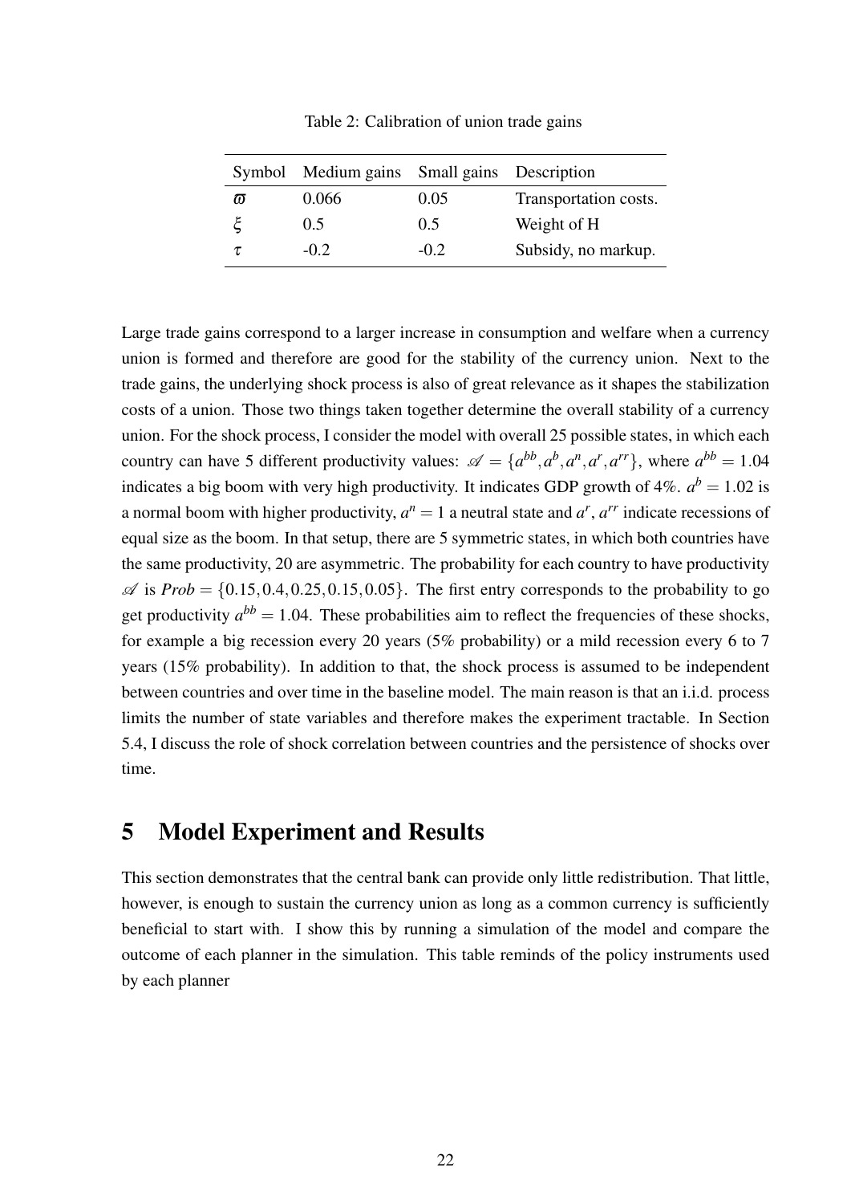Table 2: Calibration of union trade gains

| Symbol | Medium gains | Small gains | Description |
|---|---|---|---|
| $\varpi$ | 0.066 | 0.05 | Transportation costs. |
| $\xi$ | 0.5 | 0.5 | Weight of H |
| $\tau$ | -0.2 | -0.2 | Subsidy, no markup. |

Large trade gains correspond to a larger increase in consumption and welfare when a currency union is formed and therefore are good for the stability of the currency union. Next to the trade gains, the underlying shock process is also of great relevance as it shapes the stabilization costs of a union. Those two things taken together determine the overall stability of a currency union. For the shock process, I consider the model with overall 25 possible states, in which each country can have 5 different productivity values: $\mathscr{A} = \{a^{bb}, a^{b}, a^{n}, a^{r}, a^{rr}\}$, where $a^{bb} = 1.04$ indicates a big boom with very high productivity. It indicates GDP growth of 4%. $a^{b} = 1.02$ is a normal boom with higher productivity, $a^{n} = 1$ a neutral state and $a^{r}$, $a^{rr}$ indicate recessions of equal size as the boom. In that setup, there are 5 symmetric states, in which both countries have the same productivity, 20 are asymmetric. The probability for each country to have productivity $\mathscr{A}$ is $Prob = \{0.15, 0.4, 0.25, 0.15, 0.05\}$. The first entry corresponds to the probability to go get productivity $a^{bb} = 1.04$. These probabilities aim to reflect the frequencies of these shocks, for example a big recession every 20 years (5% probability) or a mild recession every 6 to 7 years (15% probability). In addition to that, the shock process is assumed to be independent between countries and over time in the baseline model. The main reason is that an i.i.d. process limits the number of state variables and therefore makes the experiment tractable. In Section 5.4, I discuss the role of shock correlation between countries and the persistence of shocks over time.

# 5 Model Experiment and Results

This section demonstrates that the central bank can provide only little redistribution. That little, however, is enough to sustain the currency union as long as a common currency is sufficiently beneficial to start with. I show this by running a simulation of the model and compare the outcome of each planner in the simulation. This table reminds of the policy instruments used by each planner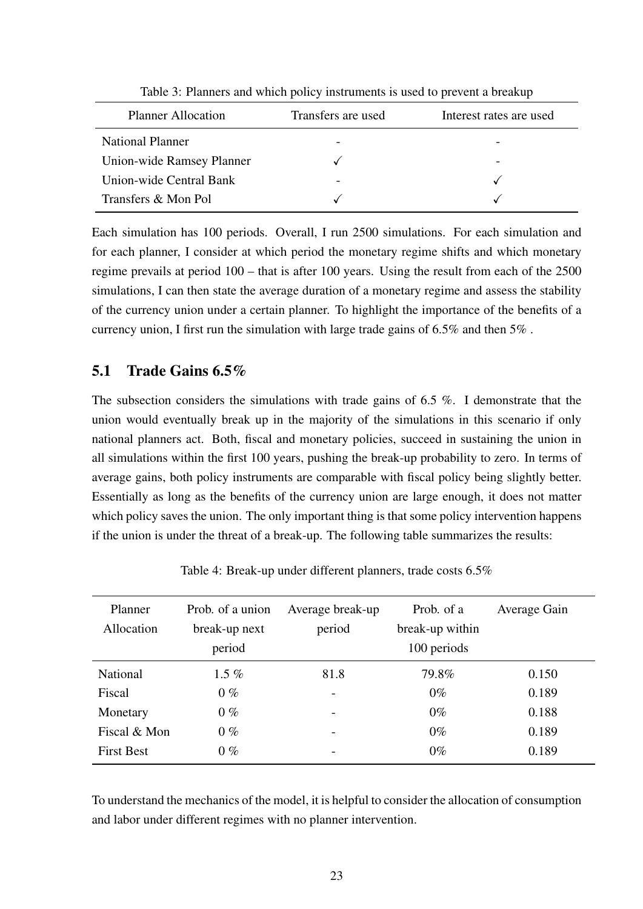Table 3: Planners and which policy instruments is used to prevent a breakup

| Planner Allocation | Transfers are used | Interest rates are used |
|---|---|---|
| National Planner | - | - |
| Union-wide Ramsey Planner | ✓ | - |
| Union-wide Central Bank | - | ✓ |
| Transfers & Mon Pol | ✓ | ✓ |

Each simulation has 100 periods. Overall, I run 2500 simulations. For each simulation and for each planner, I consider at which period the monetary regime shifts and which monetary regime prevails at period 100 – that is after 100 years. Using the result from each of the 2500 simulations, I can then state the average duration of a monetary regime and assess the stability of the currency union under a certain planner. To highlight the importance of the benefits of a currency union, I first run the simulation with large trade gains of 6.5% and then 5% .

## 5.1 Trade Gains 6.5%

The subsection considers the simulations with trade gains of 6.5 %. I demonstrate that the union would eventually break up in the majority of the simulations in this scenario if only national planners act. Both, fiscal and monetary policies, succeed in sustaining the union in all simulations within the first 100 years, pushing the break-up probability to zero. In terms of average gains, both policy instruments are comparable with fiscal policy being slightly better. Essentially as long as the benefits of the currency union are large enough, it does not matter which policy saves the union. The only important thing is that some policy intervention happens if the union is under the threat of a break-up. The following table summarizes the results:

Table 4: Break-up under different planners, trade costs 6.5%

| Planner Allocation | Prob. of a union break-up next period | Average break-up period | Prob. of a break-up within 100 periods | Average Gain |
|---|---|---|---|---|
| National | 1.5 % | 81.8 | 79.8% | 0.150 |
| Fiscal | 0 % | - | 0% | 0.189 |
| Monetary | 0 % | - | 0% | 0.188 |
| Fiscal & Mon | 0 % | - | 0% | 0.189 |
| First Best | 0 % | - | 0% | 0.189 |

To understand the mechanics of the model, it is helpful to consider the allocation of consumption and labor under different regimes with no planner intervention.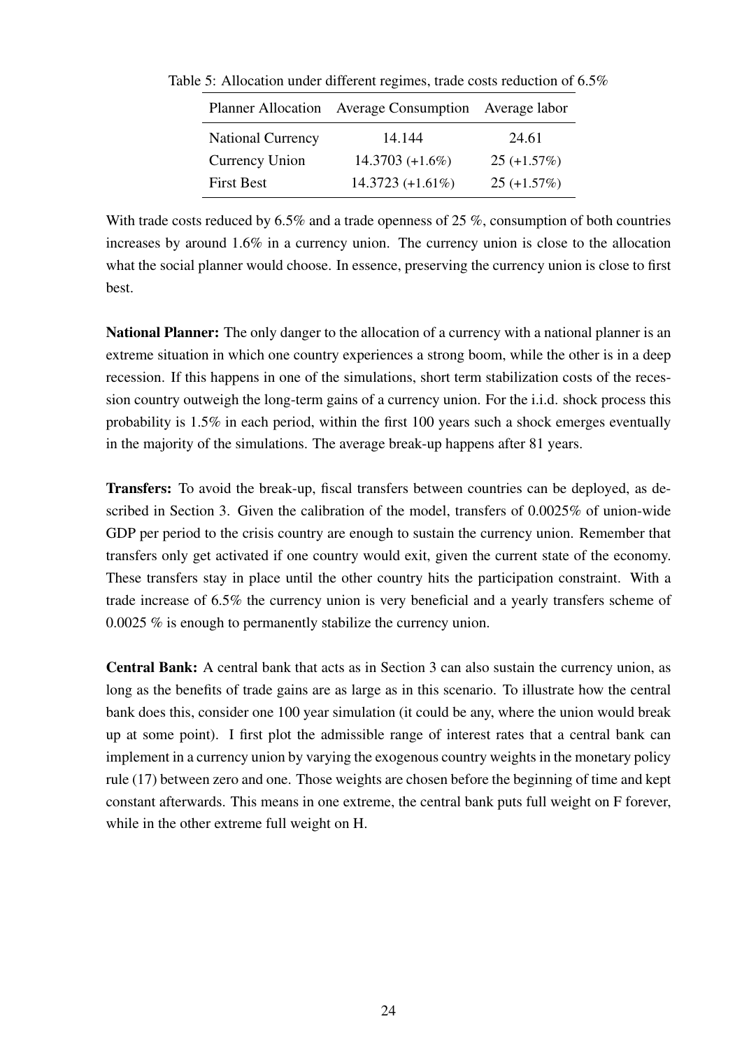Table 5: Allocation under different regimes, trade costs reduction of 6.5%

| Planner Allocation | Average Consumption | Average labor |
|---|---|---|
| National Currency | 14.144 | 24.61 |
| Currency Union | 14.3703 (+1.6%) | 25 (+1.57%) |
| First Best | 14.3723 (+1.61%) | 25 (+1.57%) |

With trade costs reduced by 6.5% and a trade openness of 25 %, consumption of both countries increases by around 1.6% in a currency union. The currency union is close to the allocation what the social planner would choose. In essence, preserving the currency union is close to first best.

**National Planner:** The only danger to the allocation of a currency with a national planner is an extreme situation in which one country experiences a strong boom, while the other is in a deep recession. If this happens in one of the simulations, short term stabilization costs of the recession country outweigh the long-term gains of a currency union. For the i.i.d. shock process this probability is 1.5% in each period, within the first 100 years such a shock emerges eventually in the majority of the simulations. The average break-up happens after 81 years.

**Transfers:** To avoid the break-up, fiscal transfers between countries can be deployed, as described in Section 3. Given the calibration of the model, transfers of 0.0025% of union-wide GDP per period to the crisis country are enough to sustain the currency union. Remember that transfers only get activated if one country would exit, given the current state of the economy. These transfers stay in place until the other country hits the participation constraint. With a trade increase of 6.5% the currency union is very beneficial and a yearly transfers scheme of 0.0025 % is enough to permanently stabilize the currency union.

**Central Bank:** A central bank that acts as in Section 3 can also sustain the currency union, as long as the benefits of trade gains are as large as in this scenario. To illustrate how the central bank does this, consider one 100 year simulation (it could be any, where the union would break up at some point). I first plot the admissible range of interest rates that a central bank can implement in a currency union by varying the exogenous country weights in the monetary policy rule (17) between zero and one. Those weights are chosen before the beginning of time and kept constant afterwards. This means in one extreme, the central bank puts full weight on F forever, while in the other extreme full weight on H.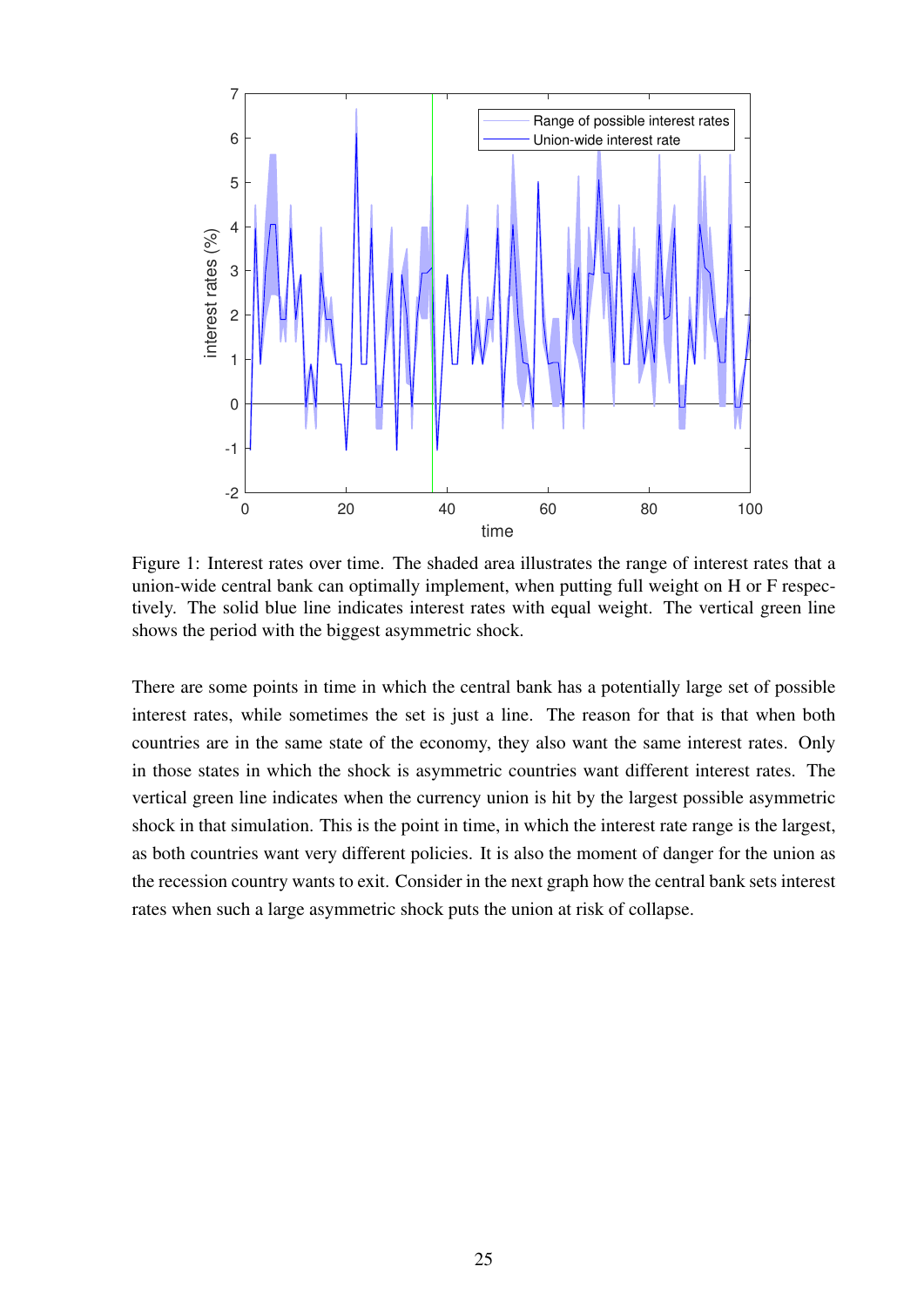Figure 1: Interest rates over time. The shaded area illustrates the range of interest rates that a union-wide central bank can optimally implement, when putting full weight on H or F respectively. The solid blue line indicates interest rates with equal weight. The vertical green line shows the period with the biggest asymmetric shock.

There are some points in time in which the central bank has a potentially large set of possible interest rates, while sometimes the set is just a line. The reason for that is that when both countries are in the same state of the economy, they also want the same interest rates. Only in those states in which the shock is asymmetric countries want different interest rates. The vertical green line indicates when the currency union is hit by the largest possible asymmetric shock in that simulation. This is the point in time, in which the interest rate range is the largest, as both countries want very different policies. It is also the moment of danger for the union as the recession country wants to exit. Consider in the next graph how the central bank sets interest rates when such a large asymmetric shock puts the union at risk of collapse.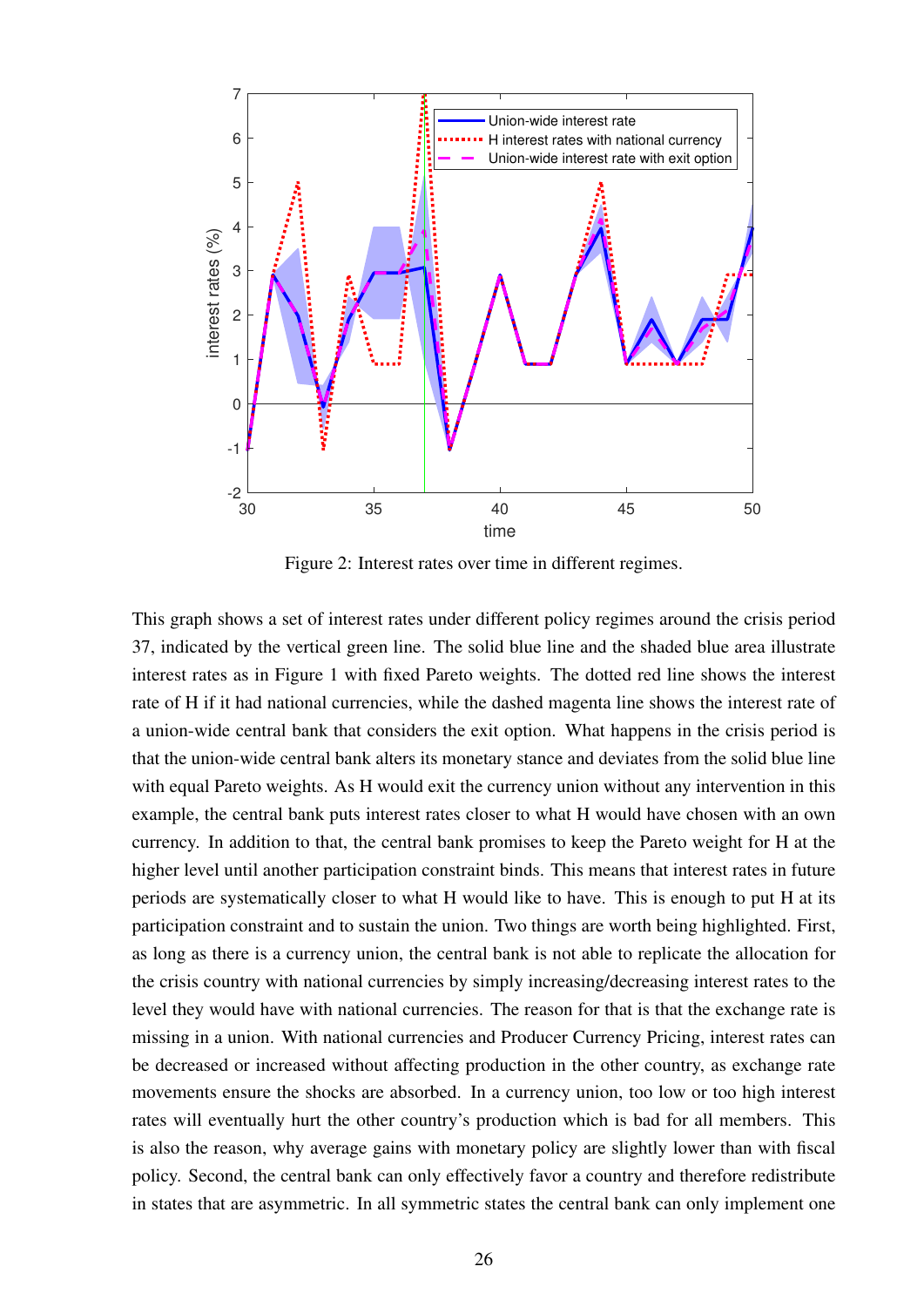Figure 2: Interest rates over time in different regimes.

This graph shows a set of interest rates under different policy regimes around the crisis period 37, indicated by the vertical green line. The solid blue line and the shaded blue area illustrate interest rates as in Figure 1 with fixed Pareto weights. The dotted red line shows the interest rate of H if it had national currencies, while the dashed magenta line shows the interest rate of a union-wide central bank that considers the exit option. What happens in the crisis period is that the union-wide central bank alters its monetary stance and deviates from the solid blue line with equal Pareto weights. As H would exit the currency union without any intervention in this example, the central bank puts interest rates closer to what H would have chosen with an own currency. In addition to that, the central bank promises to keep the Pareto weight for H at the higher level until another participation constraint binds. This means that interest rates in future periods are systematically closer to what H would like to have. This is enough to put H at its participation constraint and to sustain the union. Two things are worth being highlighted. First, as long as there is a currency union, the central bank is not able to replicate the allocation for the crisis country with national currencies by simply increasing/decreasing interest rates to the level they would have with national currencies. The reason for that is that the exchange rate is missing in a union. With national currencies and Producer Currency Pricing, interest rates can be decreased or increased without affecting production in the other country, as exchange rate movements ensure the shocks are absorbed. In a currency union, too low or too high interest rates will eventually hurt the other country's production which is bad for all members. This is also the reason, why average gains with monetary policy are slightly lower than with fiscal policy. Second, the central bank can only effectively favor a country and therefore redistribute in states that are asymmetric. In all symmetric states the central bank can only implement one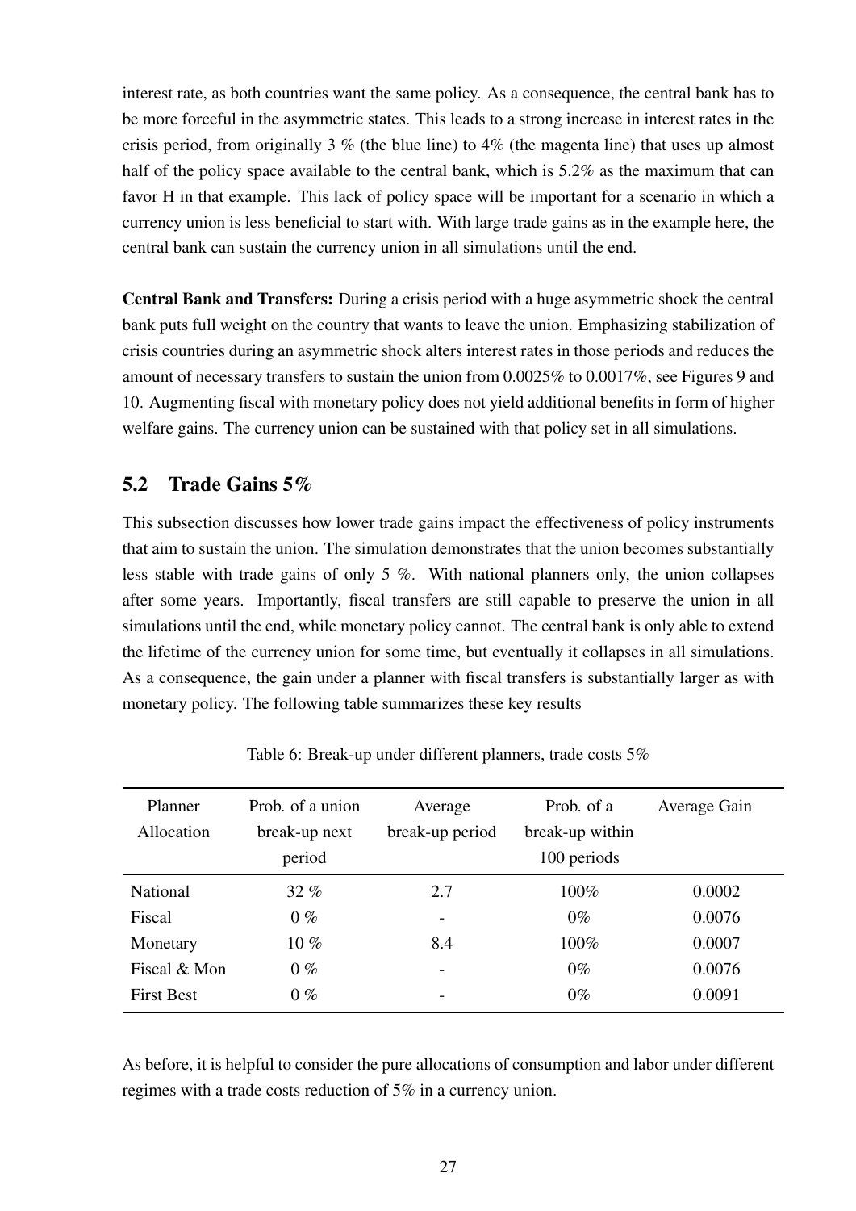interest rate, as both countries want the same policy. As a consequence, the central bank has to be more forceful in the asymmetric states. This leads to a strong increase in interest rates in the crisis period, from originally 3 % (the blue line) to 4% (the magenta line) that uses up almost half of the policy space available to the central bank, which is 5.2% as the maximum that can favor H in that example. This lack of policy space will be important for a scenario in which a currency union is less beneficial to start with. With large trade gains as in the example here, the central bank can sustain the currency union in all simulations until the end.

**Central Bank and Transfers:** During a crisis period with a huge asymmetric shock the central bank puts full weight on the country that wants to leave the union. Emphasizing stabilization of crisis countries during an asymmetric shock alters interest rates in those periods and reduces the amount of necessary transfers to sustain the union from 0.0025% to 0.0017%, see Figures 9 and 10. Augmenting fiscal with monetary policy does not yield additional benefits in form of higher welfare gains. The currency union can be sustained with that policy set in all simulations.

## 5.2 Trade Gains 5%

This subsection discusses how lower trade gains impact the effectiveness of policy instruments that aim to sustain the union. The simulation demonstrates that the union becomes substantially less stable with trade gains of only 5 %. With national planners only, the union collapses after some years. Importantly, fiscal transfers are still capable to preserve the union in all simulations until the end, while monetary policy cannot. The central bank is only able to extend the lifetime of the currency union for some time, but eventually it collapses in all simulations. As a consequence, the gain under a planner with fiscal transfers is substantially larger as with monetary policy. The following table summarizes these key results

Table 6: Break-up under different planners, trade costs 5%

| Planner Allocation | Prob. of a union break-up next period | Average break-up period | Prob. of a break-up within 100 periods | Average Gain |
|---|---|---|---|---|
| National | 32 % | 2.7 | 100% | 0.0002 |
| Fiscal | 0 % | - | 0% | 0.0076 |
| Monetary | 10 % | 8.4 | 100% | 0.0007 |
| Fiscal & Mon | 0 % | - | 0% | 0.0076 |
| First Best | 0 % | - | 0% | 0.0091 |

As before, it is helpful to consider the pure allocations of consumption and labor under different regimes with a trade costs reduction of 5% in a currency union.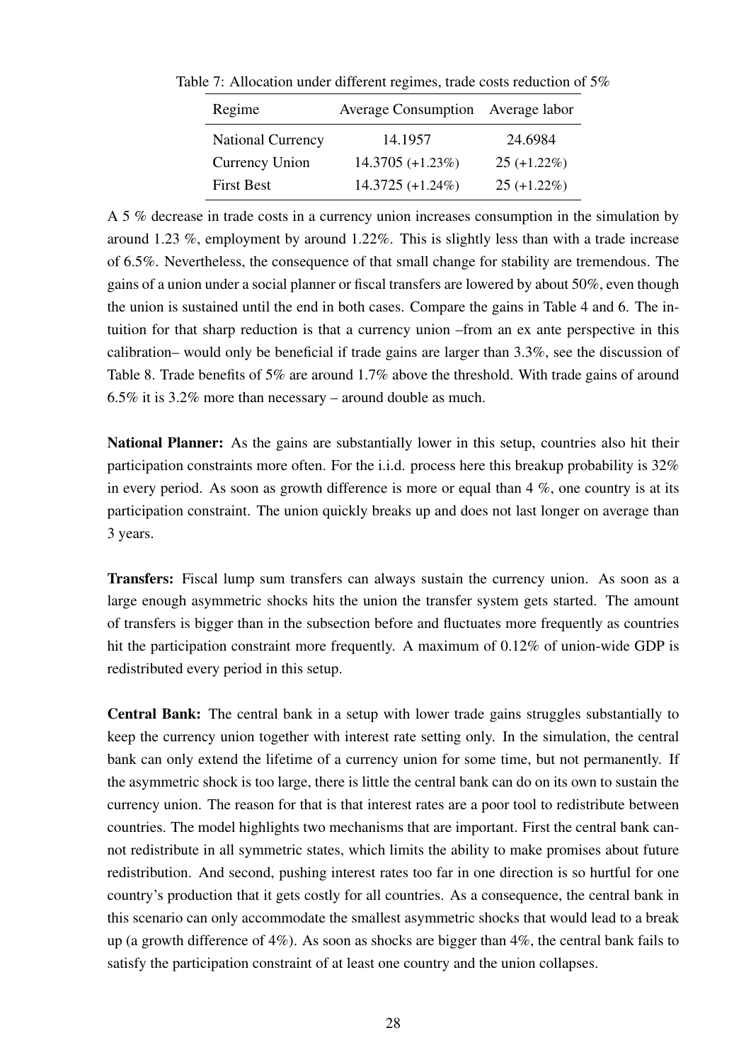Table 7: Allocation under different regimes, trade costs reduction of 5%

| Regime | Average Consumption | Average labor |
|---|---|---|
| National Currency | 14.1957 | 24.6984 |
| Currency Union | 14.3705 (+1.23%) | 25 (+1.22%) |
| First Best | 14.3725 (+1.24%) | 25 (+1.22%) |

A 5 % decrease in trade costs in a currency union increases consumption in the simulation by around 1.23 %, employment by around 1.22%. This is slightly less than with a trade increase of 6.5%. Nevertheless, the consequence of that small change for stability are tremendous. The gains of a union under a social planner or fiscal transfers are lowered by about 50%, even though the union is sustained until the end in both cases. Compare the gains in Table 4 and 6. The intuition for that sharp reduction is that a currency union –from an ex ante perspective in this calibration– would only be beneficial if trade gains are larger than 3.3%, see the discussion of Table 8. Trade benefits of 5% are around 1.7% above the threshold. With trade gains of around 6.5% it is 3.2% more than necessary – around double as much.

**National Planner:** As the gains are substantially lower in this setup, countries also hit their participation constraints more often. For the i.i.d. process here this breakup probability is 32% in every period. As soon as growth difference is more or equal than 4 %, one country is at its participation constraint. The union quickly breaks up and does not last longer on average than 3 years.

**Transfers:** Fiscal lump sum transfers can always sustain the currency union. As soon as a large enough asymmetric shocks hits the union the transfer system gets started. The amount of transfers is bigger than in the subsection before and fluctuates more frequently as countries hit the participation constraint more frequently. A maximum of 0.12% of union-wide GDP is redistributed every period in this setup.

**Central Bank:** The central bank in a setup with lower trade gains struggles substantially to keep the currency union together with interest rate setting only. In the simulation, the central bank can only extend the lifetime of a currency union for some time, but not permanently. If the asymmetric shock is too large, there is little the central bank can do on its own to sustain the currency union. The reason for that is that interest rates are a poor tool to redistribute between countries. The model highlights two mechanisms that are important. First the central bank cannot redistribute in all symmetric states, which limits the ability to make promises about future redistribution. And second, pushing interest rates too far in one direction is so hurtful for one country's production that it gets costly for all countries. As a consequence, the central bank in this scenario can only accommodate the smallest asymmetric shocks that would lead to a break up (a growth difference of 4%). As soon as shocks are bigger than 4%, the central bank fails to satisfy the participation constraint of at least one country and the union collapses.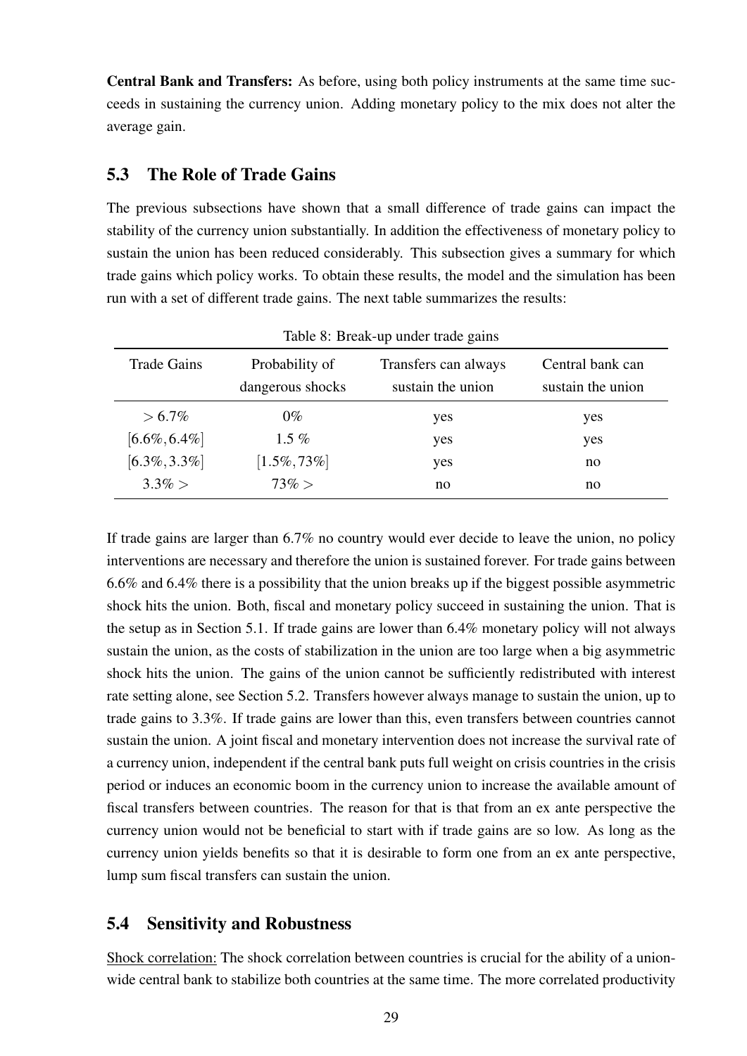**Central Bank and Transfers:** As before, using both policy instruments at the same time succeeds in sustaining the currency union. Adding monetary policy to the mix does not alter the average gain.

## 5.3 The Role of Trade Gains

The previous subsections have shown that a small difference of trade gains can impact the stability of the currency union substantially. In addition the effectiveness of monetary policy to sustain the union has been reduced considerably. This subsection gives a summary for which trade gains which policy works. To obtain these results, the model and the simulation has been run with a set of different trade gains. The next table summarizes the results:

Table 8: Break-up under trade gains

| Trade Gains | Probability of dangerous shocks | Transfers can always sustain the union | Central bank can sustain the union |
|---|---|---|---|
| $> 6.7\%$ | $0\%$ | yes | yes |
| $[6.6\%, 6.4\%]$ | $1.5\ \%$ | yes | yes |
| $[6.3\%, 3.3\%]$ | $[1.5\%, 73\%]$ | yes | no |
| $3.3\% >$ | $73\% >$ | no | no |

If trade gains are larger than 6.7% no country would ever decide to leave the union, no policy interventions are necessary and therefore the union is sustained forever. For trade gains between 6.6% and 6.4% there is a possibility that the union breaks up if the biggest possible asymmetric shock hits the union. Both, fiscal and monetary policy succeed in sustaining the union. That is the setup as in Section 5.1. If trade gains are lower than 6.4% monetary policy will not always sustain the union, as the costs of stabilization in the union are too large when a big asymmetric shock hits the union. The gains of the union cannot be sufficiently redistributed with interest rate setting alone, see Section 5.2. Transfers however always manage to sustain the union, up to trade gains to 3.3%. If trade gains are lower than this, even transfers between countries cannot sustain the union. A joint fiscal and monetary intervention does not increase the survival rate of a currency union, independent if the central bank puts full weight on crisis countries in the crisis period or induces an economic boom in the currency union to increase the available amount of fiscal transfers between countries. The reason for that is that from an ex ante perspective the currency union would not be beneficial to start with if trade gains are so low. As long as the currency union yields benefits so that it is desirable to form one from an ex ante perspective, lump sum fiscal transfers can sustain the union.

## 5.4 Sensitivity and Robustness

Shock correlation: The shock correlation between countries is crucial for the ability of a union-wide central bank to stabilize both countries at the same time. The more correlated productivity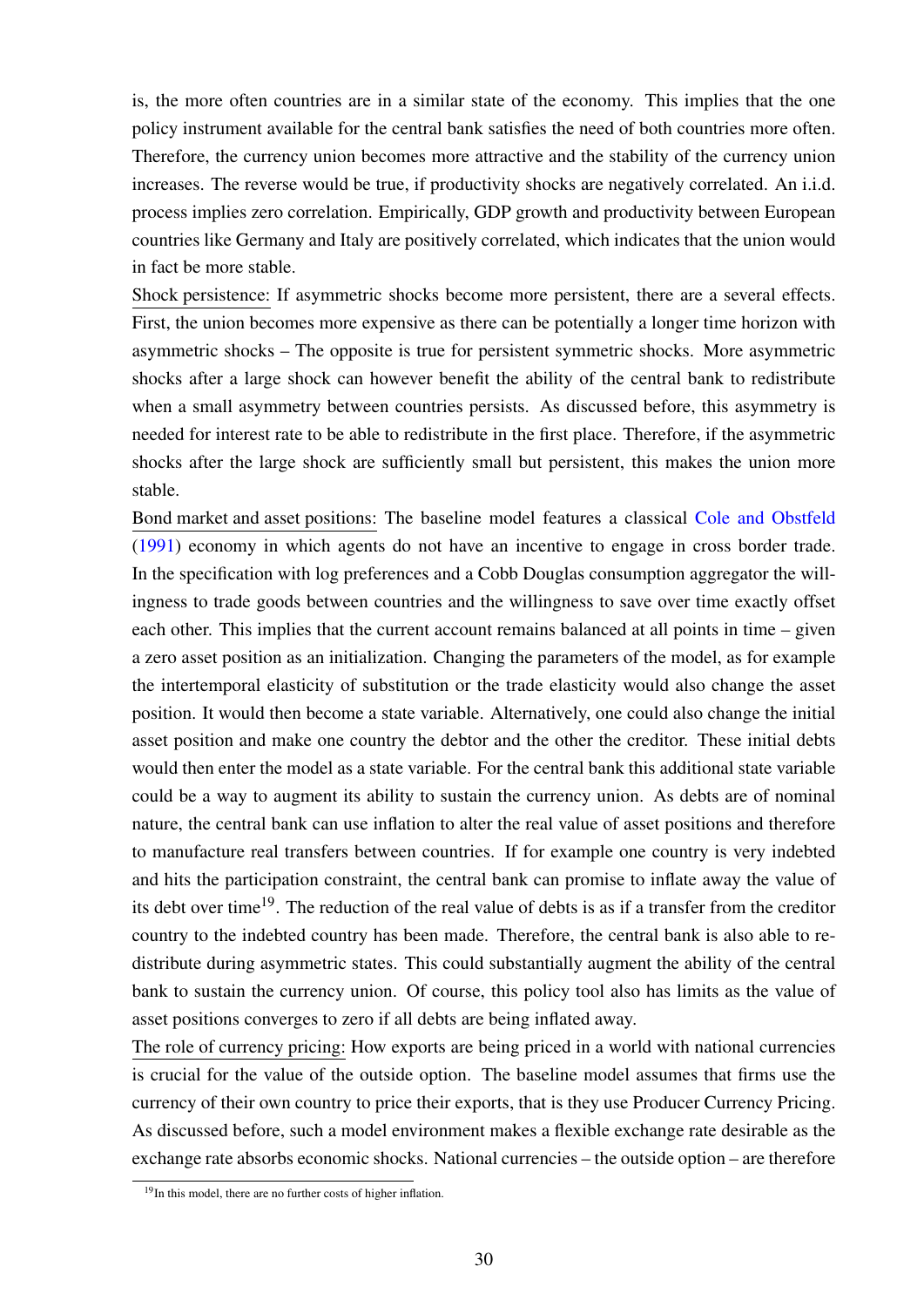is, the more often countries are in a similar state of the economy. This implies that the one policy instrument available for the central bank satisfies the need of both countries more often. Therefore, the currency union becomes more attractive and the stability of the currency union increases. The reverse would be true, if productivity shocks are negatively correlated. An i.i.d. process implies zero correlation. Empirically, GDP growth and productivity between European countries like Germany and Italy are positively correlated, which indicates that the union would in fact be more stable.

Shock persistence: If asymmetric shocks become more persistent, there are a several effects. First, the union becomes more expensive as there can be potentially a longer time horizon with asymmetric shocks – The opposite is true for persistent symmetric shocks. More asymmetric shocks after a large shock can however benefit the ability of the central bank to redistribute when a small asymmetry between countries persists. As discussed before, this asymmetry is needed for interest rate to be able to redistribute in the first place. Therefore, if the asymmetric shocks after the large shock are sufficiently small but persistent, this makes the union more stable.

Bond market and asset positions: The baseline model features a classical Cole and Obstfeld (1991) economy in which agents do not have an incentive to engage in cross border trade. In the specification with log preferences and a Cobb Douglas consumption aggregator the willingness to trade goods between countries and the willingness to save over time exactly offset each other. This implies that the current account remains balanced at all points in time – given a zero asset position as an initialization. Changing the parameters of the model, as for example the intertemporal elasticity of substitution or the trade elasticity would also change the asset position. It would then become a state variable. Alternatively, one could also change the initial asset position and make one country the debtor and the other the creditor. These initial debts would then enter the model as a state variable. For the central bank this additional state variable could be a way to augment its ability to sustain the currency union. As debts are of nominal nature, the central bank can use inflation to alter the real value of asset positions and therefore to manufacture real transfers between countries. If for example one country is very indebted and hits the participation constraint, the central bank can promise to inflate away the value of its debt over time[19]. The reduction of the real value of debts is as if a transfer from the creditor country to the indebted country has been made. Therefore, the central bank is also able to redistribute during asymmetric states. This could substantially augment the ability of the central bank to sustain the currency union. Of course, this policy tool also has limits as the value of asset positions converges to zero if all debts are being inflated away.

The role of currency pricing: How exports are being priced in a world with national currencies is crucial for the value of the outside option. The baseline model assumes that firms use the currency of their own country to price their exports, that is they use Producer Currency Pricing. As discussed before, such a model environment makes a flexible exchange rate desirable as the exchange rate absorbs economic shocks. National currencies – the outside option – are therefore

[19] In this model, there are no further costs of higher inflation.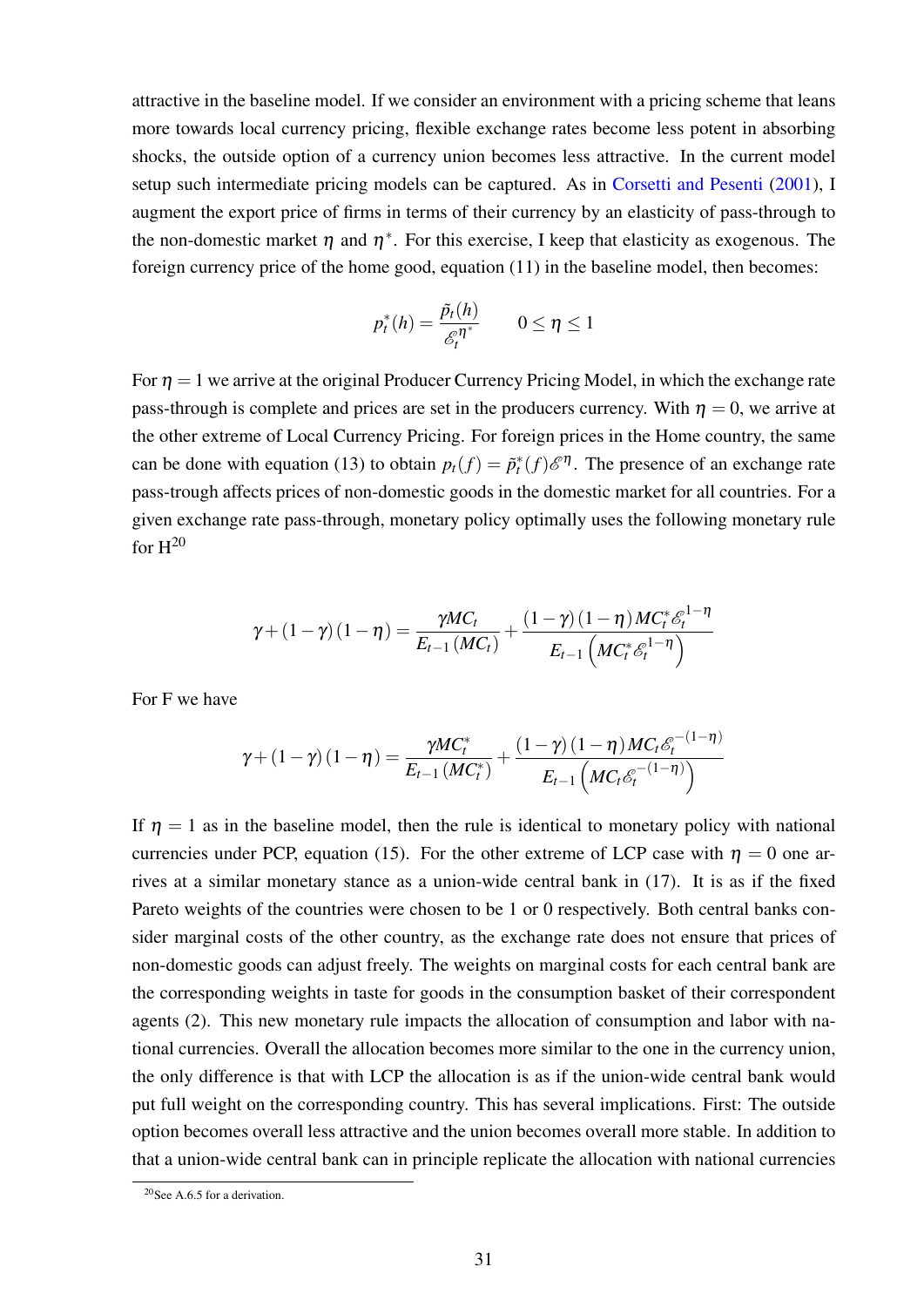attractive in the baseline model. If we consider an environment with a pricing scheme that leans more towards local currency pricing, flexible exchange rates become less potent in absorbing shocks, the outside option of a currency union becomes less attractive. In the current model setup such intermediate pricing models can be captured. As in Corsetti and Pesenti (2001), I augment the export price of firms in terms of their currency by an elasticity of pass-through to the non-domestic market $\eta$ and $\eta^*$. For this exercise, I keep that elasticity as exogenous. The foreign currency price of the home good, equation (11) in the baseline model, then becomes:

$$p_t^*(h) = \frac{\tilde{p}_t(h)}{\mathscr{E}_t^{\eta^*}} \qquad 0 \leq \eta \leq 1$$

For $\eta = 1$ we arrive at the original Producer Currency Pricing Model, in which the exchange rate pass-through is complete and prices are set in the producers currency. With $\eta = 0$, we arrive at the other extreme of Local Currency Pricing. For foreign prices in the Home country, the same can be done with equation (13) to obtain $p_t(f) = \tilde{p}_t^*(f)\mathscr{E}^{\eta}$. The presence of an exchange rate pass-trough affects prices of non-domestic goods in the domestic market for all countries. For a given exchange rate pass-through, monetary policy optimally uses the following monetary rule for H[20]

$$\gamma + (1-\gamma)(1-\eta) = \frac{\gamma MC_t}{E_{t-1}(MC_t)} + \frac{(1-\gamma)(1-\eta)MC_t^* \mathscr{E}_t^{1-\eta}}{E_{t-1}\left(MC_t^* \mathscr{E}_t^{1-\eta}\right)}$$

For F we have

$$\gamma + (1-\gamma)(1-\eta) = \frac{\gamma MC_t^*}{E_{t-1}(MC_t^*)} + \frac{(1-\gamma)(1-\eta)MC_t \mathscr{E}_t^{-(1-\eta)}}{E_{t-1}\left(MC_t \mathscr{E}_t^{-(1-\eta)}\right)}$$

If $\eta = 1$ as in the baseline model, then the rule is identical to monetary policy with national currencies under PCP, equation (15). For the other extreme of LCP case with $\eta = 0$ one arrives at a similar monetary stance as a union-wide central bank in (17). It is as if the fixed Pareto weights of the countries were chosen to be 1 or 0 respectively. Both central banks consider marginal costs of the other country, as the exchange rate does not ensure that prices of non-domestic goods can adjust freely. The weights on marginal costs for each central bank are the corresponding weights in taste for goods in the consumption basket of their correspondent agents (2). This new monetary rule impacts the allocation of consumption and labor with national currencies. Overall the allocation becomes more similar to the one in the currency union, the only difference is that with LCP the allocation is as if the union-wide central bank would put full weight on the corresponding country. This has several implications. First: The outside option becomes overall less attractive and the union becomes overall more stable. In addition to that a union-wide central bank can in principle replicate the allocation with national currencies

[20] See A.6.5 for a derivation.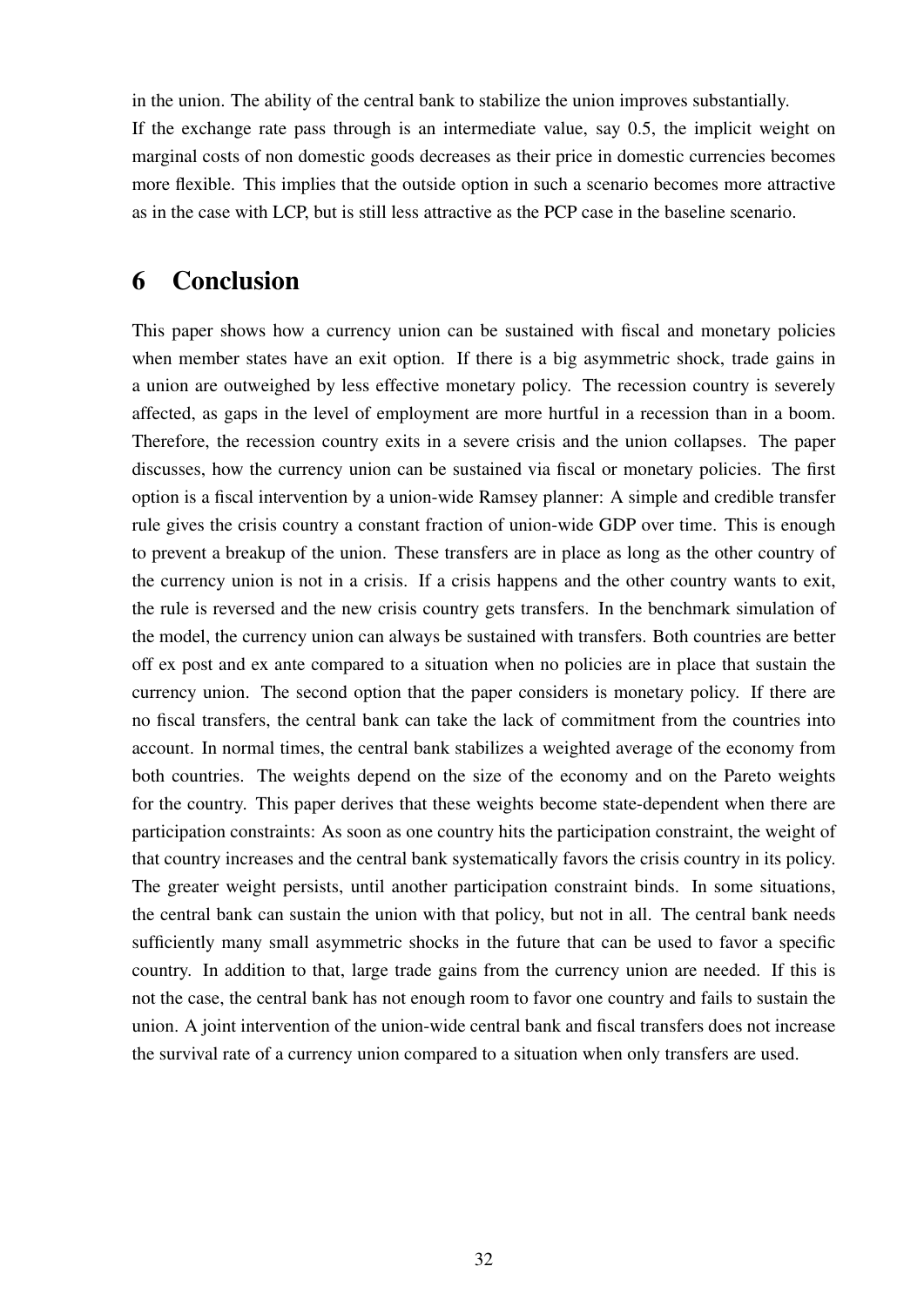in the union. The ability of the central bank to stabilize the union improves substantially.
If the exchange rate pass through is an intermediate value, say 0.5, the implicit weight on marginal costs of non domestic goods decreases as their price in domestic currencies becomes more flexible. This implies that the outside option in such a scenario becomes more attractive as in the case with LCP, but is still less attractive as the PCP case in the baseline scenario.

# 6 Conclusion

This paper shows how a currency union can be sustained with fiscal and monetary policies when member states have an exit option. If there is a big asymmetric shock, trade gains in a union are outweighed by less effective monetary policy. The recession country is severely affected, as gaps in the level of employment are more hurtful in a recession than in a boom. Therefore, the recession country exits in a severe crisis and the union collapses. The paper discusses, how the currency union can be sustained via fiscal or monetary policies. The first option is a fiscal intervention by a union-wide Ramsey planner: A simple and credible transfer rule gives the crisis country a constant fraction of union-wide GDP over time. This is enough to prevent a breakup of the union. These transfers are in place as long as the other country of the currency union is not in a crisis. If a crisis happens and the other country wants to exit, the rule is reversed and the new crisis country gets transfers. In the benchmark simulation of the model, the currency union can always be sustained with transfers. Both countries are better off ex post and ex ante compared to a situation when no policies are in place that sustain the currency union. The second option that the paper considers is monetary policy. If there are no fiscal transfers, the central bank can take the lack of commitment from the countries into account. In normal times, the central bank stabilizes a weighted average of the economy from both countries. The weights depend on the size of the economy and on the Pareto weights for the country. This paper derives that these weights become state-dependent when there are participation constraints: As soon as one country hits the participation constraint, the weight of that country increases and the central bank systematically favors the crisis country in its policy. The greater weight persists, until another participation constraint binds. In some situations, the central bank can sustain the union with that policy, but not in all. The central bank needs sufficiently many small asymmetric shocks in the future that can be used to favor a specific country. In addition to that, large trade gains from the currency union are needed. If this is not the case, the central bank has not enough room to favor one country and fails to sustain the union. A joint intervention of the union-wide central bank and fiscal transfers does not increase the survival rate of a currency union compared to a situation when only transfers are used.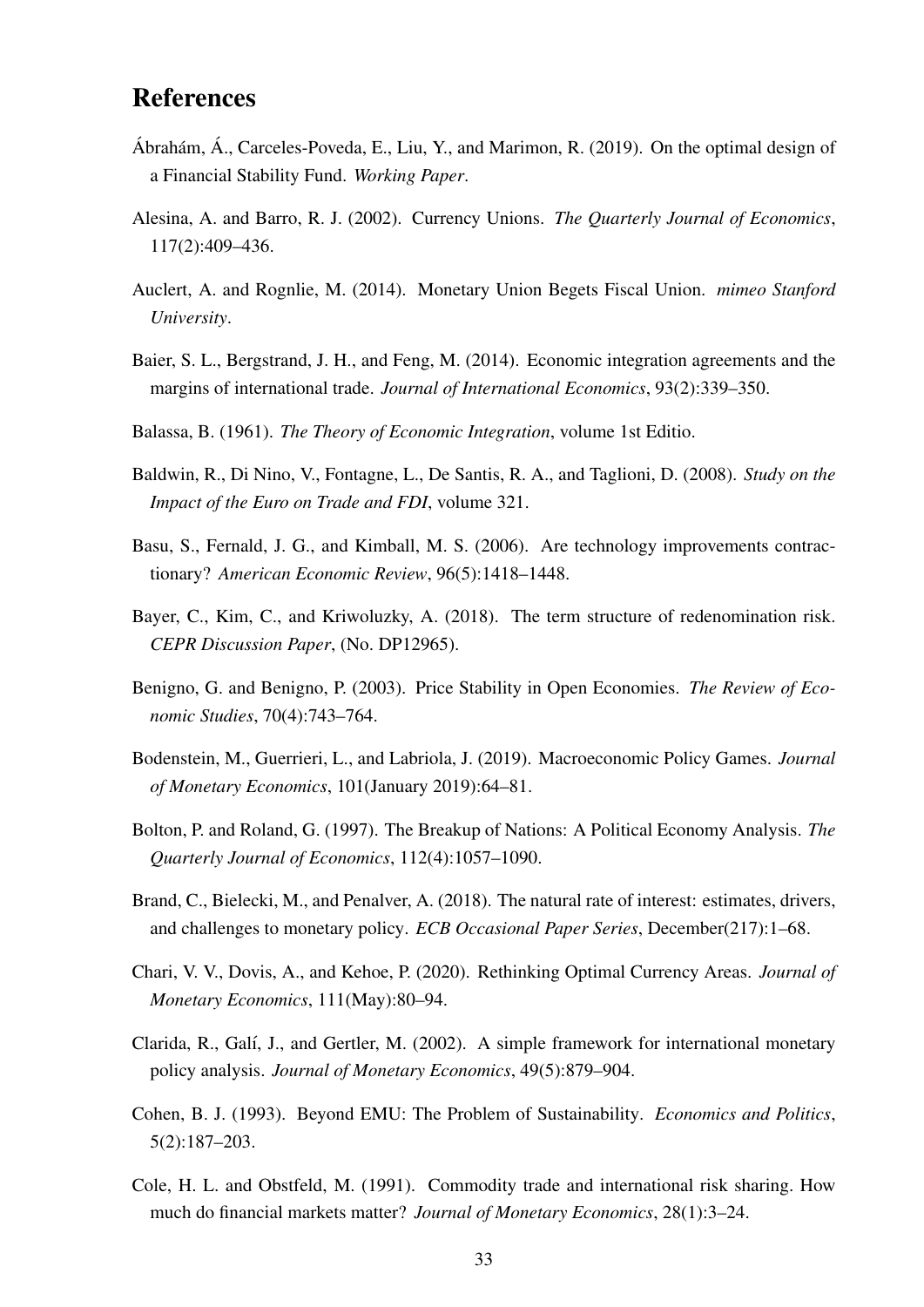# References

Ábrahám, Á., Carceles-Poveda, E., Liu, Y., and Marimon, R. (2019). On the optimal design of a Financial Stability Fund. *Working Paper*.

Alesina, A. and Barro, R. J. (2002). Currency Unions. *The Quarterly Journal of Economics*, 117(2):409–436.

Auclert, A. and Rognlie, M. (2014). Monetary Union Begets Fiscal Union. *mimeo Stanford University*.

Baier, S. L., Bergstrand, J. H., and Feng, M. (2014). Economic integration agreements and the margins of international trade. *Journal of International Economics*, 93(2):339–350.

Balassa, B. (1961). *The Theory of Economic Integration*, volume 1st Editio.

Baldwin, R., Di Nino, V., Fontagne, L., De Santis, R. A., and Taglioni, D. (2008). *Study on the Impact of the Euro on Trade and FDI*, volume 321.

Basu, S., Fernald, J. G., and Kimball, M. S. (2006). Are technology improvements contractionary? *American Economic Review*, 96(5):1418–1448.

Bayer, C., Kim, C., and Kriwoluzky, A. (2018). The term structure of redenomination risk. *CEPR Discussion Paper*, (No. DP12965).

Benigno, G. and Benigno, P. (2003). Price Stability in Open Economies. *The Review of Economic Studies*, 70(4):743–764.

Bodenstein, M., Guerrieri, L., and Labriola, J. (2019). Macroeconomic Policy Games. *Journal of Monetary Economics*, 101(January 2019):64–81.

Bolton, P. and Roland, G. (1997). The Breakup of Nations: A Political Economy Analysis. *The Quarterly Journal of Economics*, 112(4):1057–1090.

Brand, C., Bielecki, M., and Penalver, A. (2018). The natural rate of interest: estimates, drivers, and challenges to monetary policy. *ECB Occasional Paper Series*, December(217):1–68.

Chari, V. V., Dovis, A., and Kehoe, P. (2020). Rethinking Optimal Currency Areas. *Journal of Monetary Economics*, 111(May):80–94.

Clarida, R., Galí, J., and Gertler, M. (2002). A simple framework for international monetary policy analysis. *Journal of Monetary Economics*, 49(5):879–904.

Cohen, B. J. (1993). Beyond EMU: The Problem of Sustainability. *Economics and Politics*, 5(2):187–203.

Cole, H. L. and Obstfeld, M. (1991). Commodity trade and international risk sharing. How much do financial markets matter? *Journal of Monetary Economics*, 28(1):3–24.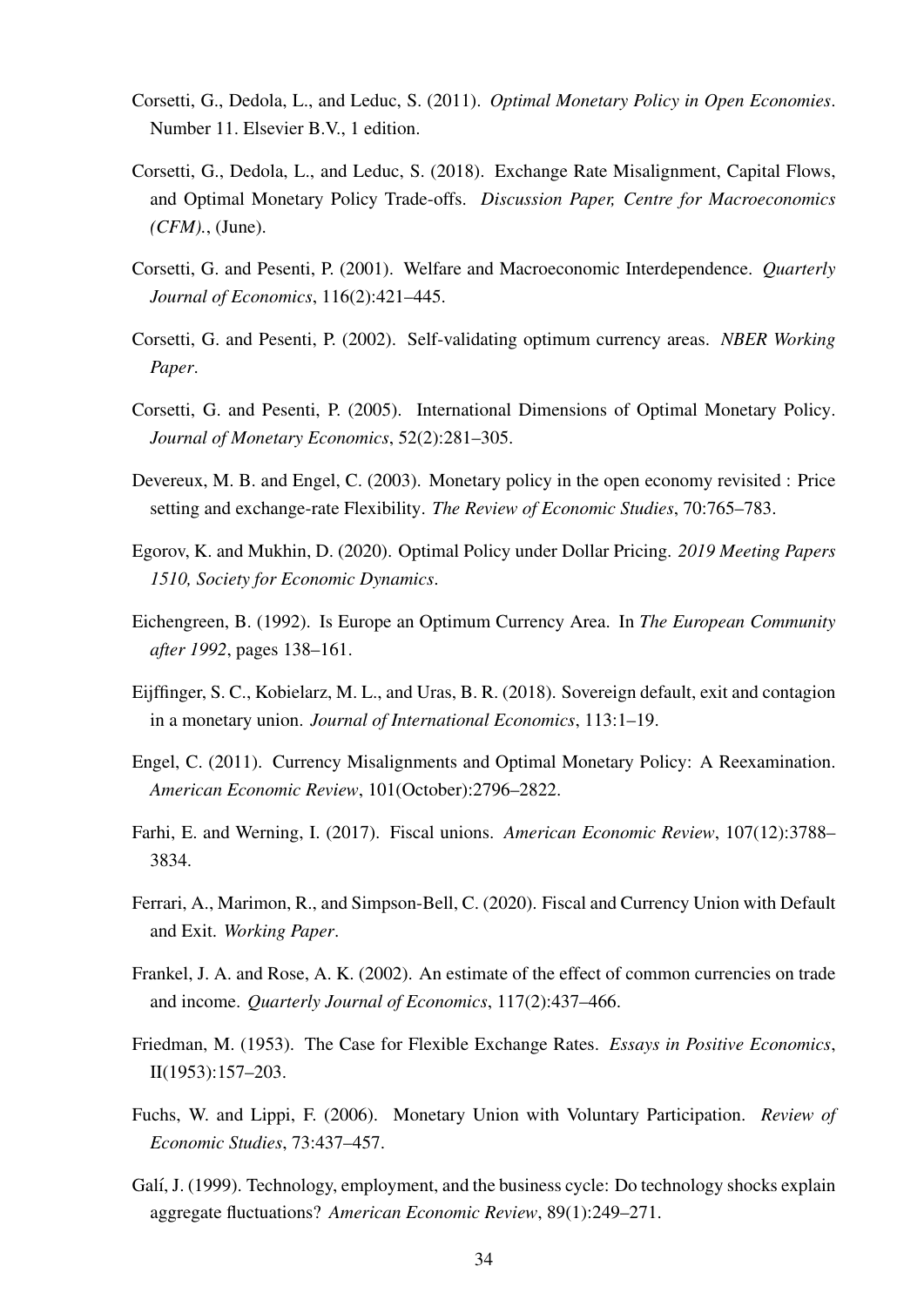Corsetti, G., Dedola, L., and Leduc, S. (2011). *Optimal Monetary Policy in Open Economies*. Number 11. Elsevier B.V., 1 edition.

Corsetti, G., Dedola, L., and Leduc, S. (2018). Exchange Rate Misalignment, Capital Flows, and Optimal Monetary Policy Trade-offs. *Discussion Paper, Centre for Macroeconomics (CFM).*, (June).

Corsetti, G. and Pesenti, P. (2001). Welfare and Macroeconomic Interdependence. *Quarterly Journal of Economics*, 116(2):421–445.

Corsetti, G. and Pesenti, P. (2002). Self-validating optimum currency areas. *NBER Working Paper*.

Corsetti, G. and Pesenti, P. (2005). International Dimensions of Optimal Monetary Policy. *Journal of Monetary Economics*, 52(2):281–305.

Devereux, M. B. and Engel, C. (2003). Monetary policy in the open economy revisited : Price setting and exchange-rate Flexibility. *The Review of Economic Studies*, 70:765–783.

Egorov, K. and Mukhin, D. (2020). Optimal Policy under Dollar Pricing. *2019 Meeting Papers 1510, Society for Economic Dynamics*.

Eichengreen, B. (1992). Is Europe an Optimum Currency Area. In *The European Community after 1992*, pages 138–161.

Eijffinger, S. C., Kobielarz, M. L., and Uras, B. R. (2018). Sovereign default, exit and contagion in a monetary union. *Journal of International Economics*, 113:1–19.

Engel, C. (2011). Currency Misalignments and Optimal Monetary Policy: A Reexamination. *American Economic Review*, 101(October):2796–2822.

Farhi, E. and Werning, I. (2017). Fiscal unions. *American Economic Review*, 107(12):3788–3834.

Ferrari, A., Marimon, R., and Simpson-Bell, C. (2020). Fiscal and Currency Union with Default and Exit. *Working Paper*.

Frankel, J. A. and Rose, A. K. (2002). An estimate of the effect of common currencies on trade and income. *Quarterly Journal of Economics*, 117(2):437–466.

Friedman, M. (1953). The Case for Flexible Exchange Rates. *Essays in Positive Economics*, II(1953):157–203.

Fuchs, W. and Lippi, F. (2006). Monetary Union with Voluntary Participation. *Review of Economic Studies*, 73:437–457.

Galí, J. (1999). Technology, employment, and the business cycle: Do technology shocks explain aggregate fluctuations? *American Economic Review*, 89(1):249–271.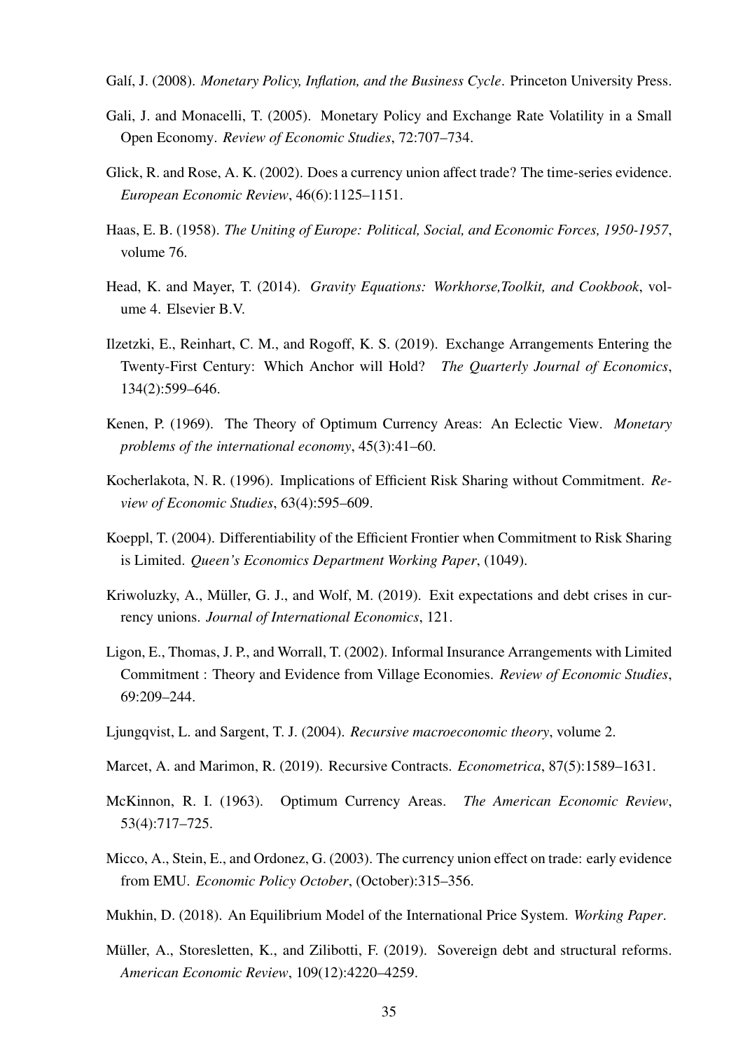Galí, J. (2008). *Monetary Policy, Inflation, and the Business Cycle*. Princeton University Press.

Gali, J. and Monacelli, T. (2005). Monetary Policy and Exchange Rate Volatility in a Small Open Economy. *Review of Economic Studies*, 72:707–734.

Glick, R. and Rose, A. K. (2002). Does a currency union affect trade? The time-series evidence. *European Economic Review*, 46(6):1125–1151.

Haas, E. B. (1958). *The Uniting of Europe: Political, Social, and Economic Forces, 1950-1957*, volume 76.

Head, K. and Mayer, T. (2014). *Gravity Equations: Workhorse,Toolkit, and Cookbook*, volume 4. Elsevier B.V.

Ilzetzki, E., Reinhart, C. M., and Rogoff, K. S. (2019). Exchange Arrangements Entering the Twenty-First Century: Which Anchor will Hold? *The Quarterly Journal of Economics*, 134(2):599–646.

Kenen, P. (1969). The Theory of Optimum Currency Areas: An Eclectic View. *Monetary problems of the international economy*, 45(3):41–60.

Kocherlakota, N. R. (1996). Implications of Efficient Risk Sharing without Commitment. *Review of Economic Studies*, 63(4):595–609.

Koeppl, T. (2004). Differentiability of the Efficient Frontier when Commitment to Risk Sharing is Limited. *Queen's Economics Department Working Paper*, (1049).

Kriwoluzky, A., Müller, G. J., and Wolf, M. (2019). Exit expectations and debt crises in currency unions. *Journal of International Economics*, 121.

Ligon, E., Thomas, J. P., and Worrall, T. (2002). Informal Insurance Arrangements with Limited Commitment : Theory and Evidence from Village Economies. *Review of Economic Studies*, 69:209–244.

Ljungqvist, L. and Sargent, T. J. (2004). *Recursive macroeconomic theory*, volume 2.

Marcet, A. and Marimon, R. (2019). Recursive Contracts. *Econometrica*, 87(5):1589–1631.

McKinnon, R. I. (1963). Optimum Currency Areas. *The American Economic Review*, 53(4):717–725.

Micco, A., Stein, E., and Ordonez, G. (2003). The currency union effect on trade: early evidence from EMU. *Economic Policy October*, (October):315–356.

Mukhin, D. (2018). An Equilibrium Model of the International Price System. *Working Paper*.

Müller, A., Storesletten, K., and Zilibotti, F. (2019). Sovereign debt and structural reforms. *American Economic Review*, 109(12):4220–4259.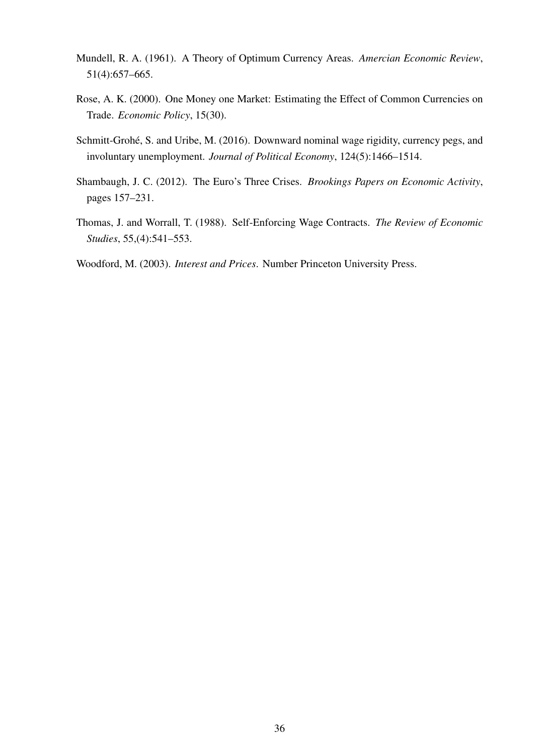Mundell, R. A. (1961). A Theory of Optimum Currency Areas. *Amercian Economic Review*, 51(4):657–665.

Rose, A. K. (2000). One Money one Market: Estimating the Effect of Common Currencies on Trade. *Economic Policy*, 15(30).

Schmitt-Grohé, S. and Uribe, M. (2016). Downward nominal wage rigidity, currency pegs, and involuntary unemployment. *Journal of Political Economy*, 124(5):1466–1514.

Shambaugh, J. C. (2012). The Euro's Three Crises. *Brookings Papers on Economic Activity*, pages 157–231.

Thomas, J. and Worrall, T. (1988). Self-Enforcing Wage Contracts. *The Review of Economic Studies*, 55,(4):541–553.

Woodford, M. (2003). *Interest and Prices*. Number Princeton University Press.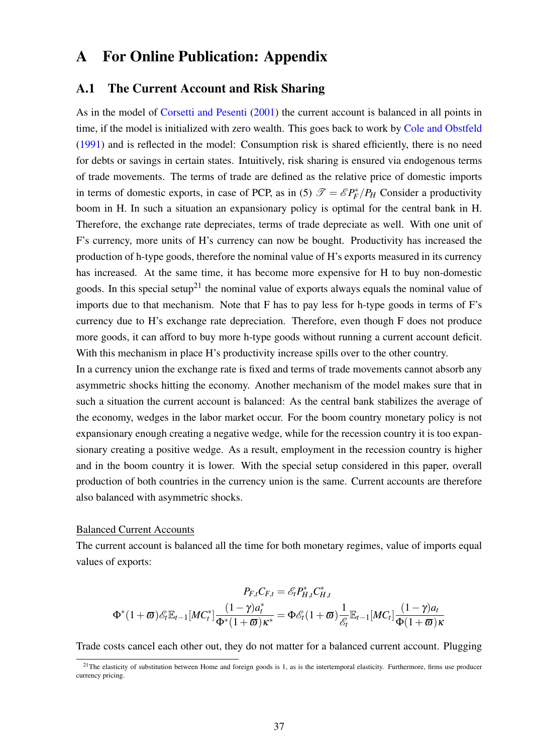# A For Online Publication: Appendix

## A.1 The Current Account and Risk Sharing

As in the model of Corsetti and Pesenti (2001) the current account is balanced in all points in time, if the model is initialized with zero wealth. This goes back to work by Cole and Obstfeld (1991) and is reflected in the model: Consumption risk is shared efficiently, there is no need for debts or savings in certain states. Intuitively, risk sharing is ensured via endogenous terms of trade movements. The terms of trade are defined as the relative price of domestic imports in terms of domestic exports, in case of PCP, as in (5) $\mathscr{T} = \mathscr{E} P_F^*/P_H$ Consider a productivity boom in H. In such a situation an expansionary policy is optimal for the central bank in H. Therefore, the exchange rate depreciates, terms of trade depreciate as well. With one unit of F's currency, more units of H's currency can now be bought. Productivity has increased the production of h-type goods, therefore the nominal value of H's exports measured in its currency has increased. At the same time, it has become more expensive for H to buy non-domestic goods. In this special setup[21] the nominal value of exports always equals the nominal value of imports due to that mechanism. Note that F has to pay less for h-type goods in terms of F's currency due to H's exchange rate depreciation. Therefore, even though F does not produce more goods, it can afford to buy more h-type goods without running a current account deficit. With this mechanism in place H's productivity increase spills over to the other country.

In a currency union the exchange rate is fixed and terms of trade movements cannot absorb any asymmetric shocks hitting the economy. Another mechanism of the model makes sure that in such a situation the current account is balanced: As the central bank stabilizes the average of the economy, wedges in the labor market occur. For the boom country monetary policy is not expansionary enough creating a negative wedge, while for the recession country it is too expansionary creating a positive wedge. As a result, employment in the recession country is higher and in the boom country it is lower. With the special setup considered in this paper, overall production of both countries in the currency union is the same. Current accounts are therefore also balanced with asymmetric shocks.

<u>Balanced Current Accounts</u>

The current account is balanced all the time for both monetary regimes, value of imports equal values of exports:

$$P_{F,t} C_{F,t} = \mathscr{E}_t P^*_{H,t} C^*_{H,t}$$

$$\Phi^*(1+\varpi)\mathscr{E}_t \mathbb{E}_{t-1}[MC_t^*] \frac{(1-\gamma)a_t^*}{\Phi^*(1+\varpi)\kappa^*} = \Phi \mathscr{E}_t (1+\varpi) \frac{1}{\mathscr{E}_t} \mathbb{E}_{t-1}[MC_t] \frac{(1-\gamma)a_t}{\Phi(1+\varpi)\kappa}$$

Trade costs cancel each other out, they do not matter for a balanced current account. Plugging

[21] The elasticity of substitution between Home and foreign goods is 1, as is the intertemporal elasticity. Furthermore, firms use producer currency pricing.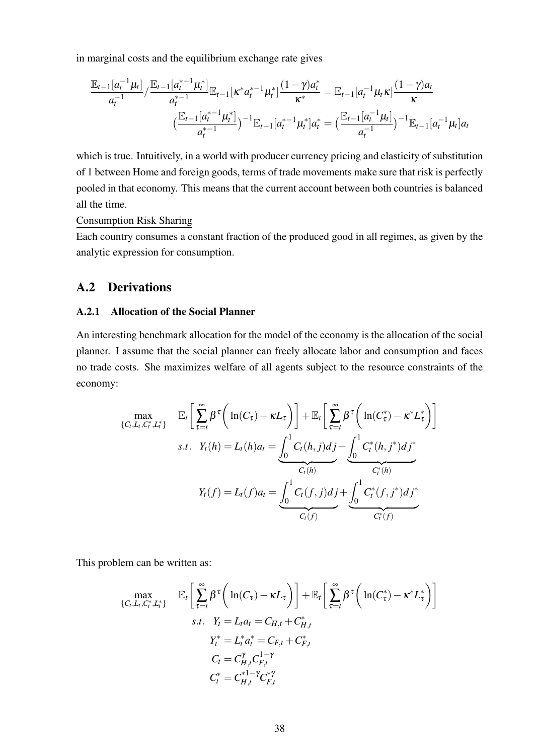in marginal costs and the equilibrium exchange rate gives

$$\frac{\mathbb{E}_{t-1}[a_t^{-1}\mu_t]}{a_t^{-1}} \Big/ \frac{\mathbb{E}_{t-1}[a_t^{*-1}\mu_t^*]}{a_t^{*-1}} \mathbb{E}_{t-1}[\kappa^* a_t^{*-1}\mu_t^*] \frac{(1-\gamma)a_t^*}{\kappa^*} = \mathbb{E}_{t-1}[a_t^{-1}\mu_t\kappa] \frac{(1-\gamma)a_t}{\kappa}$$

$$\Big(\frac{\mathbb{E}_{t-1}[a_t^{*-1}\mu_t^*]}{a_t^{*-1}}\Big)^{-1} \mathbb{E}_{t-1}[a_t^{*-1}\mu_t^*]a_t^* = \Big(\frac{\mathbb{E}_{t-1}[a_t^{-1}\mu_t]}{a_t^{-1}}\Big)^{-1} \mathbb{E}_{t-1}[a_t^{-1}\mu_t]a_t$$

which is true. Intuitively, in a world with producer currency pricing and elasticity of substitution of 1 between Home and foreign goods, terms of trade movements make sure that risk is perfectly pooled in that economy. This means that the current account between both countries is balanced all the time.

Consumption Risk Sharing

Each country consumes a constant fraction of the produced good in all regimes, as given by the analytic expression for consumption.

## A.2 Derivations

### A.2.1 Allocation of the Social Planner

An interesting benchmark allocation for the model of the economy is the allocation of the social planner. I assume that the social planner can freely allocate labor and consumption and faces no trade costs. She maximizes welfare of all agents subject to the resource constraints of the economy:

$$\max_{\{C_t, L_t, C_t^*, L_t^*\}} \quad \mathbb{E}_t\Big[\sum_{\tau=t}^{\infty}\beta^{\tau}\Big(\ln(C_\tau) - \kappa L_\tau\Big)\Big] + \mathbb{E}_t\Big[\sum_{\tau=t}^{\infty}\beta^{\tau}\Big(\ln(C_\tau^*) - \kappa^* L_\tau^*\Big)\Big]$$

$$s.t. \quad Y_t(h) = L_t(h)a_t = \underbrace{\int_0^1 C_t(h,j)dj}_{C_t(h)} + \underbrace{\int_0^1 C_t^*(h,j^*)dj^*}_{C_t^*(h)}$$

$$Y_t(f) = L_t(f)a_t = \underbrace{\int_0^1 C_t(f,j)dj}_{C_t(f)} + \underbrace{\int_0^1 C_t^*(f,j^*)dj^*}_{C_t^*(f)}$$

This problem can be written as:

$$\max_{\{C_t, L_t, C_t^*, L_t^*\}} \quad \mathbb{E}_t\Big[\sum_{\tau=t}^{\infty}\beta^{\tau}\Big(\ln(C_\tau) - \kappa L_\tau\Big)\Big] + \mathbb{E}_t\Big[\sum_{\tau=t}^{\infty}\beta^{\tau}\Big(\ln(C_\tau^*) - \kappa^* L_\tau^*\Big)\Big]$$

$$s.t. \quad Y_t = L_t a_t = C_{H,t} + C_{H,t}^*$$

$$Y_t^* = L_t^* a_t^* = C_{F,t} + C_{F,t}^*$$

$$C_t = C_{H,t}^{\gamma} C_{F,t}^{1-\gamma}$$

$$C_t^* = C_{H,t}^{*1-\gamma} C_{F,t}^{*\gamma}$$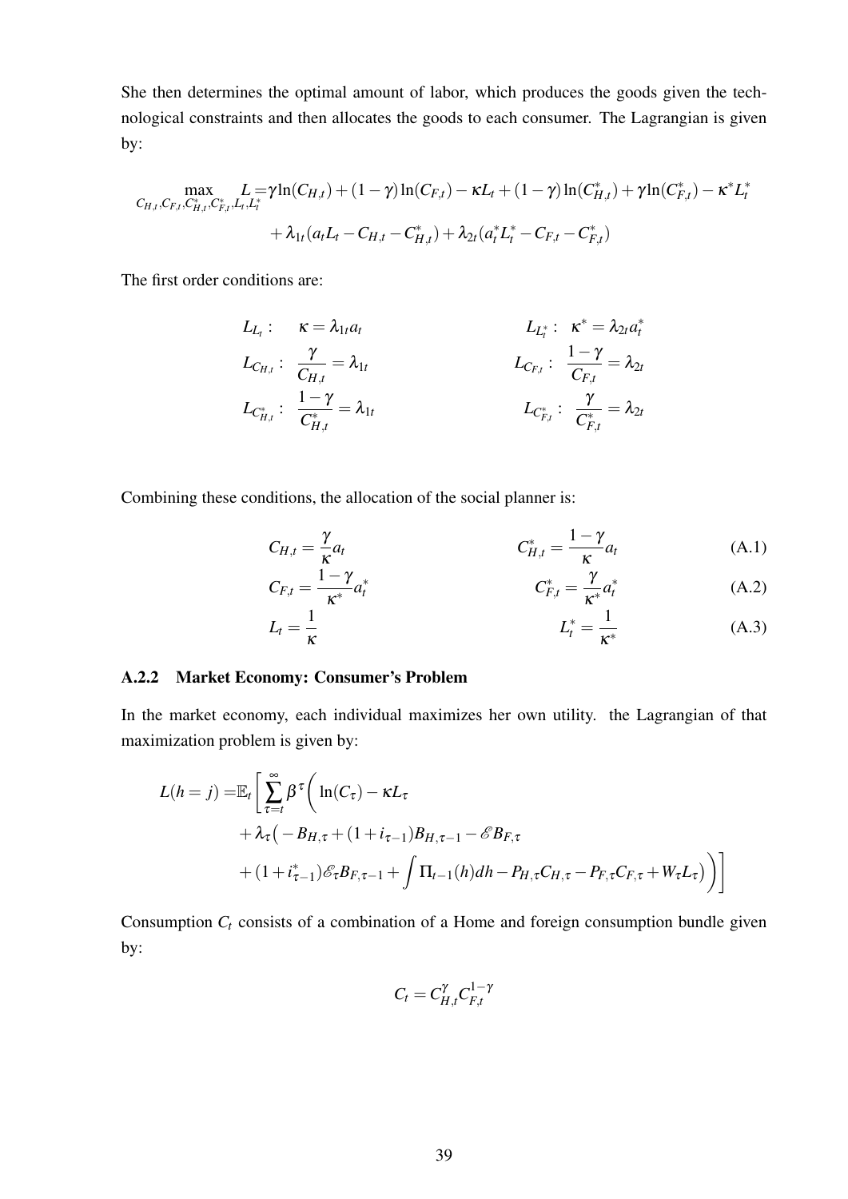She then determines the optimal amount of labor, which produces the goods given the technological constraints and then allocates the goods to each consumer. The Lagrangian is given by:

$$\max_{C_{H,t},C_{F,t},C^*_{H,t},C^*_{F,t},L_t,L^*_t} L = \gamma \ln(C_{H,t}) + (1-\gamma)\ln(C_{F,t}) - \kappa L_t + (1-\gamma)\ln(C^*_{H,t}) + \gamma \ln(C^*_{F,t}) - \kappa^* L^*_t$$
$$+ \lambda_{1t}(a_t L_t - C_{H,t} - C^*_{H,t}) + \lambda_{2t}(a^*_t L^*_t - C_{F,t} - C^*_{F,t})$$

The first order conditions are:

$$L_{L_t}: \quad \kappa = \lambda_{1t} a_t \qquad\qquad L_{L^*_t}: \quad \kappa^* = \lambda_{2t} a^*_t$$
$$L_{C_{H,t}}: \quad \frac{\gamma}{C_{H,t}} = \lambda_{1t} \qquad\qquad L_{C_{F,t}}: \quad \frac{1-\gamma}{C_{F,t}} = \lambda_{2t}$$
$$L_{C^*_{H,t}}: \quad \frac{1-\gamma}{C^*_{H,t}} = \lambda_{1t} \qquad\qquad L_{C^*_{F,t}}: \quad \frac{\gamma}{C^*_{F,t}} = \lambda_{2t}$$

Combining these conditions, the allocation of the social planner is:

$$C_{H,t} = \frac{\gamma}{\kappa} a_t \qquad\qquad C^*_{H,t} = \frac{1-\gamma}{\kappa} a_t \tag{A.1}$$
$$C_{F,t} = \frac{1-\gamma}{\kappa^*} a^*_t \qquad\qquad C^*_{F,t} = \frac{\gamma}{\kappa^*} a^*_t \tag{A.2}$$
$$L_t = \frac{1}{\kappa} \qquad\qquad L^*_t = \frac{1}{\kappa^*} \tag{A.3}$$

### A.2.2 Market Economy: Consumer's Problem

In the market economy, each individual maximizes her own utility. the Lagrangian of that maximization problem is given by:

$$\begin{aligned} L(h=j) =& \mathbb{E}_t \Bigg[ \sum_{\tau=t}^{\infty} \beta^\tau \Bigg( \ln(C_\tau) - \kappa L_\tau \\ &+ \lambda_\tau \big( - B_{H,\tau} + (1+i_{\tau-1}) B_{H,\tau-1} - \mathscr{E} B_{F,\tau} \\ &+ (1+i^*_{\tau-1}) \mathscr{E}_\tau B_{F,\tau-1} + \int \Pi_{t-1}(h) dh - P_{H,\tau} C_{H,\tau} - P_{F,\tau} C_{F,\tau} + W_\tau L_\tau \big) \Bigg) \Bigg] \end{aligned}$$

Consumption $C_t$ consists of a combination of a Home and foreign consumption bundle given by:

$$C_t = C^{\gamma}_{H,t} C^{1-\gamma}_{F,t}$$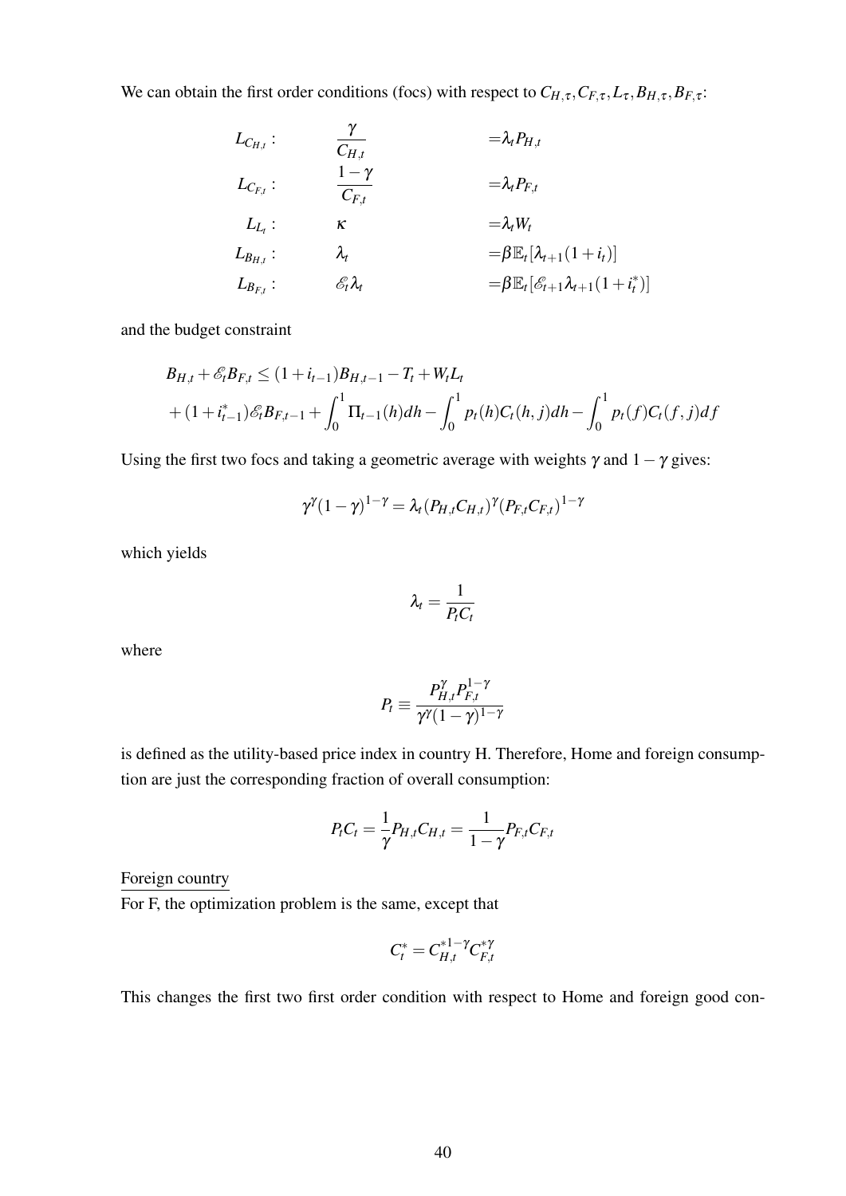We can obtain the first order conditions (focs) with respect to $C_{H,\tau}, C_{F,\tau}, L_\tau, B_{H,\tau}, B_{F,\tau}$:

$$
\begin{aligned}
L_{C_{H,t}}: &\quad \frac{\gamma}{C_{H,t}} &&= \lambda_t P_{H,t} \\
L_{C_{F,t}}: &\quad \frac{1-\gamma}{C_{F,t}} &&= \lambda_t P_{F,t} \\
L_{L_t}: &\quad \kappa &&= \lambda_t W_t \\
L_{B_{H,t}}: &\quad \lambda_t &&= \beta \mathbb{E}_t[\lambda_{t+1}(1+i_t)] \\
L_{B_{F,t}}: &\quad \mathscr{E}_t \lambda_t &&= \beta \mathbb{E}_t[\mathscr{E}_{t+1}\lambda_{t+1}(1+i_t^*)]
\end{aligned}
$$

and the budget constraint

$$
\begin{aligned}
&B_{H,t} + \mathscr{E}_t B_{F,t} \leq (1+i_{t-1})B_{H,t-1} - T_t + W_t L_t \\
&+ (1+i_{t-1}^*)\mathscr{E}_t B_{F,t-1} + \int_0^1 \Pi_{t-1}(h)dh - \int_0^1 p_t(h)C_t(h,j)dh - \int_0^1 p_t(f)C_t(f,j)df
\end{aligned}
$$

Using the first two focs and taking a geometric average with weights $\gamma$ and $1-\gamma$ gives:

$$
\gamma^\gamma (1-\gamma)^{1-\gamma} = \lambda_t (P_{H,t}C_{H,t})^\gamma (P_{F,t}C_{F,t})^{1-\gamma}
$$

which yields

$$
\lambda_t = \frac{1}{P_t C_t}
$$

where

$$
P_t \equiv \frac{P_{H,t}^\gamma P_{F,t}^{1-\gamma}}{\gamma^\gamma (1-\gamma)^{1-\gamma}}
$$

is defined as the utility-based price index in country H. Therefore, Home and foreign consumption are just the corresponding fraction of overall consumption:

$$
P_t C_t = \frac{1}{\gamma} P_{H,t} C_{H,t} = \frac{1}{1-\gamma} P_{F,t} C_{F,t}
$$

<u>Foreign country</u>

For F, the optimization problem is the same, except that

$$
C_t^* = C_{H,t}^{*1-\gamma} C_{F,t}^{*\gamma}
$$

This changes the first two first order condition with respect to Home and foreign good con-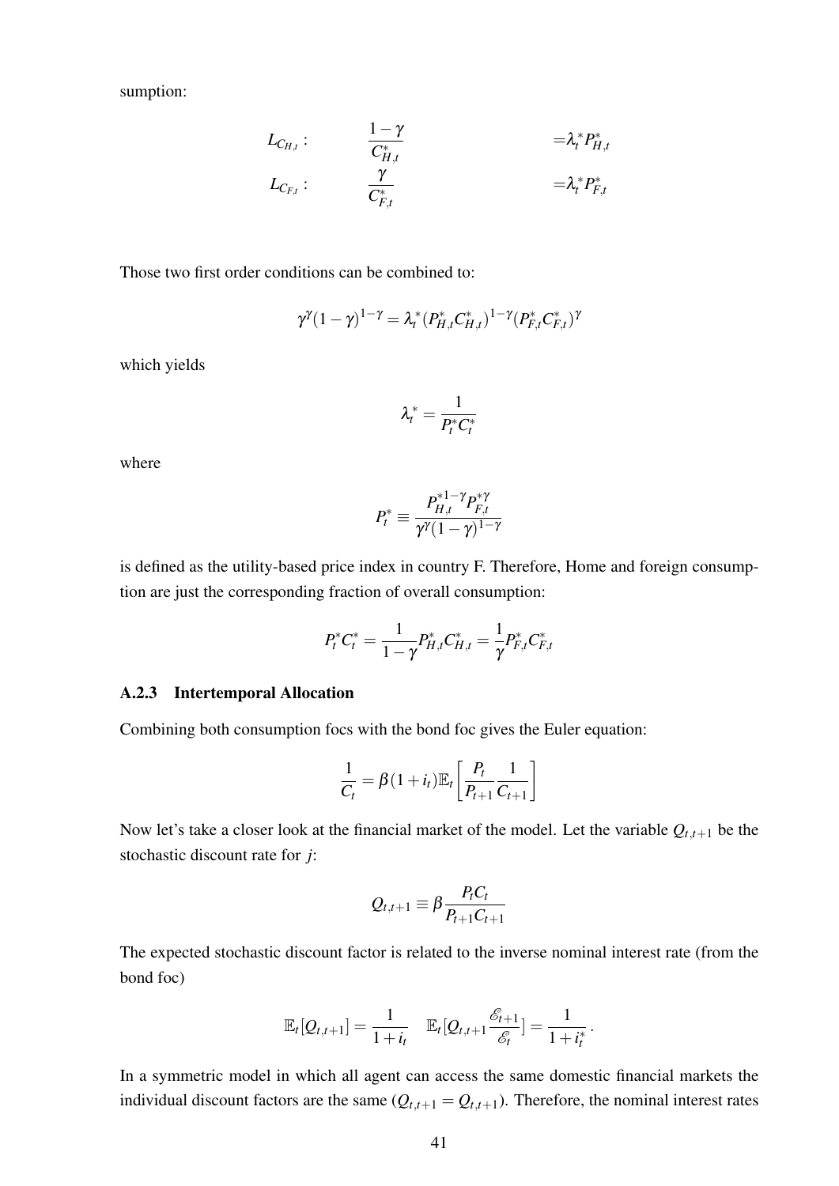sumption:

$$
\begin{aligned}
L_{C_{H,t}}: \quad & \frac{1-\gamma}{C^*_{H,t}} && = \lambda_t^{*} P^*_{H,t} \\
L_{C_{F,t}}: \quad & \frac{\gamma}{C^*_{F,t}} && = \lambda_t^{*} P^*_{F,t}
\end{aligned}
$$

Those two first order conditions can be combined to:

$$\gamma^\gamma (1-\gamma)^{1-\gamma} = \lambda_t^* (P^*_{H,t} C^*_{H,t})^{1-\gamma} (P^*_{F,t} C^*_{F,t})^\gamma$$

which yields

$$\lambda_t^* = \frac{1}{P_t^* C_t^*}$$

where

$$P_t^* \equiv \frac{P_{H,t}^{*1-\gamma} P_{F,t}^{*\gamma}}{\gamma^\gamma (1-\gamma)^{1-\gamma}}$$

is defined as the utility-based price index in country F. Therefore, Home and foreign consumption are just the corresponding fraction of overall consumption:

$$P_t^* C_t^* = \frac{1}{1-\gamma} P^*_{H,t} C^*_{H,t} = \frac{1}{\gamma} P^*_{F,t} C^*_{F,t}$$

### A.2.3 Intertemporal Allocation

Combining both consumption focs with the bond foc gives the Euler equation:

$$\frac{1}{C_t} = \beta (1+i_t) \mathbb{E}_t \left[ \frac{P_t}{P_{t+1}} \frac{1}{C_{t+1}} \right]$$

Now let's take a closer look at the financial market of the model. Let the variable $Q_{t,t+1}$ be the stochastic discount rate for $j$:

$$Q_{t,t+1} \equiv \beta \frac{P_t C_t}{P_{t+1} C_{t+1}}$$

The expected stochastic discount factor is related to the inverse nominal interest rate (from the bond foc)

$$\mathbb{E}_t [Q_{t,t+1}] = \frac{1}{1+i_t} \quad \mathbb{E}_t [Q_{t,t+1} \frac{\mathscr{E}_{t+1}}{\mathscr{E}_t}] = \frac{1}{1+i_t^*} .$$

In a symmetric model in which all agent can access the same domestic financial markets the individual discount factors are the same ($Q_{t,t+1} = Q_{t,t+1}$). Therefore, the nominal interest rates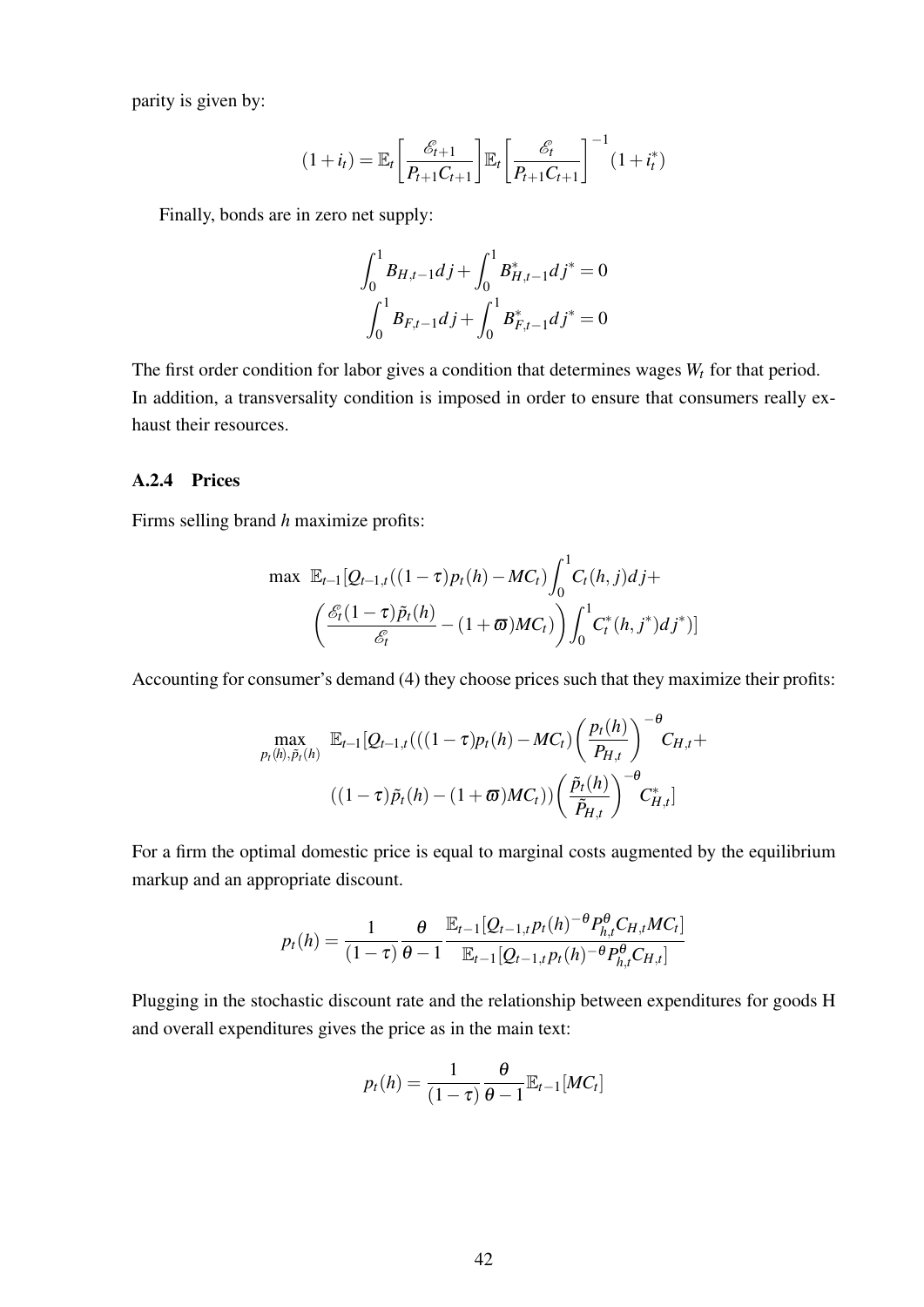parity is given by:

$$(1+i_t) = \mathbb{E}_t\left[\frac{\mathscr{E}_{t+1}}{P_{t+1}C_{t+1}}\right]\mathbb{E}_t\left[\frac{\mathscr{E}_t}{P_{t+1}C_{t+1}}\right]^{-1}(1+i_t^*)$$

Finally, bonds are in zero net supply:

$$\int_0^1 B_{H,t-1}dj + \int_0^1 B^*_{H,t-1}dj^* = 0$$
$$\int_0^1 B_{F,t-1}dj + \int_0^1 B^*_{F,t-1}dj^* = 0$$

The first order condition for labor gives a condition that determines wages $W_t$ for that period. In addition, a transversality condition is imposed in order to ensure that consumers really exhaust their resources.

### A.2.4 Prices

Firms selling brand $h$ maximize profits:

$$\max\ \mathbb{E}_{t-1}[Q_{t-1,t}((1-\tau)p_t(h) - MC_t)\int_0^1 C_t(h,j)dj +$$
$$\left(\frac{\mathscr{E}_t(1-\tau)\tilde{p}_t(h)}{\mathscr{E}_t} - (1+\varpi)MC_t\right)\int_0^1 C_t^*(h,j^*)dj^*)]$$

Accounting for consumer's demand (4) they choose prices such that they maximize their profits:

$$\max_{p_t(h),\tilde{p}_t(h)}\ \mathbb{E}_{t-1}[Q_{t-1,t}(((1-\tau)p_t(h) - MC_t)\left(\frac{p_t(h)}{P_{H,t}}\right)^{-\theta}C_{H,t} +$$
$$((1-\tau)\tilde{p}_t(h) - (1+\varpi)MC_t))\left(\frac{\tilde{p}_t(h)}{\tilde{P}_{H,t}}\right)^{-\theta}C^*_{H,t}]$$

For a firm the optimal domestic price is equal to marginal costs augmented by the equilibrium markup and an appropriate discount.

$$p_t(h) = \frac{1}{(1-\tau)}\frac{\theta}{\theta-1}\frac{\mathbb{E}_{t-1}[Q_{t-1,t}p_t(h)^{-\theta}P^{\theta}_{h,t}C_{H,t}MC_t]}{\mathbb{E}_{t-1}[Q_{t-1,t}p_t(h)^{-\theta}P^{\theta}_{h,t}C_{H,t}]}$$

Plugging in the stochastic discount rate and the relationship between expenditures for goods H and overall expenditures gives the price as in the main text:

$$p_t(h) = \frac{1}{(1-\tau)}\frac{\theta}{\theta-1}\mathbb{E}_{t-1}[MC_t]$$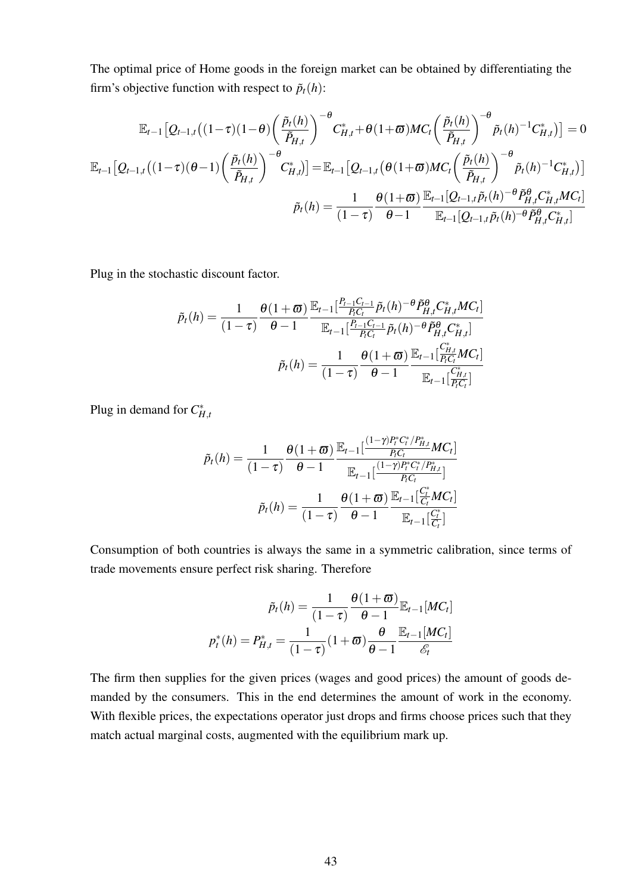The optimal price of Home goods in the foreign market can be obtained by differentiating the firm's objective function with respect to $\tilde{p}_t(h)$:

$$\mathbb{E}_{t-1}\left[Q_{t-1,t}\left((1-\tau)(1-\theta)\left(\frac{\tilde{p}_t(h)}{\tilde{P}_{H,t}}\right)^{-\theta}C^*_{H,t}+\theta(1+\varpi)MC_t\left(\frac{\tilde{p}_t(h)}{\tilde{P}_{H,t}}\right)^{-\theta}\tilde{p}_t(h)^{-1}C^*_{H,t}\right)\right]=0$$

$$\mathbb{E}_{t-1}\left[Q_{t-1,t}\left((1-\tau)(\theta-1)\left(\frac{\tilde{p}_t(h)}{\tilde{P}_{H,t}}\right)^{-\theta}C^*_{H,t}\right)\right]=\mathbb{E}_{t-1}\left[Q_{t-1,t}\left(\theta(1+\varpi)MC_t\left(\frac{\tilde{p}_t(h)}{\tilde{P}_{H,t}}\right)^{-\theta}\tilde{p}_t(h)^{-1}C^*_{H,t}\right)\right]$$

$$\tilde{p}_t(h)=\frac{1}{(1-\tau)}\frac{\theta(1+\varpi)}{\theta-1}\frac{\mathbb{E}_{t-1}[Q_{t-1,t}\tilde{p}_t(h)^{-\theta}\tilde{P}^{\theta}_{H,t}C^*_{H,t}MC_t]}{\mathbb{E}_{t-1}[Q_{t-1,t}\tilde{p}_t(h)^{-\theta}\tilde{P}^{\theta}_{H,t}C^*_{H,t}]}$$

Plug in the stochastic discount factor.

$$\tilde{p}_t(h)=\frac{1}{(1-\tau)}\frac{\theta(1+\varpi)}{\theta-1}\frac{\mathbb{E}_{t-1}[\frac{P_{t-1}C_{t-1}}{P_tC_t}\tilde{p}_t(h)^{-\theta}\tilde{P}^{\theta}_{H,t}C^*_{H,t}MC_t]}{\mathbb{E}_{t-1}[\frac{P_{t-1}C_{t-1}}{P_tC_t}\tilde{p}_t(h)^{-\theta}\tilde{P}^{\theta}_{H,t}C^*_{H,t}]}$$

$$\tilde{p}_t(h)=\frac{1}{(1-\tau)}\frac{\theta(1+\varpi)}{\theta-1}\frac{\mathbb{E}_{t-1}[\frac{C^*_{H,t}}{P_tC_t}MC_t]}{\mathbb{E}_{t-1}[\frac{C^*_{H,t}}{P_tC_t}]}$$

Plug in demand for $C^*_{H,t}$

$$\tilde{p}_t(h)=\frac{1}{(1-\tau)}\frac{\theta(1+\varpi)}{\theta-1}\frac{\mathbb{E}_{t-1}[\frac{(1-\gamma)P^*_tC^*_t/P^*_{H,t}}{P_tC_t}MC_t]}{\mathbb{E}_{t-1}[\frac{(1-\gamma)P^*_tC^*_t/P^*_{H,t}}{P_tC_t}]}$$

$$\tilde{p}_t(h)=\frac{1}{(1-\tau)}\frac{\theta(1+\varpi)}{\theta-1}\frac{\mathbb{E}_{t-1}[\frac{C^*_t}{C_t}MC_t]}{\mathbb{E}_{t-1}[\frac{C^*_t}{C_t}]}$$

Consumption of both countries is always the same in a symmetric calibration, since terms of trade movements ensure perfect risk sharing. Therefore

$$\tilde{p}_t(h)=\frac{1}{(1-\tau)}\frac{\theta(1+\varpi)}{\theta-1}\mathbb{E}_{t-1}[MC_t]$$

$$p^*_t(h)=P^*_{H,t}=\frac{1}{(1-\tau)}(1+\varpi)\frac{\theta}{\theta-1}\frac{\mathbb{E}_{t-1}[MC_t]}{\mathscr{E}_t}$$

The firm then supplies for the given prices (wages and good prices) the amount of goods demanded by the consumers. This in the end determines the amount of work in the economy. With flexible prices, the expectations operator just drops and firms choose prices such that they match actual marginal costs, augmented with the equilibrium mark up.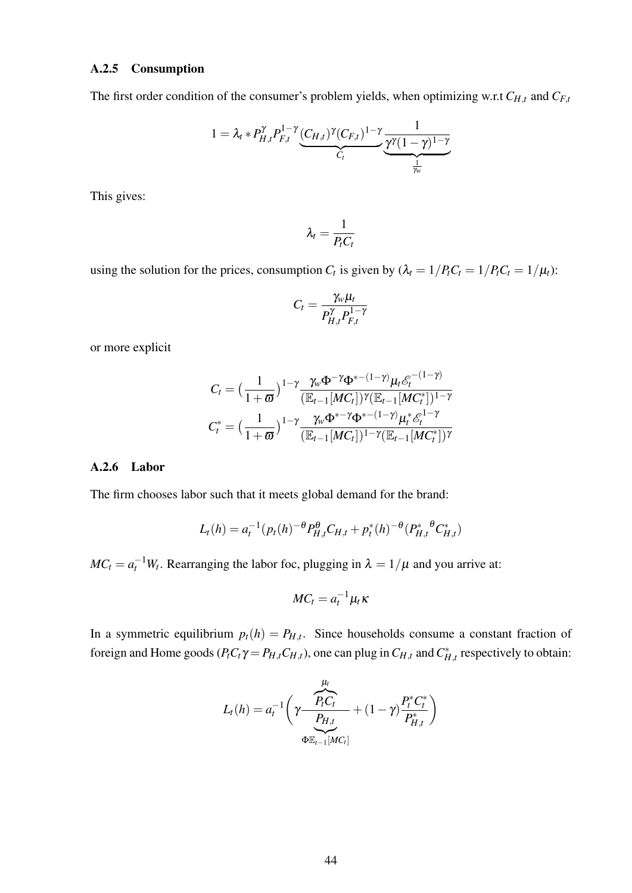### A.2.5 Consumption

The first order condition of the consumer's problem yields, when optimizing w.r.t $C_{H,t}$ and $C_{F,t}$

$$1 = \lambda_t * P_{H,t}^{\gamma} P_{F,t}^{1-\gamma} \underbrace{(C_{H,t})^{\gamma}(C_{F,t})^{1-\gamma}}_{C_t} \underbrace{\frac{1}{\gamma^{\gamma}(1-\gamma)^{1-\gamma}}}_{\frac{1}{\gamma_w}}$$

This gives:

$$\lambda_t = \frac{1}{P_t C_t}$$

using the solution for the prices, consumption $C_t$ is given by ($\lambda_t = 1/P_t C_t = 1/P_t C_t = 1/\mu_t$):

$$C_t = \frac{\gamma_w \mu_t}{P_{H,t}^{\gamma} P_{F,t}^{1-\gamma}}$$

or more explicit

$$C_t = \big(\frac{1}{1+\varpi}\big)^{1-\gamma} \frac{\gamma_w \Phi^{-\gamma} \Phi^{*-(1-\gamma)} \mu_t \mathscr{E}_t^{-(1-\gamma)}}{(\mathbb{E}_{t-1}[MC_t])^{\gamma} (\mathbb{E}_{t-1}[MC_t^*])^{1-\gamma}}$$
$$C_t^* = \big(\frac{1}{1+\varpi}\big)^{1-\gamma} \frac{\gamma_w \Phi^{*-\gamma} \Phi^{*-(1-\gamma)} \mu_t^* \mathscr{E}_t^{1-\gamma}}{(\mathbb{E}_{t-1}[MC_t])^{1-\gamma} (\mathbb{E}_{t-1}[MC_t^*])^{\gamma}}$$

### A.2.6 Labor

The firm chooses labor such that it meets global demand for the brand:

$$L_t(h) = a_t^{-1}(p_t(h)^{-\theta} P_{H,t}^{\theta} C_{H,t} + p_t^*(h)^{-\theta} ({P_{H,t}^*}^{\theta} C_{H,t}^*)$$

$MC_t = a_t^{-1} W_t$. Rearranging the labor foc, plugging in $\lambda = 1/\mu$ and you arrive at:

$$MC_t = a_t^{-1} \mu_t \kappa$$

In a symmetric equilibrium $p_t(h) = P_{H,t}$. Since households consume a constant fraction of foreign and Home goods ($P_t C_t \gamma = P_{H,t} C_{H,t}$), one can plug in $C_{H,t}$ and $C_{H,t}^*$ respectively to obtain:

$$L_t(h) = a_t^{-1} \Bigg( \gamma \frac{\overbrace{P_t C_t}^{\mu_t}}{\underbrace{P_{H,t}}_{\Phi \mathbb{E}_{t-1}[MC_t]}} + (1-\gamma) \frac{P_t^* C_t^*}{P_{H,t}^*} \Bigg)$$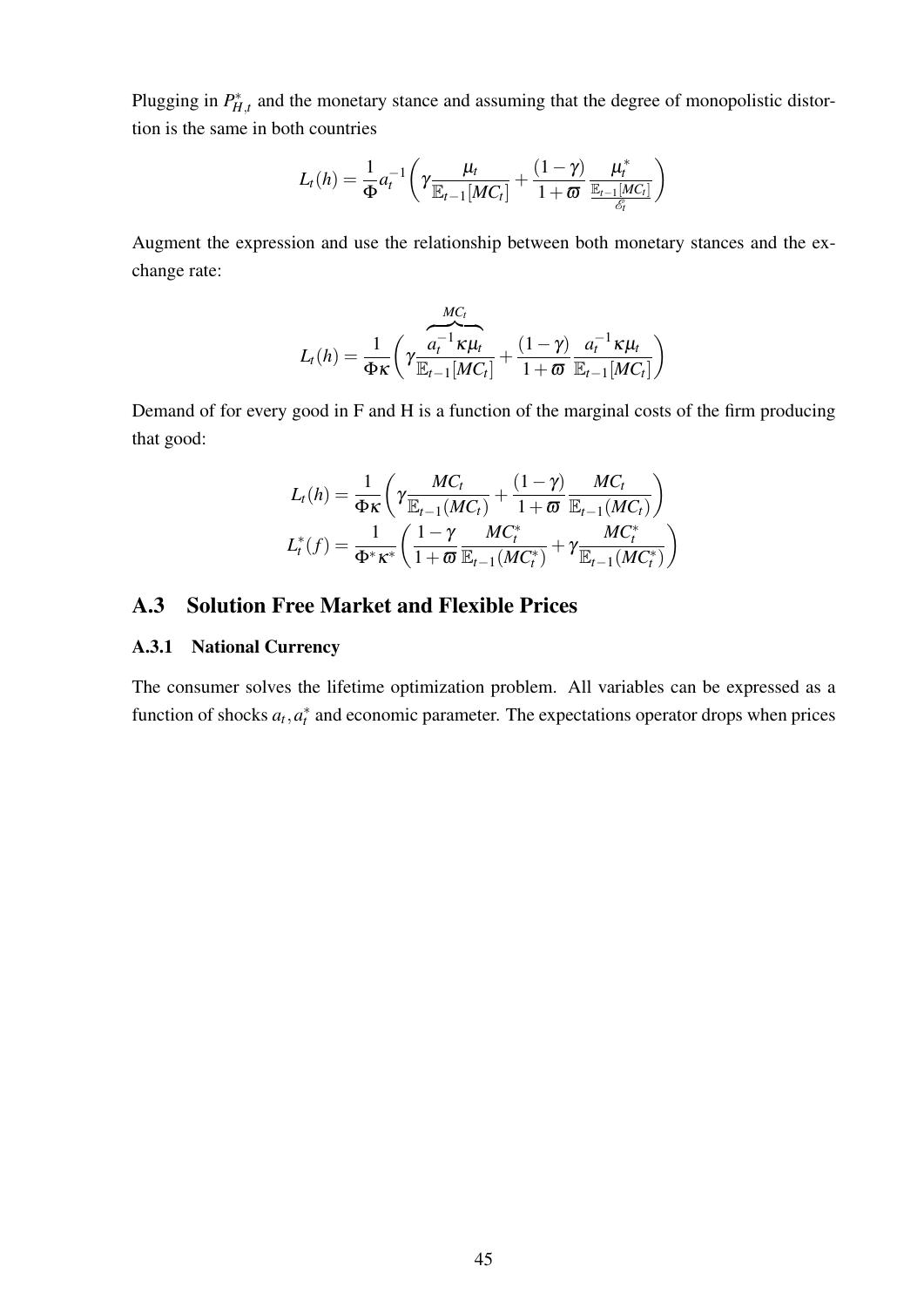Plugging in $P^*_{H,t}$ and the monetary stance and assuming that the degree of monopolistic distortion is the same in both countries

$$L_t(h) = \frac{1}{\Phi} a_t^{-1} \left( \gamma \frac{\mu_t}{\mathbb{E}_{t-1}[MC_t]} + \frac{(1-\gamma)}{1+\varpi} \frac{\mu_t^*}{\frac{\mathbb{E}_{t-1}[MC_t]}{\mathscr{E}_t}} \right)$$

Augment the expression and use the relationship between both monetary stances and the exchange rate:

$$L_t(h) = \frac{1}{\Phi\kappa} \left( \gamma \frac{\overbrace{a_t^{-1}\kappa\mu_t}^{MC_t}}{\mathbb{E}_{t-1}[MC_t]} + \frac{(1-\gamma)}{1+\varpi} \frac{a_t^{-1}\kappa\mu_t}{\mathbb{E}_{t-1}[MC_t]} \right)$$

Demand of for every good in F and H is a function of the marginal costs of the firm producing that good:

$$L_t(h) = \frac{1}{\Phi\kappa} \left( \gamma \frac{MC_t}{\mathbb{E}_{t-1}(MC_t)} + \frac{(1-\gamma)}{1+\varpi} \frac{MC_t}{\mathbb{E}_{t-1}(MC_t)} \right)$$

$$L_t^*(f) = \frac{1}{\Phi^*\kappa^*} \left( \frac{1-\gamma}{1+\varpi} \frac{MC_t^*}{\mathbb{E}_{t-1}(MC_t^*)} + \gamma \frac{MC_t^*}{\mathbb{E}_{t-1}(MC_t^*)} \right)$$

## A.3 Solution Free Market and Flexible Prices

### A.3.1 National Currency

The consumer solves the lifetime optimization problem. All variables can be expressed as a function of shocks $a_t, a_t^*$ and economic parameter. The expectations operator drops when prices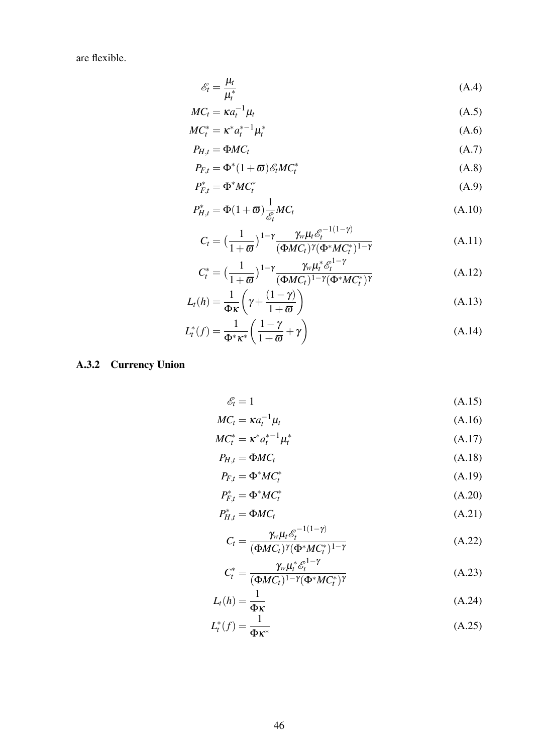are flexible.

$$\mathscr{E}_t = \frac{\mu_t}{\mu_t^*} \tag{A.4}$$

$$MC_t = \kappa a_t^{-1} \mu_t \tag{A.5}$$

$$MC_t^* = \kappa^* a_t^{*-1} \mu_t^* \tag{A.6}$$

$$P_{H,t} = \Phi MC_t \tag{A.7}$$

$$P_{F,t} = \Phi^* (1+\varpi) \mathscr{E}_t MC_t^* \tag{A.8}$$

$$P_{F,t}^* = \Phi^* MC_t^* \tag{A.9}$$

$$P_{H,t}^* = \Phi (1+\varpi) \frac{1}{\mathscr{E}_t} MC_t \tag{A.10}$$

$$C_t = \big(\frac{1}{1+\varpi}\big)^{1-\gamma} \frac{\gamma_w \mu_t \mathscr{E}_t^{-1(1-\gamma)}}{(\Phi MC_t)^{\gamma} (\Phi^* MC_t^*)^{1-\gamma}} \tag{A.11}$$

$$C_t^* = \big(\frac{1}{1+\varpi}\big)^{1-\gamma} \frac{\gamma_w \mu_t^* \mathscr{E}_t^{1-\gamma}}{(\Phi MC_t)^{1-\gamma} (\Phi^* MC_t^*)^{\gamma}} \tag{A.12}$$

$$L_t(h) = \frac{1}{\Phi \kappa} \left( \gamma + \frac{(1-\gamma)}{1+\varpi} \right) \tag{A.13}$$

$$L_t^*(f) = \frac{1}{\Phi^* \kappa^*} \left( \frac{1-\gamma}{1+\varpi} + \gamma \right) \tag{A.14}$$

### A.3.2 Currency Union

$$\mathscr{E}_t = 1 \tag{A.15}$$

$$MC_t = \kappa a_t^{-1} \mu_t \tag{A.16}$$

$$MC_t^* = \kappa^* a_t^{*-1} \mu_t^* \tag{A.17}$$

$$P_{H,t} = \Phi MC_t \tag{A.18}$$

$$P_{F,t} = \Phi^* MC_t^* \tag{A.19}$$

$$P_{F,t}^* = \Phi^* MC_t^* \tag{A.20}$$

$$P_{H,t}^* = \Phi MC_t \tag{A.21}$$

$$C_t = \frac{\gamma_w \mu_t \mathscr{E}_t^{-1(1-\gamma)}}{(\Phi MC_t)^{\gamma} (\Phi^* MC_t^*)^{1-\gamma}} \tag{A.22}$$

$$C_t^* = \frac{\gamma_w \mu_t^* \mathscr{E}_t^{1-\gamma}}{(\Phi MC_t)^{1-\gamma} (\Phi^* MC_t^*)^{\gamma}} \tag{A.23}$$

$$L_t(h) = \frac{1}{\Phi \kappa} \tag{A.24}$$

$$L_t^*(f) = \frac{1}{\Phi \kappa^*} \tag{A.25}$$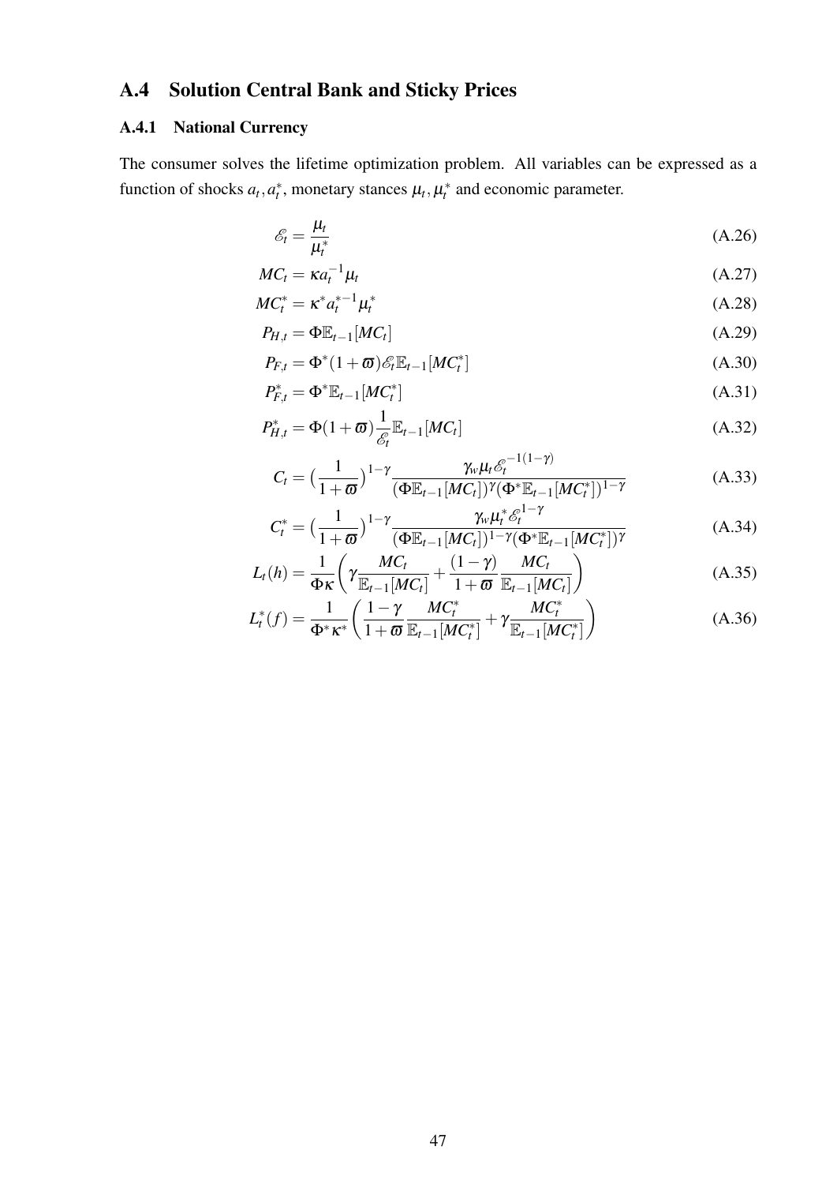## A.4 Solution Central Bank and Sticky Prices

### A.4.1 National Currency

The consumer solves the lifetime optimization problem. All variables can be expressed as a function of shocks $a_t, a_t^*$, monetary stances $\mu_t, \mu_t^*$ and economic parameter.

$$\mathscr{E}_t = \frac{\mu_t}{\mu_t^*} \tag{A.26}$$

$$MC_t = \kappa a_t^{-1} \mu_t \tag{A.27}$$

$$MC_t^* = \kappa^* a_t^{*-1} \mu_t^* \tag{A.28}$$

$$P_{H,t} = \Phi \mathbb{E}_{t-1}[MC_t] \tag{A.29}$$

$$P_{F,t} = \Phi^* (1+\varpi) \mathscr{E}_t \mathbb{E}_{t-1}[MC_t^*] \tag{A.30}$$

$$P_{F,t}^* = \Phi^* \mathbb{E}_{t-1}[MC_t^*] \tag{A.31}$$

$$P_{H,t}^* = \Phi (1+\varpi) \frac{1}{\mathscr{E}_t} \mathbb{E}_{t-1}[MC_t] \tag{A.32}$$

$$C_t = \big(\frac{1}{1+\varpi}\big)^{1-\gamma} \frac{\gamma_w \mu_t \mathscr{E}_t^{-1(1-\gamma)}}{(\Phi \mathbb{E}_{t-1}[MC_t])^{\gamma} (\Phi^* \mathbb{E}_{t-1}[MC_t^*])^{1-\gamma}} \tag{A.33}$$

$$C_t^* = \big(\frac{1}{1+\varpi}\big)^{1-\gamma} \frac{\gamma_w \mu_t^* \mathscr{E}_t^{1-\gamma}}{(\Phi \mathbb{E}_{t-1}[MC_t])^{1-\gamma} (\Phi^* \mathbb{E}_{t-1}[MC_t^*])^{\gamma}} \tag{A.34}$$

$$L_t(h) = \frac{1}{\Phi \kappa} \bigg( \gamma \frac{MC_t}{\mathbb{E}_{t-1}[MC_t]} + \frac{(1-\gamma)}{1+\varpi} \frac{MC_t}{\mathbb{E}_{t-1}[MC_t]} \bigg) \tag{A.35}$$

$$L_t^*(f) = \frac{1}{\Phi^* \kappa^*} \bigg( \frac{1-\gamma}{1+\varpi} \frac{MC_t^*}{\mathbb{E}_{t-1}[MC_t^*]} + \gamma \frac{MC_t^*}{\mathbb{E}_{t-1}[MC_t^*]} \bigg) \tag{A.36}$$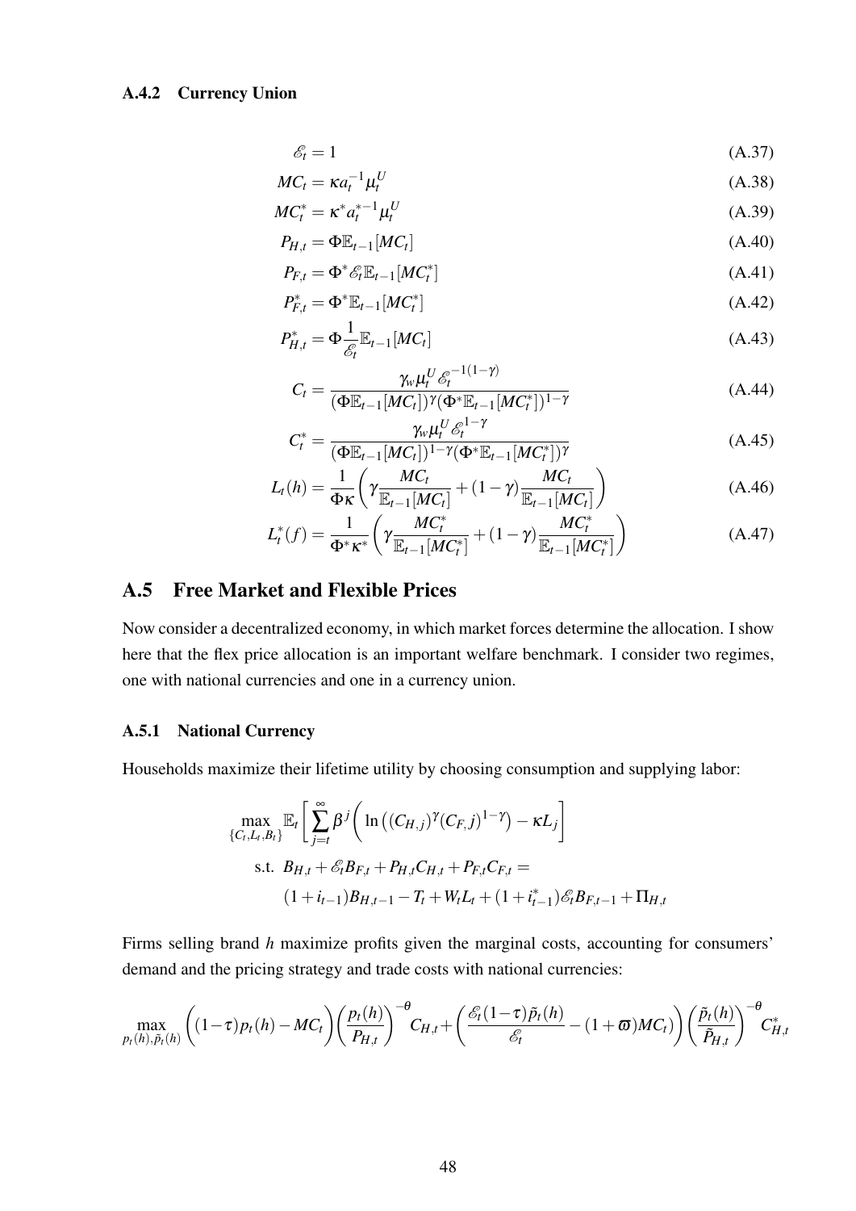### A.4.2 Currency Union

$$\mathscr{E}_t = 1 \tag{A.37}$$

$$MC_t = \kappa a_t^{-1} \mu_t^U \tag{A.38}$$

$$MC_t^* = \kappa^* a_t^{*-1} \mu_t^U \tag{A.39}$$

$$P_{H,t} = \Phi \mathbb{E}_{t-1}[MC_t] \tag{A.40}$$

$$P_{F,t} = \Phi^* \mathscr{E}_t \mathbb{E}_{t-1}[MC_t^*] \tag{A.41}$$

$$P_{F,t}^* = \Phi^* \mathbb{E}_{t-1}[MC_t^*] \tag{A.42}$$

$$P_{H,t}^* = \Phi \frac{1}{\mathscr{E}_t} \mathbb{E}_{t-1}[MC_t] \tag{A.43}$$

$$C_t = \frac{\gamma_w \mu_t^U \mathscr{E}_t^{-1(1-\gamma)}}{(\Phi \mathbb{E}_{t-1}[MC_t])^{\gamma} (\Phi^* \mathbb{E}_{t-1}[MC_t^*])^{1-\gamma}} \tag{A.44}$$

$$C_t^* = \frac{\gamma_w \mu_t^U \mathscr{E}_t^{1-\gamma}}{(\Phi \mathbb{E}_{t-1}[MC_t])^{1-\gamma} (\Phi^* \mathbb{E}_{t-1}[MC_t^*])^{\gamma}} \tag{A.45}$$

$$L_t(h) = \frac{1}{\Phi \kappa} \left( \gamma \frac{MC_t}{\mathbb{E}_{t-1}[MC_t]} + (1-\gamma) \frac{MC_t}{\mathbb{E}_{t-1}[MC_t]} \right) \tag{A.46}$$

$$L_t^*(f) = \frac{1}{\Phi^* \kappa^*} \left( \gamma \frac{MC_t^*}{\mathbb{E}_{t-1}[MC_t^*]} + (1-\gamma) \frac{MC_t^*}{\mathbb{E}_{t-1}[MC_t^*]} \right) \tag{A.47}$$

## A.5 Free Market and Flexible Prices

Now consider a decentralized economy, in which market forces determine the allocation. I show here that the flex price allocation is an important welfare benchmark. I consider two regimes, one with national currencies and one in a currency union.

### A.5.1 National Currency

Households maximize their lifetime utility by choosing consumption and supplying labor:

$$\begin{aligned}
\max_{\{C_t, L_t, B_t\}} \; & \mathbb{E}_t \left[ \sum_{j=t}^{\infty} \beta^j \left( \ln \left( (C_{H,j})^{\gamma} (C_{F},j)^{1-\gamma} \right) - \kappa L_j \right] \\
\text{s.t. } \; & B_{H,t} + \mathscr{E}_t B_{F,t} + P_{H,t} C_{H,t} + P_{F,t} C_{F,t} = \\
& (1 + i_{t-1}) B_{H,t-1} - T_t + W_t L_t + (1 + i_{t-1}^*) \mathscr{E}_t B_{F,t-1} + \Pi_{H,t}
\end{aligned}$$

Firms selling brand $h$ maximize profits given the marginal costs, accounting for consumers' demand and the pricing strategy and trade costs with national currencies:

$$\max_{p_t(h), \tilde{p}_t(h)} \left( (1-\tau) p_t(h) - MC_t \right) \left( \frac{p_t(h)}{P_{H,t}} \right)^{-\theta} C_{H,t} + \left( \frac{\mathscr{E}_t (1-\tau) \tilde{p}_t(h)}{\mathscr{E}_t} - (1+\varpi) MC_t \right) \left( \frac{\tilde{p}_t(h)}{\tilde{P}_{H,t}} \right)^{-\theta} C_{H,t}^*$$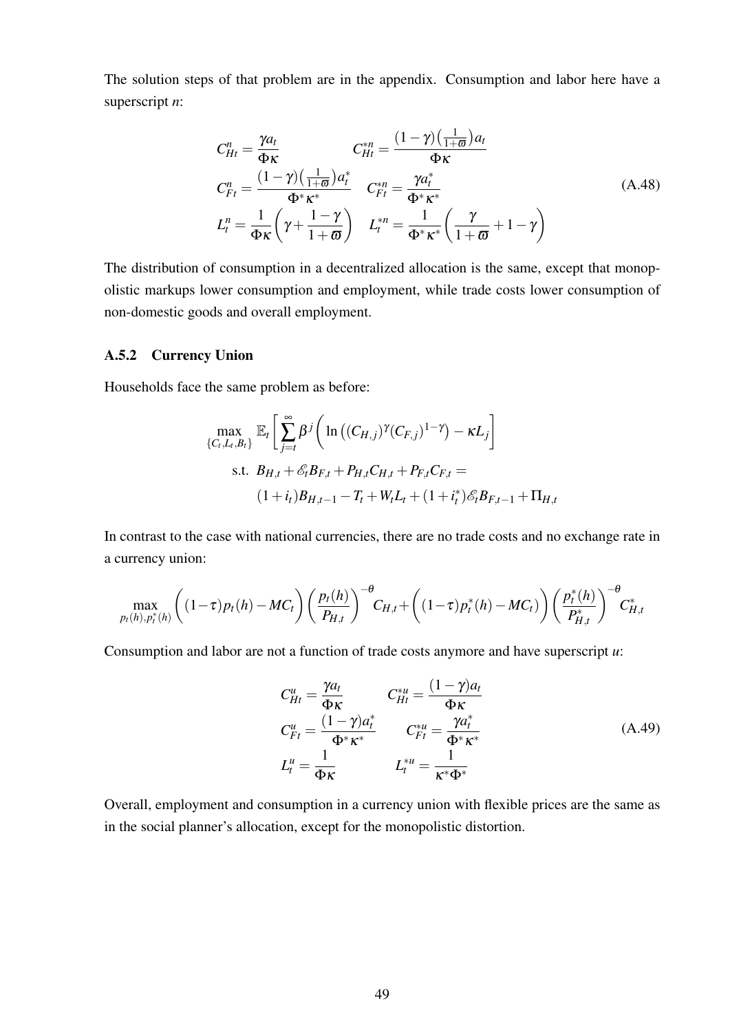The solution steps of that problem are in the appendix. Consumption and labor here have a superscript $n$:

$$
\begin{aligned}
C^n_{Ht} &= \frac{\gamma a_t}{\Phi \kappa} & C^{*n}_{Ht} &= \frac{(1-\gamma)\left(\frac{1}{1+\varpi}\right)a_t}{\Phi \kappa} \\
C^n_{Ft} &= \frac{(1-\gamma)\left(\frac{1}{1+\varpi}\right)a^*_t}{\Phi^* \kappa^*} & C^{*n}_{Ft} &= \frac{\gamma a^*_t}{\Phi^* \kappa^*} \\
L^n_t &= \frac{1}{\Phi \kappa}\left(\gamma + \frac{1-\gamma}{1+\varpi}\right) & L^{*n}_t &= \frac{1}{\Phi^* \kappa^*}\left(\frac{\gamma}{1+\varpi} + 1 - \gamma\right)
\end{aligned}
\tag{A.48}
$$

The distribution of consumption in a decentralized allocation is the same, except that monopolistic markups lower consumption and employment, while trade costs lower consumption of non-domestic goods and overall employment.

### A.5.2 Currency Union

Households face the same problem as before:

$$
\begin{aligned}
\max_{\{C_t, L_t, B_t\}} \; & \mathbb{E}_t\left[\sum_{j=t}^{\infty} \beta^j \left(\ln\left((C_{H,j})^{\gamma}(C_{F,j})^{1-\gamma}\right) - \kappa L_j\right)\right] \\
\text{s.t. } & B_{H,t} + \mathscr{E}_t B_{F,t} + P_{H,t}C_{H,t} + P_{F,t}C_{F,t} = \\
& (1+i_t)B_{H,t-1} - T_t + W_t L_t + (1+i^*_t)\mathscr{E}_t B_{F,t-1} + \Pi_{H,t}
\end{aligned}
$$

In contrast to the case with national currencies, there are no trade costs and no exchange rate in a currency union:

$$
\max_{p_t(h), p^*_t(h)} \left((1-\tau)p_t(h) - MC_t\right)\left(\frac{p_t(h)}{P_{H,t}}\right)^{-\theta} C_{H,t} + \left((1-\tau)p^*_t(h) - MC_t\right)\left(\frac{p^*_t(h)}{P^*_{H,t}}\right)^{-\theta} C^*_{H,t}
$$

Consumption and labor are not a function of trade costs anymore and have superscript $u$:

$$
\begin{aligned}
C^u_{Ht} &= \frac{\gamma a_t}{\Phi \kappa} & C^{*u}_{Ht} &= \frac{(1-\gamma)a_t}{\Phi \kappa} \\
C^u_{Ft} &= \frac{(1-\gamma)a^*_t}{\Phi^* \kappa^*} & C^{*u}_{Ft} &= \frac{\gamma a^*_t}{\Phi^* \kappa^*} \\
L^u_t &= \frac{1}{\Phi \kappa} & L^{*u}_t &= \frac{1}{\kappa^* \Phi^*}
\end{aligned}
\tag{A.49}
$$

Overall, employment and consumption in a currency union with flexible prices are the same as in the social planner's allocation, except for the monopolistic distortion.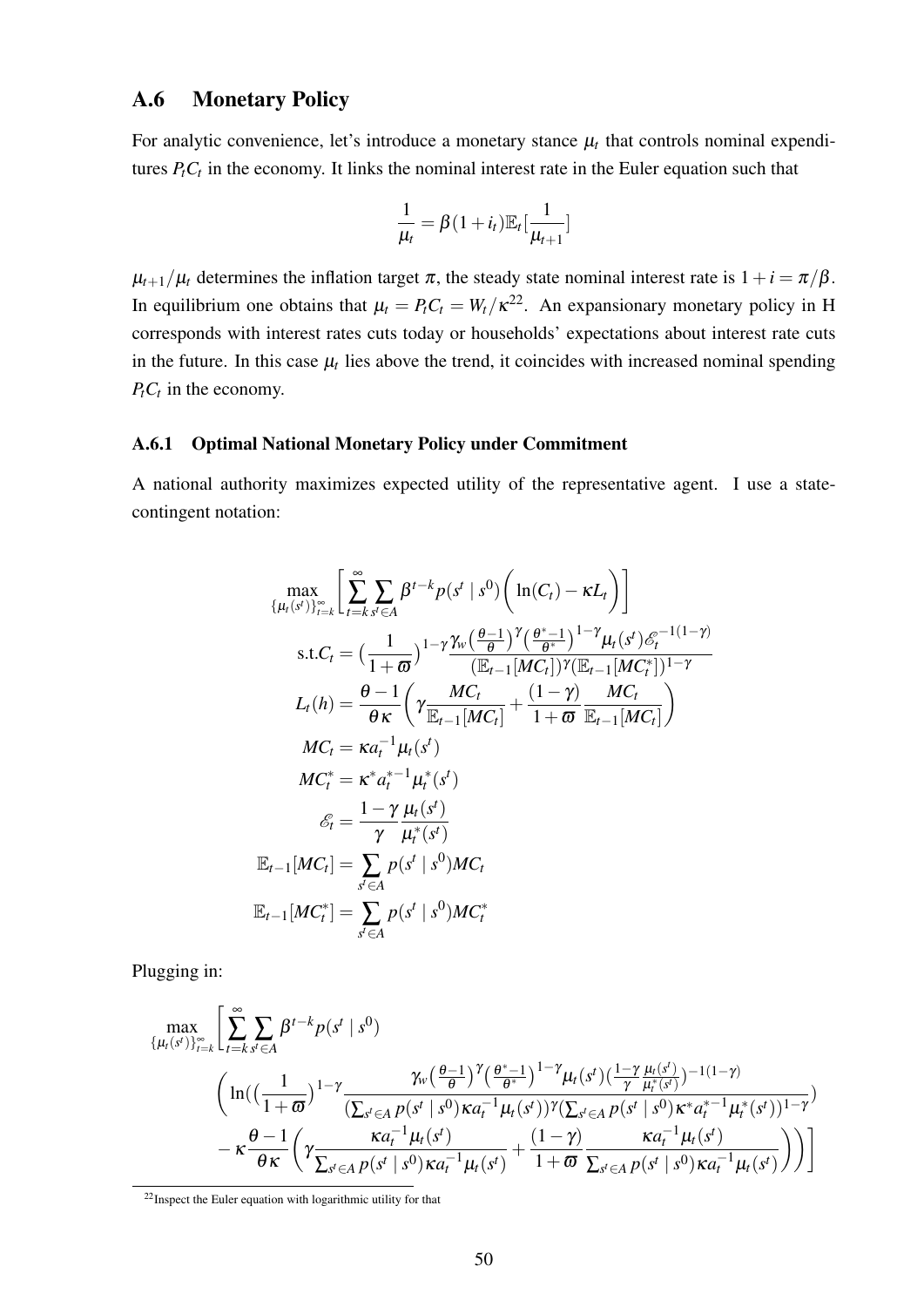## A.6 Monetary Policy

For analytic convenience, let's introduce a monetary stance $\mu_t$ that controls nominal expenditures $P_tC_t$ in the economy. It links the nominal interest rate in the Euler equation such that

$$\frac{1}{\mu_t} = \beta(1+i_t)\mathbb{E}_t[\frac{1}{\mu_{t+1}}]$$

$\mu_{t+1}/\mu_t$ determines the inflation target $\pi$, the steady state nominal interest rate is $1+i = \pi/\beta$. In equilibrium one obtains that $\mu_t = P_tC_t = W_t/\kappa$[22]. An expansionary monetary policy in H corresponds with interest rates cuts today or households' expectations about interest rate cuts in the future. In this case $\mu_t$ lies above the trend, it coincides with increased nominal spending $P_tC_t$ in the economy.

### A.6.1 Optimal National Monetary Policy under Commitment

A national authority maximizes expected utility of the representative agent. I use a state-contingent notation:

$$\max_{\{\mu_t(s^t)\}_{t=k}^{\infty}} \left[ \sum_{t=k}^{\infty} \sum_{s^t \in A} \beta^{t-k} p(s^t \mid s^0) \bigg( \ln(C_t) - \kappa L_t \bigg) \right]$$

$$\text{s.t.} C_t = \big(\frac{1}{1+\varpi}\big)^{1-\gamma} \frac{\gamma_w\big(\frac{\theta-1}{\theta}\big)^{\gamma}\big(\frac{\theta^*-1}{\theta^*}\big)^{1-\gamma}\mu_t(s^t)\mathscr{E}_t^{-1(1-\gamma)}}{(\mathbb{E}_{t-1}[MC_t])^{\gamma}(\mathbb{E}_{t-1}[MC_t^*])^{1-\gamma}}$$

$$L_t(h) = \frac{\theta-1}{\theta\kappa}\bigg(\gamma\frac{MC_t}{\mathbb{E}_{t-1}[MC_t]} + \frac{(1-\gamma)}{1+\varpi}\frac{MC_t}{\mathbb{E}_{t-1}[MC_t]}\bigg)$$

$$MC_t = \kappa a_t^{-1}\mu_t(s^t)$$

$$MC_t^* = \kappa^* a_t^{*-1}\mu_t^*(s^t)$$

$$\mathscr{E}_t = \frac{1-\gamma}{\gamma}\frac{\mu_t(s^t)}{\mu_t^*(s^t)}$$

$$\mathbb{E}_{t-1}[MC_t] = \sum_{s^t \in A} p(s^t \mid s^0)MC_t$$

$$\mathbb{E}_{t-1}[MC_t^*] = \sum_{s^t \in A} p(s^t \mid s^0)MC_t^*$$

Plugging in:

$$\max_{\{\mu_t(s^t)\}_{t=k}^{\infty}} \Bigg[ \sum_{t=k}^{\infty} \sum_{s^t \in A} \beta^{t-k} p(s^t \mid s^0)$$

$$\Bigg( \ln\Big(\big(\frac{1}{1+\varpi}\big)^{1-\gamma} \frac{\gamma_w\big(\frac{\theta-1}{\theta}\big)^{\gamma}\big(\frac{\theta^*-1}{\theta^*}\big)^{1-\gamma}\mu_t(s^t)\big(\frac{1-\gamma}{\gamma}\frac{\mu_t(s^t)}{\mu_t^*(s^t)}\big)^{-1(1-\gamma)}}{(\sum_{s^t \in A} p(s^t \mid s^0)\kappa a_t^{-1}\mu_t(s^t))^{\gamma}(\sum_{s^t \in A} p(s^t \mid s^0)\kappa^* a_t^{*-1}\mu_t^*(s^t))^{1-\gamma}}\Big)$$

$$- \kappa\frac{\theta-1}{\theta\kappa}\bigg(\gamma\frac{\kappa a_t^{-1}\mu_t(s^t)}{\sum_{s^t \in A} p(s^t \mid s^0)\kappa a_t^{-1}\mu_t(s^t)} + \frac{(1-\gamma)}{1+\varpi}\frac{\kappa a_t^{-1}\mu_t(s^t)}{\sum_{s^t \in A} p(s^t \mid s^0)\kappa a_t^{-1}\mu_t(s^t)}\bigg)\Bigg)\Bigg]$$

[22] Inspect the Euler equation with logarithmic utility for that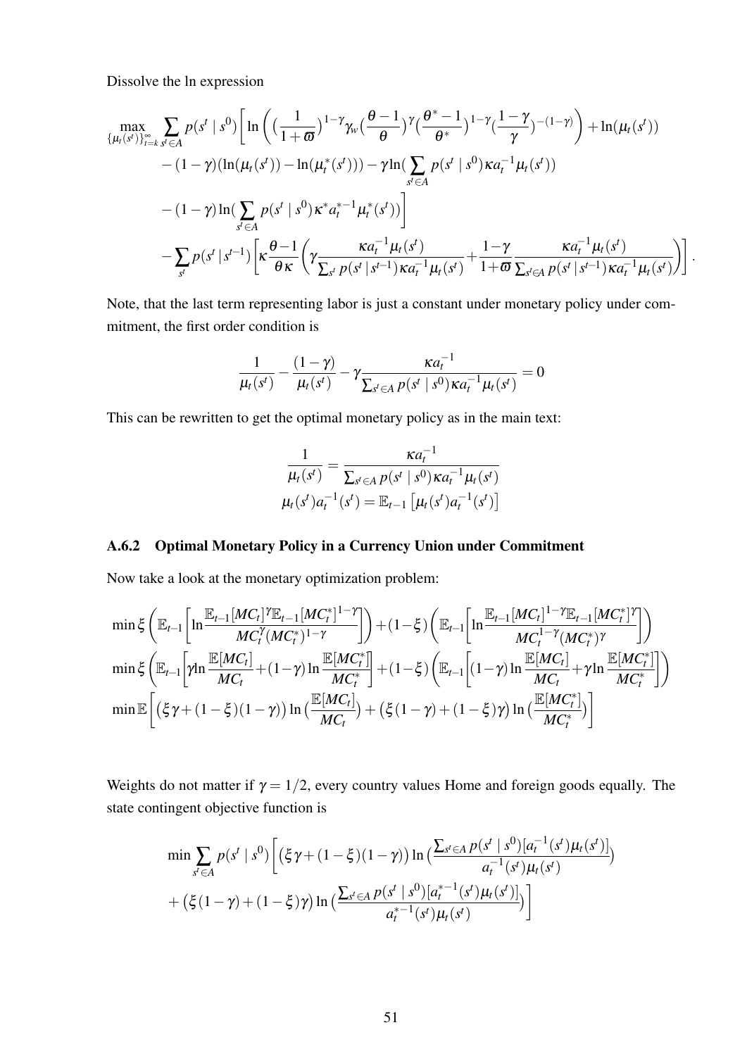Dissolve the ln expression

$$
\begin{aligned}
\max_{\{\mu_t(s^t)\}_{t=k}^{\infty}} \sum_{s^t \in A} p(s^t \mid s^0) \Bigg[ & \ln\Bigg( \big(\frac{1}{1+\varpi}\big)^{1-\gamma} \gamma_w \big(\frac{\theta-1}{\theta}\big)^{\gamma} \big(\frac{\theta^*-1}{\theta^*}\big)^{1-\gamma} \big(\frac{1-\gamma}{\gamma}\big)^{-(1-\gamma)} \Bigg) + \ln(\mu_t(s^t)) \\
& - (1-\gamma)(\ln(\mu_t(s^t)) - \ln(\mu_t^*(s^t))) - \gamma \ln\big(\sum_{s^t \in A} p(s^t \mid s^0) \kappa a_t^{-1} \mu_t(s^t)\big) \\
& - (1-\gamma) \ln\big(\sum_{s^t \in A} p(s^t \mid s^0) \kappa^* a_t^{*-1} \mu_t^*(s^t)\big) \Bigg] \\
& - \sum_{s^t} p(s^t \mid s^{t-1}) \Bigg[ \kappa \frac{\theta-1}{\theta\kappa} \Bigg( \gamma \frac{\kappa a_t^{-1} \mu_t(s^t)}{\sum_{s^t} p(s^t \mid s^{t-1}) \kappa a_t^{-1} \mu_t(s^t)} + \frac{1-\gamma}{1+\varpi} \frac{\kappa a_t^{-1} \mu_t(s^t)}{\sum_{s^t \in A} p(s^t \mid s^{t-1}) \kappa a_t^{-1} \mu_t(s^t)} \Bigg) \Bigg].
\end{aligned}
$$

Note, that the last term representing labor is just a constant under monetary policy under commitment, the first order condition is

$$
\frac{1}{\mu_t(s^t)} - \frac{(1-\gamma)}{\mu_t(s^t)} - \gamma \frac{\kappa a_t^{-1}}{\sum_{s^t \in A} p(s^t \mid s^0) \kappa a_t^{-1} \mu_t(s^t)} = 0
$$

This can be rewritten to get the optimal monetary policy as in the main text:

$$
\begin{aligned}
\frac{1}{\mu_t(s^t)} &= \frac{\kappa a_t^{-1}}{\sum_{s^t \in A} p(s^t \mid s^0) \kappa a_t^{-1} \mu_t(s^t)} \\
\mu_t(s^t) a_t^{-1}(s^t) &= \mathbb{E}_{t-1}\left[\mu_t(s^t) a_t^{-1}(s^t)\right]
\end{aligned}
$$

### A.6.2 Optimal Monetary Policy in a Currency Union under Commitment

Now take a look at the monetary optimization problem:

$$
\begin{aligned}
&\min \xi \Bigg( \mathbb{E}_{t-1}\Bigg[ \ln \frac{\mathbb{E}_{t-1}[MC_t]^{\gamma} \mathbb{E}_{t-1}[MC_t^*]^{1-\gamma}}{MC_t^{\gamma} (MC_t^*)^{1-\gamma}} \Bigg] \Bigg) + (1-\xi) \Bigg( \mathbb{E}_{t-1}\Bigg[ \ln \frac{\mathbb{E}_{t-1}[MC_t]^{1-\gamma} \mathbb{E}_{t-1}[MC_t^*]^{\gamma}}{MC_t^{1-\gamma} (MC_t^*)^{\gamma}} \Bigg] \Bigg) \\
&\min \xi \Bigg( \mathbb{E}_{t-1}\Bigg[ \gamma \ln \frac{\mathbb{E}[MC_t]}{MC_t} + (1-\gamma) \ln \frac{\mathbb{E}[MC_t^*]}{MC_t^*} \Bigg] + (1-\xi) \Bigg( \mathbb{E}_{t-1}\Bigg[ (1-\gamma) \ln \frac{\mathbb{E}[MC_t]}{MC_t} + \gamma \ln \frac{\mathbb{E}[MC_t^*]}{MC_t^*} \Bigg] \Bigg) \\
&\min \mathbb{E}\Bigg[ \big(\xi\gamma + (1-\xi)(1-\gamma)\big) \ln\big(\frac{\mathbb{E}[MC_t]}{MC_t}\big) + \big(\xi(1-\gamma) + (1-\xi)\gamma\big) \ln\big(\frac{\mathbb{E}[MC_t^*]}{MC_t^*}\big) \Bigg]
\end{aligned}
$$

Weights do not matter if $\gamma = 1/2$, every country values Home and foreign goods equally. The state contingent objective function is

$$
\begin{aligned}
\min \sum_{s^t \in A} p(s^t \mid s^0) \Bigg[ & \big(\xi\gamma + (1-\xi)(1-\gamma)\big) \ln\big( \frac{\sum_{s^t \in A} p(s^t \mid s^0)[a_t^{-1}(s^t)\mu_t(s^t)]}{a_t^{-1}(s^t)\mu_t(s^t)} \big) \\
& + \big(\xi(1-\gamma) + (1-\xi)\gamma\big) \ln\big( \frac{\sum_{s^t \in A} p(s^t \mid s^0)[a_t^{*-1}(s^t)\mu_t(s^t)]}{a_t^{*-1}(s^t)\mu_t(s^t)} \big) \Bigg]
\end{aligned}
$$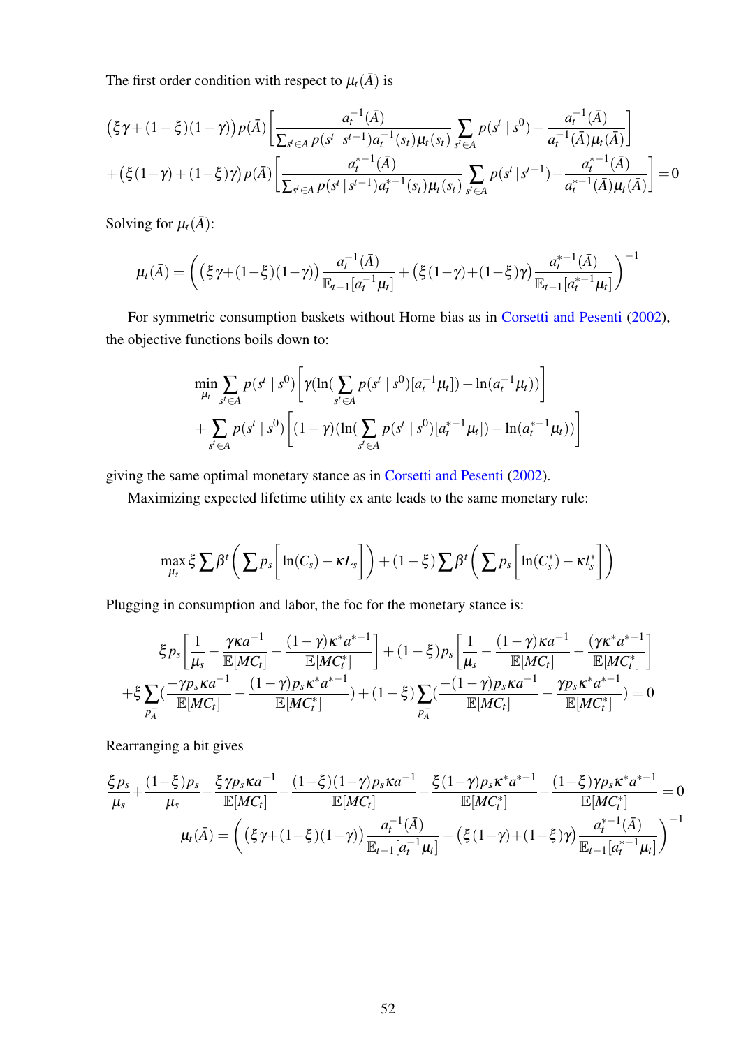The first order condition with respect to $\mu_t(\bar{A})$ is

$$
\begin{aligned}
&\big(\xi\gamma+(1-\xi)(1-\gamma)\big)p(\bar{A})\left[\frac{a_t^{-1}(\bar{A})}{\sum_{s^t\in A}p(s^t\,|\,s^{t-1})a_t^{-1}(s_t)\mu_t(s_t)}\sum_{s^t\in A}p(s^t\mid s^0)-\frac{a_t^{-1}(\bar{A})}{a_t^{-1}(\bar{A})\mu_t(\bar{A})}\right]\\
&+\big(\xi(1-\gamma)+(1-\xi)\gamma\big)p(\bar{A})\left[\frac{a_t^{*-1}(\bar{A})}{\sum_{s^t\in A}p(s^t\,|\,s^{t-1})a_t^{*-1}(s_t)\mu_t(s_t)}\sum_{s^t\in A}p(s^t\,|\,s^{t-1})-\frac{a_t^{*-1}(\bar{A})}{a_t^{*-1}(\bar{A})\mu_t(\bar{A})}\right]=0
\end{aligned}
$$

Solving for $\mu_t(\bar{A})$:

$$
\mu_t(\bar{A})=\left(\big(\xi\gamma+(1-\xi)(1-\gamma)\big)\frac{a_t^{-1}(\bar{A})}{\mathbb{E}_{t-1}[a_t^{-1}\mu_t]}+\big(\xi(1-\gamma)+(1-\xi)\gamma\big)\frac{a_t^{*-1}(\bar{A})}{\mathbb{E}_{t-1}[a_t^{*-1}\mu_t]}\right)^{-1}
$$

For symmetric consumption baskets without Home bias as in Corsetti and Pesenti (2002), the objective functions boils down to:

$$
\begin{aligned}
\min_{\mu_t}\sum_{s^t\in A}p(s^t\mid s^0)&\left[\gamma(\ln(\sum_{s^t\in A}p(s^t\mid s^0)[a_t^{-1}\mu_t])-\ln(a_t^{-1}\mu_t))\right]\\
+\sum_{s^t\in A}p(s^t\mid s^0)&\left[(1-\gamma)(\ln(\sum_{s^t\in A}p(s^t\mid s^0)[a_t^{*-1}\mu_t])-\ln(a_t^{*-1}\mu_t))\right]
\end{aligned}
$$

giving the same optimal monetary stance as in Corsetti and Pesenti (2002).

Maximizing expected lifetime utility ex ante leads to the same monetary rule:

$$
\max_{\mu_s}\xi\sum\beta^t\left(\sum p_s\left[\ln(C_s)-\kappa L_s\right]\right)+(1-\xi)\sum\beta^t\left(\sum p_s\left[\ln(C_s^*)-\kappa l_s^*\right]\right)
$$

Plugging in consumption and labor, the foc for the monetary stance is:

$$
\begin{aligned}
&\xi p_s\left[\frac{1}{\mu_s}-\frac{\gamma\kappa a^{-1}}{\mathbb{E}[MC_t]}-\frac{(1-\gamma)\kappa^* a^{*-1}}{\mathbb{E}[MC_t^*]}\right]+(1-\xi)p_s\left[\frac{1}{\mu_s}-\frac{(1-\gamma)\kappa a^{-1}}{\mathbb{E}[MC_t]}-\frac{(\gamma\kappa^* a^{*-1}}{\mathbb{E}[MC_t^*]}\right]\\
&+\xi\sum_{p_A^-}\left(\frac{-\gamma p_s\kappa a^{-1}}{\mathbb{E}[MC_t]}-\frac{(1-\gamma)p_s\kappa^* a^{*-1}}{\mathbb{E}[MC_t^*]}\right)+(1-\xi)\sum_{p_A^-}\left(\frac{-(1-\gamma)p_s\kappa a^{-1}}{\mathbb{E}[MC_t]}-\frac{\gamma p_s\kappa^* a^{*-1}}{\mathbb{E}[MC_t^*]}\right)=0
\end{aligned}
$$

Rearranging a bit gives

$$
\frac{\xi p_s}{\mu_s}+\frac{(1-\xi)p_s}{\mu_s}-\frac{\xi\gamma p_s\kappa a^{-1}}{\mathbb{E}[MC_t]}-\frac{(1-\xi)(1-\gamma)p_s\kappa a^{-1}}{\mathbb{E}[MC_t]}-\frac{\xi(1-\gamma)p_s\kappa^* a^{*-1}}{\mathbb{E}[MC_t^*]}-\frac{(1-\xi)\gamma p_s\kappa^* a^{*-1}}{\mathbb{E}[MC_t^*]}=0
$$

$$
\mu_t(\bar{A})=\left(\big(\xi\gamma+(1-\xi)(1-\gamma)\big)\frac{a_t^{-1}(\bar{A})}{\mathbb{E}_{t-1}[a_t^{-1}\mu_t]}+\big(\xi(1-\gamma)+(1-\xi)\gamma\big)\frac{a_t^{*-1}(\bar{A})}{\mathbb{E}_{t-1}[a_t^{*-1}\mu_t]}\right)^{-1}
$$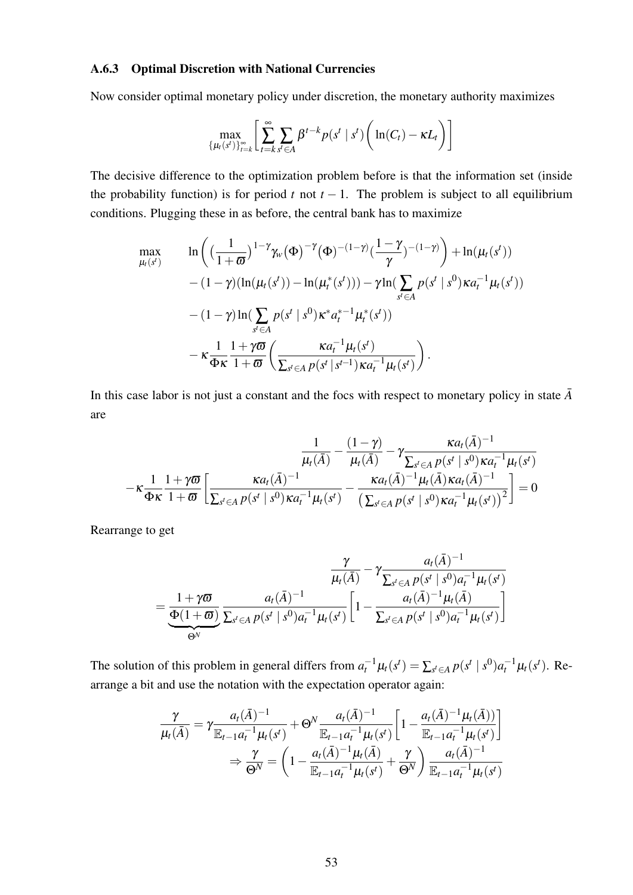### A.6.3 Optimal Discretion with National Currencies

Now consider optimal monetary policy under discretion, the monetary authority maximizes

$$\max_{\{\mu_t(s^t)\}_{t=k}^{\infty}} \left[ \sum_{t=k}^{\infty} \sum_{s^t \in A} \beta^{t-k} p(s^t \mid s^t) \left( \ln(C_t) - \kappa L_t \right) \right]$$

The decisive difference to the optimization problem before is that the information set (inside the probability function) is for period $t$ not $t-1$. The problem is subject to all equilibrium conditions. Plugging these in as before, the central bank has to maximize

$$\begin{aligned}
\max_{\mu_t(s^t)} \quad & \ln\left( \left(\frac{1}{1+\varpi}\right)^{1-\gamma} \gamma_w (\Phi)^{-\gamma} (\Phi)^{-(1-\gamma)} \left(\frac{1-\gamma}{\gamma}\right)^{-(1-\gamma)} \right) + \ln(\mu_t(s^t)) \\
& - (1-\gamma)(\ln(\mu_t(s^t)) - \ln(\mu_t^*(s^t))) - \gamma \ln\left( \sum_{s^t \in A} p(s^t \mid s^0) \kappa a_t^{-1} \mu_t(s^t) \right) \\
& - (1-\gamma) \ln\left( \sum_{s^t \in A} p(s^t \mid s^0) \kappa^* a_t^{*-1} \mu_t^*(s^t) \right) \\
& - \kappa \frac{1}{\Phi \kappa} \frac{1+\gamma\varpi}{1+\varpi} \left( \frac{\kappa a_t^{-1} \mu_t(s^t)}{\sum_{s^t \in A} p(s^t \mid s^{t-1}) \kappa a_t^{-1} \mu_t(s^t)} \right).
\end{aligned}$$

In this case labor is not just a constant and the focs with respect to monetary policy in state $\bar{A}$ are

$$\begin{aligned}
& \frac{1}{\mu_t(\bar{A})} - \frac{(1-\gamma)}{\mu_t(\bar{A})} - \gamma \frac{\kappa a_t(\bar{A})^{-1}}{\sum_{s^t \in A} p(s^t \mid s^0) \kappa a_t^{-1} \mu_t(s^t)} \\
-\kappa \frac{1}{\Phi \kappa} \frac{1+\gamma\varpi}{1+\varpi} & \left[ \frac{\kappa a_t(\bar{A})^{-1}}{\sum_{s^t \in A} p(s^t \mid s^0) \kappa a_t^{-1} \mu_t(s^t)} - \frac{\kappa a_t(\bar{A})^{-1} \mu_t(\bar{A}) \kappa a_t(\bar{A})^{-1}}{\left( \sum_{s^t \in A} p(s^t \mid s^0) \kappa a_t^{-1} \mu_t(s^t) \right)^2} \right] = 0
\end{aligned}$$

Rearrange to get

$$\begin{aligned}
& \frac{\gamma}{\mu_t(\bar{A})} - \gamma \frac{a_t(\bar{A})^{-1}}{\sum_{s^t \in A} p(s^t \mid s^0) a_t^{-1} \mu_t(s^t)} \\
= & \underbrace{\frac{1+\gamma\varpi}{\Phi(1+\varpi)}}_{\Theta^N} \frac{a_t(\bar{A})^{-1}}{\sum_{s^t \in A} p(s^t \mid s^0) a_t^{-1} \mu_t(s^t)} \left[ 1 - \frac{a_t(\bar{A})^{-1} \mu_t(\bar{A})}{\sum_{s^t \in A} p(s^t \mid s^0) a_t^{-1} \mu_t(s^t)} \right]
\end{aligned}$$

The solution of this problem in general differs from $a_t^{-1} \mu_t(s^t) = \sum_{s^t \in A} p(s^t \mid s^0) a_t^{-1} \mu_t(s^t)$. Rearrange a bit and use the notation with the expectation operator again:

$$\begin{aligned}
\frac{\gamma}{\mu_t(\bar{A})} &= \gamma \frac{a_t(\bar{A})^{-1}}{\mathbb{E}_{t-1} a_t^{-1} \mu_t(s^t)} + \Theta^N \frac{a_t(\bar{A})^{-1}}{\mathbb{E}_{t-1} a_t^{-1} \mu_t(s^t)} \left[ 1 - \frac{a_t(\bar{A})^{-1} \mu_t(\bar{A}))}{\mathbb{E}_{t-1} a_t^{-1} \mu_t(s^t)} \right] \\
&\Rightarrow \frac{\gamma}{\Theta^N} = \left( 1 - \frac{a_t(\bar{A})^{-1} \mu_t(\bar{A})}{\mathbb{E}_{t-1} a_t^{-1} \mu_t(s^t)} + \frac{\gamma}{\Theta^N} \right) \frac{a_t(\bar{A})^{-1}}{\mathbb{E}_{t-1} a_t^{-1} \mu_t(s^t)}
\end{aligned}$$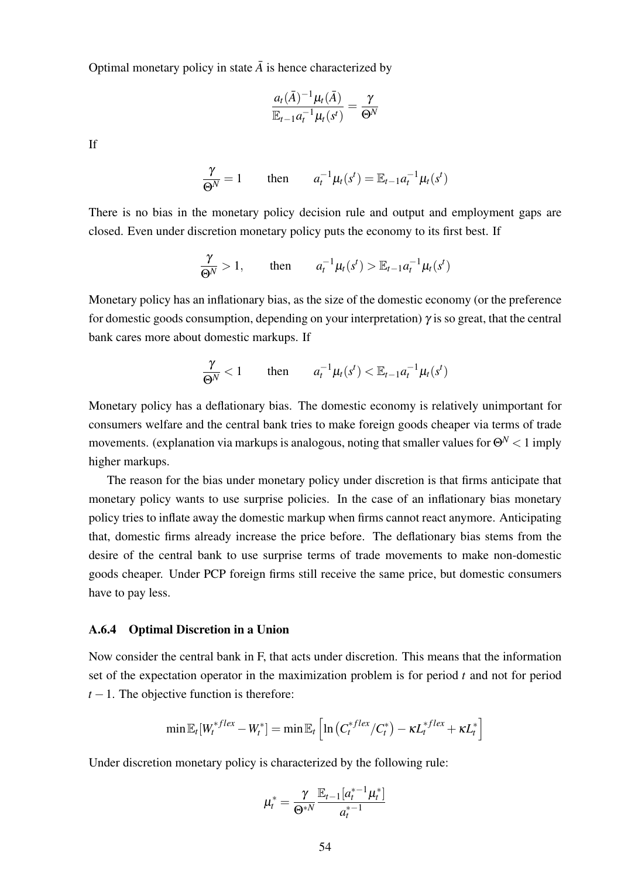Optimal monetary policy in state $\bar{A}$ is hence characterized by

$$\frac{a_t(\bar{A})^{-1}\mu_t(\bar{A})}{\mathbb{E}_{t-1}a_t^{-1}\mu_t(s^t)} = \frac{\gamma}{\Theta^N}$$

If

$$\frac{\gamma}{\Theta^N} = 1 \qquad \text{then} \qquad a_t^{-1}\mu_t(s^t) = \mathbb{E}_{t-1}a_t^{-1}\mu_t(s^t)$$

There is no bias in the monetary policy decision rule and output and employment gaps are closed. Even under discretion monetary policy puts the economy to its first best. If

$$\frac{\gamma}{\Theta^N} > 1, \qquad \text{then} \qquad a_t^{-1}\mu_t(s^t) > \mathbb{E}_{t-1}a_t^{-1}\mu_t(s^t)$$

Monetary policy has an inflationary bias, as the size of the domestic economy (or the preference for domestic goods consumption, depending on your interpretation) $\gamma$ is so great, that the central bank cares more about domestic markups. If

$$\frac{\gamma}{\Theta^N} < 1 \qquad \text{then} \qquad a_t^{-1}\mu_t(s^t) < \mathbb{E}_{t-1}a_t^{-1}\mu_t(s^t)$$

Monetary policy has a deflationary bias. The domestic economy is relatively unimportant for consumers welfare and the central bank tries to make foreign goods cheaper via terms of trade movements. (explanation via markups is analogous, noting that smaller values for $\Theta^N < 1$ imply higher markups.

The reason for the bias under monetary policy under discretion is that firms anticipate that monetary policy wants to use surprise policies. In the case of an inflationary bias monetary policy tries to inflate away the domestic markup when firms cannot react anymore. Anticipating that, domestic firms already increase the price before. The deflationary bias stems from the desire of the central bank to use surprise terms of trade movements to make non-domestic goods cheaper. Under PCP foreign firms still receive the same price, but domestic consumers have to pay less.

### A.6.4 Optimal Discretion in a Union

Now consider the central bank in F, that acts under discretion. This means that the information set of the expectation operator in the maximization problem is for period $t$ and not for period $t-1$. The objective function is therefore:

$$\min \mathbb{E}_t[W_t^{*flex} - W_t^*] = \min \mathbb{E}_t\left[\ln\left(C_t^{*flex}/C_t^*\right) - \kappa L_t^{*flex} + \kappa L_t^*\right]$$

Under discretion monetary policy is characterized by the following rule:

$$\mu_t^* = \frac{\gamma}{\Theta^{*N}} \frac{\mathbb{E}_{t-1}[a_t^{*-1}\mu_t^*]}{a_t^{*-1}}$$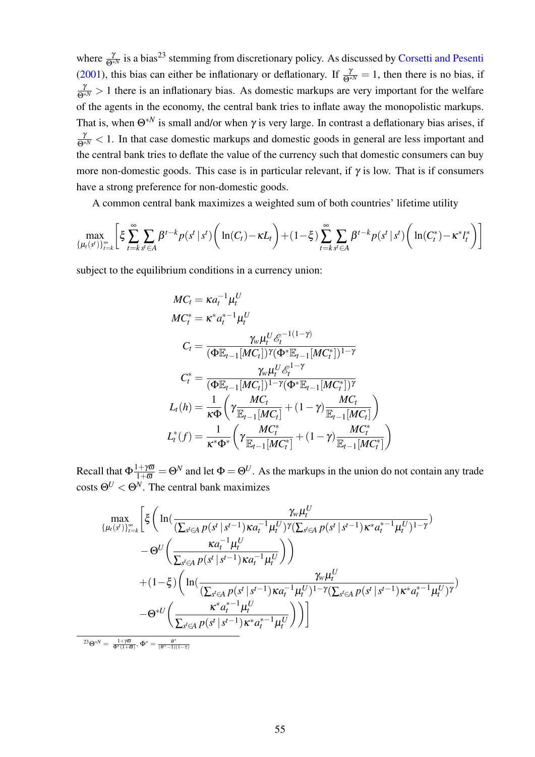where $\frac{\gamma}{\Theta^{*N}}$ is a bias[23] stemming from discretionary policy. As discussed by Corsetti and Pesenti (2001), this bias can either be inflationary or deflationary. If $\frac{\gamma}{\Theta^{*N}} = 1$, then there is no bias, if $\frac{\gamma}{\Theta^{*N}} > 1$ there is an inflationary bias. As domestic markups are very important for the welfare of the agents in the economy, the central bank tries to inflate away the monopolistic markups. That is, when $\Theta^{*N}$ is small and/or when $\gamma$ is very large. In contrast a deflationary bias arises, if $\frac{\gamma}{\Theta^{*N}} < 1$. In that case domestic markups and domestic goods in general are less important and the central bank tries to deflate the value of the currency such that domestic consumers can buy more non-domestic goods. This case is in particular relevant, if $\gamma$ is low. That is if consumers have a strong preference for non-domestic goods.

A common central bank maximizes a weighted sum of both countries' lifetime utility

$$\max_{\{\mu_t(s^t)\}_{t=k}^{\infty}} \left[ \xi \sum_{t=k}^{\infty} \sum_{s^t \in A} \beta^{t-k} p(s^t \mid s^t) \Big( \ln(C_t) - \kappa L_t \Big) + (1-\xi) \sum_{t=k}^{\infty} \sum_{s^t \in A} \beta^{t-k} p(s^t \mid s^t) \Big( \ln(C_t^*) - \kappa^* l_t^* \Big) \right]$$

subject to the equilibrium conditions in a currency union:

$$MC_t = \kappa a_t^{-1} \mu_t^U$$

$$MC_t^* = \kappa^* a_t^{*-1} \mu_t^U$$

$$C_t = \frac{\gamma_w \mu_t^U \mathscr{E}_t^{-1(1-\gamma)}}{(\Phi \mathbb{E}_{t-1}[MC_t])^{\gamma} (\Phi^* \mathbb{E}_{t-1}[MC_t^*])^{1-\gamma}}$$

$$C_t^* = \frac{\gamma_w \mu_t^U \mathscr{E}_t^{1-\gamma}}{(\Phi \mathbb{E}_{t-1}[MC_t])^{1-\gamma} (\Phi^* \mathbb{E}_{t-1}[MC_t^*])^{\gamma}}$$

$$L_t(h) = \frac{1}{\kappa \Phi} \left( \gamma \frac{MC_t}{\mathbb{E}_{t-1}[MC_t]} + (1-\gamma) \frac{MC_t}{\mathbb{E}_{t-1}[MC_t]} \right)$$

$$L_t^*(f) = \frac{1}{\kappa^* \Phi^*} \left( \gamma \frac{MC_t^*}{\mathbb{E}_{t-1}[MC_t^*]} + (1-\gamma) \frac{MC_t^*}{\mathbb{E}_{t-1}[MC_t^*]} \right)$$

Recall that $\Phi \frac{1+\gamma\varpi}{1+\varpi} = \Theta^N$ and let $\Phi = \Theta^U$. As the markups in the union do not contain any trade costs $\Theta^U < \Theta^N$. The central bank maximizes

$$\begin{aligned}
\max_{\{\mu_t(s^t)\}_{t=k}^{\infty}} \Bigg[ & \xi \Bigg( \ln\Big( \frac{\gamma_w \mu_t^U}{(\sum_{s^t \in A} p(s^t \mid s^{t-1}) \kappa a_t^{-1} \mu_t^U)^{\gamma} (\sum_{s^t \in A} p(s^t \mid s^{t-1}) \kappa^* a_t^{*-1} \mu_t^U)^{1-\gamma}} \Big) \\
& - \Theta^U \Bigg( \frac{\kappa a_t^{-1} \mu_t^U}{\sum_{s^t \in A} p(s^t \mid s^{t-1}) \kappa a_t^{-1} \mu_t^U} \Bigg) \Bigg) \\
& + (1-\xi) \Bigg( \ln\Big( \frac{\gamma_w \mu_t^U}{(\sum_{s^t \in A} p(s^t \mid s^{t-1}) \kappa a_t^{-1} \mu_t^U)^{1-\gamma} (\sum_{s^t \in A} p(s^t \mid s^{t-1}) \kappa^* a_t^{*-1} \mu_t^U)^{\gamma}} \Big) \\
& - \Theta^{*U} \Bigg( \frac{\kappa^* a_t^{*-1} \mu_t^U}{\sum_{s^t \in A} p(s^t \mid s^{t-1}) \kappa^* a_t^{*-1} \mu_t^U} \Bigg) \Bigg) \Bigg]
\end{aligned}$$

---

[23] $\Theta^{*N} = \frac{1+\gamma\varpi}{\Phi^*(1+\varpi)}$, $\Phi^* = \frac{\theta^*}{(\theta^*-1)(1-\tau)}$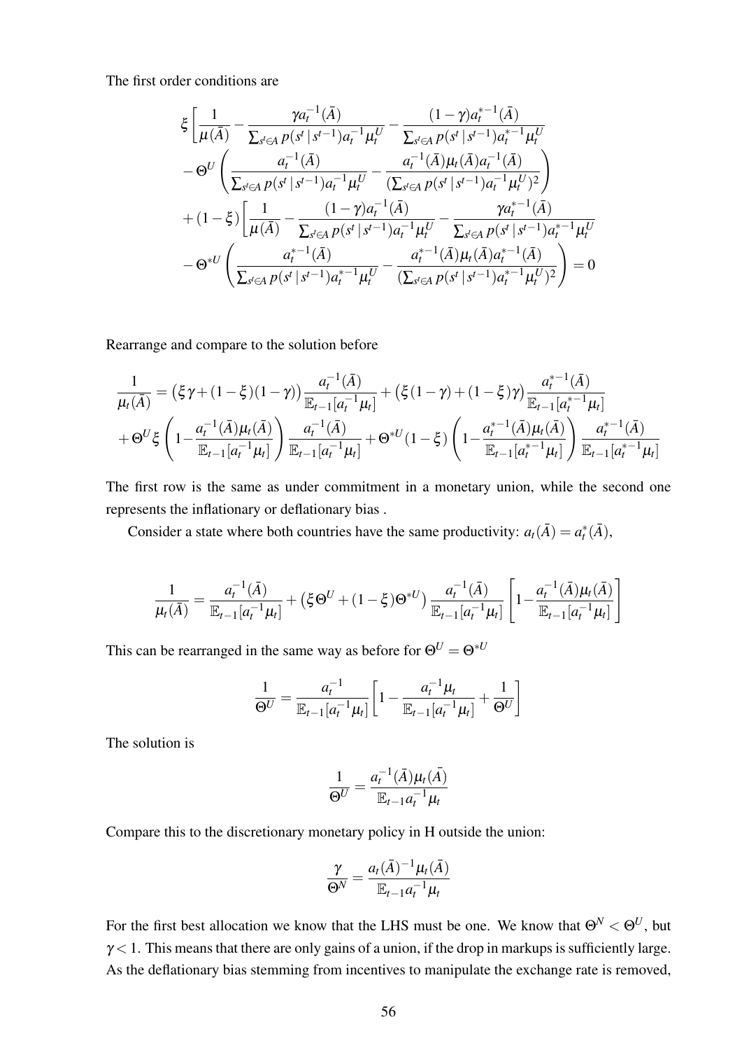The first order conditions are

$$
\begin{aligned}
&\xi\left[\frac{1}{\mu(\bar{A})}-\frac{\gamma a_t^{-1}(\bar{A})}{\sum_{s^t\in A}p(s^t\,|\,s^{t-1})a_t^{-1}\mu_t^U}-\frac{(1-\gamma)a_t^{*-1}(\bar{A})}{\sum_{s^t\in A}p(s^t\,|\,s^{t-1})a_t^{*-1}\mu_t^U}\right.\\
&-\Theta^U\left(\frac{a_t^{-1}(\bar{A})}{\sum_{s^t\in A}p(s^t\,|\,s^{t-1})a_t^{-1}\mu_t^U}-\frac{a_t^{-1}(\bar{A})\mu_t(\bar{A})a_t^{-1}(\bar{A})}{(\sum_{s^t\in A}p(s^t\,|\,s^{t-1})a_t^{-1}\mu_t^U)^2}\right)\\
&+(1-\xi)\left[\frac{1}{\mu(\bar{A})}-\frac{(1-\gamma)a_t^{-1}(\bar{A})}{\sum_{s^t\in A}p(s^t\,|\,s^{t-1})a_t^{-1}\mu_t^U}-\frac{\gamma a_t^{*-1}(\bar{A})}{\sum_{s^t\in A}p(s^t\,|\,s^{t-1})a_t^{*-1}\mu_t^U}\right.\\
&-\Theta^{*U}\left(\frac{a_t^{*-1}(\bar{A})}{\sum_{s^t\in A}p(s^t\,|\,s^{t-1})a_t^{*-1}\mu_t^U}-\frac{a_t^{*-1}(\bar{A})\mu_t(\bar{A})a_t^{*-1}(\bar{A})}{(\sum_{s^t\in A}p(s^t\,|\,s^{t-1})a_t^{*-1}\mu_t^U)^2}\right)=0
\end{aligned}
$$

Rearrange and compare to the solution before

$$
\begin{aligned}
\frac{1}{\mu_t(\bar{A})}&=\left(\xi\gamma+(1-\xi)(1-\gamma)\right)\frac{a_t^{-1}(\bar{A})}{\mathbb{E}_{t-1}[a_t^{-1}\mu_t]}+\left(\xi(1-\gamma)+(1-\xi)\gamma\right)\frac{a_t^{*-1}(\bar{A})}{\mathbb{E}_{t-1}[a_t^{*-1}\mu_t]}\\
&+\Theta^U\xi\left(1-\frac{a_t^{-1}(\bar{A})\mu_t(\bar{A})}{\mathbb{E}_{t-1}[a_t^{-1}\mu_t]}\right)\frac{a_t^{-1}(\bar{A})}{\mathbb{E}_{t-1}[a_t^{-1}\mu_t]}+\Theta^{*U}(1-\xi)\left(1-\frac{a_t^{*-1}(\bar{A})\mu_t(\bar{A})}{\mathbb{E}_{t-1}[a_t^{*-1}\mu_t]}\right)\frac{a_t^{*-1}(\bar{A})}{\mathbb{E}_{t-1}[a_t^{*-1}\mu_t]}
\end{aligned}
$$

The first row is the same as under commitment in a monetary union, while the second one represents the inflationary or deflationary bias .

Consider a state where both countries have the same productivity: $a_t(\bar{A})=a_t^*(\bar{A})$,

$$
\frac{1}{\mu_t(\bar{A})}=\frac{a_t^{-1}(\bar{A})}{\mathbb{E}_{t-1}[a_t^{-1}\mu_t]}+\left(\xi\Theta^U+(1-\xi)\Theta^{*U}\right)\frac{a_t^{-1}(\bar{A})}{\mathbb{E}_{t-1}[a_t^{-1}\mu_t]}\left[1-\frac{a_t^{-1}(\bar{A})\mu_t(\bar{A})}{\mathbb{E}_{t-1}[a_t^{-1}\mu_t]}\right]
$$

This can be rearranged in the same way as before for $\Theta^U=\Theta^{*U}$

$$
\frac{1}{\Theta^U}=\frac{a_t^{-1}}{\mathbb{E}_{t-1}[a_t^{-1}\mu_t]}\left[1-\frac{a_t^{-1}\mu_t}{\mathbb{E}_{t-1}[a_t^{-1}\mu_t]}+\frac{1}{\Theta^U}\right]
$$

The solution is

$$
\frac{1}{\Theta^U}=\frac{a_t^{-1}(\bar{A})\mu_t(\bar{A})}{\mathbb{E}_{t-1}a_t^{-1}\mu_t}
$$

Compare this to the discretionary monetary policy in H outside the union:

$$
\frac{\gamma}{\Theta^N}=\frac{a_t(\bar{A})^{-1}\mu_t(\bar{A})}{\mathbb{E}_{t-1}a_t^{-1}\mu_t}
$$

For the first best allocation we know that the LHS must be one. We know that $\Theta^N<\Theta^U$, but $\gamma<1$. This means that there are only gains of a union, if the drop in markups is sufficiently large. As the deflationary bias stemming from incentives to manipulate the exchange rate is removed,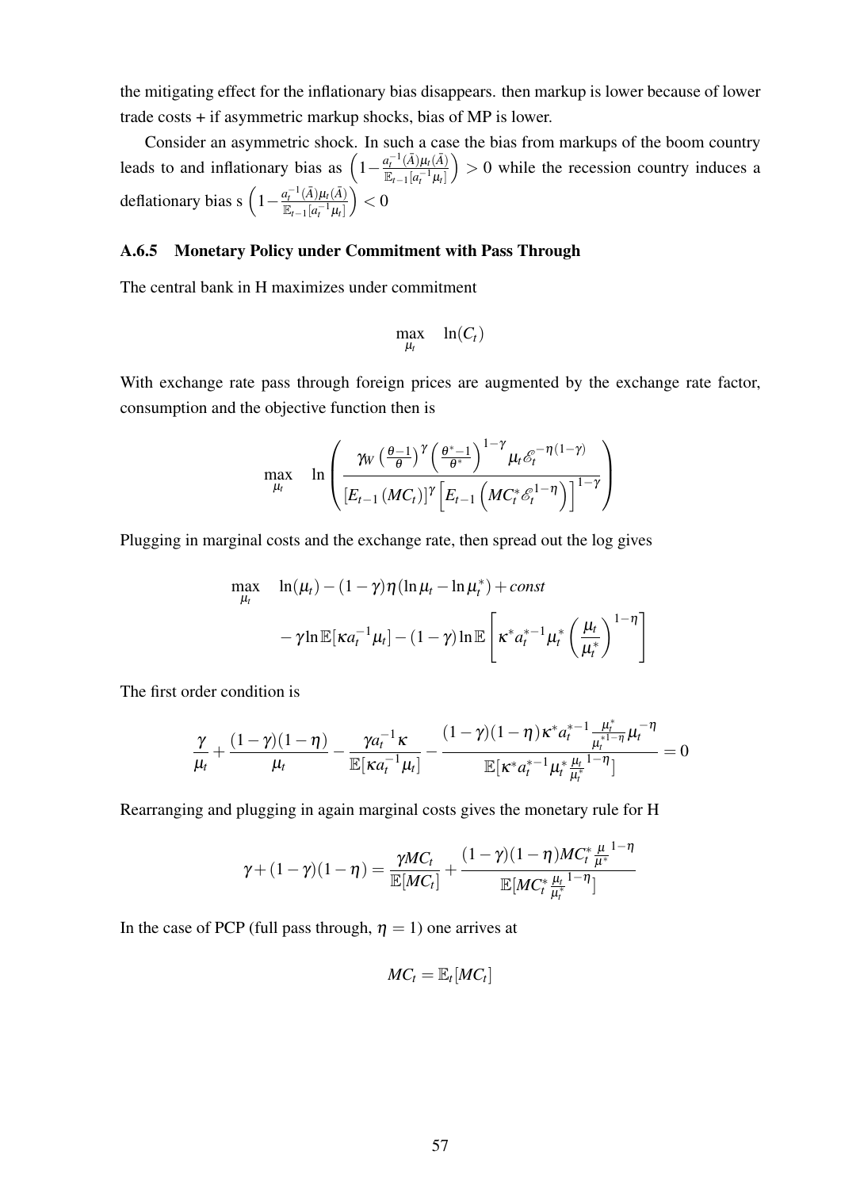the mitigating effect for the inflationary bias disappears. then markup is lower because of lower trade costs + if asymmetric markup shocks, bias of MP is lower.

Consider an asymmetric shock. In such a case the bias from markups of the boom country leads to and inflationary bias as $\left(1-\frac{a_t^{-1}(\bar{A})\mu_t(\bar{A})}{\mathbb{E}_{t-1}[a_t^{-1}\mu_t]}\right) > 0$ while the recession country induces a deflationary bias s $\left(1-\frac{a_t^{-1}(\bar{A})\mu_t(\bar{A})}{\mathbb{E}_{t-1}[a_t^{-1}\mu_t]}\right) < 0$

### A.6.5 Monetary Policy under Commitment with Pass Through

The central bank in H maximizes under commitment

$$\max_{\mu_t} \quad \ln(C_t)$$

With exchange rate pass through foreign prices are augmented by the exchange rate factor, consumption and the objective function then is

$$\max_{\mu_t} \quad \ln\left(\frac{\gamma_W\left(\frac{\theta-1}{\theta}\right)^{\gamma}\left(\frac{\theta^*-1}{\theta^*}\right)^{1-\gamma}\mu_t\mathscr{E}_t^{-\eta(1-\gamma)}}{\left[E_{t-1}\left(MC_t\right)\right]^{\gamma}\left[E_{t-1}\left(MC_t^*\mathscr{E}_t^{1-\eta}\right)\right]^{1-\gamma}}\right)$$

Plugging in marginal costs and the exchange rate, then spread out the log gives

$$\begin{aligned}
\max_{\mu_t} \quad & \ln(\mu_t)-(1-\gamma)\eta(\ln\mu_t-\ln\mu_t^*)+const \\
& -\gamma\ln\mathbb{E}[\kappa a_t^{-1}\mu_t]-(1-\gamma)\ln\mathbb{E}\left[\kappa^* a_t^{*-1}\mu_t^*\left(\frac{\mu_t}{\mu_t^*}\right)^{1-\eta}\right]
\end{aligned}$$

The first order condition is

$$\frac{\gamma}{\mu_t}+\frac{(1-\gamma)(1-\eta)}{\mu_t}-\frac{\gamma a_t^{-1}\kappa}{\mathbb{E}[\kappa a_t^{-1}\mu_t]}-\frac{(1-\gamma)(1-\eta)\kappa^* a_t^{*-1}\frac{\mu_t^*}{\mu_t^{*1-\eta}}\mu_t^{-\eta}}{\mathbb{E}[\kappa^* a_t^{*-1}\mu_t^*\frac{\mu_t}{\mu_t^*}^{1-\eta}]}=0$$

Rearranging and plugging in again marginal costs gives the monetary rule for H

$$\gamma+(1-\gamma)(1-\eta)=\frac{\gamma MC_t}{\mathbb{E}[MC_t]}+\frac{(1-\gamma)(1-\eta)MC_t^*\frac{\mu}{\mu^*}^{1-\eta}}{\mathbb{E}[MC_t^*\frac{\mu_t}{\mu_t^*}^{1-\eta}]}$$

In the case of PCP (full pass through, $\eta=1$) one arrives at

$$MC_t=\mathbb{E}_t[MC_t]$$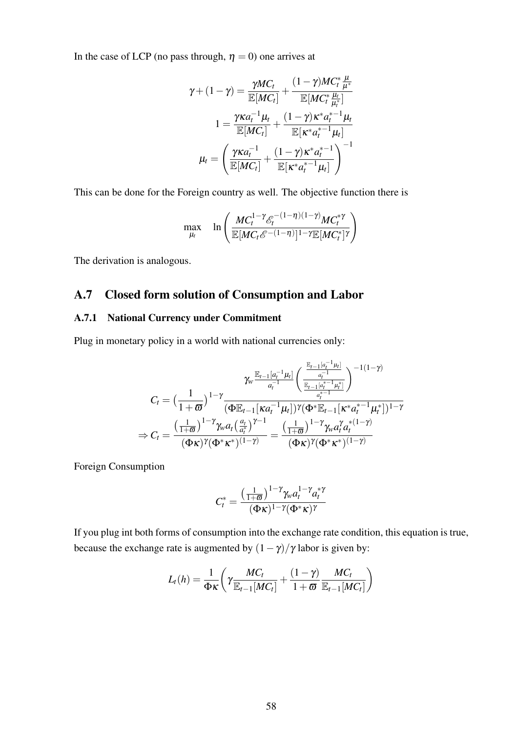In the case of LCP (no pass through, $\eta = 0$) one arrives at

$$
\begin{aligned}
\gamma + (1-\gamma) &= \frac{\gamma MC_t}{\mathbb{E}[MC_t]} + \frac{(1-\gamma) MC_t^* \frac{\mu}{\mu^*}}{\mathbb{E}[MC_t^* \frac{\mu_t}{\mu_t^*}]} \\
1 &= \frac{\gamma \kappa a_t^{-1} \mu_t}{\mathbb{E}[MC_t]} + \frac{(1-\gamma)\kappa^* a_t^{*-1} \mu_t}{\mathbb{E}[\kappa^* a_t^{*-1} \mu_t]} \\
\mu_t &= \left( \frac{\gamma \kappa a_t^{-1}}{\mathbb{E}[MC_t]} + \frac{(1-\gamma)\kappa^* a_t^{*-1}}{\mathbb{E}[\kappa^* a_t^{*-1} \mu_t]} \right)^{-1}
\end{aligned}
$$

This can be done for the Foreign country as well. The objective function there is

$$
\max_{\mu_t} \quad \ln \left( \frac{MC_t^{1-\gamma} \mathscr{E}_t^{-(1-\eta)(1-\gamma)} MC_t^{*\gamma}}{\mathbb{E}[MC_t \mathscr{E}^{-(1-\eta)}]^{1-\gamma} \mathbb{E}[MC_t^*]^{\gamma}} \right)
$$

The derivation is analogous.

## A.7 Closed form solution of Consumption and Labor

### A.7.1 National Currency under Commitment

Plug in monetary policy in a world with national currencies only:

$$
\begin{aligned}
C_t &= \big(\frac{1}{1+\varpi}\big)^{1-\gamma} \frac{\gamma_w \frac{\mathbb{E}_{t-1}[a_t^{-1}\mu_t]}{a_t^{-1}} \left( \frac{\frac{\mathbb{E}_{t-1}[a_t^{-1}\mu_t]}{a_t^{-1}}}{\frac{\mathbb{E}_{t-1}[a_t^{*-1}\mu_t^*]}{a_t^{*-1}}} \right)^{-1(1-\gamma)}}{(\Phi \mathbb{E}_{t-1}[\kappa a_t^{-1}\mu_t])^{\gamma} (\Phi^* \mathbb{E}_{t-1}[\kappa^* a_t^{*-1}\mu_t^*])^{1-\gamma}} \\
\Rightarrow C_t &= \frac{\big(\frac{1}{1+\varpi}\big)^{1-\gamma} \gamma_w a_t \big(\frac{a_t}{a_t^*}\big)^{\gamma-1}}{(\Phi\kappa)^{\gamma} (\Phi^*\kappa^*)^{(1-\gamma)}} = \frac{\big(\frac{1}{1+\varpi}\big)^{1-\gamma} \gamma_w a_t^{\gamma} a_t^{*(1-\gamma)}}{(\Phi\kappa)^{\gamma} (\Phi^*\kappa^*)^{(1-\gamma)}}
\end{aligned}
$$

Foreign Consumption

$$
C_t^* = \frac{\big(\frac{1}{1+\varpi}\big)^{1-\gamma} \gamma_w a_t^{1-\gamma} a_t^{*\gamma}}{(\Phi\kappa)^{1-\gamma} (\Phi^*\kappa)^{\gamma}}
$$

If you plug int both forms of consumption into the exchange rate condition, this equation is true, because the exchange rate is augmented by $(1-\gamma)/\gamma$ labor is given by:

$$
L_t(h) = \frac{1}{\Phi\kappa} \left( \gamma \frac{MC_t}{\mathbb{E}_{t-1}[MC_t]} + \frac{(1-\gamma)}{1+\varpi} \frac{MC_t}{\mathbb{E}_{t-1}[MC_t]} \right)
$$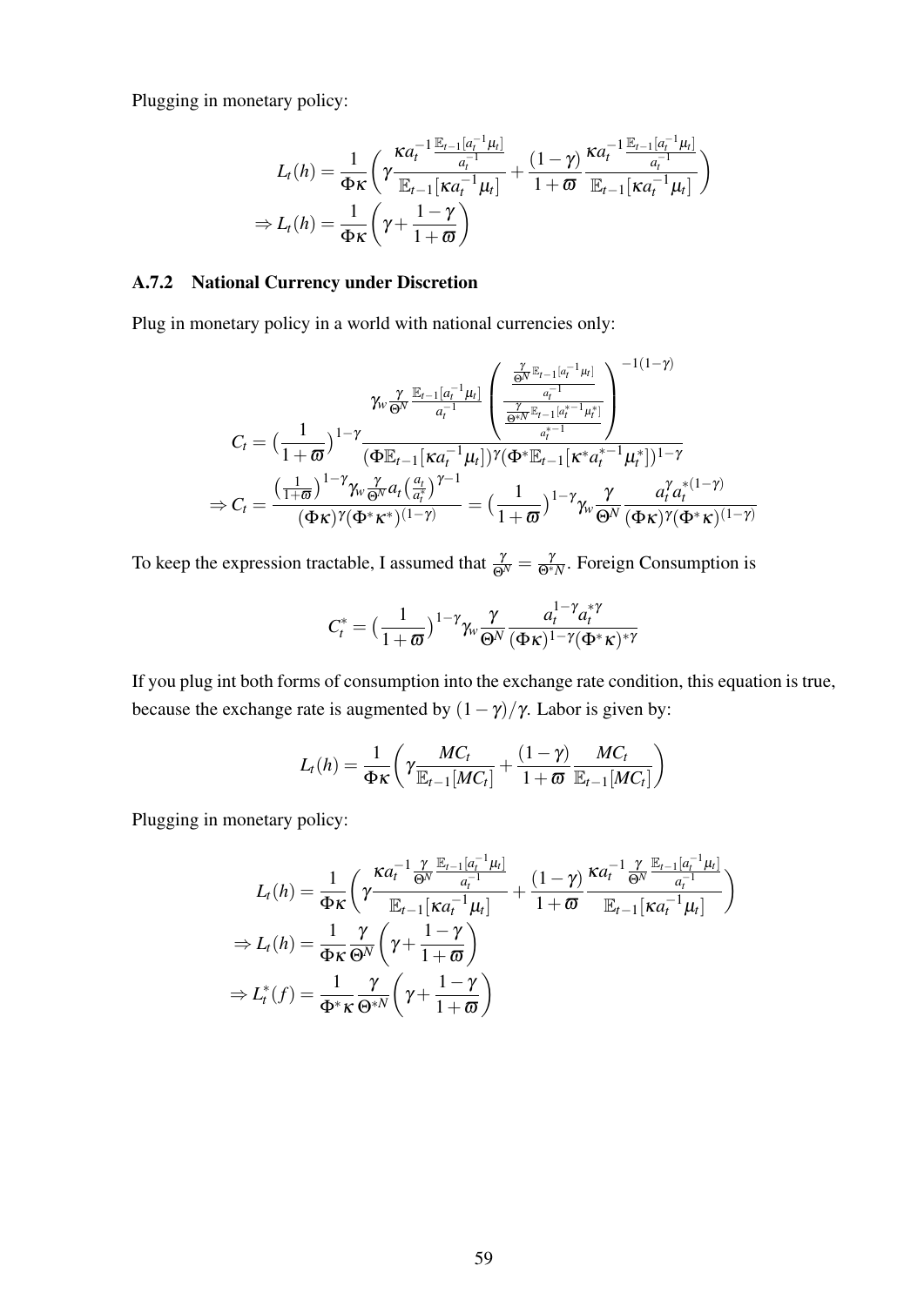Plugging in monetary policy:

$$
\begin{aligned}
L_t(h) &= \frac{1}{\Phi\kappa}\left(\gamma \frac{\kappa a_t^{-1}\frac{\mathbb{E}_{t-1}[a_t^{-1}\mu_t]}{a_t^{-1}}}{\mathbb{E}_{t-1}[\kappa a_t^{-1}\mu_t]} + \frac{(1-\gamma)}{1+\varpi}\frac{\kappa a_t^{-1}\frac{\mathbb{E}_{t-1}[a_t^{-1}\mu_t]}{a_t^{-1}}}{\mathbb{E}_{t-1}[\kappa a_t^{-1}\mu_t]}\right) \\
\Rightarrow L_t(h) &= \frac{1}{\Phi\kappa}\left(\gamma + \frac{1-\gamma}{1+\varpi}\right)
\end{aligned}
$$

### A.7.2 National Currency under Discretion

Plug in monetary policy in a world with national currencies only:

$$
\begin{aligned}
C_t &= \big(\frac{1}{1+\varpi}\big)^{1-\gamma} \frac{\gamma_w \frac{\gamma}{\Theta^N}\frac{\mathbb{E}_{t-1}[a_t^{-1}\mu_t]}{a_t^{-1}}\left(\frac{\frac{\frac{\gamma}{\Theta^N}\mathbb{E}_{t-1}[a_t^{-1}\mu_t]}{a_t^{-1}}}{\frac{\frac{\gamma}{\Theta^{*N}}\mathbb{E}_{t-1}[a_t^{*-1}\mu_t^*]}{a_t^{*-1}}}\right)^{-1(1-\gamma)}}{(\Phi\mathbb{E}_{t-1}[\kappa a_t^{-1}\mu_t])^{\gamma}(\Phi^*\mathbb{E}_{t-1}[\kappa^* a_t^{*-1}\mu_t^*])^{1-\gamma}} \\
\Rightarrow C_t &= \frac{\big(\frac{1}{1+\varpi}\big)^{1-\gamma}\gamma_w \frac{\gamma}{\Theta^N} a_t \big(\frac{a_t}{a_t^*}\big)^{\gamma-1}}{(\Phi\kappa)^{\gamma}(\Phi^*\kappa^*)^{(1-\gamma)}} = \big(\frac{1}{1+\varpi}\big)^{1-\gamma}\gamma_w \frac{\gamma}{\Theta^N}\frac{a_t^{\gamma} a_t^{*(1-\gamma)}}{(\Phi\kappa)^{\gamma}(\Phi^*\kappa)^{(1-\gamma)}}
\end{aligned}
$$

To keep the expression tractable, I assumed that $\frac{\gamma}{\Theta^N} = \frac{\gamma}{\Theta^* N}$. Foreign Consumption is

$$
C_t^* = \big(\frac{1}{1+\varpi}\big)^{1-\gamma}\gamma_w \frac{\gamma}{\Theta^N}\frac{a_t^{1-\gamma} a_t^{*\gamma}}{(\Phi\kappa)^{1-\gamma}(\Phi^*\kappa)^{*\gamma}}
$$

If you plug int both forms of consumption into the exchange rate condition, this equation is true, because the exchange rate is augmented by $(1-\gamma)/\gamma$. Labor is given by:

$$
L_t(h) = \frac{1}{\Phi\kappa}\left(\gamma \frac{MC_t}{\mathbb{E}_{t-1}[MC_t]} + \frac{(1-\gamma)}{1+\varpi}\frac{MC_t}{\mathbb{E}_{t-1}[MC_t]}\right)
$$

Plugging in monetary policy:

$$
\begin{aligned}
L_t(h) &= \frac{1}{\Phi\kappa}\left(\gamma \frac{\kappa a_t^{-1}\frac{\gamma}{\Theta^N}\frac{\mathbb{E}_{t-1}[a_t^{-1}\mu_t]}{a_t^{-1}}}{\mathbb{E}_{t-1}[\kappa a_t^{-1}\mu_t]} + \frac{(1-\gamma)}{1+\varpi}\frac{\kappa a_t^{-1}\frac{\gamma}{\Theta^N}\frac{\mathbb{E}_{t-1}[a_t^{-1}\mu_t]}{a_t^{-1}}}{\mathbb{E}_{t-1}[\kappa a_t^{-1}\mu_t]}\right) \\
\Rightarrow L_t(h) &= \frac{1}{\Phi\kappa}\frac{\gamma}{\Theta^N}\left(\gamma + \frac{1-\gamma}{1+\varpi}\right) \\
\Rightarrow L_t^*(f) &= \frac{1}{\Phi^*\kappa}\frac{\gamma}{\Theta^{*N}}\left(\gamma + \frac{1-\gamma}{1+\varpi}\right)
\end{aligned}
$$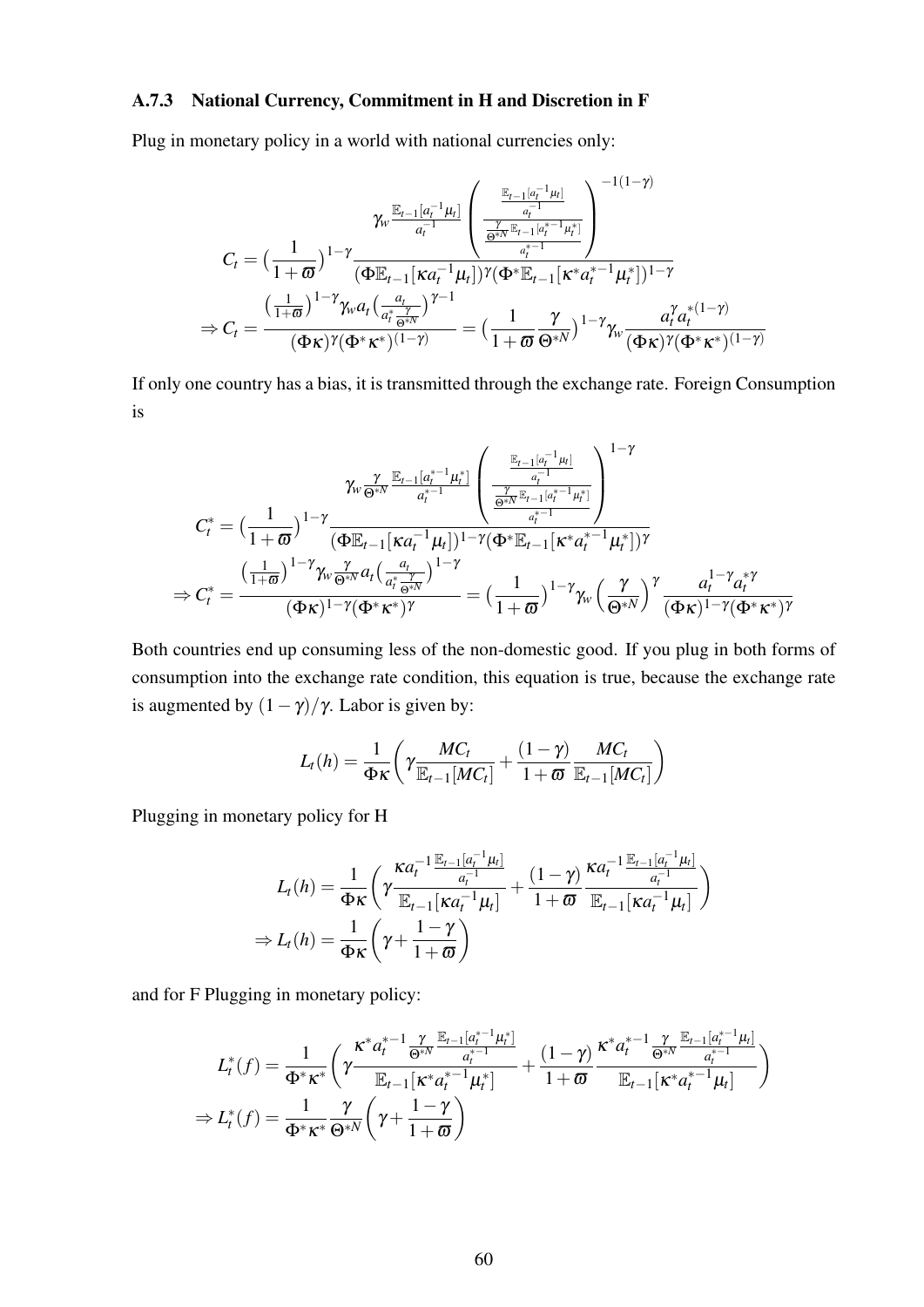### A.7.3 National Currency, Commitment in H and Discretion in F

Plug in monetary policy in a world with national currencies only:

$$C_t = \big(\frac{1}{1+\varpi}\big)^{1-\gamma} \frac{\gamma_w \frac{\mathbb{E}_{t-1}[a_t^{-1}\mu_t]}{a_t^{-1}} \left( \frac{\frac{\mathbb{E}_{t-1}[a_t^{-1}\mu_t]}{a_t^{-1}}}{\frac{\frac{\gamma}{\Theta^{*N}}\mathbb{E}_{t-1}[a_t^{*-1}\mu_t^*]}{a_t^{*-1}}} \right)^{-1(1-\gamma)}}{(\Phi \mathbb{E}_{t-1}[\kappa a_t^{-1}\mu_t])^{\gamma} (\Phi^* \mathbb{E}_{t-1}[\kappa^* a_t^{*-1}\mu_t^*])^{1-\gamma}}$$

$$\Rightarrow C_t = \frac{\big(\frac{1}{1+\varpi}\big)^{1-\gamma} \gamma_w a_t \big(\frac{a_t}{a_t^* \frac{\gamma}{\Theta^{*N}}}\big)^{\gamma-1}}{(\Phi\kappa)^{\gamma}(\Phi^*\kappa^*)^{(1-\gamma)}} = \big(\frac{1}{1+\varpi}\frac{\gamma}{\Theta^{*N}}\big)^{1-\gamma} \gamma_w \frac{a_t^{\gamma} a_t^{*(1-\gamma)}}{(\Phi\kappa)^{\gamma}(\Phi^*\kappa^*)^{(1-\gamma)}}$$

If only one country has a bias, it is transmitted through the exchange rate. Foreign Consumption is

$$C_t^* = \big(\frac{1}{1+\varpi}\big)^{1-\gamma} \frac{\gamma_w \frac{\gamma}{\Theta^{*N}} \frac{\mathbb{E}_{t-1}[a_t^{*-1}\mu_t^*]}{a_t^{*-1}} \left( \frac{\frac{\mathbb{E}_{t-1}[a_t^{-1}\mu_t]}{a_t^{-1}}}{\frac{\frac{\gamma}{\Theta^{*N}}\mathbb{E}_{t-1}[a_t^{*-1}\mu_t^*]}{a_t^{*-1}}} \right)^{1-\gamma}}{(\Phi \mathbb{E}_{t-1}[\kappa a_t^{-1}\mu_t])^{1-\gamma} (\Phi^* \mathbb{E}_{t-1}[\kappa^* a_t^{*-1}\mu_t^*])^{\gamma}}$$

$$\Rightarrow C_t^* = \frac{\big(\frac{1}{1+\varpi}\big)^{1-\gamma} \gamma_w \frac{\gamma}{\Theta^{*N}} a_t \big(\frac{a_t}{a_t^* \frac{\gamma}{\Theta^{*N}}}\big)^{1-\gamma}}{(\Phi\kappa)^{1-\gamma}(\Phi^*\kappa^*)^{\gamma}} = \big(\frac{1}{1+\varpi}\big)^{1-\gamma} \gamma_w \Big(\frac{\gamma}{\Theta^{*N}}\Big)^{\gamma} \frac{a_t^{1-\gamma} a_t^{*\gamma}}{(\Phi\kappa)^{1-\gamma}(\Phi^*\kappa^*)^{\gamma}}$$

Both countries end up consuming less of the non-domestic good. If you plug in both forms of consumption into the exchange rate condition, this equation is true, because the exchange rate is augmented by $(1-\gamma)/\gamma$. Labor is given by:

$$L_t(h) = \frac{1}{\Phi\kappa}\bigg(\gamma \frac{MC_t}{\mathbb{E}_{t-1}[MC_t]} + \frac{(1-\gamma)}{1+\varpi}\frac{MC_t}{\mathbb{E}_{t-1}[MC_t]}\bigg)$$

Plugging in monetary policy for H

$$L_t(h) = \frac{1}{\Phi\kappa}\bigg(\gamma \frac{\kappa a_t^{-1} \frac{\mathbb{E}_{t-1}[a_t^{-1}\mu_t]}{a_t^{-1}}}{\mathbb{E}_{t-1}[\kappa a_t^{-1}\mu_t]} + \frac{(1-\gamma)}{1+\varpi}\frac{\kappa a_t^{-1} \frac{\mathbb{E}_{t-1}[a_t^{-1}\mu_t]}{a_t^{-1}}}{\mathbb{E}_{t-1}[\kappa a_t^{-1}\mu_t]}\bigg)$$

$$\Rightarrow L_t(h) = \frac{1}{\Phi\kappa}\bigg(\gamma + \frac{1-\gamma}{1+\varpi}\bigg)$$

and for F Plugging in monetary policy:

$$L_t^*(f) = \frac{1}{\Phi^*\kappa^*}\bigg(\gamma \frac{\kappa^* a_t^{*-1} \frac{\gamma}{\Theta^{*N}} \frac{\mathbb{E}_{t-1}[a_t^{*-1}\mu_t^*]}{a_t^{*-1}}}{\mathbb{E}_{t-1}[\kappa^* a_t^{*-1}\mu_t^*]} + \frac{(1-\gamma)}{1+\varpi}\frac{\kappa^* a_t^{*-1} \frac{\gamma}{\Theta^{*N}} \frac{\mathbb{E}_{t-1}[a_t^{*-1}\mu_t]}{a_t^{*-1}}}{\mathbb{E}_{t-1}[\kappa^* a_t^{*-1}\mu_t]}\bigg)$$

$$\Rightarrow L_t^*(f) = \frac{1}{\Phi^*\kappa^*}\frac{\gamma}{\Theta^{*N}}\bigg(\gamma + \frac{1-\gamma}{1+\varpi}\bigg)$$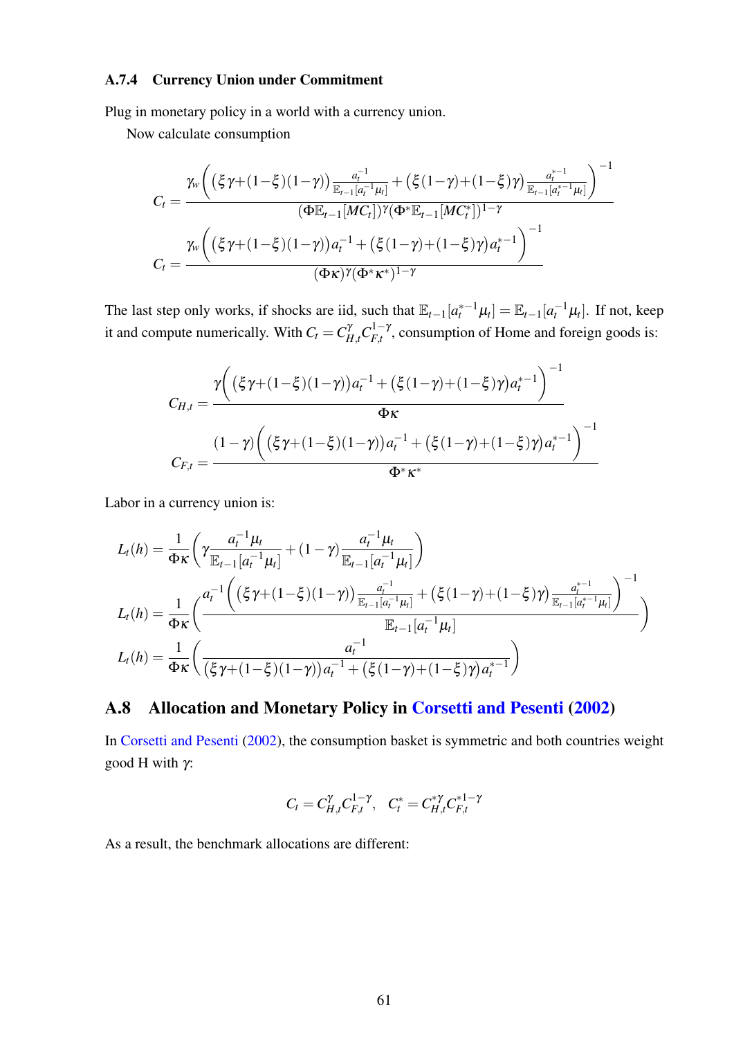### A.7.4 Currency Union under Commitment

Plug in monetary policy in a world with a currency union.

Now calculate consumption

$$C_t = \frac{\gamma_w \left( \left(\xi\gamma + (1-\xi)(1-\gamma)\right) \frac{a_t^{-1}}{\mathbb{E}_{t-1}[a_t^{-1}\mu_t]} + \left(\xi(1-\gamma) + (1-\xi)\gamma\right) \frac{a_t^{*-1}}{\mathbb{E}_{t-1}[a_t^{*-1}\mu_t]} \right)^{-1}}{(\Phi \mathbb{E}_{t-1}[MC_t])^{\gamma} (\Phi^* \mathbb{E}_{t-1}[MC_t^*])^{1-\gamma}}$$

$$C_t = \frac{\gamma_w \left( \left(\xi\gamma + (1-\xi)(1-\gamma)\right) a_t^{-1} + \left(\xi(1-\gamma) + (1-\xi)\gamma\right) a_t^{*-1} \right)^{-1}}{(\Phi\kappa)^{\gamma} (\Phi^*\kappa^*)^{1-\gamma}}$$

The last step only works, if shocks are iid, such that $\mathbb{E}_{t-1}[a_t^{*-1}\mu_t] = \mathbb{E}_{t-1}[a_t^{-1}\mu_t]$. If not, keep it and compute numerically. With $C_t = C_{H,t}^{\gamma} C_{F,t}^{1-\gamma}$, consumption of Home and foreign goods is:

$$C_{H,t} = \frac{\gamma \left( \left(\xi\gamma + (1-\xi)(1-\gamma)\right) a_t^{-1} + \left(\xi(1-\gamma) + (1-\xi)\gamma\right) a_t^{*-1} \right)^{-1}}{\Phi\kappa}$$

$$C_{F,t} = \frac{(1-\gamma) \left( \left(\xi\gamma + (1-\xi)(1-\gamma)\right) a_t^{-1} + \left(\xi(1-\gamma) + (1-\xi)\gamma\right) a_t^{*-1} \right)^{-1}}{\Phi^*\kappa^*}$$

Labor in a currency union is:

$$L_t(h) = \frac{1}{\Phi\kappa} \left( \gamma \frac{a_t^{-1}\mu_t}{\mathbb{E}_{t-1}[a_t^{-1}\mu_t]} + (1-\gamma) \frac{a_t^{-1}\mu_t}{\mathbb{E}_{t-1}[a_t^{-1}\mu_t]} \right)$$

$$L_t(h) = \frac{1}{\Phi\kappa} \left( \frac{a_t^{-1} \left( \left(\xi\gamma + (1-\xi)(1-\gamma)\right) \frac{a_t^{-1}}{\mathbb{E}_{t-1}[a_t^{-1}\mu_t]} + \left(\xi(1-\gamma) + (1-\xi)\gamma\right) \frac{a_t^{*-1}}{\mathbb{E}_{t-1}[a_t^{*-1}\mu_t]} \right)^{-1}}{\mathbb{E}_{t-1}[a_t^{-1}\mu_t]} \right)$$

$$L_t(h) = \frac{1}{\Phi\kappa} \left( \frac{a_t^{-1}}{\left(\xi\gamma + (1-\xi)(1-\gamma)\right) a_t^{-1} + \left(\xi(1-\gamma) + (1-\xi)\gamma\right) a_t^{*-1}} \right)$$

## A.8 Allocation and Monetary Policy in Corsetti and Pesenti (2002)

In Corsetti and Pesenti (2002), the consumption basket is symmetric and both countries weight good H with $\gamma$:

$$C_t = C_{H,t}^{\gamma} C_{F,t}^{1-\gamma}, \quad C_t^* = C_{H,t}^{*\gamma} C_{F,t}^{*1-\gamma}$$

As a result, the benchmark allocations are different: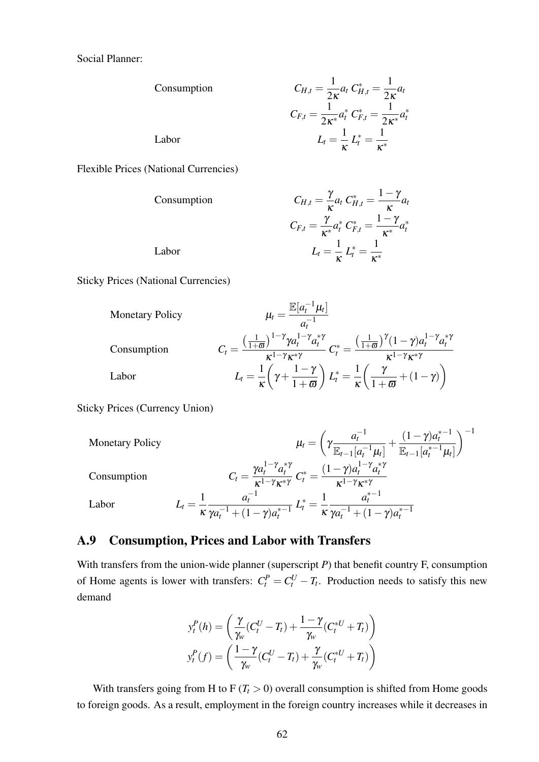Social Planner:

Consumption

$$C_{H,t} = \frac{1}{2\kappa} a_t \; C^*_{H,t} = \frac{1}{2\kappa} a_t$$

$$C_{F,t} = \frac{1}{2\kappa^*} a^*_t \; C^*_{F,t} = \frac{1}{2\kappa^*} a^*_t$$

Labor

$$L_t = \frac{1}{\kappa} \; L^*_t = \frac{1}{\kappa^*}$$

Flexible Prices (National Currencies)

Consumption

$$C_{H,t} = \frac{\gamma}{\kappa} a_t \; C^*_{H,t} = \frac{1-\gamma}{\kappa} a_t$$

$$C_{F,t} = \frac{\gamma}{\kappa^*} a^*_t \; C^*_{F,t} = \frac{1-\gamma}{\kappa^*} a^*_t$$

Labor

$$L_t = \frac{1}{\kappa} \; L^*_t = \frac{1}{\kappa^*}$$

Sticky Prices (National Currencies)

Monetary Policy

$$\mu_t = \frac{\mathbb{E}[a_t^{-1}\mu_t]}{a_t^{-1}}$$

Consumption

$$C_t = \frac{\left(\frac{1}{1+\varpi}\right)^{1-\gamma} \gamma a_t^{1-\gamma} a_t^{*\gamma}}{\kappa^{1-\gamma}\kappa^{*\gamma}} \; C^*_t = \frac{\left(\frac{1}{1+\varpi}\right)^{\gamma} (1-\gamma) a_t^{1-\gamma} a_t^{*\gamma}}{\kappa^{1-\gamma}\kappa^{*\gamma}}$$

Labor

$$L_t = \frac{1}{\kappa}\left(\gamma + \frac{1-\gamma}{1+\varpi}\right) \; L^*_t = \frac{1}{\kappa}\left(\frac{\gamma}{1+\varpi} + (1-\gamma)\right)$$

Sticky Prices (Currency Union)

Monetary Policy

$$\mu_t = \left(\gamma \frac{a_t^{-1}}{\mathbb{E}_{t-1}[a_t^{-1}\mu_t]} + \frac{(1-\gamma)a_t^{*-1}}{\mathbb{E}_{t-1}[a_t^{*-1}\mu_t]}\right)^{-1}$$

Consumption

$$C_t = \frac{\gamma a_t^{1-\gamma} a_t^{*\gamma}}{\kappa^{1-\gamma}\kappa^{*\gamma}} \; C^*_t = \frac{(1-\gamma) a_t^{1-\gamma} a_t^{*\gamma}}{\kappa^{1-\gamma}\kappa^{*\gamma}}$$

Labor

$$L_t = \frac{1}{\kappa} \frac{a_t^{-1}}{\gamma a_t^{-1} + (1-\gamma) a_t^{*-1}} \; L^*_t = \frac{1}{\kappa} \frac{a_t^{*-1}}{\gamma a_t^{-1} + (1-\gamma) a_t^{*-1}}$$

## A.9 Consumption, Prices and Labor with Transfers

With transfers from the union-wide planner (superscript $P$) that benefit country F, consumption of Home agents is lower with transfers: $C^P_t = C^U_t - T_t$. Production needs to satisfy this new demand

$$y^P_t(h) = \left(\frac{\gamma}{\gamma_w}(C^U_t - T_t) + \frac{1-\gamma}{\gamma_w}(C^{*U}_t + T_t)\right)$$

$$y^P_t(f) = \left(\frac{1-\gamma}{\gamma_w}(C^U_t - T_t) + \frac{\gamma}{\gamma_w}(C^{*U}_t + T_t)\right)$$

With transfers going from H to F ($T_t > 0$) overall consumption is shifted from Home goods to foreign goods. As a result, employment in the foreign country increases while it decreases in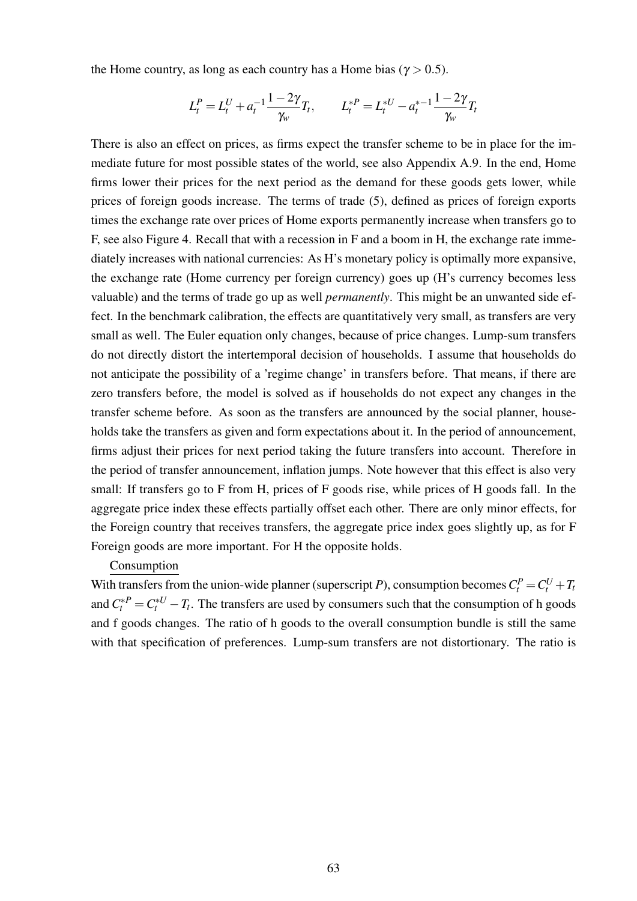the Home country, as long as each country has a Home bias ($\gamma > 0.5$).

$$L_t^P = L_t^U + a_t^{-1}\frac{1-2\gamma}{\gamma_w}T_t, \qquad L_t^{*P} = L_t^{*U} - a_t^{*-1}\frac{1-2\gamma}{\gamma_w}T_t$$

There is also an effect on prices, as firms expect the transfer scheme to be in place for the immediate future for most possible states of the world, see also Appendix A.9. In the end, Home firms lower their prices for the next period as the demand for these goods gets lower, while prices of foreign goods increase. The terms of trade (5), defined as prices of foreign exports times the exchange rate over prices of Home exports permanently increase when transfers go to F, see also Figure 4. Recall that with a recession in F and a boom in H, the exchange rate immediately increases with national currencies: As H's monetary policy is optimally more expansive, the exchange rate (Home currency per foreign currency) goes up (H's currency becomes less valuable) and the terms of trade go up as well *permanently*. This might be an unwanted side effect. In the benchmark calibration, the effects are quantitatively very small, as transfers are very small as well. The Euler equation only changes, because of price changes. Lump-sum transfers do not directly distort the intertemporal decision of households. I assume that households do not anticipate the possibility of a 'regime change' in transfers before. That means, if there are zero transfers before, the model is solved as if households do not expect any changes in the transfer scheme before. As soon as the transfers are announced by the social planner, households take the transfers as given and form expectations about it. In the period of announcement, firms adjust their prices for next period taking the future transfers into account. Therefore in the period of transfer announcement, inflation jumps. Note however that this effect is also very small: If transfers go to F from H, prices of F goods rise, while prices of H goods fall. In the aggregate price index these effects partially offset each other. There are only minor effects, for the Foreign country that receives transfers, the aggregate price index goes slightly up, as for F Foreign goods are more important. For H the opposite holds.

Consumption

With transfers from the union-wide planner (superscript $P$), consumption becomes $C_t^P = C_t^U + T_t$ and $C_t^{*P} = C_t^{*U} - T_t$. The transfers are used by consumers such that the consumption of h goods and f goods changes. The ratio of h goods to the overall consumption bundle is still the same with that specification of preferences. Lump-sum transfers are not distortionary. The ratio is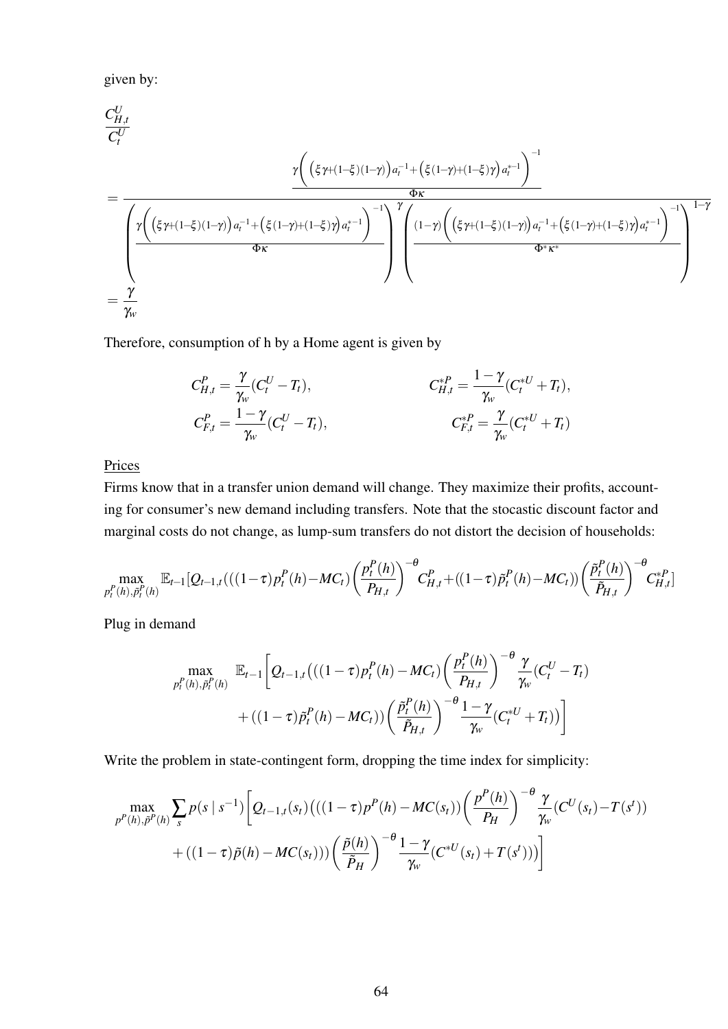given by:

$$
\frac{C^U_{H,t}}{C^U_t}
$$

$$
= \frac{\frac{\gamma\left(\left(\xi\gamma+(1-\xi)(1-\gamma)\right)a_t^{-1}+\left(\xi(1-\gamma)+(1-\xi)\gamma\right)a_t^{*-1}\right)^{-1}}{\Phi\kappa}}{\left(\frac{\gamma\left(\left(\xi\gamma+(1-\xi)(1-\gamma)\right)a_t^{-1}+\left(\xi(1-\gamma)+(1-\xi)\gamma\right)a_t^{*-1}\right)^{-1}}{\Phi\kappa}\right)^{\gamma}\left(\frac{(1-\gamma)\left(\left(\xi\gamma+(1-\xi)(1-\gamma)\right)a_t^{-1}+\left(\xi(1-\gamma)+(1-\xi)\gamma\right)a_t^{*-1}\right)^{-1}}{\Phi^*\kappa^*}\right)^{1-\gamma}}
$$

$$
= \frac{\gamma}{\gamma_w}
$$

Therefore, consumption of h by a Home agent is given by

$$
C^P_{H,t} = \frac{\gamma}{\gamma_w}(C^U_t - T_t), \qquad C^{*P}_{H,t} = \frac{1-\gamma}{\gamma_w}(C^{*U}_t + T_t),
$$

$$
C^P_{F,t} = \frac{1-\gamma}{\gamma_w}(C^U_t - T_t), \qquad C^{*P}_{F,t} = \frac{\gamma}{\gamma_w}(C^{*U}_t + T_t)
$$

<u>Prices</u>

Firms know that in a transfer union demand will change. They maximize their profits, accounting for consumer's new demand including transfers. Note that the stocastic discount factor and marginal costs do not change, as lump-sum transfers do not distort the decision of households:

$$
\max_{p^P_t(h),\tilde{p}^P_t(h)} \mathbb{E}_{t-1}[Q_{t-1,t}(((1-\tau)p^P_t(h)-MC_t)\left(\frac{p^P_t(h)}{P_{H,t}}\right)^{-\theta}C^P_{H,t}+((1-\tau)\tilde{p}^P_t(h)-MC_t))\left(\frac{\tilde{p}^P_t(h)}{\tilde{P}_{H,t}}\right)^{-\theta}C^{*P}_{H,t}]
$$

Plug in demand

$$
\max_{p^P_t(h),\tilde{p}^P_t(h)} \quad \mathbb{E}_{t-1}\Bigg[Q_{t-1,t}\big(((1-\tau)p^P_t(h)-MC_t)\left(\frac{p^P_t(h)}{P_{H,t}}\right)^{-\theta}\frac{\gamma}{\gamma_w}(C^U_t-T_t)
+((1-\tau)\tilde{p}^P_t(h)-MC_t))\left(\frac{\tilde{p}^P_t(h)}{\tilde{P}_{H,t}}\right)^{-\theta}\frac{1-\gamma}{\gamma_w}(C^{*U}_t+T_t)\big)\Bigg]
$$

Write the problem in state-contingent form, dropping the time index for simplicity:

$$
\max_{p^P(h),\tilde{p}^P(h)} \sum_s p(s\mid s^{-1})\Bigg[Q_{t-1,t}(s_t)\big(((1-\tau)p^P(h)-MC(s_t))\left(\frac{p^P(h)}{P_H}\right)^{-\theta}\frac{\gamma}{\gamma_w}(C^U(s_t)-T(s^t))
+((1-\tau)\tilde{p}(h)-MC(s_t)))\left(\frac{\tilde{p}(h)}{\tilde{P}_H}\right)^{-\theta}\frac{1-\gamma}{\gamma_w}(C^{*U}(s_t)+T(s^t))\big)\Bigg]
$$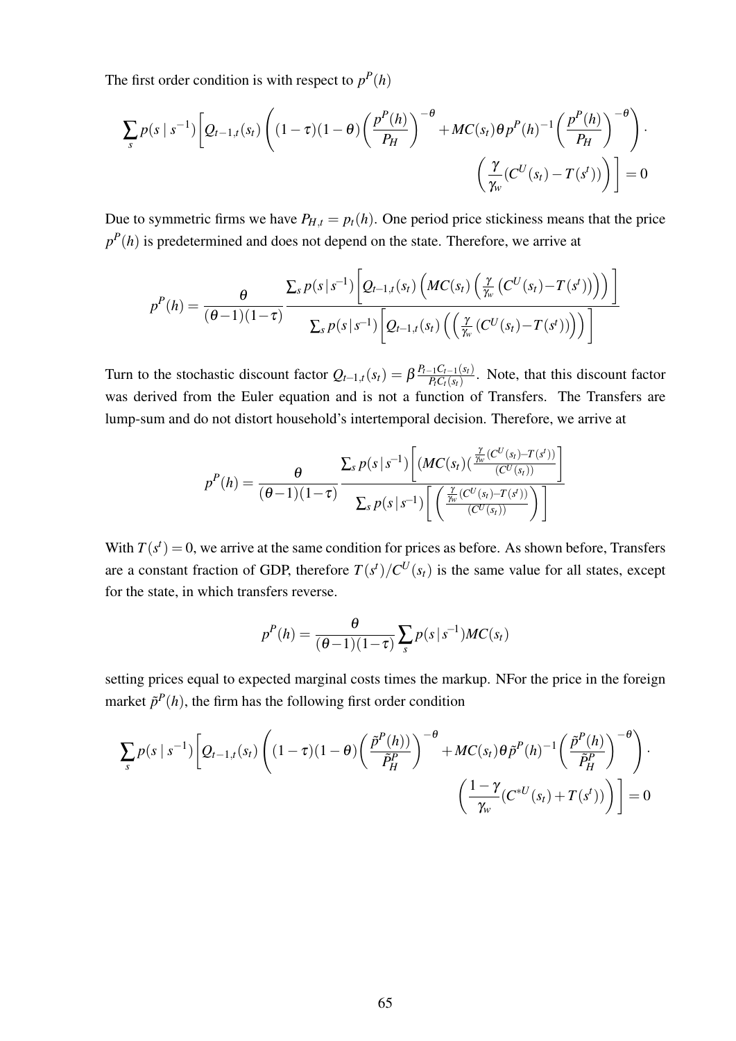The first order condition is with respect to $p^P(h)$

$$\sum_s p(s \mid s^{-1}) \Bigg[ Q_{t-1,t}(s_t) \Bigg( (1-\tau)(1-\theta) \bigg( \frac{p^P(h)}{P_H} \bigg)^{-\theta} + MC(s_t)\theta p^P(h)^{-1} \bigg( \frac{p^P(h)}{P_H} \bigg)^{-\theta} \Bigg) \cdot \bigg( \frac{\gamma}{\gamma_w} (C^U(s_t) - T(s^t)) \bigg) \Bigg] = 0$$

Due to symmetric firms we have $P_{H,t} = p_t(h)$. One period price stickiness means that the price $p^P(h)$ is predetermined and does not depend on the state. Therefore, we arrive at

$$p^P(h) = \frac{\theta}{(\theta-1)(1-\tau)} \frac{\sum_s p(s \mid s^{-1}) \Big[ Q_{t-1,t}(s_t) \Big( MC(s_t) \Big( \frac{\gamma}{\gamma_w} \big( C^U(s_t) - T(s^t) \big) \Big) \Big) \Big]}{\sum_s p(s \mid s^{-1}) \Big[ Q_{t-1,t}(s_t) \Big( \Big( \frac{\gamma}{\gamma_w} (C^U(s_t) - T(s^t)) \Big) \Big) \Big]}$$

Turn to the stochastic discount factor $Q_{t-1,t}(s_t) = \beta \frac{P_{t-1}C_{t-1}(s_t)}{P_t C_t(s_t)}$. Note, that this discount factor was derived from the Euler equation and is not a function of Transfers. The Transfers are lump-sum and do not distort household's intertemporal decision. Therefore, we arrive at

$$p^P(h) = \frac{\theta}{(\theta-1)(1-\tau)} \frac{\sum_s p(s \mid s^{-1}) \bigg[ (MC(s_t) (\frac{\frac{\gamma}{\gamma_w}(C^U(s_t) - T(s^t))}{(C^U(s_t))} \bigg]}{\sum_s p(s \mid s^{-1}) \bigg[ \bigg( \frac{\frac{\gamma}{\gamma_w}(C^U(s_t) - T(s^t))}{(C^U(s_t))} \bigg) \bigg]}$$

With $T(s^t) = 0$, we arrive at the same condition for prices as before. As shown before, Transfers are a constant fraction of GDP, therefore $T(s^t)/C^U(s_t)$ is the same value for all states, except for the state, in which transfers reverse.

$$p^P(h) = \frac{\theta}{(\theta-1)(1-\tau)} \sum_s p(s \mid s^{-1}) MC(s_t)$$

setting prices equal to expected marginal costs times the markup. NFor the price in the foreign market $\tilde{p}^P(h)$, the firm has the following first order condition

$$\sum_s p(s \mid s^{-1}) \Bigg[ Q_{t-1,t}(s_t) \Bigg( (1-\tau)(1-\theta) \bigg( \frac{\tilde{p}^P(h))}{\tilde{P}_H^P} \bigg)^{-\theta} + MC(s_t)\theta \tilde{p}^P(h)^{-1} \bigg( \frac{\tilde{p}^P(h)}{\tilde{P}_H^P} \bigg)^{-\theta} \Bigg) \cdot \bigg( \frac{1-\gamma}{\gamma_w} (C^{*U}(s_t) + T(s^t)) \bigg) \Bigg] = 0$$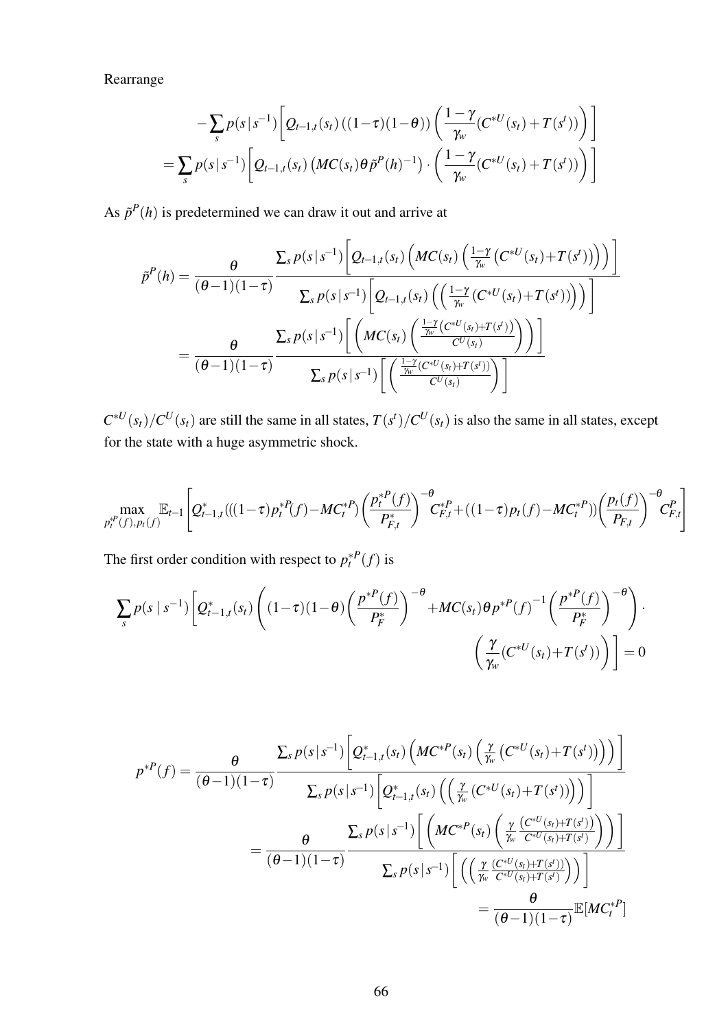Rearrange

$$
\begin{aligned}
&-\sum_s p(s\,|\,s^{-1})\left[Q_{t-1,t}(s_t)\left((1-\tau)(1-\theta)\right)\left(\frac{1-\gamma}{\gamma_w}(C^{*U}(s_t)+T(s^t))\right)\right] \\
&=\sum_s p(s\,|\,s^{-1})\left[Q_{t-1,t}(s_t)\left(MC(s_t)\theta\tilde{p}^P(h)^{-1}\right)\cdot\left(\frac{1-\gamma}{\gamma_w}(C^{*U}(s_t)+T(s^t))\right)\right]
\end{aligned}
$$

As $\tilde{p}^P(h)$ is predetermined we can draw it out and arrive at

$$
\begin{aligned}
\tilde{p}^P(h) &= \frac{\theta}{(\theta-1)(1-\tau)}\frac{\sum_s p(s\,|\,s^{-1})\left[Q_{t-1,t}(s_t)\left(MC(s_t)\left(\frac{1-\gamma}{\gamma_w}\left(C^{*U}(s_t)+T(s^t)\right)\right)\right)\right]}{\sum_s p(s\,|\,s^{-1})\left[Q_{t-1,t}(s_t)\left(\left(\frac{1-\gamma}{\gamma_w}(C^{*U}(s_t)+T(s^t))\right)\right)\right]} \\
&= \frac{\theta}{(\theta-1)(1-\tau)}\frac{\sum_s p(s\,|\,s^{-1})\left[\left(MC(s_t)\left(\frac{\frac{1-\gamma}{\gamma_w}\left(C^{*U}(s_t)+T(s^t)\right)}{C^U(s_t)}\right)\right)\right]}{\sum_s p(s\,|\,s^{-1})\left[\left(\frac{\frac{1-\gamma}{\gamma_w}(C^{*U}(s_t)+T(s^t))}{C^U(s_t)}\right)\right]}
\end{aligned}
$$

$C^{*U}(s_t)/C^U(s_t)$ are still the same in all states, $T(s^t)/C^U(s_t)$ is also the same in all states, except for the state with a huge asymmetric shock.

$$
\max_{p_t^{*P}(f),p_t(f)} \mathbb{E}_{t-1}\left[Q_{t-1,t}^*\left(((1-\tau)p_t^{*P}(f)-MC_t^{*P}\right)\left(\frac{p_t^{*P}(f)}{P_{F,t}^*}\right)^{-\theta}C_{F,t}^{*P}+((1-\tau)p_t(f)-MC_t^{*P}))\left(\frac{p_t(f)}{P_{F,t}}\right)^{-\theta}C_{F,t}^P\right]
$$

The first order condition with respect to $p_t^{*P}(f)$ is

$$
\begin{aligned}
\sum_s p(s\mid s^{-1})\Bigg[Q_{t-1,t}^*(s_t)\left((1-\tau)(1-\theta)\left(\frac{p^{*P}(f)}{P_F^*}\right)^{-\theta}+MC(s_t)\theta p^{*P}(f)^{-1}\left(\frac{p^{*P}(f)}{P_F^*}\right)^{-\theta}\right)\cdot& \\
\left(\frac{\gamma}{\gamma_w}(C^{*U}(s_t)+T(s^t))\right)\Bigg]&=0
\end{aligned}
$$

$$
\begin{aligned}
p^{*P}(f) &= \frac{\theta}{(\theta-1)(1-\tau)}\frac{\sum_s p(s\,|\,s^{-1})\left[Q_{t-1,t}^*(s_t)\left(MC^{*P}(s_t)\left(\frac{\gamma}{\gamma_w}\left(C^{*U}(s_t)+T(s^t)\right)\right)\right)\right]}{\sum_s p(s\,|\,s^{-1})\left[Q_{t-1,t}^*(s_t)\left(\left(\frac{\gamma}{\gamma_w}(C^{*U}(s_t)+T(s^t))\right)\right)\right]} \\
&= \frac{\theta}{(\theta-1)(1-\tau)}\frac{\sum_s p(s\,|\,s^{-1})\left[\left(MC^{*P}(s_t)\left(\frac{\gamma}{\gamma_w}\frac{\left(C^{*U}(s_t)+T(s^t)\right)}{C^{*U}(s_t)+T(s^t)}\right)\right)\right]}{\sum_s p(s\,|\,s^{-1})\left[\left(\left(\frac{\gamma}{\gamma_w}\frac{(C^{*U}(s_t)+T(s^t))}{C^{*U}(s_t)+T(s^t)}\right)\right)\right]} \\
&= \frac{\theta}{(\theta-1)(1-\tau)}\mathbb{E}[MC_t^{*P}]
\end{aligned}
$$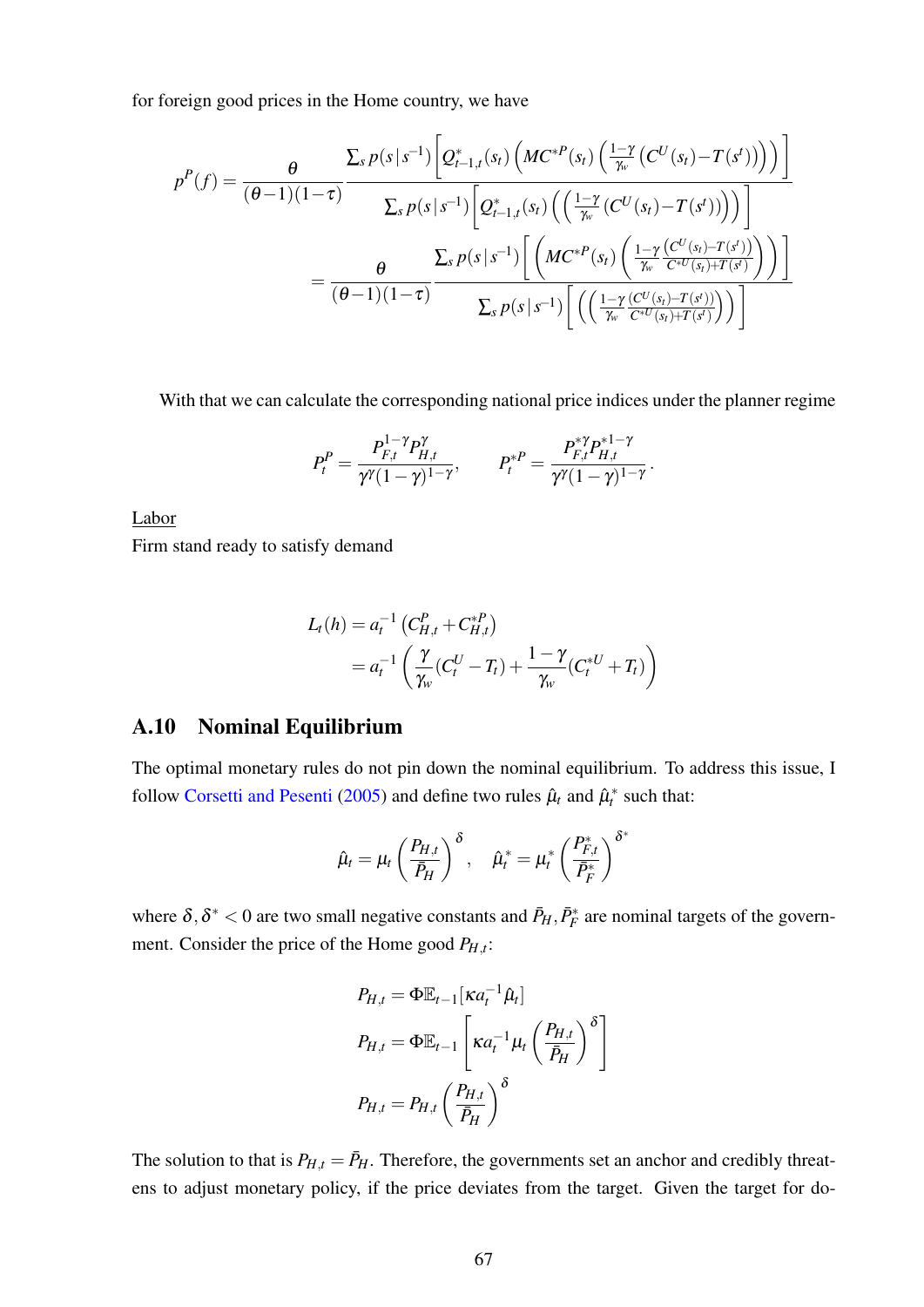for foreign good prices in the Home country, we have

$$
\begin{aligned}
p^P(f) &= \frac{\theta}{(\theta-1)(1-\tau)} \frac{\sum_s p(s\,|\,s^{-1})\left[Q^*_{t-1,t}(s_t)\left(MC^{*P}(s_t)\left(\frac{1-\gamma}{\gamma_w}\left(C^U(s_t)-T(s^t)\right)\right)\right)\right]}{\sum_s p(s\,|\,s^{-1})\left[Q^*_{t-1,t}(s_t)\left(\left(\frac{1-\gamma}{\gamma_w}\left(C^U(s_t)-T(s^t)\right)\right)\right)\right]} \\
&= \frac{\theta}{(\theta-1)(1-\tau)} \frac{\sum_s p(s\,|\,s^{-1})\left[\left(MC^{*P}(s_t)\left(\frac{1-\gamma}{\gamma_w}\frac{\left(C^U(s_t)-T(s^t)\right)}{C^{*U}(s_t)+T(s^t)}\right)\right)\right]}{\sum_s p(s\,|\,s^{-1})\left[\left(\left(\frac{1-\gamma}{\gamma_w}\frac{\left(C^U(s_t)-T(s^t)\right)}{C^{*U}(s_t)+T(s^t)}\right)\right)\right]}
\end{aligned}
$$

With that we can calculate the corresponding national price indices under the planner regime

$$
P_t^P = \frac{P_{F,t}^{1-\gamma}P_{H,t}^{\gamma}}{\gamma^\gamma(1-\gamma)^{1-\gamma}}, \qquad P_t^{*P} = \frac{P_{F,t}^{*\gamma}P_{H,t}^{*1-\gamma}}{\gamma^\gamma(1-\gamma)^{1-\gamma}}.
$$

Labor

Firm stand ready to satisfy demand

$$
\begin{aligned}
L_t(h) &= a_t^{-1}\left(C_{H,t}^P + C_{H,t}^{*P}\right) \\
&= a_t^{-1}\left(\frac{\gamma}{\gamma_w}(C_t^U - T_t) + \frac{1-\gamma}{\gamma_w}(C_t^{*U} + T_t)\right)
\end{aligned}
$$

## A.10 Nominal Equilibrium

The optimal monetary rules do not pin down the nominal equilibrium. To address this issue, I follow Corsetti and Pesenti (2005) and define two rules $\hat{\mu}_t$ and $\hat{\mu}_t^*$ such that:

$$
\hat{\mu}_t = \mu_t\left(\frac{P_{H,t}}{\bar{P}_H}\right)^{\delta}, \quad \hat{\mu}_t^* = \mu_t^*\left(\frac{P_{F,t}^*}{\bar{P}_F^*}\right)^{\delta^*}
$$

where $\delta, \delta^* < 0$ are two small negative constants and $\bar{P}_H, \bar{P}_F^*$ are nominal targets of the government. Consider the price of the Home good $P_{H,t}$:

$$
\begin{aligned}
P_{H,t} &= \Phi\mathbb{E}_{t-1}[\kappa a_t^{-1}\hat{\mu}_t] \\
P_{H,t} &= \Phi\mathbb{E}_{t-1}\left[\kappa a_t^{-1}\mu_t\left(\frac{P_{H,t}}{\bar{P}_H}\right)^{\delta}\right] \\
P_{H,t} &= P_{H,t}\left(\frac{P_{H,t}}{\bar{P}_H}\right)^{\delta}
\end{aligned}
$$

The solution to that is $P_{H,t} = \bar{P}_H$. Therefore, the governments set an anchor and credibly threatens to adjust monetary policy, if the price deviates from the target. Given the target for do-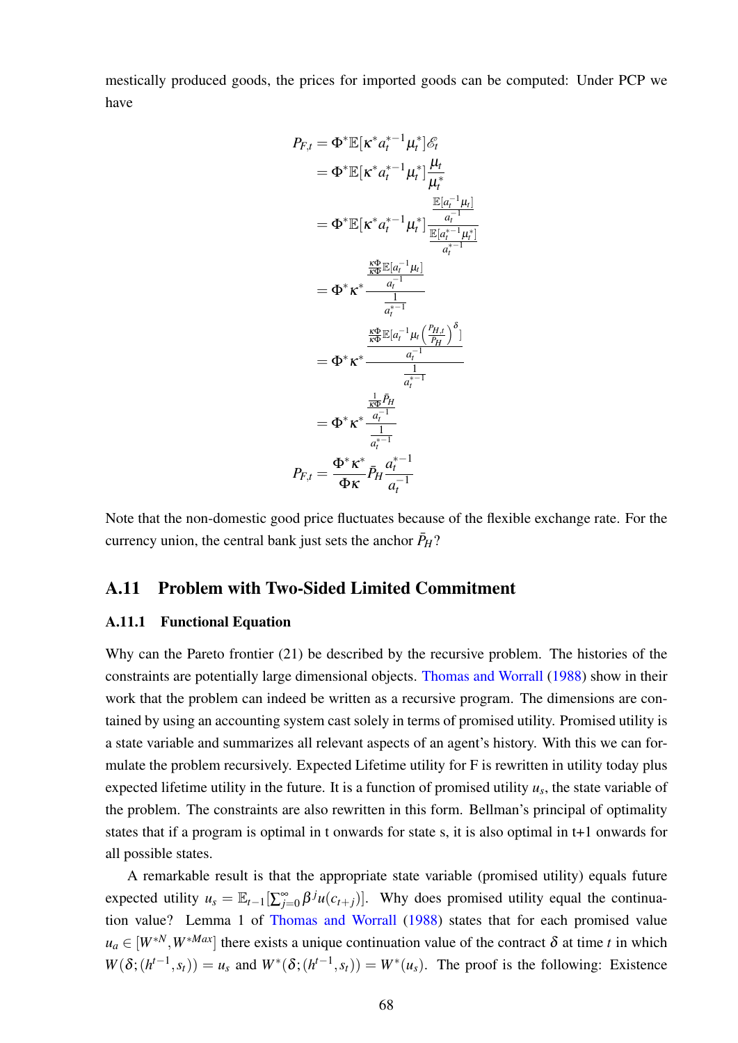mestically produced goods, the prices for imported goods can be computed: Under PCP we have

$$
\begin{aligned}
P_{F,t} &= \Phi^* \mathbb{E}[\kappa^* a_t^{*-1} \mu_t^*] \mathscr{E}_t \\
&= \Phi^* \mathbb{E}[\kappa^* a_t^{*-1} \mu_t^*] \frac{\mu_t}{\mu_t^*} \\
&= \Phi^* \mathbb{E}[\kappa^* a_t^{*-1} \mu_t^*] \frac{\frac{\mathbb{E}[a_t^{-1} \mu_t]}{a_t^{-1}}}{\frac{\mathbb{E}[a_t^{*-1} \mu_t^*]}{a_t^{*-1}}} \\
&= \Phi^* \kappa^* \frac{\frac{\frac{\kappa\Phi}{\kappa\Phi}\mathbb{E}[a_t^{-1} \mu_t]}{a_t^{-1}}}{\frac{1}{a_t^{*-1}}} \\
&= \Phi^* \kappa^* \frac{\frac{\frac{\kappa\Phi}{\kappa\Phi}\mathbb{E}[a_t^{-1} \mu_t \left(\frac{P_{H,t}}{P_H}\right)^{\delta}]}{a_t^{-1}}}{\frac{1}{a_t^{*-1}}} \\
&= \Phi^* \kappa^* \frac{\frac{\frac{1}{\kappa\Phi}\bar{P}_H}{a_t^{-1}}}{\frac{1}{a_t^{*-1}}} \\
P_{F,t} &= \frac{\Phi^* \kappa^*}{\Phi \kappa} \bar{P}_H \frac{a_t^{*-1}}{a_t^{-1}}
\end{aligned}
$$

Note that the non-domestic good price fluctuates because of the flexible exchange rate. For the currency union, the central bank just sets the anchor $\bar{P}_H$?

## A.11 Problem with Two-Sided Limited Commitment

### A.11.1 Functional Equation

Why can the Pareto frontier (21) be described by the recursive problem. The histories of the constraints are potentially large dimensional objects. Thomas and Worrall (1988) show in their work that the problem can indeed be written as a recursive program. The dimensions are contained by using an accounting system cast solely in terms of promised utility. Promised utility is a state variable and summarizes all relevant aspects of an agent's history. With this we can formulate the problem recursively. Expected Lifetime utility for F is rewritten in utility today plus expected lifetime utility in the future. It is a function of promised utility $u_s$, the state variable of the problem. The constraints are also rewritten in this form. Bellman's principal of optimality states that if a program is optimal in t onwards for state s, it is also optimal in t+1 onwards for all possible states.

A remarkable result is that the appropriate state variable (promised utility) equals future expected utility $u_s = \mathbb{E}_{t-1}[\sum_{j=0}^{\infty} \beta^j u(c_{t+j})]$. Why does promised utility equal the continuation value? Lemma 1 of Thomas and Worrall (1988) states that for each promised value $u_a \in [W^{*N}, W^{*Max}]$ there exists a unique continuation value of the contract $\delta$ at time $t$ in which $W(\delta;(h^{t-1},s_t)) = u_s$ and $W^*(\delta;(h^{t-1},s_t)) = W^*(u_s)$. The proof is the following: Existence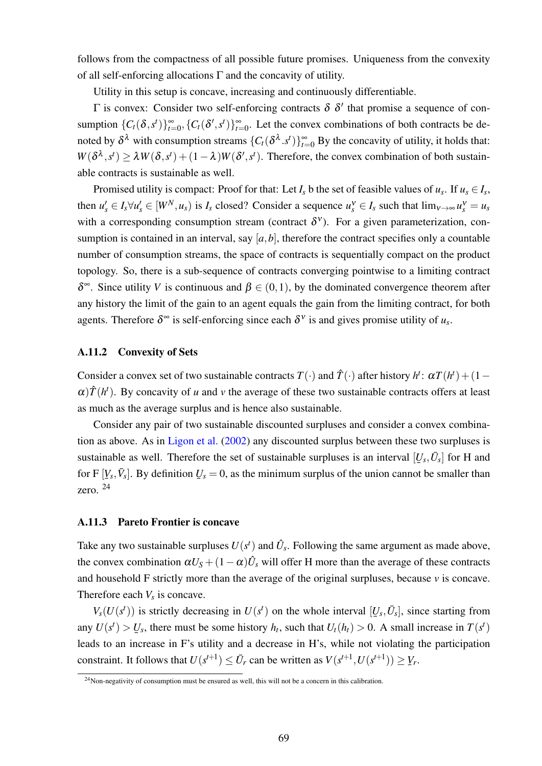follows from the compactness of all possible future promises. Uniqueness from the convexity of all self-enforcing allocations $\Gamma$ and the concavity of utility.

Utility in this setup is concave, increasing and continuously differentiable.

$\Gamma$ is convex: Consider two self-enforcing contracts $\delta$ $\delta'$ that promise a sequence of consumption $\{C_t(\delta,s^t)\}_{t=0}^{\infty}, \{C_t(\delta',s^t)\}_{t=0}^{\infty}$. Let the convex combinations of both contracts be denoted by $\delta^{\lambda}$ with consumption streams $\{C_t(\delta^{\lambda}.s^t)\}_{t=0}^{\infty}$ By the concavity of utility, it holds that: $W(\delta^{\lambda},s^t) \geq \lambda W(\delta,s^t) + (1-\lambda)W(\delta',s^t)$. Therefore, the convex combination of both sustainable contracts is sustainable as well.

Promised utility is compact: Proof for that: Let $I_s$ b the set of feasible values of $u_s$. If $u_s \in I_s$, then $u'_s \in I_s \forall u'_s \in [W^N, u_s)$ is $I_s$ closed? Consider a sequence $u_s^{\nu} \in I_s$ such that $\lim_{\nu \to \infty} u_s^{\nu} = u_s$ with a corresponding consumption stream (contract $\delta^{\nu}$). For a given parameterization, consumption is contained in an interval, say $[a,b]$, therefore the contract specifies only a countable number of consumption streams, the space of contracts is sequentially compact on the product topology. So, there is a sub-sequence of contracts converging pointwise to a limiting contract $\delta^{\infty}$. Since utility $V$ is continuous and $\beta \in (0,1)$, by the dominated convergence theorem after any history the limit of the gain to an agent equals the gain from the limiting contract, for both agents. Therefore $\delta^{\infty}$ is self-enforcing since each $\delta^{\nu}$ is and gives promise utility of $u_s$.

### A.11.2 Convexity of Sets

Consider a convex set of two sustainable contracts $T(\cdot)$ and $\hat{T}(\cdot)$ after history $h^t$: $\alpha T(h^t) + (1-\alpha)\hat{T}(h^t)$. By concavity of $u$ and $v$ the average of these two sustainable contracts offers at least as much as the average surplus and is hence also sustainable.

Consider any pair of two sustainable discounted surpluses and consider a convex combination as above. As in Ligon et al. (2002) any discounted surplus between these two surpluses is sustainable as well. Therefore the set of sustainable surpluses is an interval $[\underline{U}_s, \bar{U}_s]$ for H and for F $[\underline{V}_s, \bar{V}_s]$. By definition $\underline{U}_s = 0$, as the minimum surplus of the union cannot be smaller than zero. [24]

### A.11.3 Pareto Frontier is concave

Take any two sustainable surpluses $U(s^t)$ and $\hat{U}_s$. Following the same argument as made above, the convex combination $\alpha U_S + (1-\alpha)\hat{U}_s$ will offer H more than the average of these contracts and household F strictly more than the average of the original surpluses, because $v$ is concave. Therefore each $V_s$ is concave.

$V_s(U(s^t))$ is strictly decreasing in $U(s^t)$ on the whole interval $[\underline{U}_s, \bar{U}_s]$, since starting from any $U(s^t) > \underline{U}_s$, there must be some history $h_t$, such that $U_t(h_t) > 0$. A small increase in $T(s^t)$ leads to an increase in F's utility and a decrease in H's, while not violating the participation constraint. It follows that $U(s^{t+1}) \leq \bar{U}_r$ can be written as $V(s^{t+1}, U(s^{t+1})) \geq \underline{V}_r$.

[24] Non-negativity of consumption must be ensured as well, this will not be a concern in this calibration.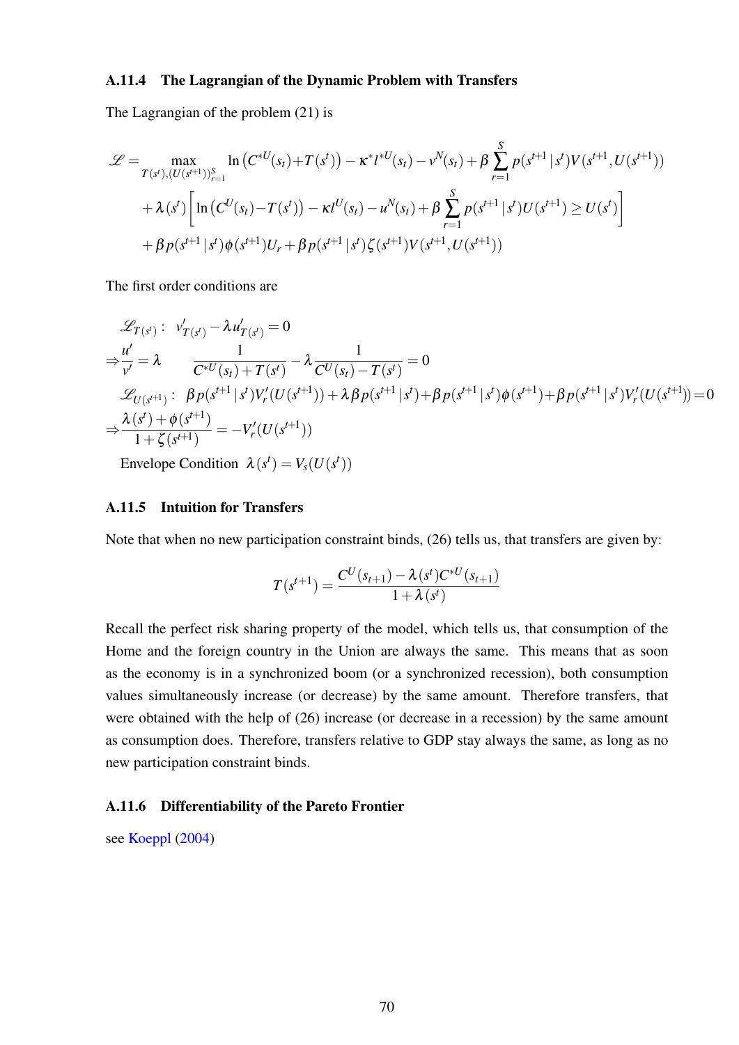### A.11.4 The Lagrangian of the Dynamic Problem with Transfers

The Lagrangian of the problem (21) is

$$
\begin{aligned}
\mathscr{L} = \max_{T(s^t),(U(s^{t+1}))_{r=1}^{S}} \; & \ln\left(C^{*U}(s_t)+T(s^t)\right) - \kappa^* l^{*U}(s_t) - v^N(s_t) + \beta \sum_{r=1}^{S} p(s^{t+1}\,|\,s^t) V(s^{t+1}, U(s^{t+1})) \\
& + \lambda(s^t)\left[\ln\left(C^U(s_t)-T(s^t)\right) - \kappa l^U(s_t) - u^N(s_t) + \beta \sum_{r=1}^{S} p(s^{t+1}\,|\,s^t) U(s^{t+1}) \geq U(s^t)\right] \\
& + \beta p(s^{t+1}\,|\,s^t)\phi(s^{t+1}) U_r + \beta p(s^{t+1}\,|\,s^t)\zeta(s^{t+1}) V(s^{t+1}, U(s^{t+1}))
\end{aligned}
$$

The first order conditions are

$$
\begin{aligned}
& \mathscr{L}_{T(s^t)}: \;\; v'_{T(s^t)} - \lambda u'_{T(s^t)} = 0 \\
\Rightarrow & \frac{u'}{v'} = \lambda \qquad \frac{1}{C^{*U}(s_t)+T(s^t)} - \lambda \frac{1}{C^U(s_t)-T(s^t)} = 0 \\
& \mathscr{L}_{U(s^{t+1})}: \;\; \beta p(s^{t+1}\,|\,s^t) V'_r(U(s^{t+1})) + \lambda \beta p(s^{t+1}\,|\,s^t) + \beta p(s^{t+1}\,|\,s^t)\phi(s^{t+1}) + \beta p(s^{t+1}\,|\,s^t) V'_r(U(s^{t+1})) = 0 \\
\Rightarrow & \frac{\lambda(s^t)+\phi(s^{t+1})}{1+\zeta(s^{t+1})} = -V'_r(U(s^{t+1})) \\
& \text{Envelope Condition} \;\; \lambda(s^t) = V_s(U(s^t))
\end{aligned}
$$

### A.11.5 Intuition for Transfers

Note that when no new participation constraint binds, (26) tells us, that transfers are given by:

$$
T(s^{t+1}) = \frac{C^U(s_{t+1}) - \lambda(s^t) C^{*U}(s_{t+1})}{1+\lambda(s^t)}
$$

Recall the perfect risk sharing property of the model, which tells us, that consumption of the Home and the foreign country in the Union are always the same. This means that as soon as the economy is in a synchronized boom (or a synchronized recession), both consumption values simultaneously increase (or decrease) by the same amount. Therefore transfers, that were obtained with the help of (26) increase (or decrease in a recession) by the same amount as consumption does. Therefore, transfers relative to GDP stay always the same, as long as no new participation constraint binds.

### A.11.6 Differentiability of the Pareto Frontier

see Koeppl (2004)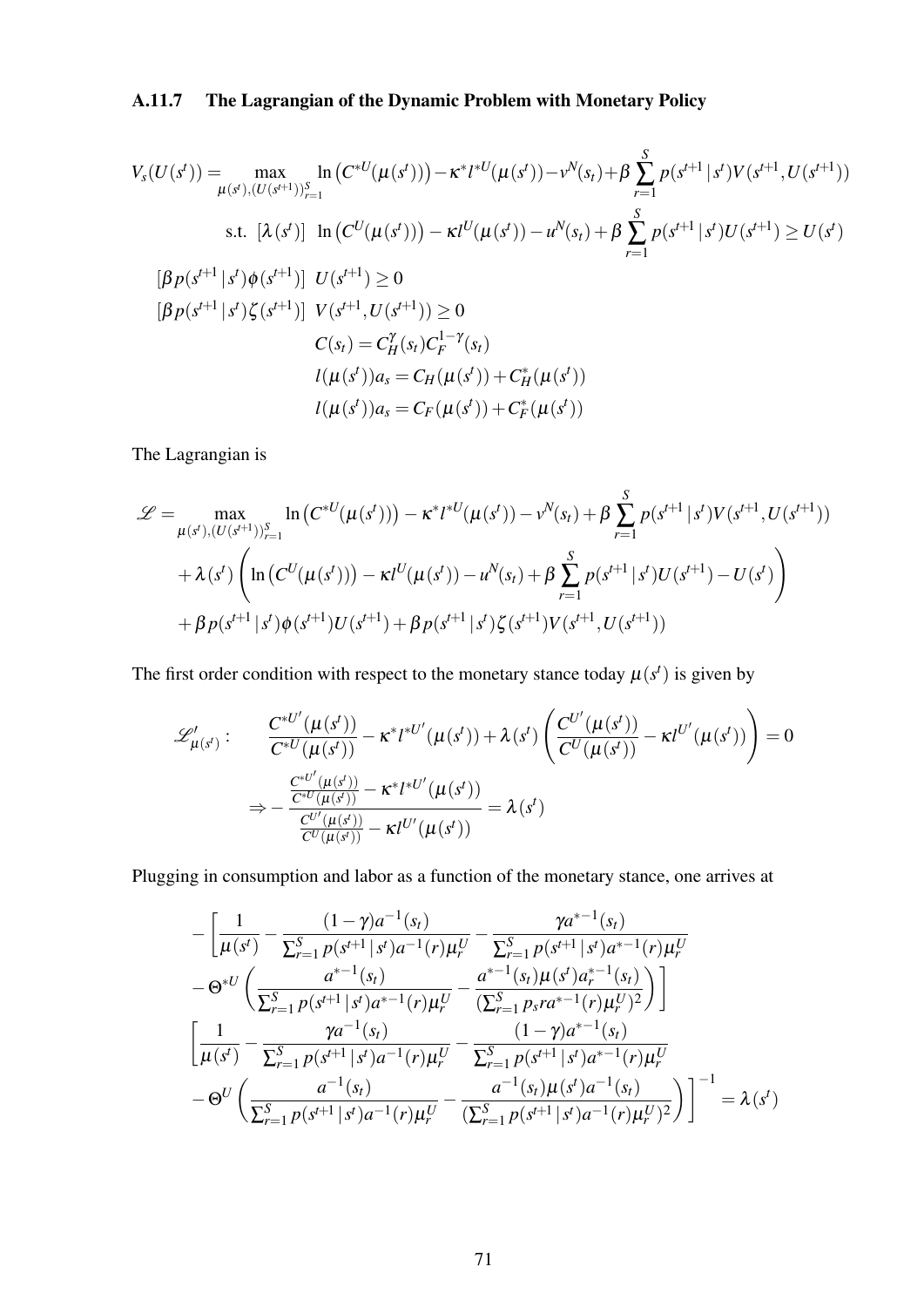### A.11.7 The Lagrangian of the Dynamic Problem with Monetary Policy

$$
\begin{aligned}
V_s(U(s^t)) = & \max_{\mu(s^t),(U(s^{t+1}))_{r=1}^S} \ln\left(C^{*U}(\mu(s^t))\right) - \kappa^* l^{*U}(\mu(s^t)) - v^N(s_t) + \beta \sum_{r=1}^S p(s^{t+1}\,|\,s^t) V(s^{t+1}, U(s^{t+1})) \\
& \text{s.t. } [\lambda(s^t)] \;\; \ln\left(C^U(\mu(s^t))\right) - \kappa l^U(\mu(s^t)) - u^N(s_t) + \beta \sum_{r=1}^S p(s^{t+1}\,|\,s^t) U(s^{t+1}) \geq U(s^t) \\
& [\beta p(s^{t+1}\,|\,s^t)\phi(s^{t+1})] \;\; U(s^{t+1}) \geq 0 \\
& [\beta p(s^{t+1}\,|\,s^t)\zeta(s^{t+1})] \;\; V(s^{t+1}, U(s^{t+1})) \geq 0 \\
& C(s_t) = C_H^{\gamma}(s_t) C_F^{1-\gamma}(s_t) \\
& l(\mu(s^t)) a_s = C_H(\mu(s^t)) + C_H^*(\mu(s^t)) \\
& l(\mu(s^t)) a_s = C_F(\mu(s^t)) + C_F^*(\mu(s^t))
\end{aligned}
$$

The Lagrangian is

$$
\begin{aligned}
\mathscr{L} = & \max_{\mu(s^t),(U(s^{t+1}))_{r=1}^S} \ln\left(C^{*U}(\mu(s^t))\right) - \kappa^* l^{*U}(\mu(s^t)) - v^N(s_t) + \beta \sum_{r=1}^S p(s^{t+1}\,|\,s^t) V(s^{t+1}, U(s^{t+1})) \\
& + \lambda(s^t)\left(\ln\left(C^U(\mu(s^t))\right) - \kappa l^U(\mu(s^t)) - u^N(s_t) + \beta \sum_{r=1}^S p(s^{t+1}\,|\,s^t) U(s^{t+1}) - U(s^t)\right) \\
& + \beta p(s^{t+1}\,|\,s^t)\phi(s^{t+1}) U(s^{t+1}) + \beta p(s^{t+1}\,|\,s^t)\zeta(s^{t+1}) V(s^{t+1}, U(s^{t+1}))
\end{aligned}
$$

The first order condition with respect to the monetary stance today $\mu(s^t)$ is given by

$$
\begin{aligned}
\mathscr{L}'_{\mu(s^t)}: \quad & \frac{C^{*U'}(\mu(s^t))}{C^{*U}(\mu(s^t))} - \kappa^* l^{*U'}(\mu(s^t)) + \lambda(s^t)\left(\frac{C^{U'}(\mu(s^t))}{C^U(\mu(s^t))} - \kappa l^{U'}(\mu(s^t))\right) = 0 \\
& \Rightarrow - \frac{\frac{C^{*U'}(\mu(s^t))}{C^{*U}(\mu(s^t))} - \kappa^* l^{*U'}(\mu(s^t))}{\frac{C^{U'}(\mu(s^t))}{C^U(\mu(s^t))} - \kappa l^{U'}(\mu(s^t))} = \lambda(s^t)
\end{aligned}
$$

Plugging in consumption and labor as a function of the monetary stance, one arrives at

$$
\begin{aligned}
& -\left[\frac{1}{\mu(s^t)} - \frac{(1-\gamma)a^{-1}(s_t)}{\sum_{r=1}^S p(s^{t+1}\,|\,s^t)a^{-1}(r)\mu_r^U} - \frac{\gamma a^{*-1}(s_t)}{\sum_{r=1}^S p(s^{t+1}\,|\,s^t)a^{*-1}(r)\mu_r^U}\right. \\
& \left. - \Theta^{*U}\left(\frac{a^{*-1}(s_t)}{\sum_{r=1}^S p(s^{t+1}\,|\,s^t)a^{*-1}(r)\mu_r^U} - \frac{a^{*-1}(s_t)\mu(s^t)a_r^{*-1}(s_t)}{(\sum_{r=1}^S p_s r a^{*-1}(r)\mu_r^U)^2}\right)\right] \\
& \left[\frac{1}{\mu(s^t)} - \frac{\gamma a^{-1}(s_t)}{\sum_{r=1}^S p(s^{t+1}\,|\,s^t)a^{-1}(r)\mu_r^U} - \frac{(1-\gamma)a^{*-1}(s_t)}{\sum_{r=1}^S p(s^{t+1}\,|\,s^t)a^{*-1}(r)\mu_r^U}\right. \\
& \left. - \Theta^U\left(\frac{a^{-1}(s_t)}{\sum_{r=1}^S p(s^{t+1}\,|\,s^t)a^{-1}(r)\mu_r^U} - \frac{a^{-1}(s_t)\mu(s^t)a^{-1}(s_t)}{(\sum_{r=1}^S p(s^{t+1}\,|\,s^t)a^{-1}(r)\mu_r^U)^2}\right)\right]^{-1} = \lambda(s^t)
\end{aligned}
$$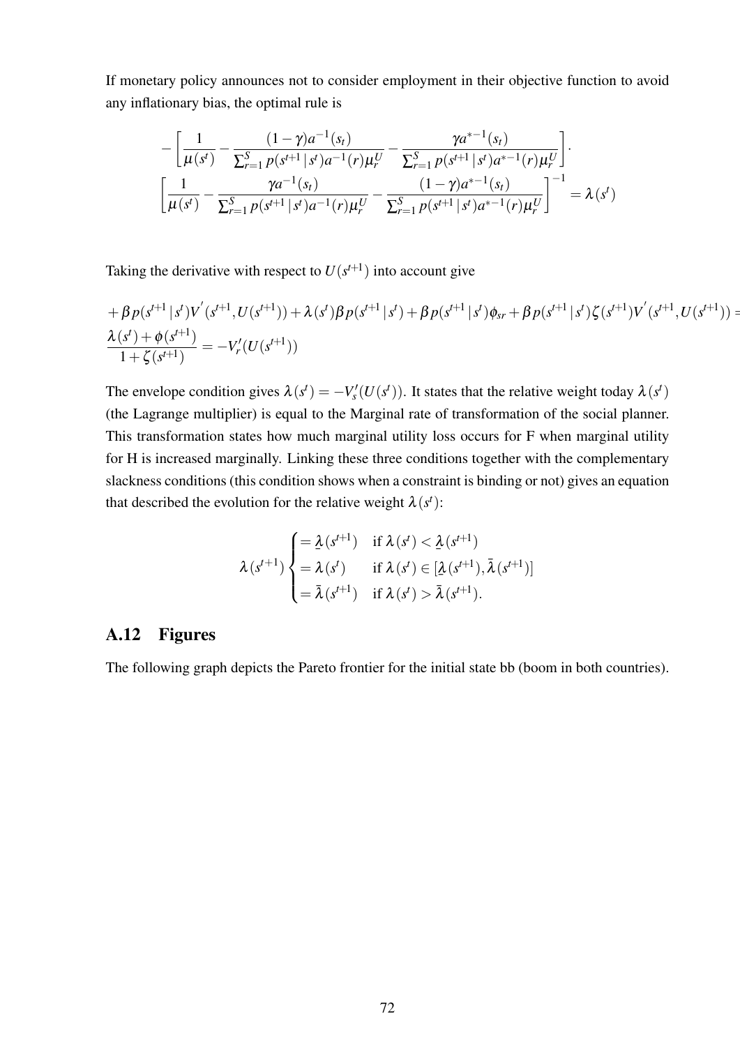If monetary policy announces not to consider employment in their objective function to avoid any inflationary bias, the optimal rule is

$$
-\left[\frac{1}{\mu(s^t)} - \frac{(1-\gamma)a^{-1}(s_t)}{\sum_{r=1}^{S} p(s^{t+1}\,|\,s^t)a^{-1}(r)\mu_r^U} - \frac{\gamma a^{*-1}(s_t)}{\sum_{r=1}^{S} p(s^{t+1}\,|\,s^t)a^{*-1}(r)\mu_r^U}\right]\cdot
$$

$$
\left[\frac{1}{\mu(s^t)} - \frac{\gamma a^{-1}(s_t)}{\sum_{r=1}^{S} p(s^{t+1}\,|\,s^t)a^{-1}(r)\mu_r^U} - \frac{(1-\gamma)a^{*-1}(s_t)}{\sum_{r=1}^{S} p(s^{t+1}\,|\,s^t)a^{*-1}(r)\mu_r^U}\right]^{-1} = \lambda(s^t)
$$

Taking the derivative with respect to $U(s^{t+1})$ into account give

$$
+\beta p(s^{t+1}\,|\,s^t)V^{'}(s^{t+1},U(s^{t+1})) + \lambda(s^t)\beta p(s^{t+1}\,|\,s^t) + \beta p(s^{t+1}\,|\,s^t)\phi_{sr} + \beta p(s^{t+1}\,|\,s^t)\zeta(s^{t+1})V^{'}(s^{t+1},U(s^{t+1})) =
$$

$$
\frac{\lambda(s^t)+\phi(s^{t+1})}{1+\zeta(s^{t+1})} = -V_r'(U(s^{t+1}))
$$

The envelope condition gives $\lambda(s^t) = -V_s'(U(s^t))$. It states that the relative weight today $\lambda(s^t)$ (the Lagrange multiplier) is equal to the Marginal rate of transformation of the social planner. This transformation states how much marginal utility loss occurs for F when marginal utility for H is increased marginally. Linking these three conditions together with the complementary slackness conditions (this condition shows when a constraint is binding or not) gives an equation that described the evolution for the relative weight $\lambda(s^t)$:

$$
\lambda(s^{t+1})\begin{cases} = \underline{\lambda}(s^{t+1}) & \text{if } \lambda(s^t) < \underline{\lambda}(s^{t+1}) \\ = \lambda(s^t) & \text{if } \lambda(s^t) \in [\underline{\lambda}(s^{t+1}), \bar{\lambda}(s^{t+1})] \\ = \bar{\lambda}(s^{t+1}) & \text{if } \lambda(s^t) > \bar{\lambda}(s^{t+1}). \end{cases}
$$

## A.12 Figures

The following graph depicts the Pareto frontier for the initial state bb (boom in both countries).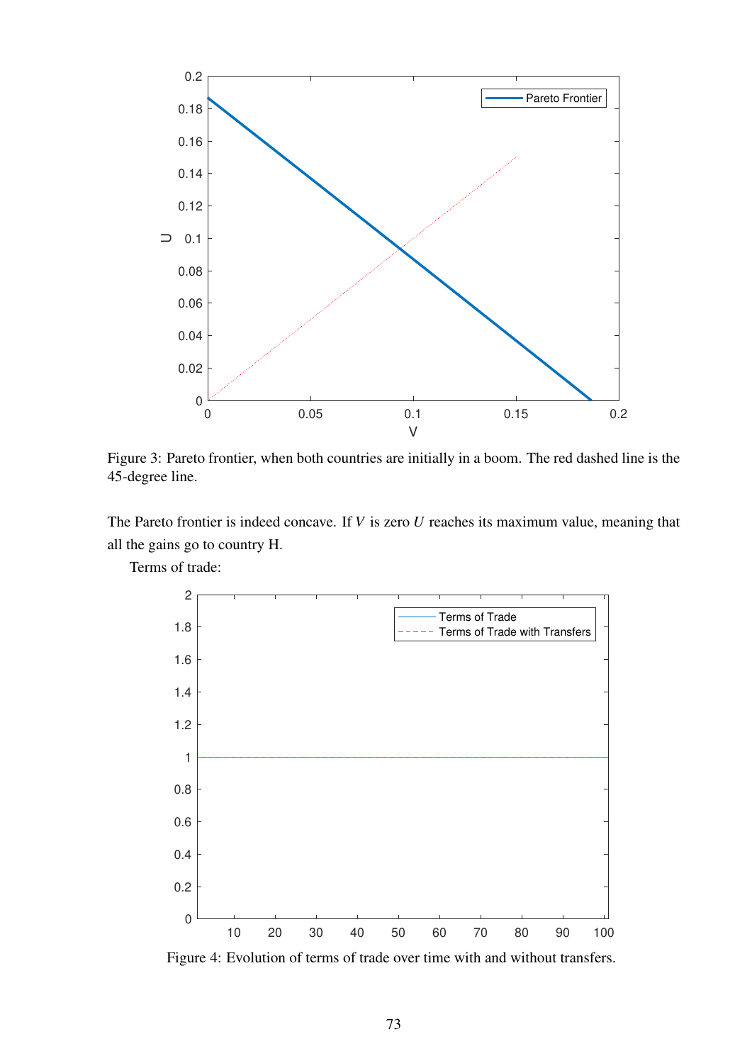Figure 3: Pareto frontier, when both countries are initially in a boom. The red dashed line is the 45-degree line.

The Pareto frontier is indeed concave. If $V$ is zero $U$ reaches its maximum value, meaning that all the gains go to country H.

Terms of trade:

Figure 4: Evolution of terms of trade over time with and without transfers.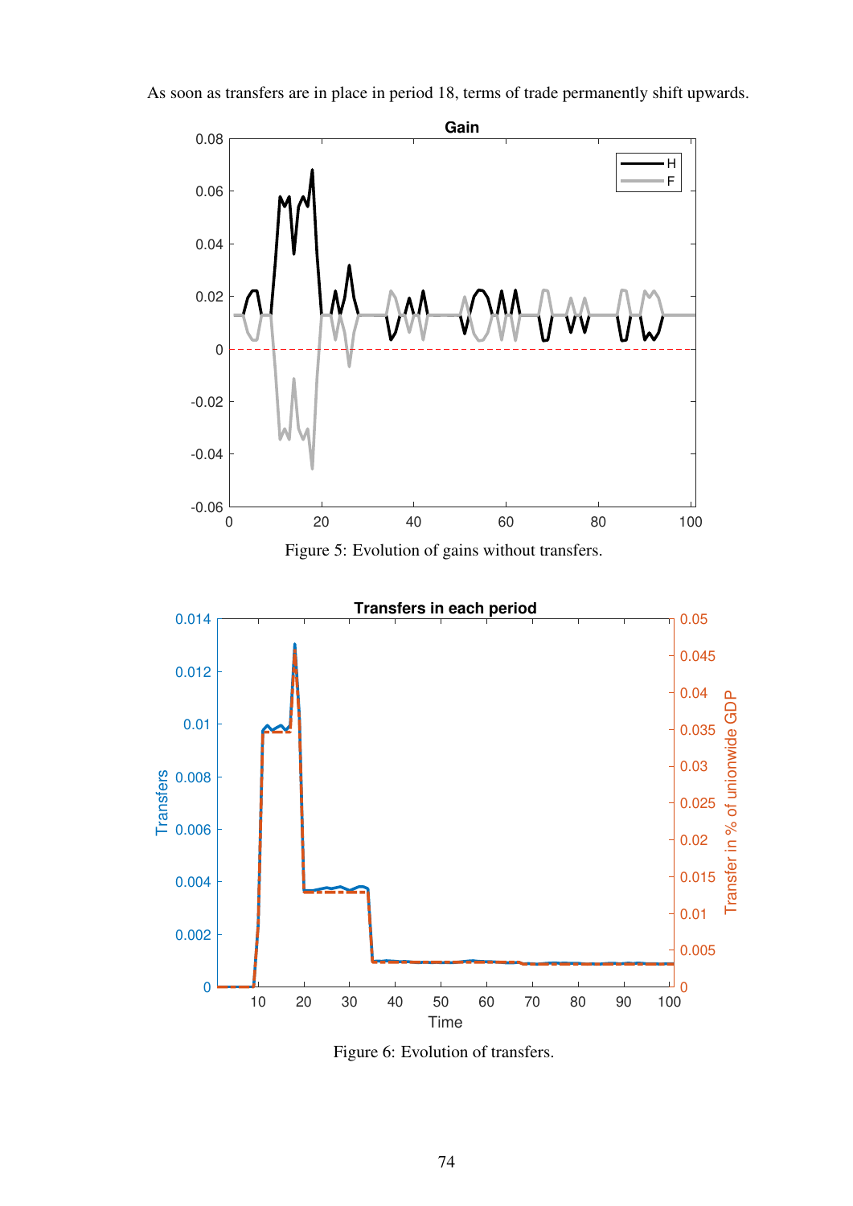As soon as transfers are in place in period 18, terms of trade permanently shift upwards.

Figure 5: Evolution of gains without transfers.

Figure 6: Evolution of transfers.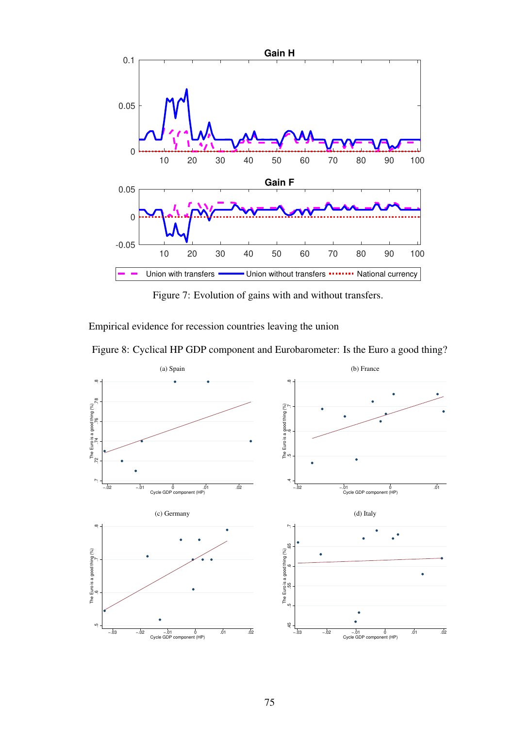Figure 7: Evolution of gains with and without transfers.

Empirical evidence for recession countries leaving the union

Figure 8: Cyclical HP GDP component and Eurobarometer: Is the Euro a good thing?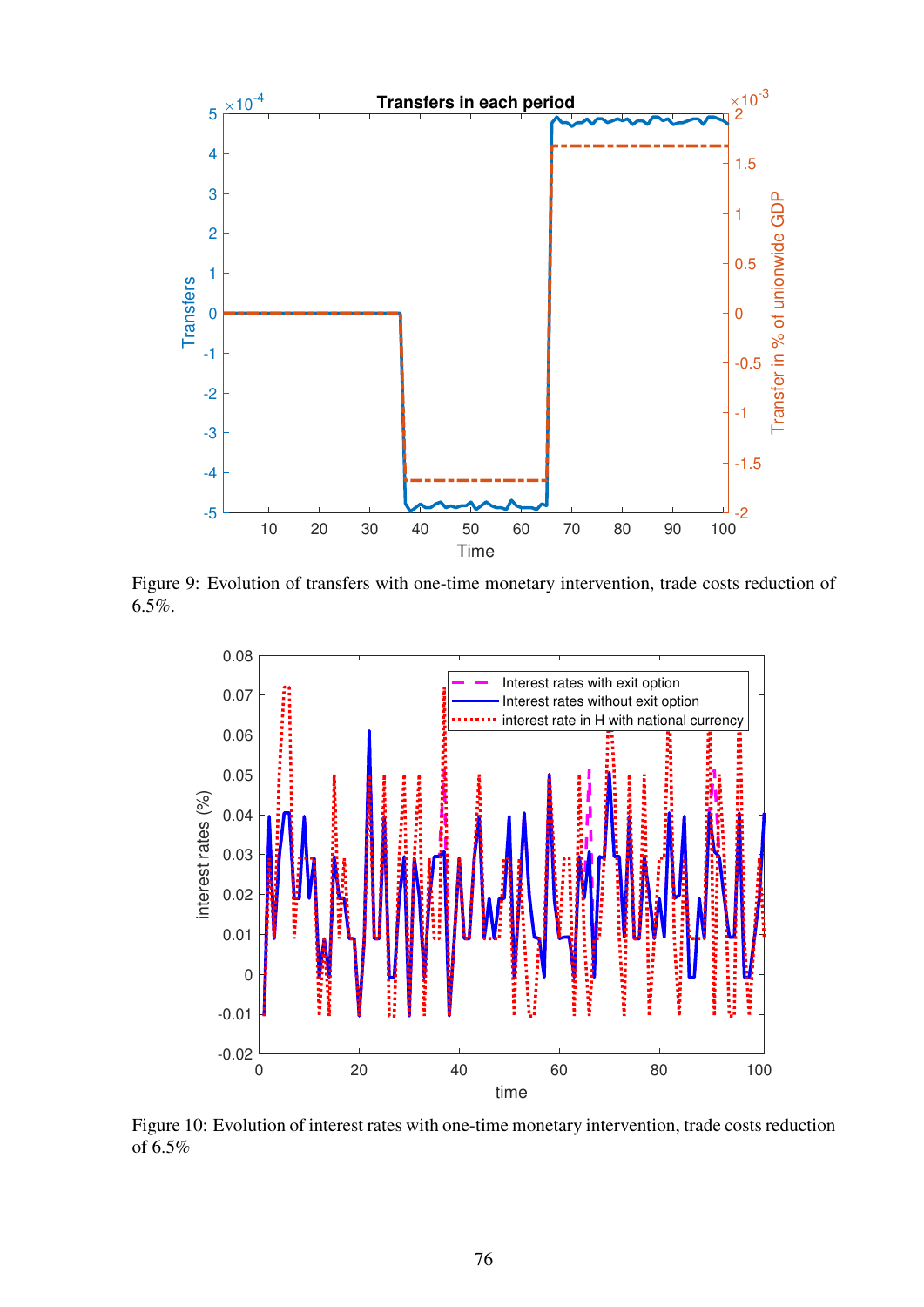Figure 9: Evolution of transfers with one-time monetary intervention, trade costs reduction of 6.5%.

Figure 10: Evolution of interest rates with one-time monetary intervention, trade costs reduction of 6.5%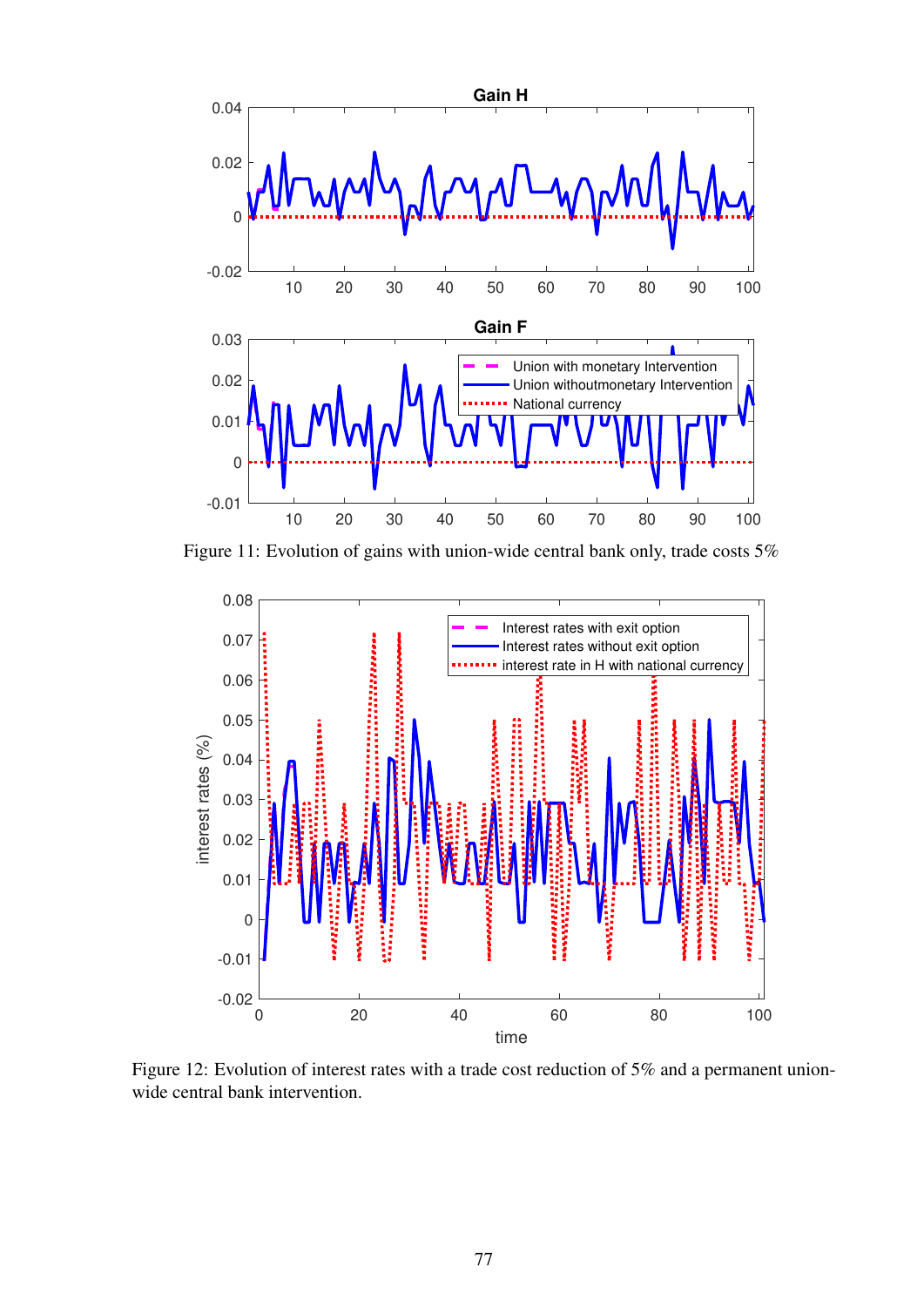Figure 11: Evolution of gains with union-wide central bank only, trade costs 5%

Figure 12: Evolution of interest rates with a trade cost reduction of 5% and a permanent union-wide central bank intervention.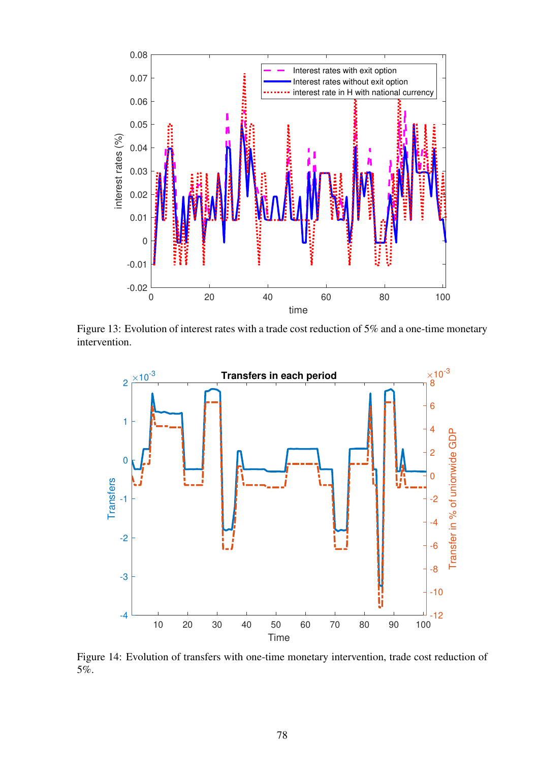0.08
0.07
0.06
0.05
0.04
0.03
0.02
0.01
0
-0.01
-0.02

interest rates (%)

0 20 40 60 80 100

time

Interest rates with exit option
Interest rates without exit option
interest rate in H with national currency

Figure 13: Evolution of interest rates with a trade cost reduction of 5% and a one-time monetary intervention.

Transfers in each period

$\times 10^{-3}$

2
1
0
-1
-2
-3
-4

Transfers

$\times 10^{-3}$

8
6
4
2
0
-2
-4
-6
-8
-10
-12

Transfer in % of unionwide GDP

10 20 30 40 50 60 70 80 90 100

Time

Figure 14: Evolution of transfers with one-time monetary intervention, trade cost reduction of 5%.